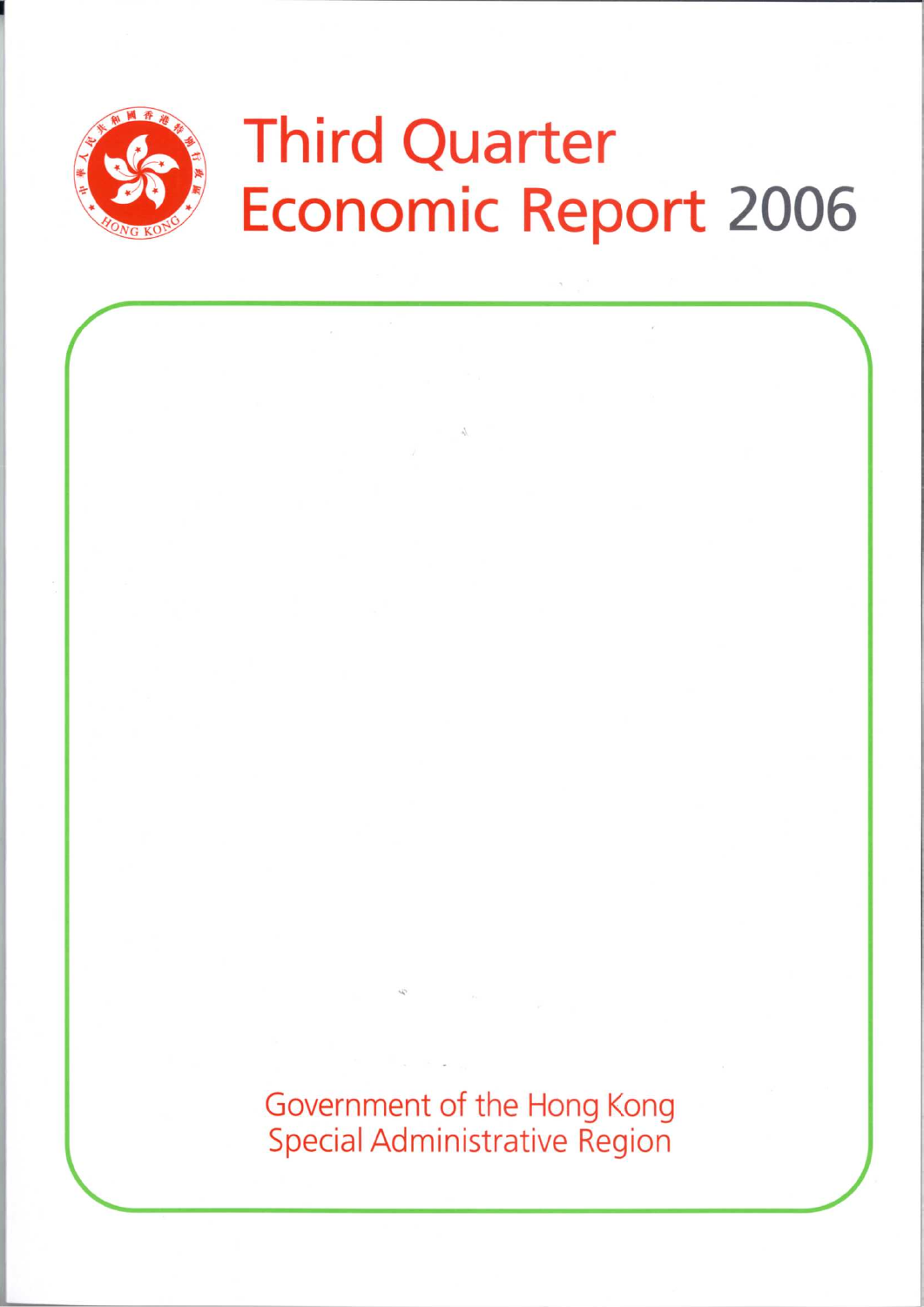# Third Quarter Economic Report 2006

Government of the Hong Kong Special Administrative Region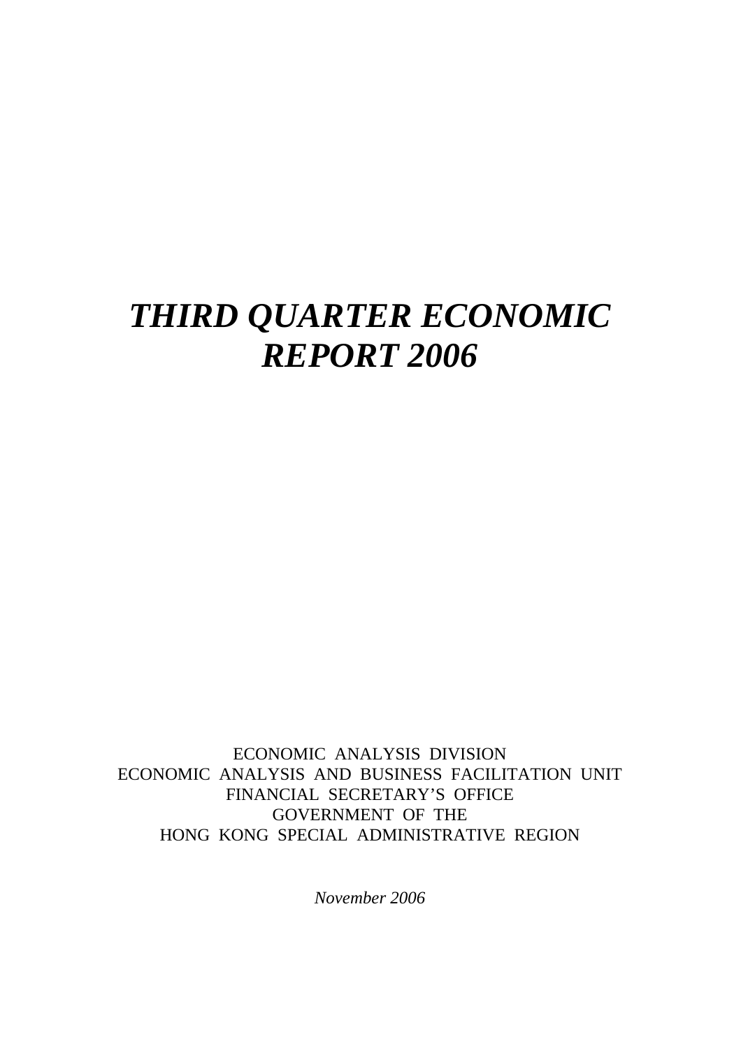# *THIRD QUARTER ECONOMIC REPORT 2006*

ECONOMIC ANALYSIS DIVISION
ECONOMIC ANALYSIS AND BUSINESS FACILITATION UNIT
FINANCIAL SECRETARY'S OFFICE
GOVERNMENT OF THE
HONG KONG SPECIAL ADMINISTRATIVE REGION

*November 2006*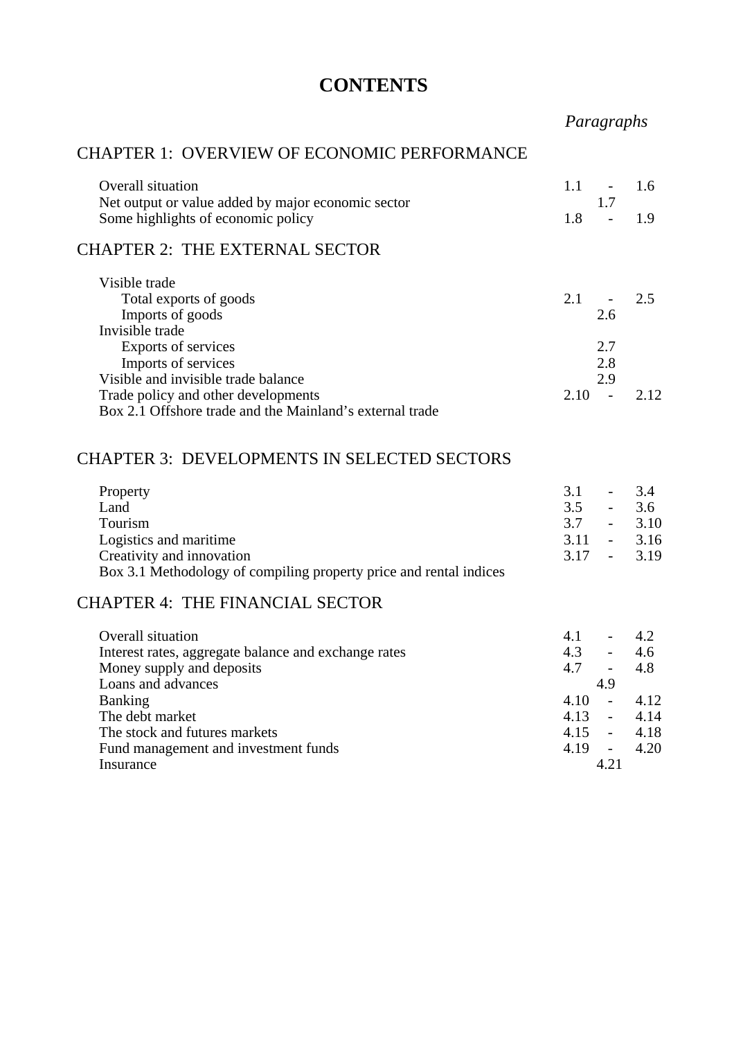# CONTENTS

| | *Paragraphs* |
|---|---|
| **CHAPTER 1: OVERVIEW OF ECONOMIC PERFORMANCE** | |
| Overall situation | 1.1 - 1.6 |
| Net output or value added by major economic sector | 1.7 |
| Some highlights of economic policy | 1.8 - 1.9 |
| **CHAPTER 2: THE EXTERNAL SECTOR** | |
| Visible trade | |
| Total exports of goods | 2.1 - 2.5 |
| Imports of goods | 2.6 |
| Invisible trade | |
| Exports of services | 2.7 |
| Imports of services | 2.8 |
| Visible and invisible trade balance | 2.9 |
| Trade policy and other developments | 2.10 - 2.12 |
| Box 2.1 Offshore trade and the Mainland's external trade | |
| **CHAPTER 3: DEVELOPMENTS IN SELECTED SECTORS** | |
| Property | 3.1 - 3.4 |
| Land | 3.5 - 3.6 |
| Tourism | 3.7 - 3.10 |
| Logistics and maritime | 3.11 - 3.16 |
| Creativity and innovation | 3.17 - 3.19 |
| Box 3.1 Methodology of compiling property price and rental indices | |
| **CHAPTER 4: THE FINANCIAL SECTOR** | |
| Overall situation | 4.1 - 4.2 |
| Interest rates, aggregate balance and exchange rates | 4.3 - 4.6 |
| Money supply and deposits | 4.7 - 4.8 |
| Loans and advances | 4.9 |
| Banking | 4.10 - 4.12 |
| The debt market | 4.13 - 4.14 |
| The stock and futures markets | 4.15 - 4.18 |
| Fund management and investment funds | 4.19 - 4.20 |
| Insurance | 4.21 |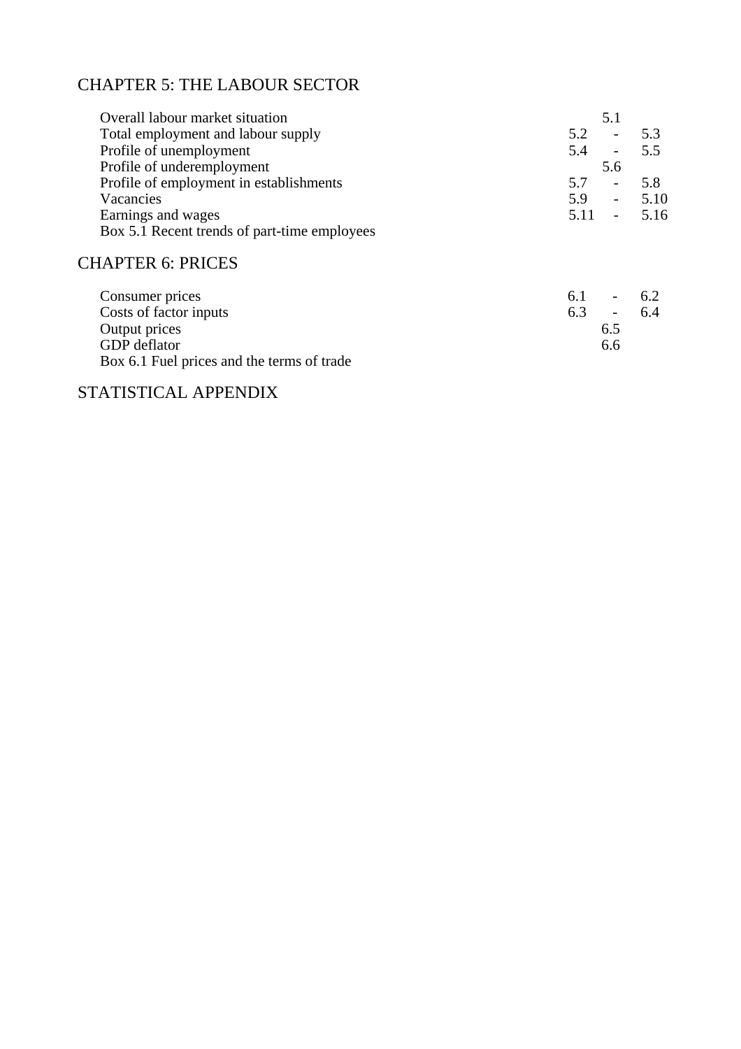## CHAPTER 5: THE LABOUR SECTOR

| | |
|---|---|
| Overall labour market situation | 5.1 |
| Total employment and labour supply | 5.2 - 5.3 |
| Profile of unemployment | 5.4 - 5.5 |
| Profile of underemployment | 5.6 |
| Profile of employment in establishments | 5.7 - 5.8 |
| Vacancies | 5.9 - 5.10 |
| Earnings and wages | 5.11 - 5.16 |
| Box 5.1 Recent trends of part-time employees | |

## CHAPTER 6: PRICES

| | |
|---|---|
| Consumer prices | 6.1 - 6.2 |
| Costs of factor inputs | 6.3 - 6.4 |
| Output prices | 6.5 |
| GDP deflator | 6.6 |
| Box 6.1 Fuel prices and the terms of trade | |

## STATISTICAL APPENDIX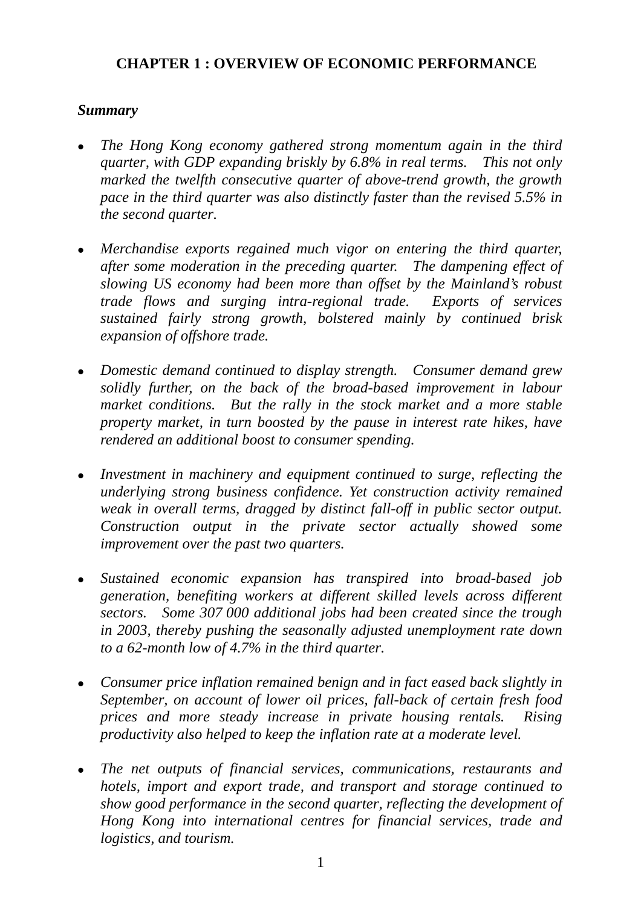# CHAPTER 1 : OVERVIEW OF ECONOMIC PERFORMANCE

***Summary***

- *The Hong Kong economy gathered strong momentum again in the third quarter, with GDP expanding briskly by 6.8% in real terms. This not only marked the twelfth consecutive quarter of above-trend growth, the growth pace in the third quarter was also distinctly faster than the revised 5.5% in the second quarter.*

- *Merchandise exports regained much vigor on entering the third quarter, after some moderation in the preceding quarter. The dampening effect of slowing US economy had been more than offset by the Mainland's robust trade flows and surging intra-regional trade. Exports of services sustained fairly strong growth, bolstered mainly by continued brisk expansion of offshore trade.*

- *Domestic demand continued to display strength. Consumer demand grew solidly further, on the back of the broad-based improvement in labour market conditions. But the rally in the stock market and a more stable property market, in turn boosted by the pause in interest rate hikes, have rendered an additional boost to consumer spending.*

- *Investment in machinery and equipment continued to surge, reflecting the underlying strong business confidence. Yet construction activity remained weak in overall terms, dragged by distinct fall-off in public sector output. Construction output in the private sector actually showed some improvement over the past two quarters.*

- *Sustained economic expansion has transpired into broad-based job generation, benefiting workers at different skilled levels across different sectors. Some 307 000 additional jobs had been created since the trough in 2003, thereby pushing the seasonally adjusted unemployment rate down to a 62-month low of 4.7% in the third quarter.*

- *Consumer price inflation remained benign and in fact eased back slightly in September, on account of lower oil prices, fall-back of certain fresh food prices and more steady increase in private housing rentals. Rising productivity also helped to keep the inflation rate at a moderate level.*

- *The net outputs of financial services, communications, restaurants and hotels, import and export trade, and transport and storage continued to show good performance in the second quarter, reflecting the development of Hong Kong into international centres for financial services, trade and logistics, and tourism.*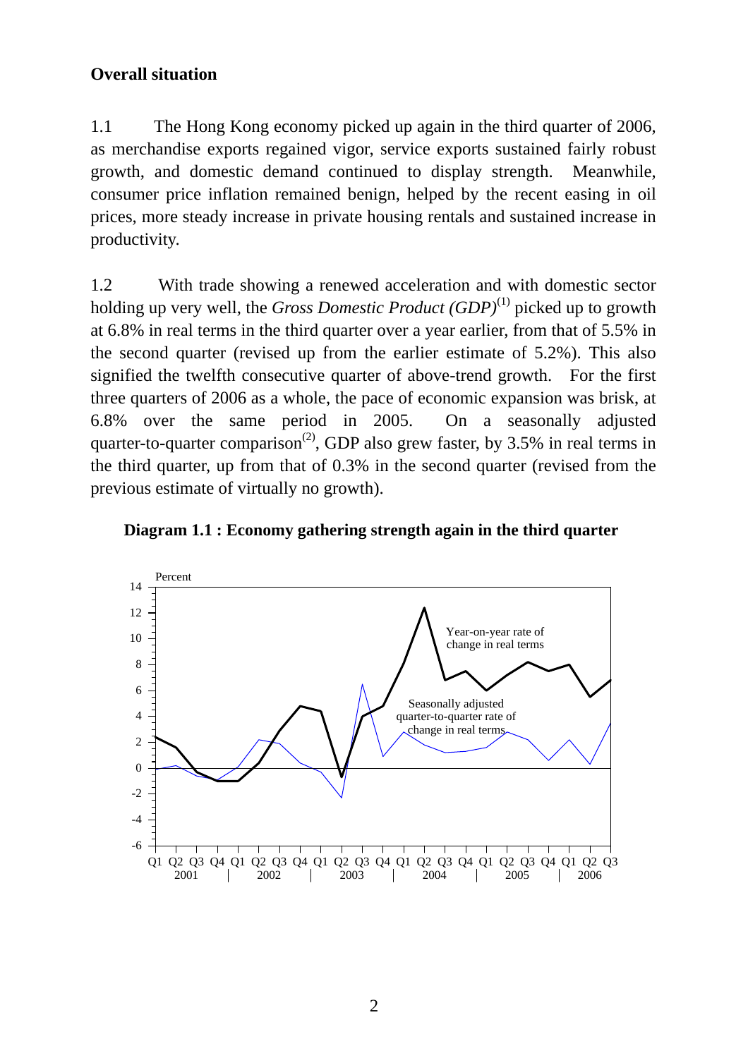**Overall situation**

1.1 The Hong Kong economy picked up again in the third quarter of 2006, as merchandise exports regained vigor, service exports sustained fairly robust growth, and domestic demand continued to display strength. Meanwhile, consumer price inflation remained benign, helped by the recent easing in oil prices, more steady increase in private housing rentals and sustained increase in productivity.

1.2 With trade showing a renewed acceleration and with domestic sector holding up very well, the *Gross Domestic Product (GDP)*[(1)] picked up to growth at 6.8% in real terms in the third quarter over a year earlier, from that of 5.5% in the second quarter (revised up from the earlier estimate of 5.2%). This also signified the twelfth consecutive quarter of above-trend growth. For the first three quarters of 2006 as a whole, the pace of economic expansion was brisk, at 6.8% over the same period in 2005. On a seasonally adjusted quarter-to-quarter comparison[(2)], GDP also grew faster, by 3.5% in real terms in the third quarter, up from that of 0.3% in the second quarter (revised from the previous estimate of virtually no growth).

**Diagram 1.1 : Economy gathering strength again in the third quarter**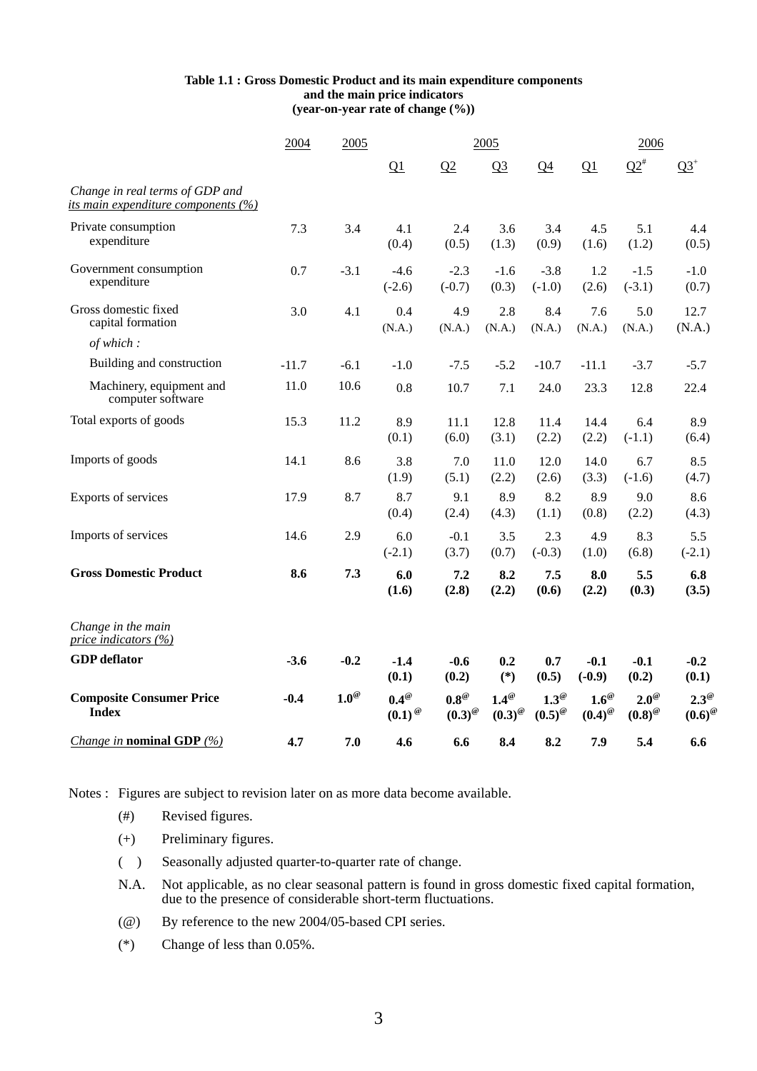**Table 1.1 : Gross Domestic Product and its main expenditure components and the main price indicators (year-on-year rate of change (%))**

| | 2004 | 2005 | 2005 Q1 | 2005 Q2 | 2005 Q3 | 2005 Q4 | 2006 Q1 | 2006 Q2# | 2006 Q3+ |
|---|---|---|---|---|---|---|---|---|---|
| *Change in real terms of GDP and its main expenditure components (%)* | | | | | | | | | |
| Private consumption expenditure | 7.3 | 3.4 | 4.1 (0.4) | 2.4 (0.5) | 3.6 (1.3) | 3.4 (0.9) | 4.5 (1.6) | 5.1 (1.2) | 4.4 (0.5) |
| Government consumption expenditure | 0.7 | -3.1 | -4.6 (-2.6) | -2.3 (-0.7) | -1.6 (0.3) | -3.8 (-1.0) | 1.2 (2.6) | -1.5 (-3.1) | -1.0 (0.7) |
| Gross domestic fixed capital formation | 3.0 | 4.1 | 0.4 (N.A.) | 4.9 (N.A.) | 2.8 (N.A.) | 8.4 (N.A.) | 7.6 (N.A.) | 5.0 (N.A.) | 12.7 (N.A.) |
| *of which :* | | | | | | | | | |
| Building and construction | -11.7 | -6.1 | -1.0 | -7.5 | -5.2 | -10.7 | -11.1 | -3.7 | -5.7 |
| Machinery, equipment and computer software | 11.0 | 10.6 | 0.8 | 10.7 | 7.1 | 24.0 | 23.3 | 12.8 | 22.4 |
| Total exports of goods | 15.3 | 11.2 | 8.9 (0.1) | 11.1 (6.0) | 12.8 (3.1) | 11.4 (2.2) | 14.4 (2.2) | 6.4 (-1.1) | 8.9 (6.4) |
| Imports of goods | 14.1 | 8.6 | 3.8 (1.9) | 7.0 (5.1) | 11.0 (2.2) | 12.0 (2.6) | 14.0 (3.3) | 6.7 (-1.6) | 8.5 (4.7) |
| Exports of services | 17.9 | 8.7 | 8.7 (0.4) | 9.1 (2.4) | 8.9 (4.3) | 8.2 (1.1) | 8.9 (0.8) | 9.0 (2.2) | 8.6 (4.3) |
| Imports of services | 14.6 | 2.9 | 6.0 (-2.1) | -0.1 (3.7) | 3.5 (0.7) | 2.3 (-0.3) | 4.9 (1.0) | 8.3 (6.8) | 5.5 (-2.1) |
| **Gross Domestic Product** | **8.6** | **7.3** | **6.0 (1.6)** | **7.2 (2.8)** | **8.2 (2.2)** | **7.5 (0.6)** | **8.0 (2.2)** | **5.5 (0.3)** | **6.8 (3.5)** |
| *Change in the main price indicators (%)* | | | | | | | | | |
| **GDP deflator** | **-3.6** | **-0.2** | **-1.4 (0.1)** | **-0.6 (0.2)** | **0.2 (*)** | **0.7 (0.5)** | **-0.1 (-0.9)** | **-0.1 (0.2)** | **-0.2 (0.1)** |
| **Composite Consumer Price Index** | **-0.4** | **1.0@** | **0.4@ (0.1)@** | **0.8@ (0.3)@** | **1.4@ (0.3)@** | **1.3@ (0.5)@** | **1.6@ (0.4)@** | **2.0@ (0.8)@** | **2.3@ (0.6)@** |
| *Change in* **nominal GDP** *(%)* | **4.7** | **7.0** | **4.6** | **6.6** | **8.4** | **8.2** | **7.9** | **5.4** | **6.6** |

Notes : Figures are subject to revision later on as more data become available.

- (#) Revised figures.
- (+) Preliminary figures.
- ( ) Seasonally adjusted quarter-to-quarter rate of change.
- N.A. Not applicable, as no clear seasonal pattern is found in gross domestic fixed capital formation, due to the presence of considerable short-term fluctuations.
- (@) By reference to the new 2004/05-based CPI series.
- (*) Change of less than 0.05%.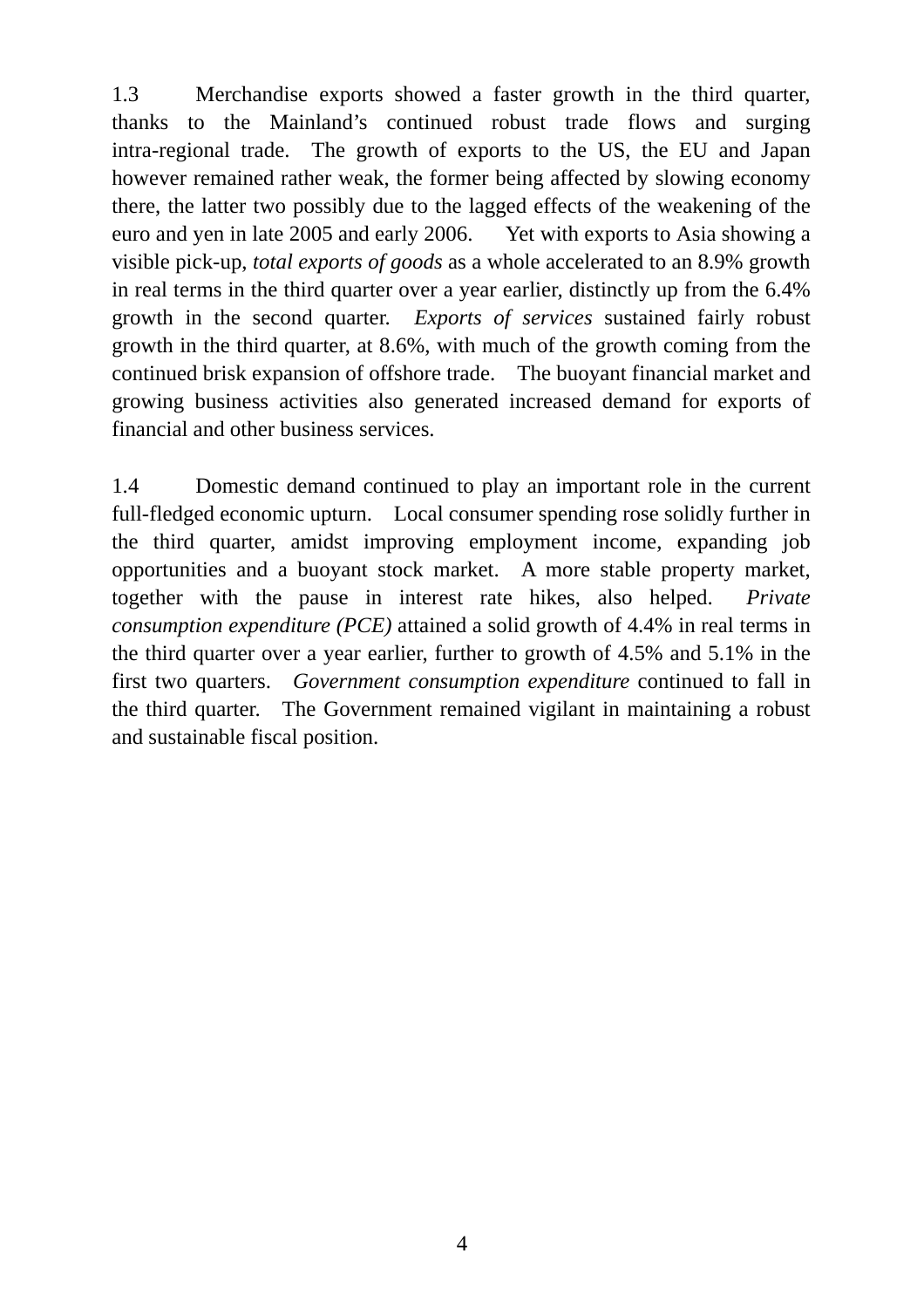1.3 Merchandise exports showed a faster growth in the third quarter, thanks to the Mainland's continued robust trade flows and surging intra-regional trade. The growth of exports to the US, the EU and Japan however remained rather weak, the former being affected by slowing economy there, the latter two possibly due to the lagged effects of the weakening of the euro and yen in late 2005 and early 2006. Yet with exports to Asia showing a visible pick-up, *total exports of goods* as a whole accelerated to an 8.9% growth in real terms in the third quarter over a year earlier, distinctly up from the 6.4% growth in the second quarter. *Exports of services* sustained fairly robust growth in the third quarter, at 8.6%, with much of the growth coming from the continued brisk expansion of offshore trade. The buoyant financial market and growing business activities also generated increased demand for exports of financial and other business services.

1.4 Domestic demand continued to play an important role in the current full-fledged economic upturn. Local consumer spending rose solidly further in the third quarter, amidst improving employment income, expanding job opportunities and a buoyant stock market. A more stable property market, together with the pause in interest rate hikes, also helped. *Private consumption expenditure (PCE)* attained a solid growth of 4.4% in real terms in the third quarter over a year earlier, further to growth of 4.5% and 5.1% in the first two quarters. *Government consumption expenditure* continued to fall in the third quarter. The Government remained vigilant in maintaining a robust and sustainable fiscal position.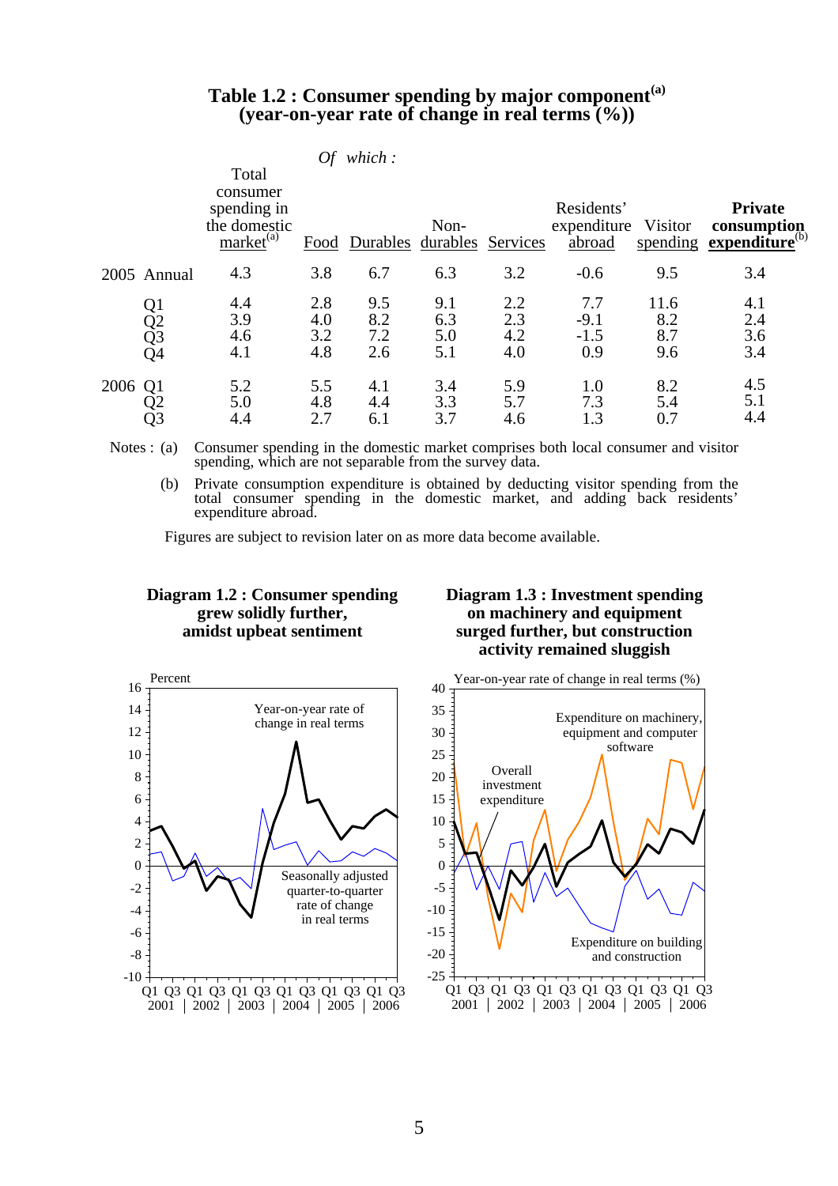**Table 1.2 : Consumer spending by major component[(a)]**
**(year-on-year rate of change in real terms (%))**

| | | Total consumer spending in the domestic market[(a)] | *Of which :* Food | Durables | Non-durables | Services | Residents' expenditure abroad | Visitor spending | **Private consumption expenditure[(b)]** |
|---|---|---|---|---|---|---|---|---|---|
| 2005 | Annual | 4.3 | 3.8 | 6.7 | 6.3 | 3.2 | -0.6 | 9.5 | 3.4 |
| | Q1 | 4.4 | 2.8 | 9.5 | 9.1 | 2.2 | 7.7 | 11.6 | 4.1 |
| | Q2 | 3.9 | 4.0 | 8.2 | 6.3 | 2.3 | -9.1 | 8.2 | 2.4 |
| | Q3 | 4.6 | 3.2 | 7.2 | 5.0 | 4.2 | -1.5 | 8.7 | 3.6 |
| | Q4 | 4.1 | 4.8 | 2.6 | 5.1 | 4.0 | 0.9 | 9.6 | 3.4 |
| 2006 | Q1 | 5.2 | 5.5 | 4.1 | 3.4 | 5.9 | 1.0 | 8.2 | 4.5 |
| | Q2 | 5.0 | 4.8 | 4.4 | 3.3 | 5.7 | 7.3 | 5.4 | 5.1 |
| | Q3 | 4.4 | 2.7 | 6.1 | 3.7 | 4.6 | 1.3 | 0.7 | 4.4 |

Notes : (a) Consumer spending in the domestic market comprises both local consumer and visitor spending, which are not separable from the survey data.

(b) Private consumption expenditure is obtained by deducting visitor spending from the total consumer spending in the domestic market, and adding back residents' expenditure abroad.

Figures are subject to revision later on as more data become available.

**Diagram 1.2 : Consumer spending grew solidly further, amidst upbeat sentiment**

**Diagram 1.3 : Investment spending on machinery and equipment surged further, but construction activity remained sluggish**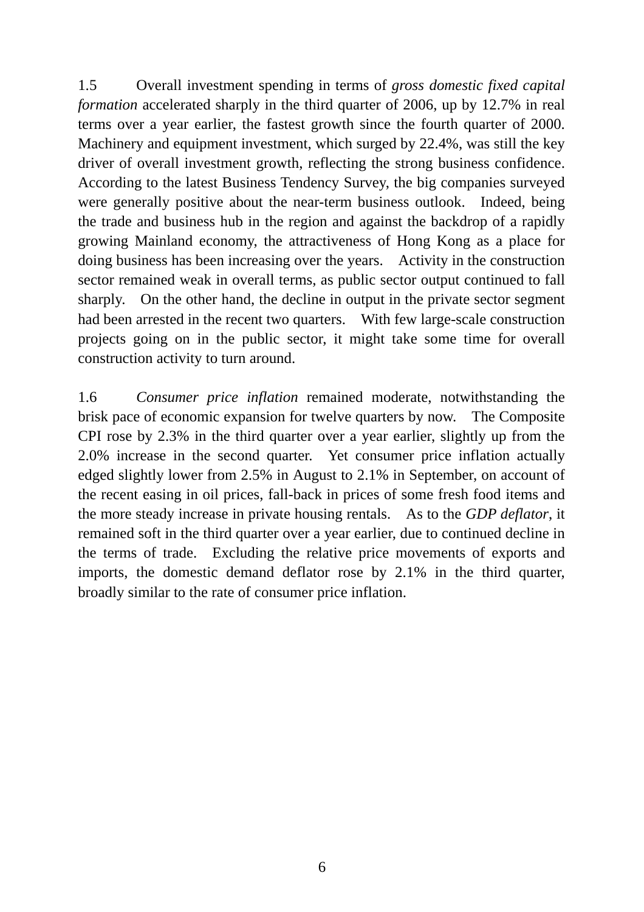1.5 Overall investment spending in terms of *gross domestic fixed capital formation* accelerated sharply in the third quarter of 2006, up by 12.7% in real terms over a year earlier, the fastest growth since the fourth quarter of 2000. Machinery and equipment investment, which surged by 22.4%, was still the key driver of overall investment growth, reflecting the strong business confidence. According to the latest Business Tendency Survey, the big companies surveyed were generally positive about the near-term business outlook. Indeed, being the trade and business hub in the region and against the backdrop of a rapidly growing Mainland economy, the attractiveness of Hong Kong as a place for doing business has been increasing over the years. Activity in the construction sector remained weak in overall terms, as public sector output continued to fall sharply. On the other hand, the decline in output in the private sector segment had been arrested in the recent two quarters. With few large-scale construction projects going on in the public sector, it might take some time for overall construction activity to turn around.

1.6 *Consumer price inflation* remained moderate, notwithstanding the brisk pace of economic expansion for twelve quarters by now. The Composite CPI rose by 2.3% in the third quarter over a year earlier, slightly up from the 2.0% increase in the second quarter. Yet consumer price inflation actually edged slightly lower from 2.5% in August to 2.1% in September, on account of the recent easing in oil prices, fall-back in prices of some fresh food items and the more steady increase in private housing rentals. As to the *GDP deflator*, it remained soft in the third quarter over a year earlier, due to continued decline in the terms of trade. Excluding the relative price movements of exports and imports, the domestic demand deflator rose by 2.1% in the third quarter, broadly similar to the rate of consumer price inflation.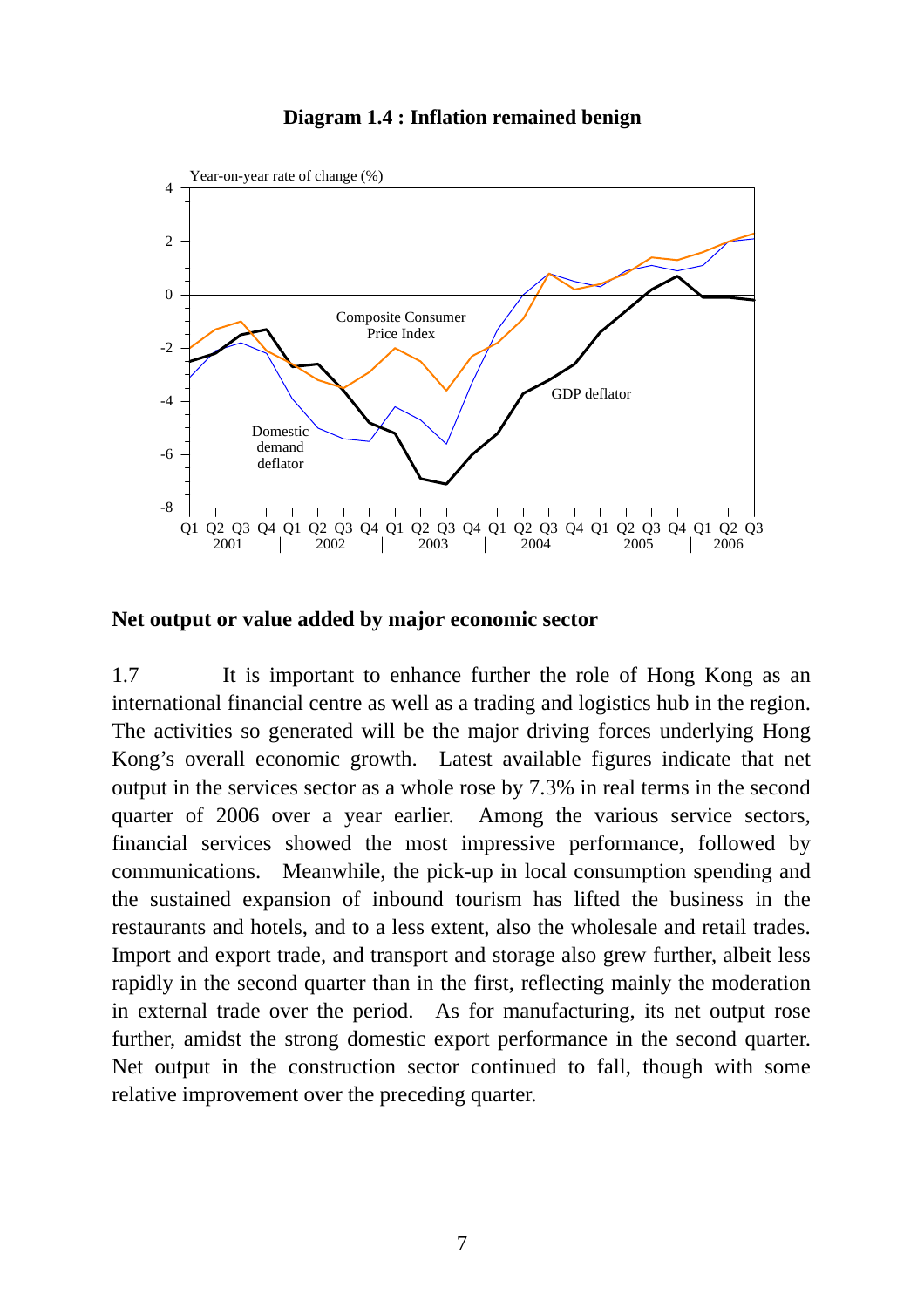**Diagram 1.4 : Inflation remained benign**

## Net output or value added by major economic sector

1.7 It is important to enhance further the role of Hong Kong as an international financial centre as well as a trading and logistics hub in the region. The activities so generated will be the major driving forces underlying Hong Kong's overall economic growth. Latest available figures indicate that net output in the services sector as a whole rose by 7.3% in real terms in the second quarter of 2006 over a year earlier. Among the various service sectors, financial services showed the most impressive performance, followed by communications. Meanwhile, the pick-up in local consumption spending and the sustained expansion of inbound tourism has lifted the business in the restaurants and hotels, and to a less extent, also the wholesale and retail trades. Import and export trade, and transport and storage also grew further, albeit less rapidly in the second quarter than in the first, reflecting mainly the moderation in external trade over the period. As for manufacturing, its net output rose further, amidst the strong domestic export performance in the second quarter. Net output in the construction sector continued to fall, though with some relative improvement over the preceding quarter.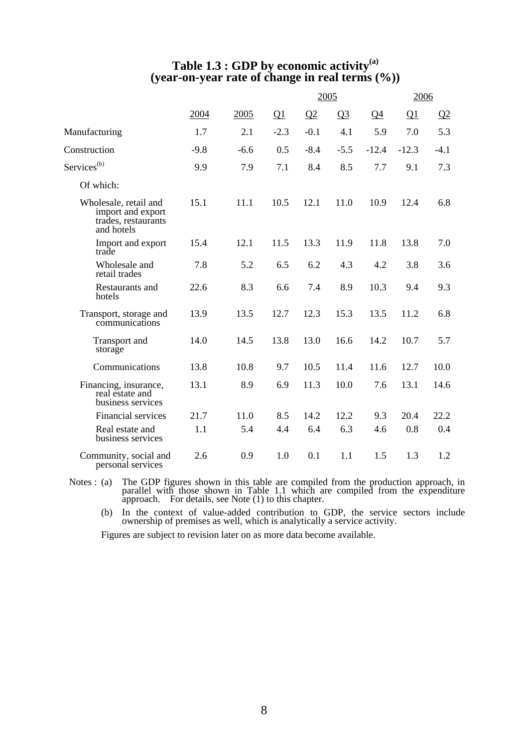### Table 1.3 : GDP by economic activity[(a)] (year-on-year rate of change in real terms (%))

| | | | 2005 | | | | 2006 | |
|---|---|---|---|---|---|---|---|---|
| | 2004 | 2005 | Q1 | Q2 | Q3 | Q4 | Q1 | Q2 |
| Manufacturing | 1.7 | 2.1 | -2.3 | -0.1 | 4.1 | 5.9 | 7.0 | 5.3 |
| Construction | -9.8 | -6.6 | 0.5 | -8.4 | -5.5 | -12.4 | -12.3 | -4.1 |
| Services[(b)] | 9.9 | 7.9 | 7.1 | 8.4 | 8.5 | 7.7 | 9.1 | 7.3 |
| Of which: | | | | | | | | |
| Wholesale, retail and import and export trades, restaurants and hotels | 15.1 | 11.1 | 10.5 | 12.1 | 11.0 | 10.9 | 12.4 | 6.8 |
| Import and export trade | 15.4 | 12.1 | 11.5 | 13.3 | 11.9 | 11.8 | 13.8 | 7.0 |
| Wholesale and retail trades | 7.8 | 5.2 | 6.5 | 6.2 | 4.3 | 4.2 | 3.8 | 3.6 |
| Restaurants and hotels | 22.6 | 8.3 | 6.6 | 7.4 | 8.9 | 10.3 | 9.4 | 9.3 |
| Transport, storage and communications | 13.9 | 13.5 | 12.7 | 12.3 | 15.3 | 13.5 | 11.2 | 6.8 |
| Transport and storage | 14.0 | 14.5 | 13.8 | 13.0 | 16.6 | 14.2 | 10.7 | 5.7 |
| Communications | 13.8 | 10.8 | 9.7 | 10.5 | 11.4 | 11.6 | 12.7 | 10.0 |
| Financing, insurance, real estate and business services | 13.1 | 8.9 | 6.9 | 11.3 | 10.0 | 7.6 | 13.1 | 14.6 |
| Financial services | 21.7 | 11.0 | 8.5 | 14.2 | 12.2 | 9.3 | 20.4 | 22.2 |
| Real estate and business services | 1.1 | 5.4 | 4.4 | 6.4 | 6.3 | 4.6 | 0.8 | 0.4 |
| Community, social and personal services | 2.6 | 0.9 | 1.0 | 0.1 | 1.1 | 1.5 | 1.3 | 1.2 |

Notes : (a) The GDP figures shown in this table are compiled from the production approach, in parallel with those shown in Table 1.1 which are compiled from the expenditure approach. For details, see Note (1) to this chapter.

(b) In the context of value-added contribution to GDP, the service sectors include ownership of premises as well, which is analytically a service activity.

Figures are subject to revision later on as more data become available.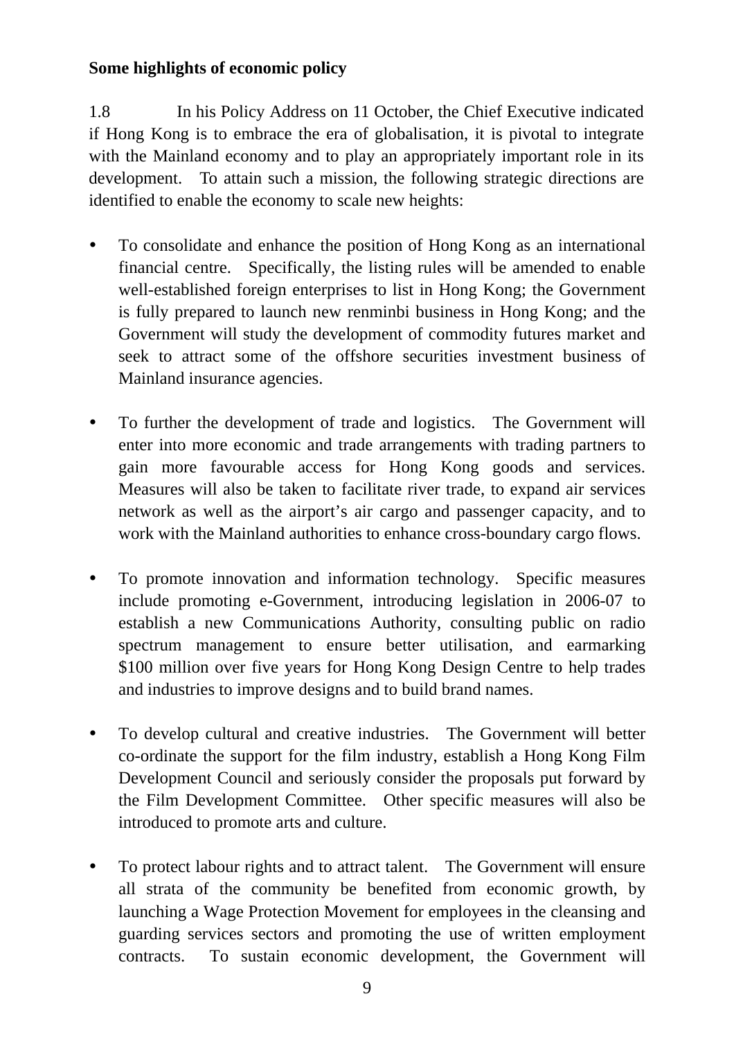**Some highlights of economic policy**

1.8 In his Policy Address on 11 October, the Chief Executive indicated if Hong Kong is to embrace the era of globalisation, it is pivotal to integrate with the Mainland economy and to play an appropriately important role in its development. To attain such a mission, the following strategic directions are identified to enable the economy to scale new heights:

- To consolidate and enhance the position of Hong Kong as an international financial centre. Specifically, the listing rules will be amended to enable well-established foreign enterprises to list in Hong Kong; the Government is fully prepared to launch new renminbi business in Hong Kong; and the Government will study the development of commodity futures market and seek to attract some of the offshore securities investment business of Mainland insurance agencies.

- To further the development of trade and logistics. The Government will enter into more economic and trade arrangements with trading partners to gain more favourable access for Hong Kong goods and services. Measures will also be taken to facilitate river trade, to expand air services network as well as the airport's air cargo and passenger capacity, and to work with the Mainland authorities to enhance cross-boundary cargo flows.

- To promote innovation and information technology. Specific measures include promoting e-Government, introducing legislation in 2006-07 to establish a new Communications Authority, consulting public on radio spectrum management to ensure better utilisation, and earmarking $100 million over five years for Hong Kong Design Centre to help trades and industries to improve designs and to build brand names.

- To develop cultural and creative industries. The Government will better co-ordinate the support for the film industry, establish a Hong Kong Film Development Council and seriously consider the proposals put forward by the Film Development Committee. Other specific measures will also be introduced to promote arts and culture.

- To protect labour rights and to attract talent. The Government will ensure all strata of the community be benefited from economic growth, by launching a Wage Protection Movement for employees in the cleansing and guarding services sectors and promoting the use of written employment contracts. To sustain economic development, the Government will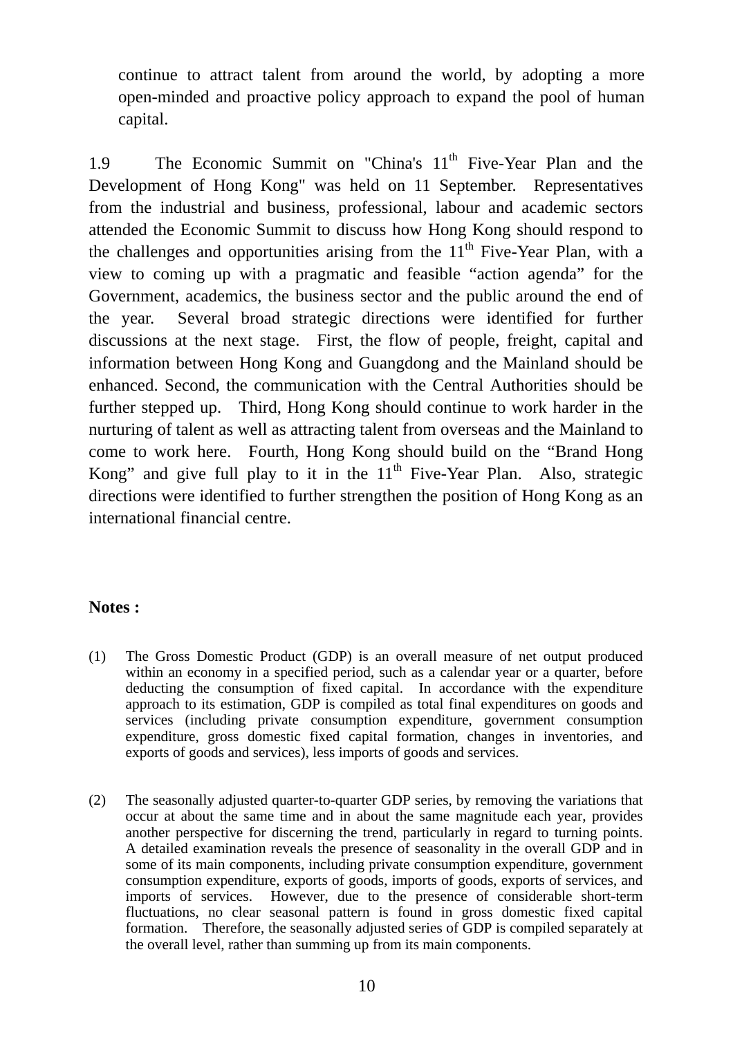continue to attract talent from around the world, by adopting a more open-minded and proactive policy approach to expand the pool of human capital.

1.9 The Economic Summit on "China's 11th Five-Year Plan and the Development of Hong Kong" was held on 11 September. Representatives from the industrial and business, professional, labour and academic sectors attended the Economic Summit to discuss how Hong Kong should respond to the challenges and opportunities arising from the 11th Five-Year Plan, with a view to coming up with a pragmatic and feasible "action agenda" for the Government, academics, the business sector and the public around the end of the year. Several broad strategic directions were identified for further discussions at the next stage. First, the flow of people, freight, capital and information between Hong Kong and Guangdong and the Mainland should be enhanced. Second, the communication with the Central Authorities should be further stepped up. Third, Hong Kong should continue to work harder in the nurturing of talent as well as attracting talent from overseas and the Mainland to come to work here. Fourth, Hong Kong should build on the "Brand Hong Kong" and give full play to it in the 11th Five-Year Plan. Also, strategic directions were identified to further strengthen the position of Hong Kong as an international financial centre.

**Notes :**

(1) The Gross Domestic Product (GDP) is an overall measure of net output produced within an economy in a specified period, such as a calendar year or a quarter, before deducting the consumption of fixed capital. In accordance with the expenditure approach to its estimation, GDP is compiled as total final expenditures on goods and services (including private consumption expenditure, government consumption expenditure, gross domestic fixed capital formation, changes in inventories, and exports of goods and services), less imports of goods and services.

(2) The seasonally adjusted quarter-to-quarter GDP series, by removing the variations that occur at about the same time and in about the same magnitude each year, provides another perspective for discerning the trend, particularly in regard to turning points. A detailed examination reveals the presence of seasonality in the overall GDP and in some of its main components, including private consumption expenditure, government consumption expenditure, exports of goods, imports of goods, exports of services, and imports of services. However, due to the presence of considerable short-term fluctuations, no clear seasonal pattern is found in gross domestic fixed capital formation. Therefore, the seasonally adjusted series of GDP is compiled separately at the overall level, rather than summing up from its main components.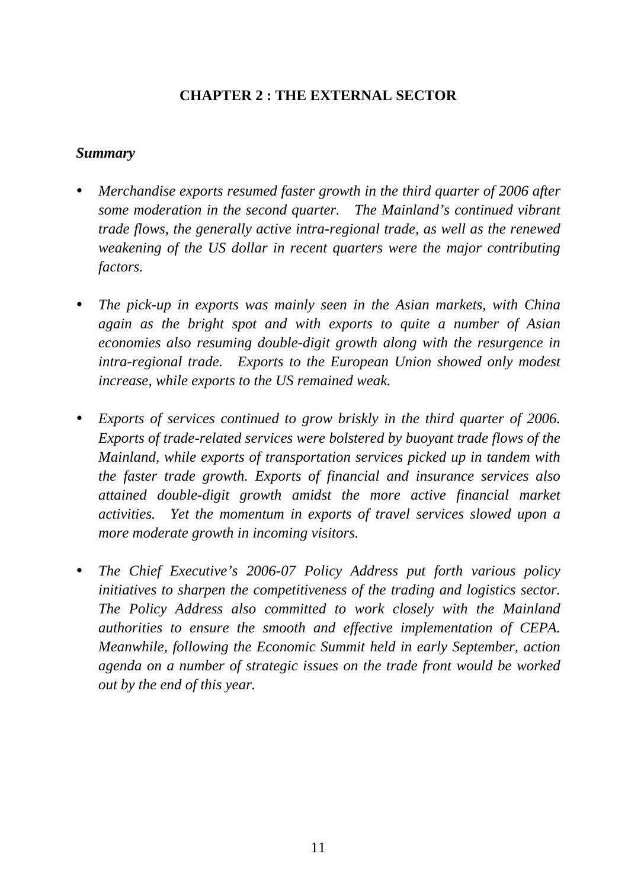# CHAPTER 2 : THE EXTERNAL SECTOR

***Summary***

- *Merchandise exports resumed faster growth in the third quarter of 2006 after some moderation in the second quarter. The Mainland's continued vibrant trade flows, the generally active intra-regional trade, as well as the renewed weakening of the US dollar in recent quarters were the major contributing factors.*

- *The pick-up in exports was mainly seen in the Asian markets, with China again as the bright spot and with exports to quite a number of Asian economies also resuming double-digit growth along with the resurgence in intra-regional trade. Exports to the European Union showed only modest increase, while exports to the US remained weak.*

- *Exports of services continued to grow briskly in the third quarter of 2006. Exports of trade-related services were bolstered by buoyant trade flows of the Mainland, while exports of transportation services picked up in tandem with the faster trade growth. Exports of financial and insurance services also attained double-digit growth amidst the more active financial market activities. Yet the momentum in exports of travel services slowed upon a more moderate growth in incoming visitors.*

- *The Chief Executive's 2006-07 Policy Address put forth various policy initiatives to sharpen the competitiveness of the trading and logistics sector. The Policy Address also committed to work closely with the Mainland authorities to ensure the smooth and effective implementation of CEPA. Meanwhile, following the Economic Summit held in early September, action agenda on a number of strategic issues on the trade front would be worked out by the end of this year.*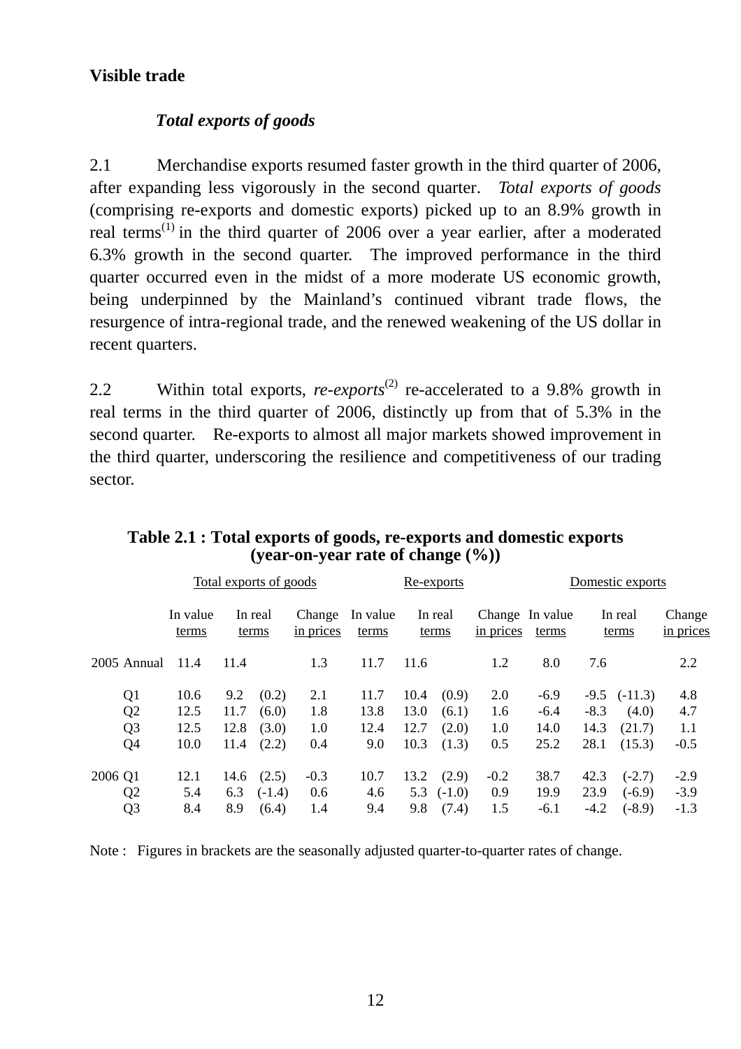## Visible trade

### *Total exports of goods*

2.1 Merchandise exports resumed faster growth in the third quarter of 2006, after expanding less vigorously in the second quarter. *Total exports of goods* (comprising re-exports and domestic exports) picked up to an 8.9% growth in real terms[1] in the third quarter of 2006 over a year earlier, after a moderated 6.3% growth in the second quarter. The improved performance in the third quarter occurred even in the midst of a more moderate US economic growth, being underpinned by the Mainland's continued vibrant trade flows, the resurgence of intra-regional trade, and the renewed weakening of the US dollar in recent quarters.

2.2 Within total exports, *re-exports*[2] re-accelerated to a 9.8% growth in real terms in the third quarter of 2006, distinctly up from that of 5.3% in the second quarter. Re-exports to almost all major markets showed improvement in the third quarter, underscoring the resilience and competitiveness of our trading sector.

**Table 2.1 : Total exports of goods, re-exports and domestic exports (year-on-year rate of change (%))**

| | Total exports of goods | | | | Re-exports | | | | Domestic exports | | | |
|---|---|---|---|---|---|---|---|---|---|---|---|---|
| | In value terms | In real terms | | Change in prices | In value terms | In real terms | | Change in prices | In value terms | In real terms | | Change in prices |
| 2005 Annual | 11.4 | 11.4 | | 1.3 | 11.7 | 11.6 | | 1.2 | 8.0 | 7.6 | | 2.2 |
| Q1 | 10.6 | 9.2 | (0.2) | 2.1 | 11.7 | 10.4 | (0.9) | 2.0 | -6.9 | -9.5 | (-11.3) | 4.8 |
| Q2 | 12.5 | 11.7 | (6.0) | 1.8 | 13.8 | 13.0 | (6.1) | 1.6 | -6.4 | -8.3 | (4.0) | 4.7 |
| Q3 | 12.5 | 12.8 | (3.0) | 1.0 | 12.4 | 12.7 | (2.0) | 1.0 | 14.0 | 14.3 | (21.7) | 1.1 |
| Q4 | 10.0 | 11.4 | (2.2) | 0.4 | 9.0 | 10.3 | (1.3) | 0.5 | 25.2 | 28.1 | (15.3) | -0.5 |
| 2006 Q1 | 12.1 | 14.6 | (2.5) | -0.3 | 10.7 | 13.2 | (2.9) | -0.2 | 38.7 | 42.3 | (-2.7) | -2.9 |
| Q2 | 5.4 | 6.3 | (-1.4) | 0.6 | 4.6 | 5.3 | (-1.0) | 0.9 | 19.9 | 23.9 | (-6.9) | -3.9 |
| Q3 | 8.4 | 8.9 | (6.4) | 1.4 | 9.4 | 9.8 | (7.4) | 1.5 | -6.1 | -4.2 | (-8.9) | -1.3 |

Note : Figures in brackets are the seasonally adjusted quarter-to-quarter rates of change.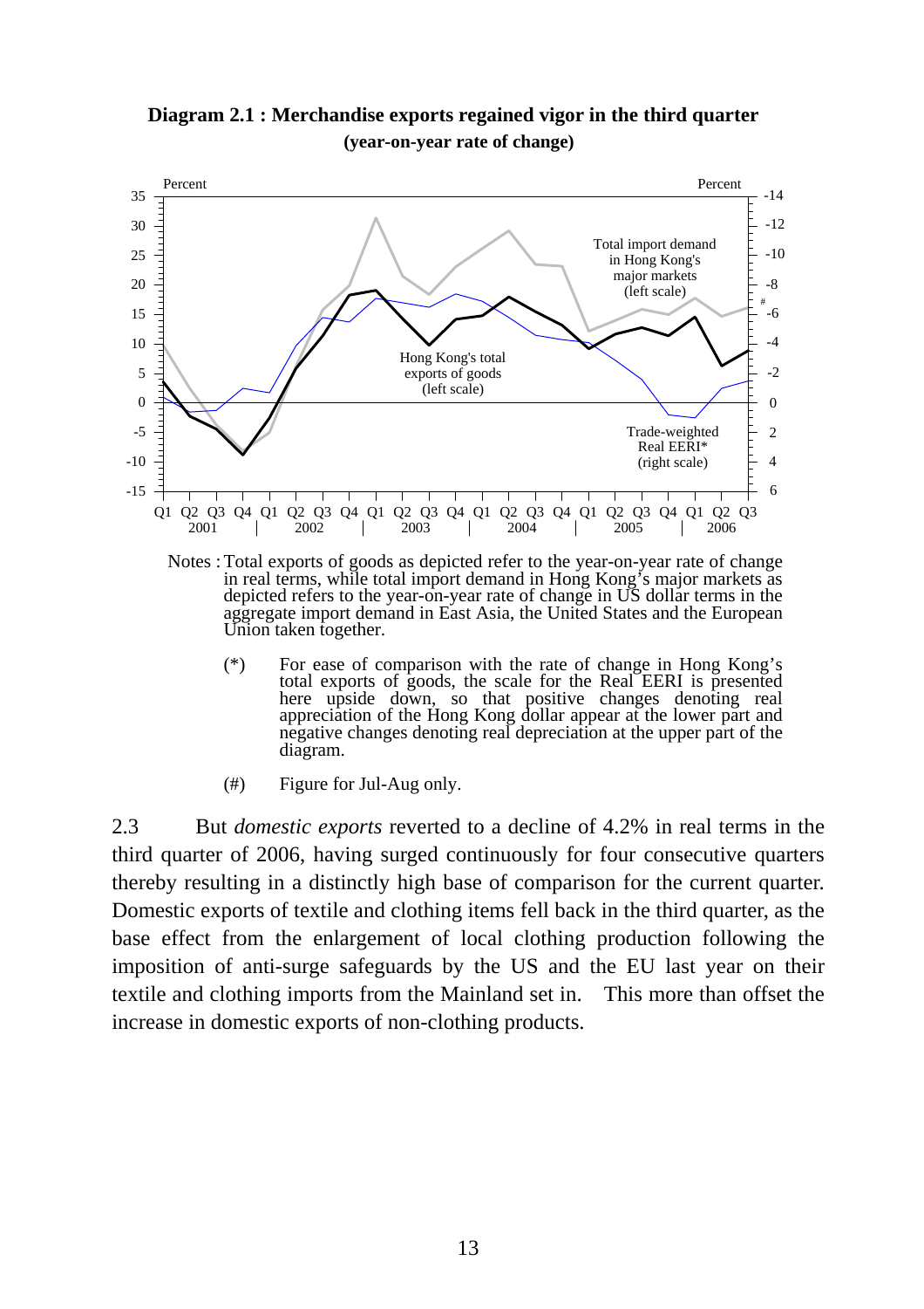**Diagram 2.1 : Merchandise exports regained vigor in the third quarter**
**(year-on-year rate of change)**

Notes : Total exports of goods as depicted refer to the year-on-year rate of change in real terms, while total import demand in Hong Kong's major markets as depicted refers to the year-on-year rate of change in US dollar terms in the aggregate import demand in East Asia, the United States and the European Union taken together.

(*) For ease of comparison with the rate of change in Hong Kong's total exports of goods, the scale for the Real EERI is presented here upside down, so that positive changes denoting real appreciation of the Hong Kong dollar appear at the lower part and negative changes denoting real depreciation at the upper part of the diagram.

(#) Figure for Jul-Aug only.

2.3 But *domestic exports* reverted to a decline of 4.2% in real terms in the third quarter of 2006, having surged continuously for four consecutive quarters thereby resulting in a distinctly high base of comparison for the current quarter. Domestic exports of textile and clothing items fell back in the third quarter, as the base effect from the enlargement of local clothing production following the imposition of anti-surge safeguards by the US and the EU last year on their textile and clothing imports from the Mainland set in. This more than offset the increase in domestic exports of non-clothing products.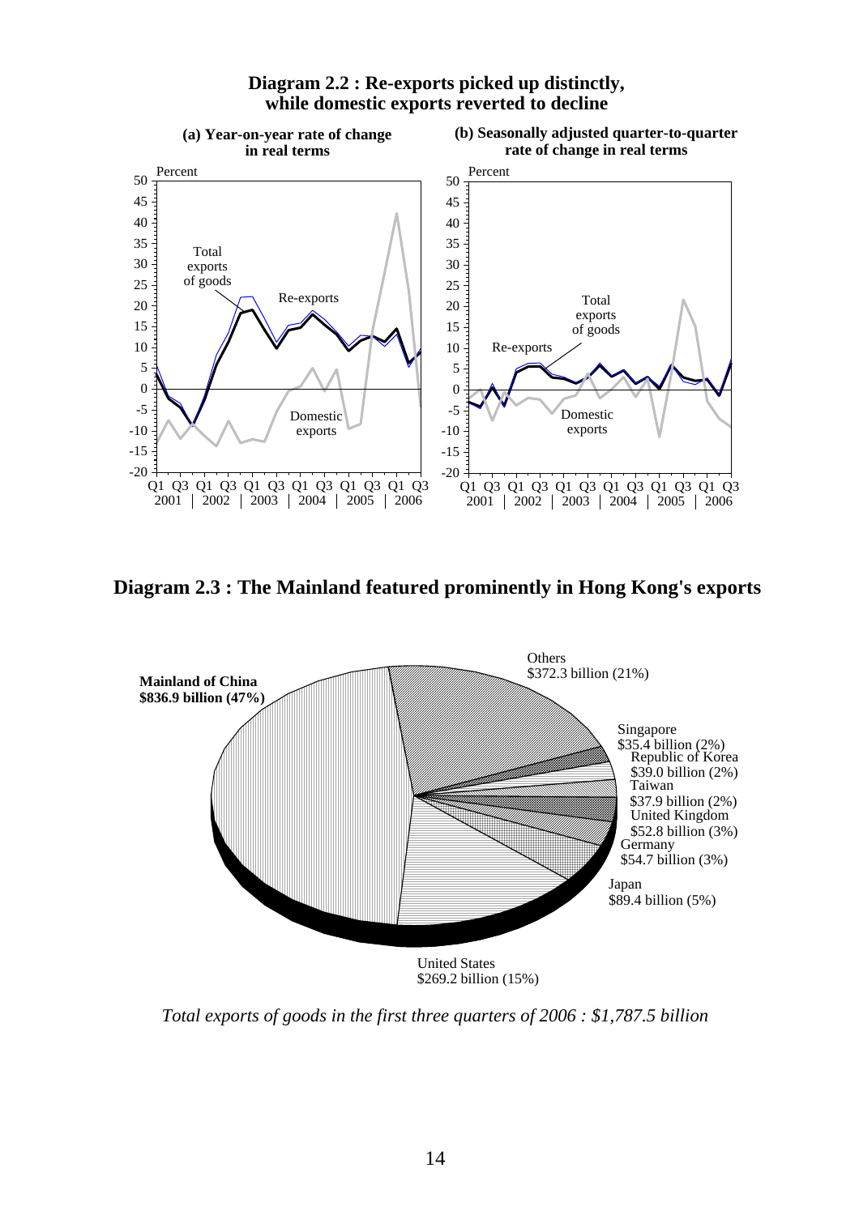**Diagram 2.2 : Re-exports picked up distinctly, while domestic exports reverted to decline**

(a) Year-on-year rate of change in real terms

(b) Seasonally adjusted quarter-to-quarter rate of change in real terms

**Diagram 2.3 : The Mainland featured prominently in Hong Kong's exports**

| Destination | Value | Share |
|---|---|---|
| **Mainland of China** | **$836.9 billion** | **(47%)** |
| United States | $269.2 billion | (15%) |
| Japan | $89.4 billion | (5%) |
| Germany | $54.7 billion | (3%) |
| United Kingdom | $52.8 billion | (3%) |
| Taiwan | $37.9 billion | (2%) |
| Republic of Korea | $39.0 billion | (2%) |
| Singapore | $35.4 billion | (2%) |
| Others | $372.3 billion | (21%) |

*Total exports of goods in the first three quarters of 2006 : $1,787.5 billion*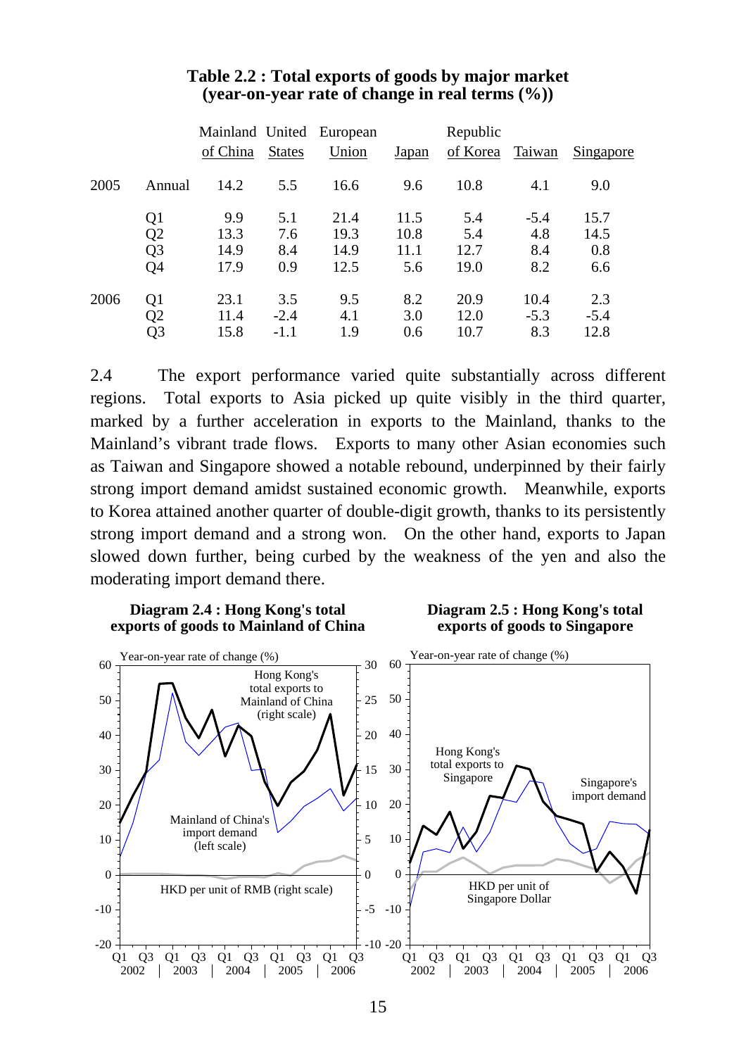**Table 2.2 : Total exports of goods by major market (year-on-year rate of change in real terms (%))**

| | | Mainland of China | United States | European Union | Japan | Republic of Korea | Taiwan | Singapore |
|---|---|---|---|---|---|---|---|---|
| 2005 | Annual | 14.2 | 5.5 | 16.6 | 9.6 | 10.8 | 4.1 | 9.0 |
| | Q1 | 9.9 | 5.1 | 21.4 | 11.5 | 5.4 | -5.4 | 15.7 |
| | Q2 | 13.3 | 7.6 | 19.3 | 10.8 | 5.4 | 4.8 | 14.5 |
| | Q3 | 14.9 | 8.4 | 14.9 | 11.1 | 12.7 | 8.4 | 0.8 |
| | Q4 | 17.9 | 0.9 | 12.5 | 5.6 | 19.0 | 8.2 | 6.6 |
| 2006 | Q1 | 23.1 | 3.5 | 9.5 | 8.2 | 20.9 | 10.4 | 2.3 |
| | Q2 | 11.4 | -2.4 | 4.1 | 3.0 | 12.0 | -5.3 | -5.4 |
| | Q3 | 15.8 | -1.1 | 1.9 | 0.6 | 10.7 | 8.3 | 12.8 |

2.4 The export performance varied quite substantially across different regions. Total exports to Asia picked up quite visibly in the third quarter, marked by a further acceleration in exports to the Mainland, thanks to the Mainland's vibrant trade flows. Exports to many other Asian economies such as Taiwan and Singapore showed a notable rebound, underpinned by their fairly strong import demand amidst sustained economic growth. Meanwhile, exports to Korea attained another quarter of double-digit growth, thanks to its persistently strong import demand and a strong won. On the other hand, exports to Japan slowed down further, being curbed by the weakness of the yen and also the moderating import demand there.

**Diagram 2.4 : Hong Kong's total exports of goods to Mainland of China**

**Diagram 2.5 : Hong Kong's total exports of goods to Singapore**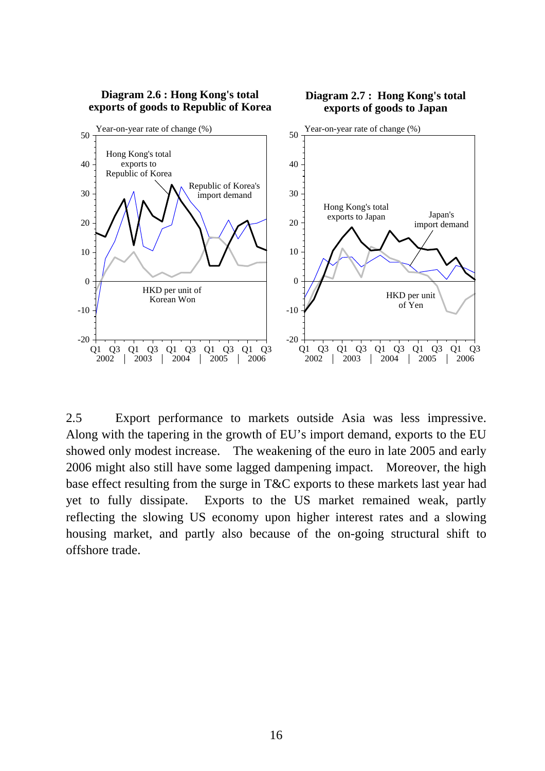**Diagram 2.6 : Hong Kong's total exports of goods to Republic of Korea**

**Diagram 2.7 : Hong Kong's total exports of goods to Japan**

2.5 Export performance to markets outside Asia was less impressive. Along with the tapering in the growth of EU's import demand, exports to the EU showed only modest increase. The weakening of the euro in late 2005 and early 2006 might also still have some lagged dampening impact. Moreover, the high base effect resulting from the surge in T&C exports to these markets last year had yet to fully dissipate. Exports to the US market remained weak, partly reflecting the slowing US economy upon higher interest rates and a slowing housing market, and partly also because of the on-going structural shift to offshore trade.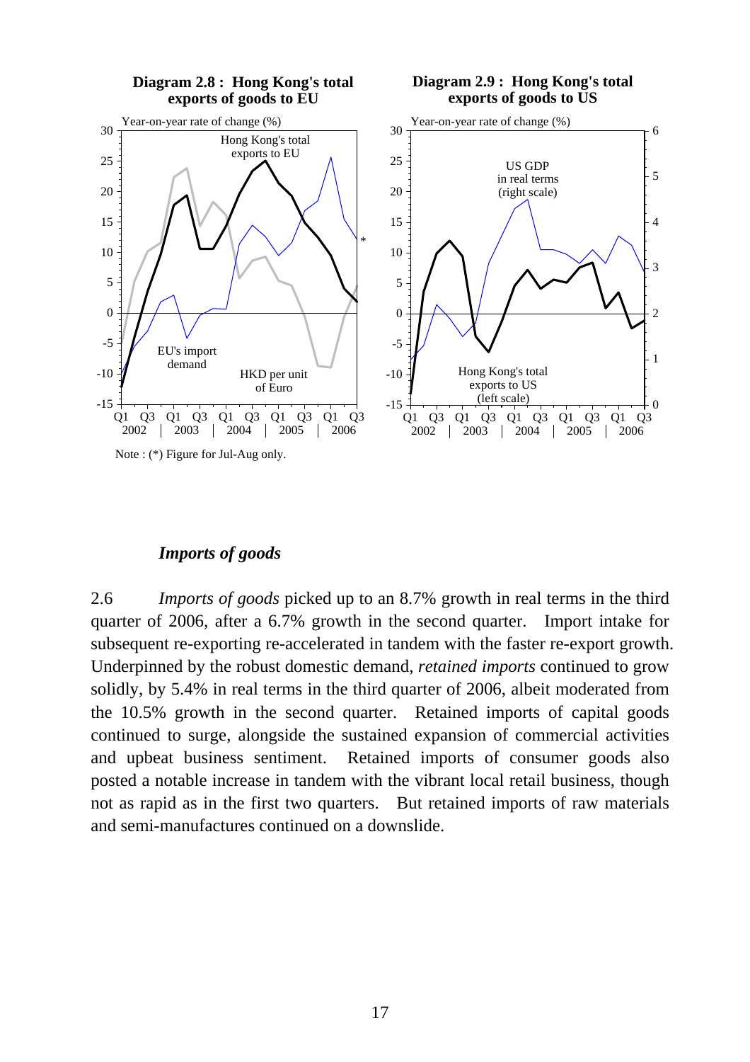**Diagram 2.8 : Hong Kong's total exports of goods to EU**

**Diagram 2.9 : Hong Kong's total exports of goods to US**

Note : (*) Figure for Jul-Aug only.

### *Imports of goods*

2.6 *Imports of goods* picked up to an 8.7% growth in real terms in the third quarter of 2006, after a 6.7% growth in the second quarter. Import intake for subsequent re-exporting re-accelerated in tandem with the faster re-export growth. Underpinned by the robust domestic demand, *retained imports* continued to grow solidly, by 5.4% in real terms in the third quarter of 2006, albeit moderated from the 10.5% growth in the second quarter. Retained imports of capital goods continued to surge, alongside the sustained expansion of commercial activities and upbeat business sentiment. Retained imports of consumer goods also posted a notable increase in tandem with the vibrant local retail business, though not as rapid as in the first two quarters. But retained imports of raw materials and semi-manufactures continued on a downslide.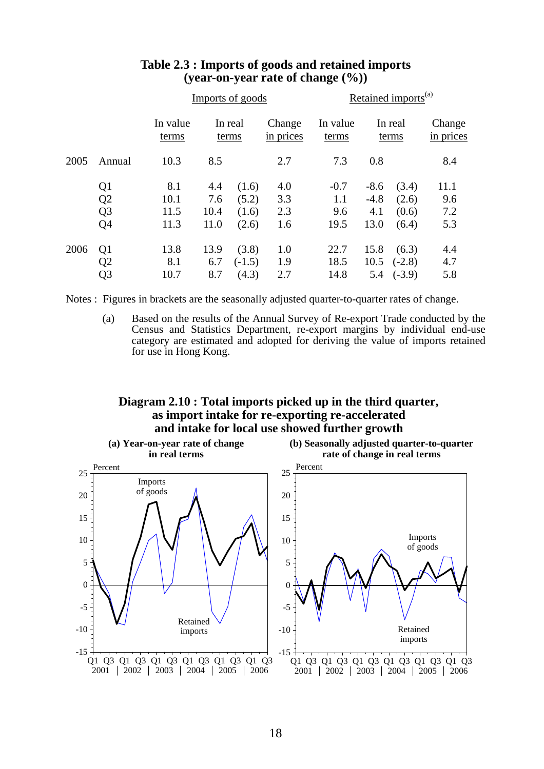**Table 2.3 : Imports of goods and retained imports (year-on-year rate of change (%))**

| | | Imports of goods | | | | Retained imports[(a)] | | | |
|---|---|---|---|---|---|---|---|---|---|
| | | In value terms | In real terms | | Change in prices | In value terms | In real terms | | Change in prices |
| 2005 | Annual | 10.3 | 8.5 | | 2.7 | 7.3 | 0.8 | | 8.4 |
| | Q1 | 8.1 | 4.4 | (1.6) | 4.0 | -0.7 | -8.6 | (3.4) | 11.1 |
| | Q2 | 10.1 | 7.6 | (5.2) | 3.3 | 1.1 | -4.8 | (2.6) | 9.6 |
| | Q3 | 11.5 | 10.4 | (1.6) | 2.3 | 9.6 | 4.1 | (0.6) | 7.2 |
| | Q4 | 11.3 | 11.0 | (2.6) | 1.6 | 19.5 | 13.0 | (6.4) | 5.3 |
| 2006 | Q1 | 13.8 | 13.9 | (3.8) | 1.0 | 22.7 | 15.8 | (6.3) | 4.4 |
| | Q2 | 8.1 | 6.7 | (-1.5) | 1.9 | 18.5 | 10.5 | (-2.8) | 4.7 |
| | Q3 | 10.7 | 8.7 | (4.3) | 2.7 | 14.8 | 5.4 | (-3.9) | 5.8 |

Notes : Figures in brackets are the seasonally adjusted quarter-to-quarter rates of change.

(a) Based on the results of the Annual Survey of Re-export Trade conducted by the Census and Statistics Department, re-export margins by individual end-use category are estimated and adopted for deriving the value of imports retained for use in Hong Kong.

**Diagram 2.10 : Total imports picked up in the third quarter, as import intake for re-exporting re-accelerated and intake for local use showed further growth**

(a) Year-on-year rate of change in real terms

(b) Seasonally adjusted quarter-to-quarter rate of change in real terms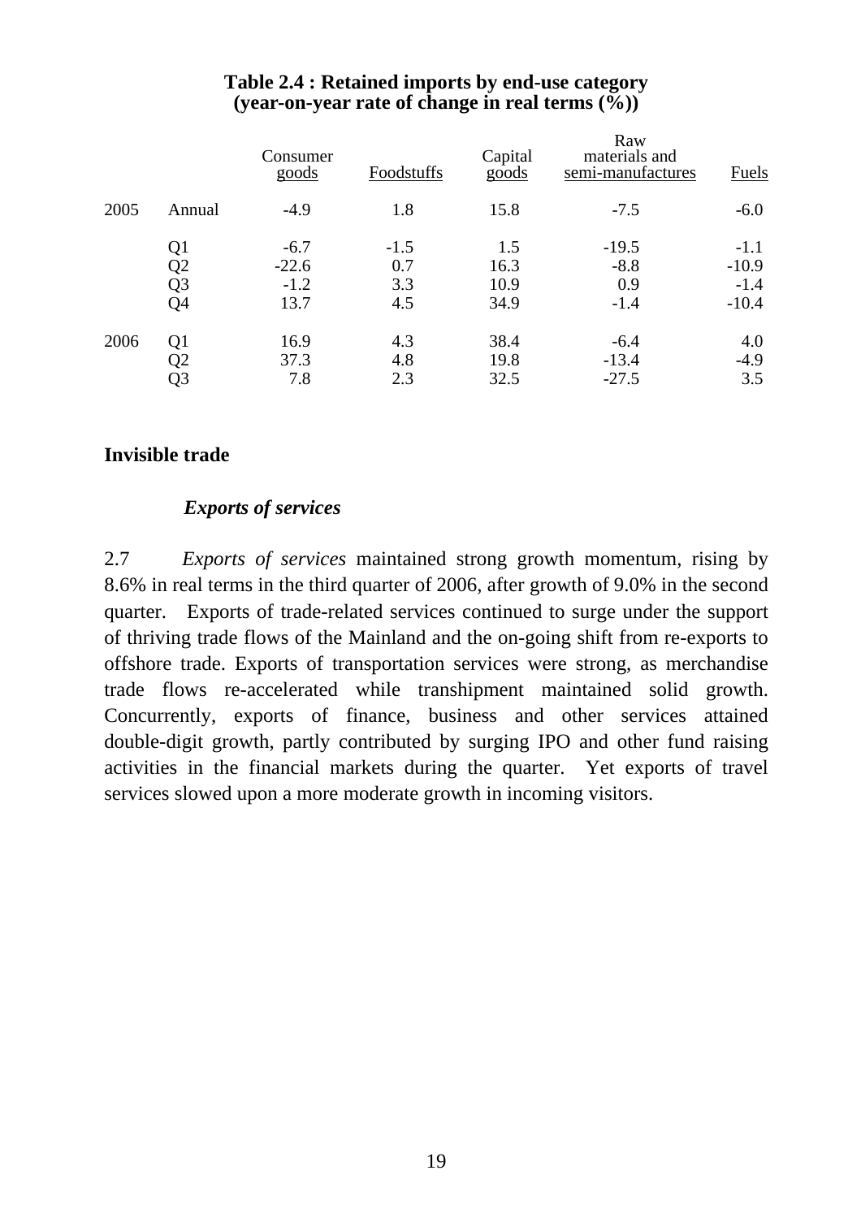**Table 2.4 : Retained imports by end-use category (year-on-year rate of change in real terms (%))**

| | | Consumer goods | Foodstuffs | Capital goods | Raw materials and semi-manufactures | Fuels |
|---|---|---|---|---|---|---|
| 2005 | Annual | -4.9 | 1.8 | 15.8 | -7.5 | -6.0 |
| | Q1 | -6.7 | -1.5 | 1.5 | -19.5 | -1.1 |
| | Q2 | -22.6 | 0.7 | 16.3 | -8.8 | -10.9 |
| | Q3 | -1.2 | 3.3 | 10.9 | 0.9 | -1.4 |
| | Q4 | 13.7 | 4.5 | 34.9 | -1.4 | -10.4 |
| 2006 | Q1 | 16.9 | 4.3 | 38.4 | -6.4 | 4.0 |
| | Q2 | 37.3 | 4.8 | 19.8 | -13.4 | -4.9 |
| | Q3 | 7.8 | 2.3 | 32.5 | -27.5 | 3.5 |

## Invisible trade

### *Exports of services*

2.7 *Exports of services* maintained strong growth momentum, rising by 8.6% in real terms in the third quarter of 2006, after growth of 9.0% in the second quarter. Exports of trade-related services continued to surge under the support of thriving trade flows of the Mainland and the on-going shift from re-exports to offshore trade. Exports of transportation services were strong, as merchandise trade flows re-accelerated while transhipment maintained solid growth. Concurrently, exports of finance, business and other services attained double-digit growth, partly contributed by surging IPO and other fund raising activities in the financial markets during the quarter. Yet exports of travel services slowed upon a more moderate growth in incoming visitors.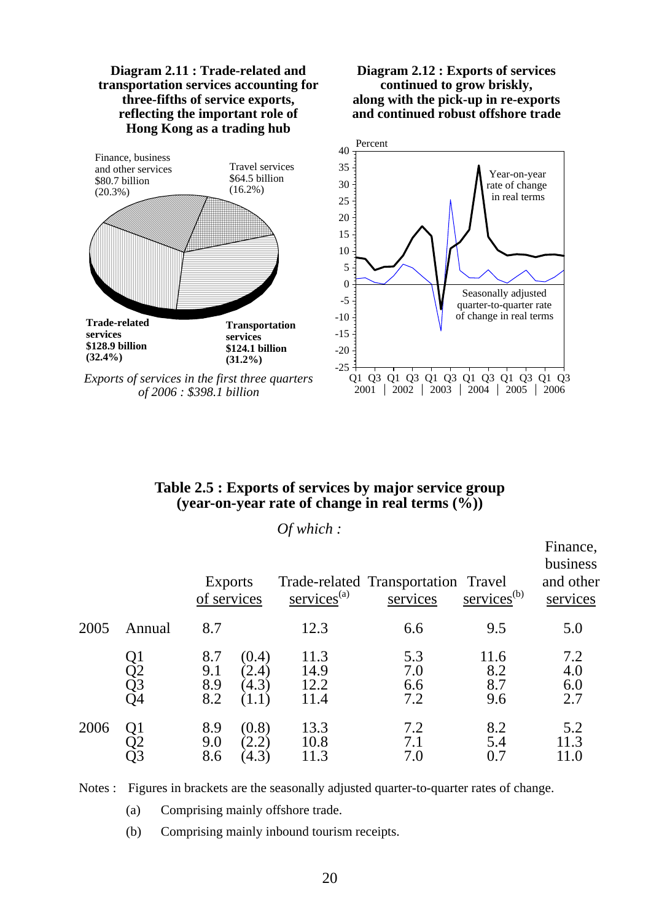**Diagram 2.11 : Trade-related and transportation services accounting for three-fifths of service exports, reflecting the important role of Hong Kong as a trading hub**

Finance, business and other services $80.7 billion (20.3%)

Travel services $64.5 billion (16.2%)

**Trade-related services $128.9 billion (32.4%)**

**Transportation services $124.1 billion (31.2%)**

*Exports of services in the first three quarters of 2006 : $398.1 billion*

**Diagram 2.12 : Exports of services continued to grow briskly, along with the pick-up in re-exports and continued robust offshore trade**

Percent

Year-on-year rate of change in real terms

Seasonally adjusted quarter-to-quarter rate of change in real terms

Q1 Q3 Q1 Q3 Q1 Q3 Q1 Q3 Q1 Q3 Q1 Q3
2001 | 2002 | 2003 | 2004 | 2005 | 2006

**Table 2.5 : Exports of services by major service group (year-on-year rate of change in real terms (%))**

*Of which :*

| | | Exports of services | | Trade-related services(a) | Transportation services | Travel services(b) | Finance, business and other services |
|---|---|---|---|---|---|---|---|
| 2005 | Annual | 8.7 | | 12.3 | 6.6 | 9.5 | 5.0 |
| | Q1 | 8.7 | (0.4) | 11.3 | 5.3 | 11.6 | 7.2 |
| | Q2 | 9.1 | (2.4) | 14.9 | 7.0 | 8.2 | 4.0 |
| | Q3 | 8.9 | (4.3) | 12.2 | 6.6 | 8.7 | 6.0 |
| | Q4 | 8.2 | (1.1) | 11.4 | 7.2 | 9.6 | 2.7 |
| 2006 | Q1 | 8.9 | (0.8) | 13.3 | 7.2 | 8.2 | 5.2 |
| | Q2 | 9.0 | (2.2) | 10.8 | 7.1 | 5.4 | 11.3 |
| | Q3 | 8.6 | (4.3) | 11.3 | 7.0 | 0.7 | 11.0 |

Notes : Figures in brackets are the seasonally adjusted quarter-to-quarter rates of change.

(a) Comprising mainly offshore trade.

(b) Comprising mainly inbound tourism receipts.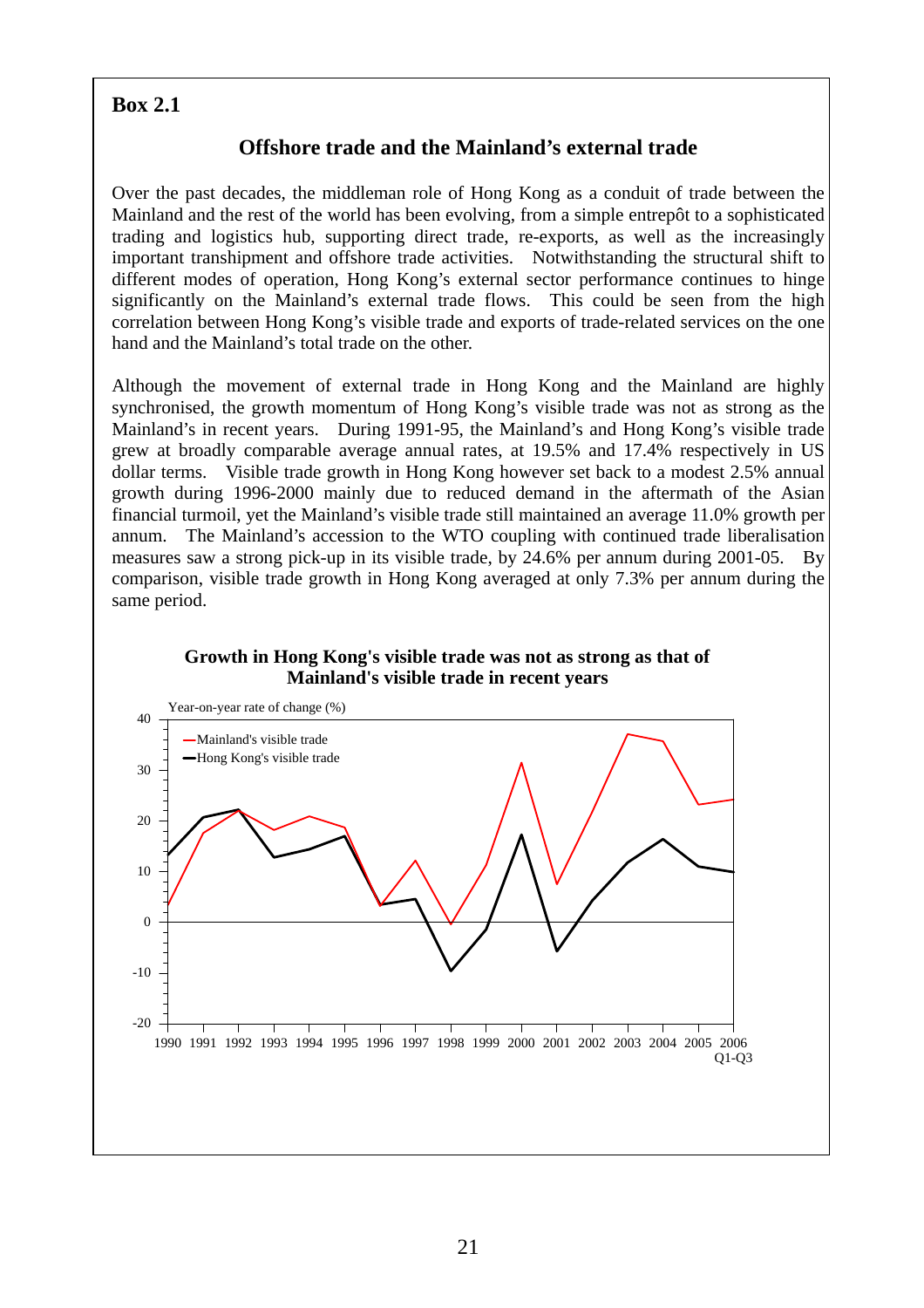**Box 2.1**

## Offshore trade and the Mainland's external trade

Over the past decades, the middleman role of Hong Kong as a conduit of trade between the Mainland and the rest of the world has been evolving, from a simple entrepôt to a sophisticated trading and logistics hub, supporting direct trade, re-exports, as well as the increasingly important transhipment and offshore trade activities. Notwithstanding the structural shift to different modes of operation, Hong Kong's external sector performance continues to hinge significantly on the Mainland's external trade flows. This could be seen from the high correlation between Hong Kong's visible trade and exports of trade-related services on the one hand and the Mainland's total trade on the other.

Although the movement of external trade in Hong Kong and the Mainland are highly synchronised, the growth momentum of Hong Kong's visible trade was not as strong as the Mainland's in recent years. During 1991-95, the Mainland's and Hong Kong's visible trade grew at broadly comparable average annual rates, at 19.5% and 17.4% respectively in US dollar terms. Visible trade growth in Hong Kong however set back to a modest 2.5% annual growth during 1996-2000 mainly due to reduced demand in the aftermath of the Asian financial turmoil, yet the Mainland's visible trade still maintained an average 11.0% growth per annum. The Mainland's accession to the WTO coupling with continued trade liberalisation measures saw a strong pick-up in its visible trade, by 24.6% per annum during 2001-05. By comparison, visible trade growth in Hong Kong averaged at only 7.3% per annum during the same period.

**Growth in Hong Kong's visible trade was not as strong as that of Mainland's visible trade in recent years**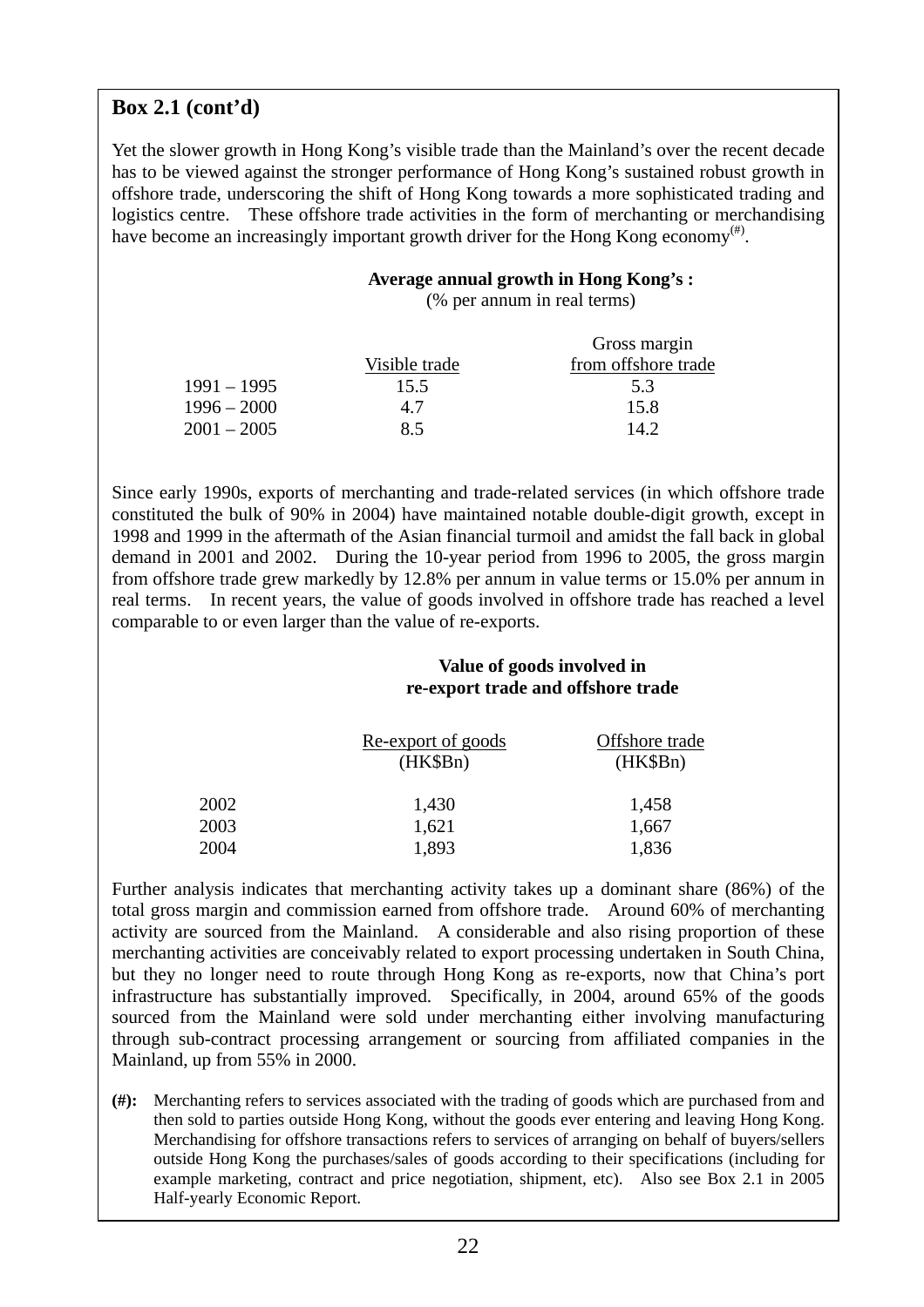## Box 2.1 (cont'd)

Yet the slower growth in Hong Kong's visible trade than the Mainland's over the recent decade has to be viewed against the stronger performance of Hong Kong's sustained robust growth in offshore trade, underscoring the shift of Hong Kong towards a more sophisticated trading and logistics centre. These offshore trade activities in the form of merchanting or merchandising have become an increasingly important growth driver for the Hong Kong economy[(#)].

**Average annual growth in Hong Kong's :**
(% per annum in real terms)

| | Visible trade | Gross margin from offshore trade |
|---|---|---|
| 1991 – 1995 | 15.5 | 5.3 |
| 1996 – 2000 | 4.7 | 15.8 |
| 2001 – 2005 | 8.5 | 14.2 |

Since early 1990s, exports of merchanting and trade-related services (in which offshore trade constituted the bulk of 90% in 2004) have maintained notable double-digit growth, except in 1998 and 1999 in the aftermath of the Asian financial turmoil and amidst the fall back in global demand in 2001 and 2002. During the 10-year period from 1996 to 2005, the gross margin from offshore trade grew markedly by 12.8% per annum in value terms or 15.0% per annum in real terms. In recent years, the value of goods involved in offshore trade has reached a level comparable to or even larger than the value of re-exports.

**Value of goods involved in re-export trade and offshore trade**

| | Re-export of goods (HK$Bn) | Offshore trade (HK$Bn) |
|---|---|---|
| 2002 | 1,430 | 1,458 |
| 2003 | 1,621 | 1,667 |
| 2004 | 1,893 | 1,836 |

Further analysis indicates that merchanting activity takes up a dominant share (86%) of the total gross margin and commission earned from offshore trade. Around 60% of merchanting activity are sourced from the Mainland. A considerable and also rising proportion of these merchanting activities are conceivably related to export processing undertaken in South China, but they no longer need to route through Hong Kong as re-exports, now that China's port infrastructure has substantially improved. Specifically, in 2004, around 65% of the goods sourced from the Mainland were sold under merchanting either involving manufacturing through sub-contract processing arrangement or sourcing from affiliated companies in the Mainland, up from 55% in 2000.

**(#):** Merchanting refers to services associated with the trading of goods which are purchased from and then sold to parties outside Hong Kong, without the goods ever entering and leaving Hong Kong. Merchandising for offshore transactions refers to services of arranging on behalf of buyers/sellers outside Hong Kong the purchases/sales of goods according to their specifications (including for example marketing, contract and price negotiation, shipment, etc). Also see Box 2.1 in 2005 Half-yearly Economic Report.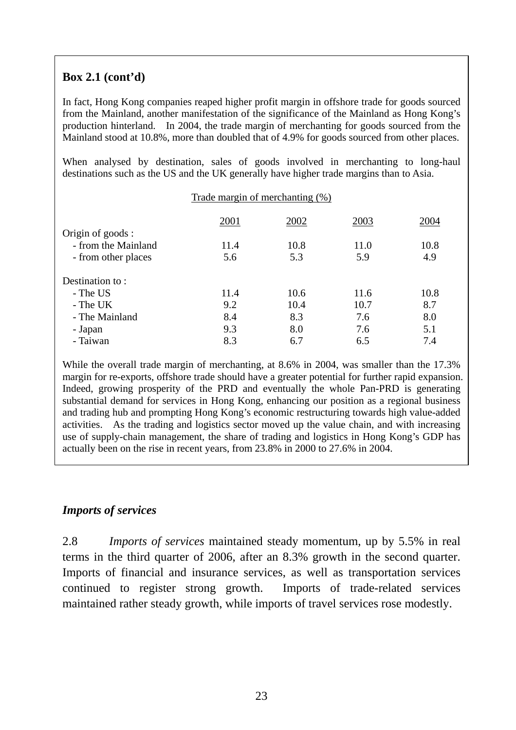**Box 2.1 (cont'd)**

In fact, Hong Kong companies reaped higher profit margin in offshore trade for goods sourced from the Mainland, another manifestation of the significance of the Mainland as Hong Kong's production hinterland. In 2004, the trade margin of merchanting for goods sourced from the Mainland stood at 10.8%, more than doubled that of 4.9% for goods sourced from other places.

When analysed by destination, sales of goods involved in merchanting to long-haul destinations such as the US and the UK generally have higher trade margins than to Asia.

Trade margin of merchanting (%)

| | 2001 | 2002 | 2003 | 2004 |
|---|---|---|---|---|
| Origin of goods : | | | | |
| - from the Mainland | 11.4 | 10.8 | 11.0 | 10.8 |
| - from other places | 5.6 | 5.3 | 5.9 | 4.9 |
| Destination to : | | | | |
| - The US | 11.4 | 10.6 | 11.6 | 10.8 |
| - The UK | 9.2 | 10.4 | 10.7 | 8.7 |
| - The Mainland | 8.4 | 8.3 | 7.6 | 8.0 |
| - Japan | 9.3 | 8.0 | 7.6 | 5.1 |
| - Taiwan | 8.3 | 6.7 | 6.5 | 7.4 |

While the overall trade margin of merchanting, at 8.6% in 2004, was smaller than the 17.3% margin for re-exports, offshore trade should have a greater potential for further rapid expansion. Indeed, growing prosperity of the PRD and eventually the whole Pan-PRD is generating substantial demand for services in Hong Kong, enhancing our position as a regional business and trading hub and prompting Hong Kong's economic restructuring towards high value-added activities. As the trading and logistics sector moved up the value chain, and with increasing use of supply-chain management, the share of trading and logistics in Hong Kong's GDP has actually been on the rise in recent years, from 23.8% in 2000 to 27.6% in 2004.

### *Imports of services*

2.8 *Imports of services* maintained steady momentum, up by 5.5% in real terms in the third quarter of 2006, after an 8.3% growth in the second quarter. Imports of financial and insurance services, as well as transportation services continued to register strong growth. Imports of trade-related services maintained rather steady growth, while imports of travel services rose modestly.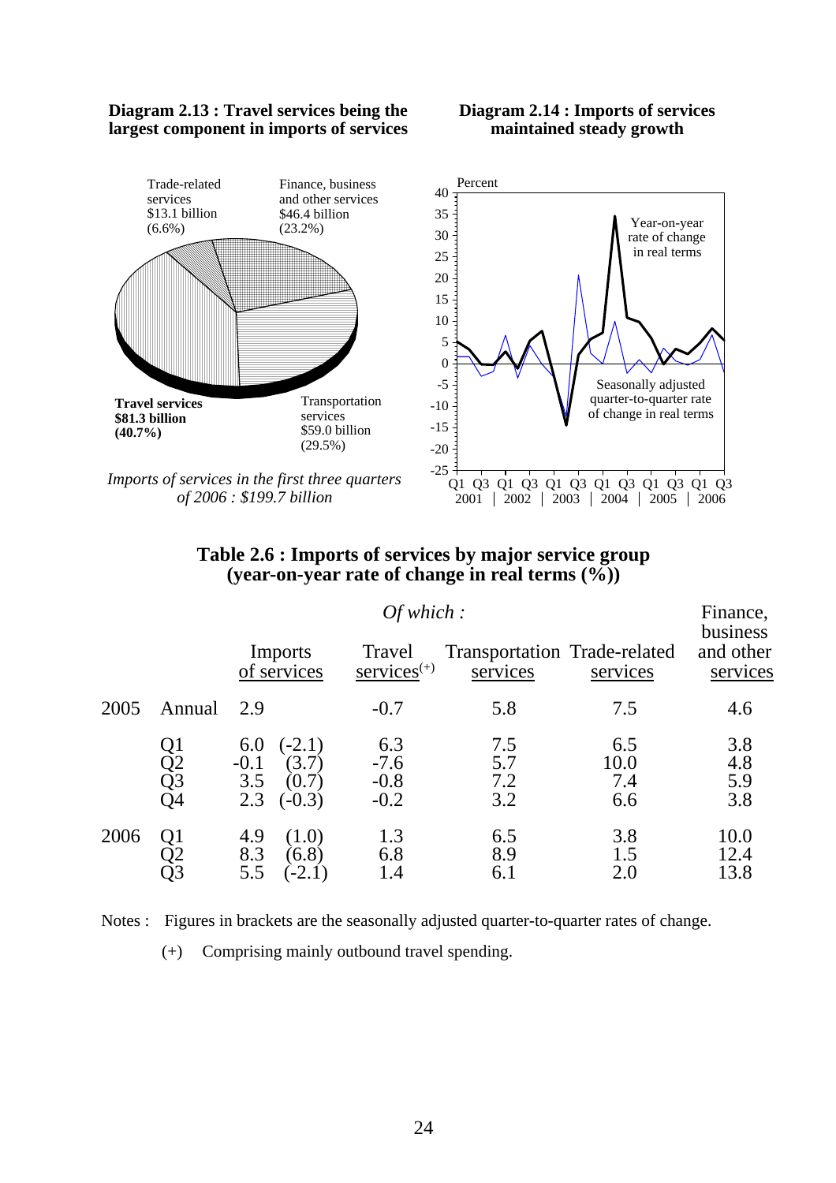**Diagram 2.13 : Travel services being the largest component in imports of services**

**Diagram 2.14 : Imports of services maintained steady growth**

*Imports of services in the first three quarters of 2006 : $199.7 billion*

### Table 2.6 : Imports of services by major service group (year-on-year rate of change in real terms (%))

| | | Imports of services | *Of which :* Travel services(+) | Transportation services | Trade-related services | Finance, business and other services |
|---|---|---|---|---|---|---|
| 2005 | Annual | 2.9 | -0.7 | 5.8 | 7.5 | 4.6 |
| | Q1 | 6.0 (-2.1) | 6.3 | 7.5 | 6.5 | 3.8 |
| | Q2 | -0.1 (3.7) | -7.6 | 5.7 | 10.0 | 4.8 |
| | Q3 | 3.5 (0.7) | -0.8 | 7.2 | 7.4 | 5.9 |
| | Q4 | 2.3 (-0.3) | -0.2 | 3.2 | 6.6 | 3.8 |
| 2006 | Q1 | 4.9 (1.0) | 1.3 | 6.5 | 3.8 | 10.0 |
| | Q2 | 8.3 (6.8) | 6.8 | 8.9 | 1.5 | 12.4 |
| | Q3 | 5.5 (-2.1) | 1.4 | 6.1 | 2.0 | 13.8 |

Notes : Figures in brackets are the seasonally adjusted quarter-to-quarter rates of change.

(+) Comprising mainly outbound travel spending.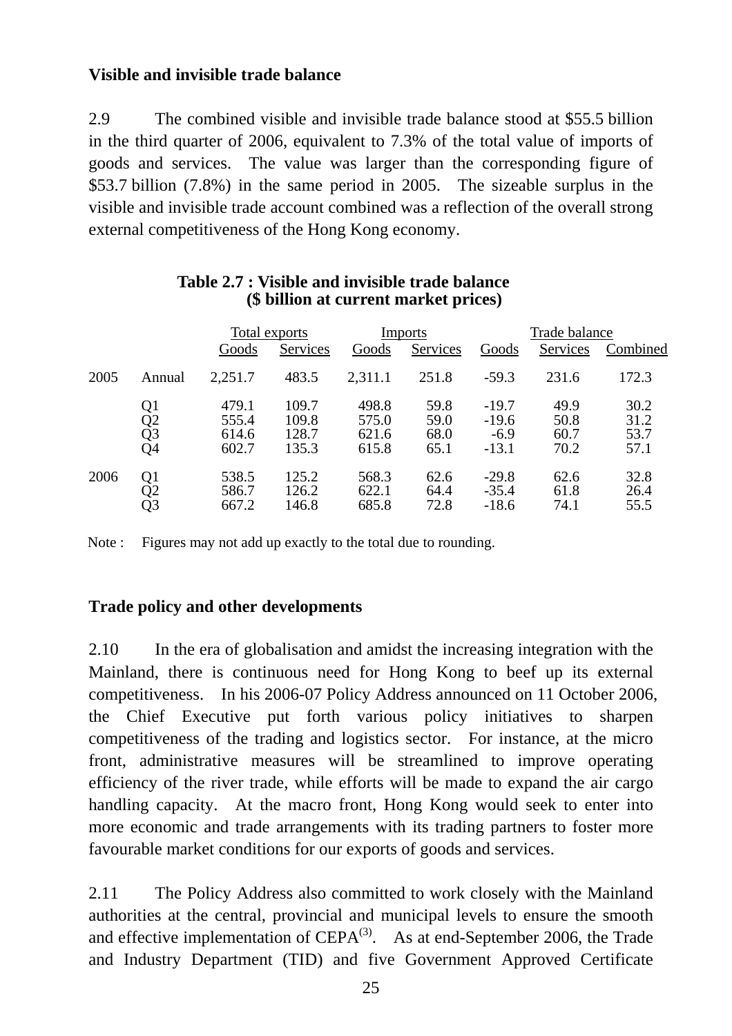**Visible and invisible trade balance**

2.9 The combined visible and invisible trade balance stood at $55.5 billion in the third quarter of 2006, equivalent to 7.3% of the total value of imports of goods and services. The value was larger than the corresponding figure of $53.7 billion (7.8%) in the same period in 2005. The sizeable surplus in the visible and invisible trade account combined was a reflection of the overall strong external competitiveness of the Hong Kong economy.

**Table 2.7 : Visible and invisible trade balance ($ billion at current market prices)**

| | | Total exports | | Imports | | Trade balance | | |
|---|---|---|---|---|---|---|---|---|
| | | Goods | Services | Goods | Services | Goods | Services | Combined |
| 2005 | Annual | 2,251.7 | 483.5 | 2,311.1 | 251.8 | -59.3 | 231.6 | 172.3 |
| | Q1 | 479.1 | 109.7 | 498.8 | 59.8 | -19.7 | 49.9 | 30.2 |
| | Q2 | 555.4 | 109.8 | 575.0 | 59.0 | -19.6 | 50.8 | 31.2 |
| | Q3 | 614.6 | 128.7 | 621.6 | 68.0 | -6.9 | 60.7 | 53.7 |
| | Q4 | 602.7 | 135.3 | 615.8 | 65.1 | -13.1 | 70.2 | 57.1 |
| 2006 | Q1 | 538.5 | 125.2 | 568.3 | 62.6 | -29.8 | 62.6 | 32.8 |
| | Q2 | 586.7 | 126.2 | 622.1 | 64.4 | -35.4 | 61.8 | 26.4 |
| | Q3 | 667.2 | 146.8 | 685.8 | 72.8 | -18.6 | 74.1 | 55.5 |

Note : Figures may not add up exactly to the total due to rounding.

**Trade policy and other developments**

2.10 In the era of globalisation and amidst the increasing integration with the Mainland, there is continuous need for Hong Kong to beef up its external competitiveness. In his 2006-07 Policy Address announced on 11 October 2006, the Chief Executive put forth various policy initiatives to sharpen competitiveness of the trading and logistics sector. For instance, at the micro front, administrative measures will be streamlined to improve operating efficiency of the river trade, while efforts will be made to expand the air cargo handling capacity. At the macro front, Hong Kong would seek to enter into more economic and trade arrangements with its trading partners to foster more favourable market conditions for our exports of goods and services.

2.11 The Policy Address also committed to work closely with the Mainland authorities at the central, provincial and municipal levels to ensure the smooth and effective implementation of CEPA[(3)]. As at end-September 2006, the Trade and Industry Department (TID) and five Government Approved Certificate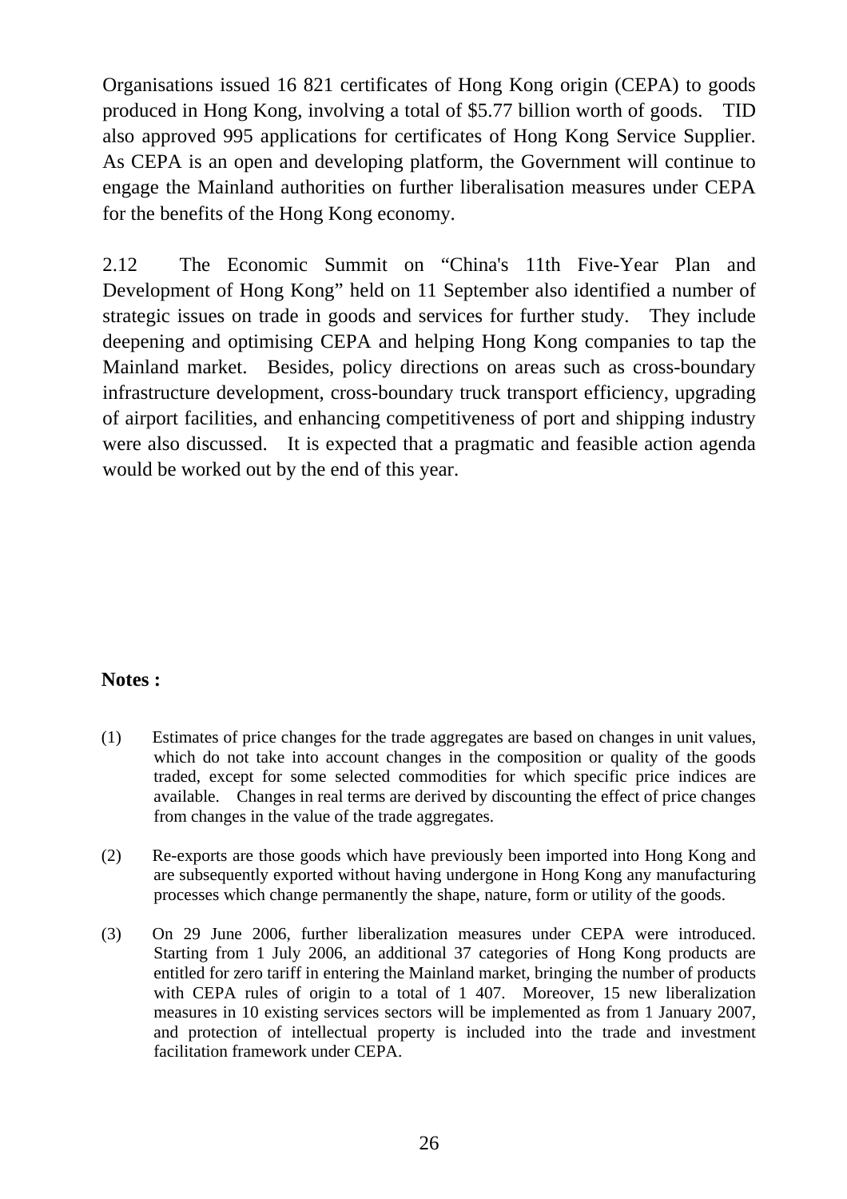Organisations issued 16 821 certificates of Hong Kong origin (CEPA) to goods produced in Hong Kong, involving a total of $5.77 billion worth of goods. TID also approved 995 applications for certificates of Hong Kong Service Supplier. As CEPA is an open and developing platform, the Government will continue to engage the Mainland authorities on further liberalisation measures under CEPA for the benefits of the Hong Kong economy.

2.12 The Economic Summit on "China's 11th Five-Year Plan and Development of Hong Kong" held on 11 September also identified a number of strategic issues on trade in goods and services for further study. They include deepening and optimising CEPA and helping Hong Kong companies to tap the Mainland market. Besides, policy directions on areas such as cross-boundary infrastructure development, cross-boundary truck transport efficiency, upgrading of airport facilities, and enhancing competitiveness of port and shipping industry were also discussed. It is expected that a pragmatic and feasible action agenda would be worked out by the end of this year.

**Notes :**

(1) Estimates of price changes for the trade aggregates are based on changes in unit values, which do not take into account changes in the composition or quality of the goods traded, except for some selected commodities for which specific price indices are available. Changes in real terms are derived by discounting the effect of price changes from changes in the value of the trade aggregates.

(2) Re-exports are those goods which have previously been imported into Hong Kong and are subsequently exported without having undergone in Hong Kong any manufacturing processes which change permanently the shape, nature, form or utility of the goods.

(3) On 29 June 2006, further liberalization measures under CEPA were introduced. Starting from 1 July 2006, an additional 37 categories of Hong Kong products are entitled for zero tariff in entering the Mainland market, bringing the number of products with CEPA rules of origin to a total of 1 407. Moreover, 15 new liberalization measures in 10 existing services sectors will be implemented as from 1 January 2007, and protection of intellectual property is included into the trade and investment facilitation framework under CEPA.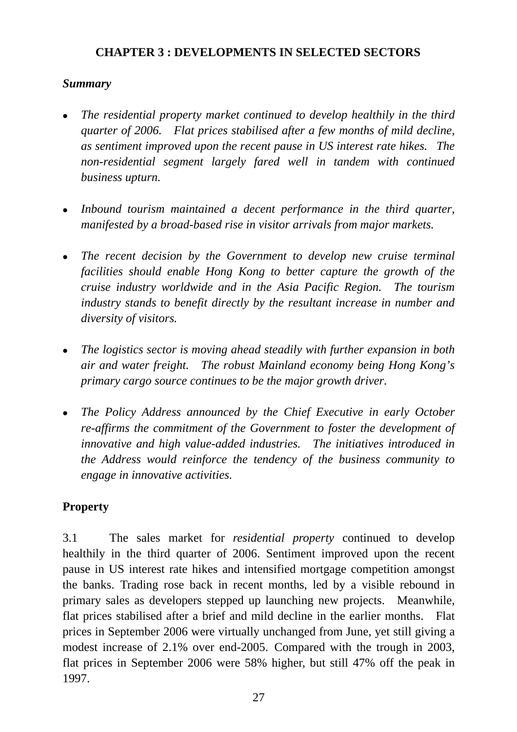# CHAPTER 3 : DEVELOPMENTS IN SELECTED SECTORS

***Summary***

- *The residential property market continued to develop healthily in the third quarter of 2006. Flat prices stabilised after a few months of mild decline, as sentiment improved upon the recent pause in US interest rate hikes. The non-residential segment largely fared well in tandem with continued business upturn.*

- *Inbound tourism maintained a decent performance in the third quarter, manifested by a broad-based rise in visitor arrivals from major markets.*

- *The recent decision by the Government to develop new cruise terminal facilities should enable Hong Kong to better capture the growth of the cruise industry worldwide and in the Asia Pacific Region. The tourism industry stands to benefit directly by the resultant increase in number and diversity of visitors.*

- *The logistics sector is moving ahead steadily with further expansion in both air and water freight. The robust Mainland economy being Hong Kong's primary cargo source continues to be the major growth driver.*

- *The Policy Address announced by the Chief Executive in early October re-affirms the commitment of the Government to foster the development of innovative and high value-added industries. The initiatives introduced in the Address would reinforce the tendency of the business community to engage in innovative activities.*

## Property

3.1 The sales market for *residential property* continued to develop healthily in the third quarter of 2006. Sentiment improved upon the recent pause in US interest rate hikes and intensified mortgage competition amongst the banks. Trading rose back in recent months, led by a visible rebound in primary sales as developers stepped up launching new projects. Meanwhile, flat prices stabilised after a brief and mild decline in the earlier months. Flat prices in September 2006 were virtually unchanged from June, yet still giving a modest increase of 2.1% over end-2005. Compared with the trough in 2003, flat prices in September 2006 were 58% higher, but still 47% off the peak in 1997.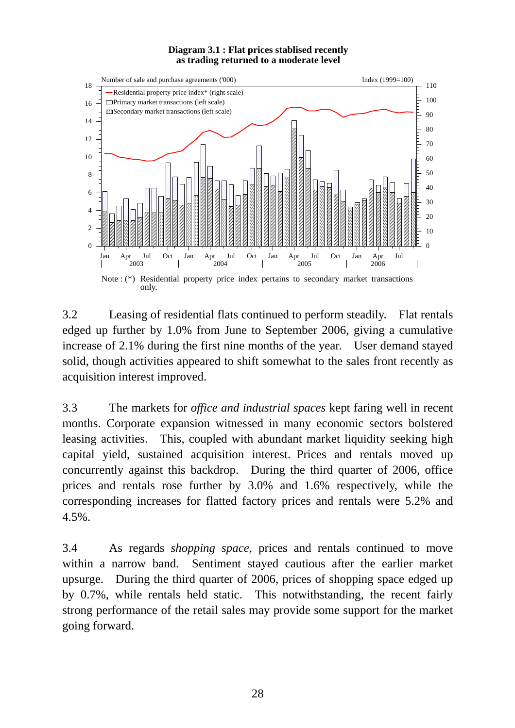**Diagram 3.1 : Flat prices stablised recently as trading returned to a moderate level**

Note : (*) Residential property price index pertains to secondary market transactions only.

3.2 Leasing of residential flats continued to perform steadily. Flat rentals edged up further by 1.0% from June to September 2006, giving a cumulative increase of 2.1% during the first nine months of the year. User demand stayed solid, though activities appeared to shift somewhat to the sales front recently as acquisition interest improved.

3.3 The markets for *office and industrial spaces* kept faring well in recent months. Corporate expansion witnessed in many economic sectors bolstered leasing activities. This, coupled with abundant market liquidity seeking high capital yield, sustained acquisition interest. Prices and rentals moved up concurrently against this backdrop. During the third quarter of 2006, office prices and rentals rose further by 3.0% and 1.6% respectively, while the corresponding increases for flatted factory prices and rentals were 5.2% and 4.5%.

3.4 As regards *shopping space*, prices and rentals continued to move within a narrow band. Sentiment stayed cautious after the earlier market upsurge. During the third quarter of 2006, prices of shopping space edged up by 0.7%, while rentals held static. This notwithstanding, the recent fairly strong performance of the retail sales may provide some support for the market going forward.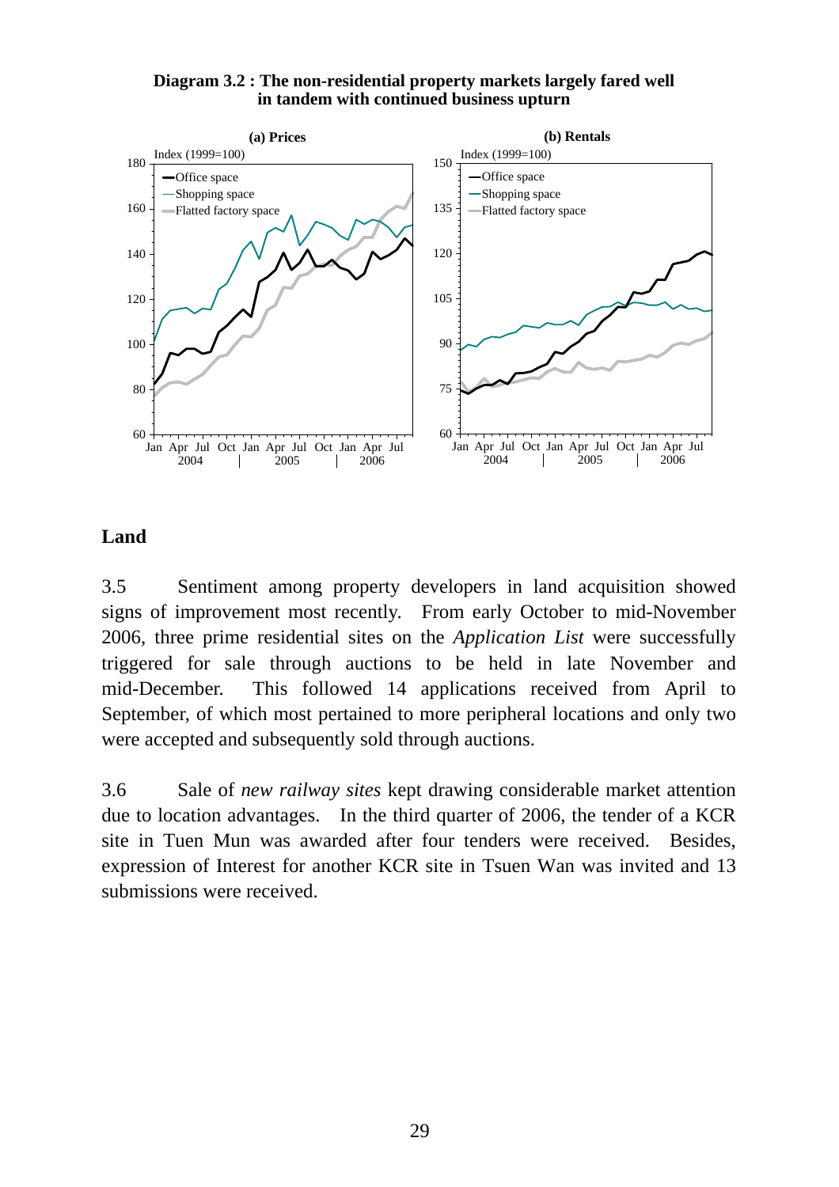**Diagram 3.2 : The non-residential property markets largely fared well in tandem with continued business upturn**

## Land

3.5 Sentiment among property developers in land acquisition showed signs of improvement most recently. From early October to mid-November 2006, three prime residential sites on the *Application List* were successfully triggered for sale through auctions to be held in late November and mid-December. This followed 14 applications received from April to September, of which most pertained to more peripheral locations and only two were accepted and subsequently sold through auctions.

3.6 Sale of *new railway sites* kept drawing considerable market attention due to location advantages. In the third quarter of 2006, the tender of a KCR site in Tuen Mun was awarded after four tenders were received. Besides, expression of Interest for another KCR site in Tsuen Wan was invited and 13 submissions were received.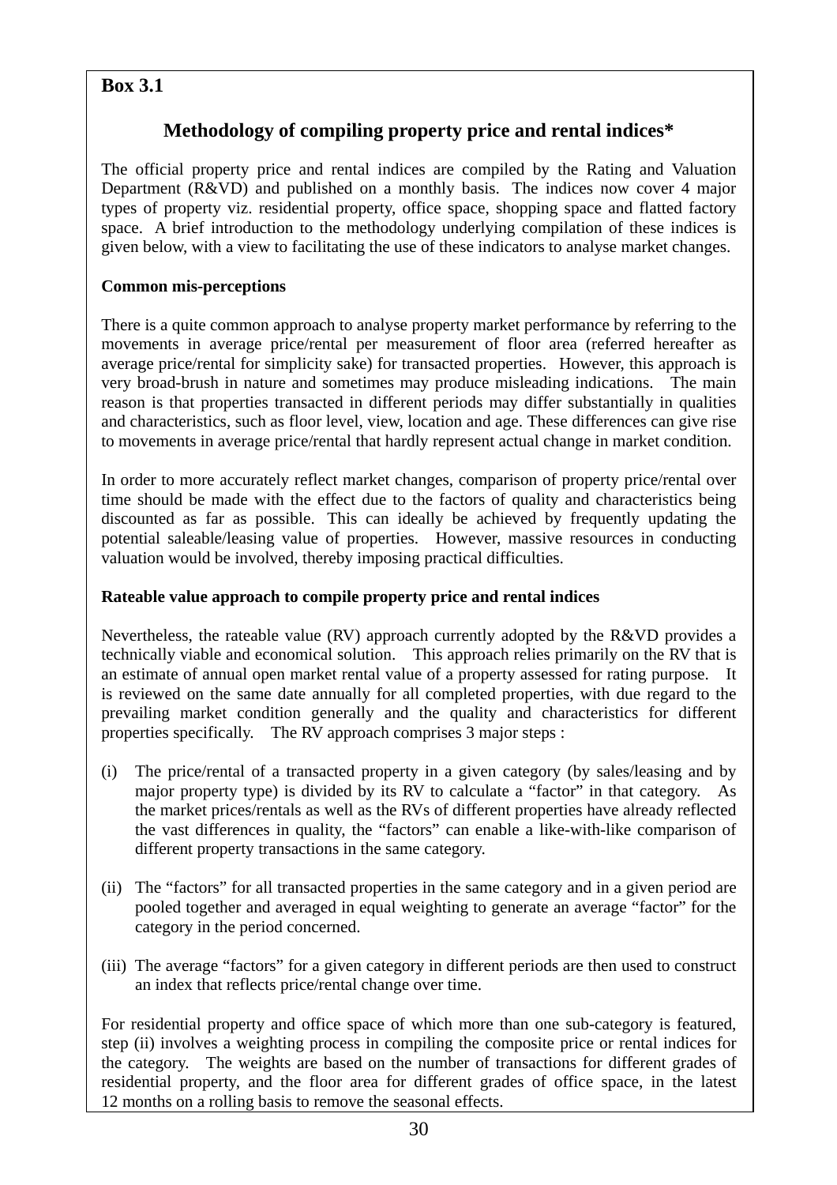**Box 3.1**

## Methodology of compiling property price and rental indices*

The official property price and rental indices are compiled by the Rating and Valuation Department (R&VD) and published on a monthly basis. The indices now cover 4 major types of property viz. residential property, office space, shopping space and flatted factory space. A brief introduction to the methodology underlying compilation of these indices is given below, with a view to facilitating the use of these indicators to analyse market changes.

**Common mis-perceptions**

There is a quite common approach to analyse property market performance by referring to the movements in average price/rental per measurement of floor area (referred hereafter as average price/rental for simplicity sake) for transacted properties. However, this approach is very broad-brush in nature and sometimes may produce misleading indications. The main reason is that properties transacted in different periods may differ substantially in qualities and characteristics, such as floor level, view, location and age. These differences can give rise to movements in average price/rental that hardly represent actual change in market condition.

In order to more accurately reflect market changes, comparison of property price/rental over time should be made with the effect due to the factors of quality and characteristics being discounted as far as possible. This can ideally be achieved by frequently updating the potential saleable/leasing value of properties. However, massive resources in conducting valuation would be involved, thereby imposing practical difficulties.

**Rateable value approach to compile property price and rental indices**

Nevertheless, the rateable value (RV) approach currently adopted by the R&VD provides a technically viable and economical solution. This approach relies primarily on the RV that is an estimate of annual open market rental value of a property assessed for rating purpose. It is reviewed on the same date annually for all completed properties, with due regard to the prevailing market condition generally and the quality and characteristics for different properties specifically. The RV approach comprises 3 major steps :

(i) The price/rental of a transacted property in a given category (by sales/leasing and by major property type) is divided by its RV to calculate a "factor" in that category. As the market prices/rentals as well as the RVs of different properties have already reflected the vast differences in quality, the "factors" can enable a like-with-like comparison of different property transactions in the same category.

(ii) The "factors" for all transacted properties in the same category and in a given period are pooled together and averaged in equal weighting to generate an average "factor" for the category in the period concerned.

(iii) The average "factors" for a given category in different periods are then used to construct an index that reflects price/rental change over time.

For residential property and office space of which more than one sub-category is featured, step (ii) involves a weighting process in compiling the composite price or rental indices for the category. The weights are based on the number of transactions for different grades of residential property, and the floor area for different grades of office space, in the latest 12 months on a rolling basis to remove the seasonal effects.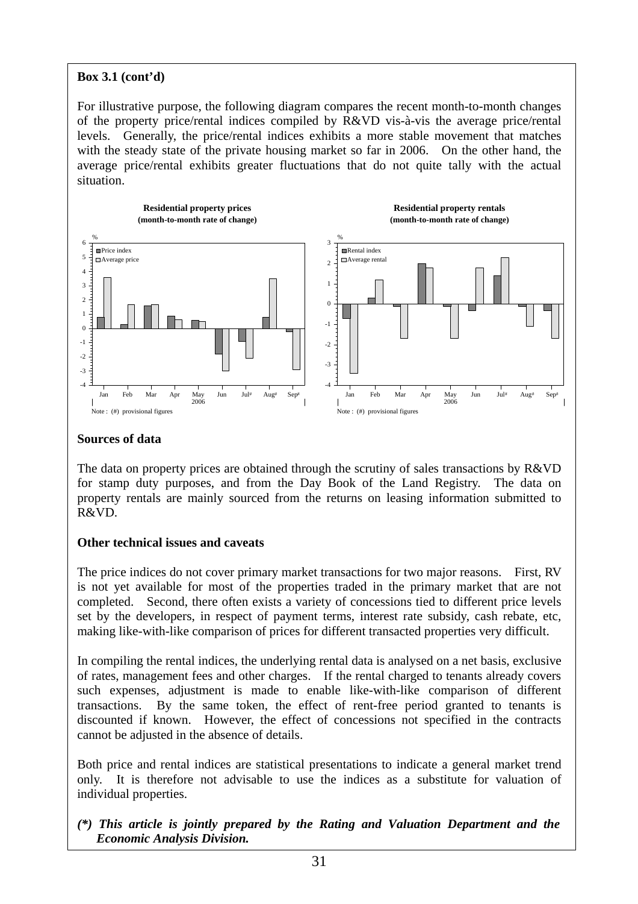**Box 3.1 (cont'd)**

For illustrative purpose, the following diagram compares the recent month-to-month changes of the property price/rental indices compiled by R&VD vis-à-vis the average price/rental levels. Generally, the price/rental indices exhibits a more stable movement that matches with the steady state of the private housing market so far in 2006. On the other hand, the average price/rental exhibits greater fluctuations that do not quite tally with the actual situation.

**Residential property prices (month-to-month rate of change)**

**Residential property rentals (month-to-month rate of change)**

Note : (#) provisional figures

### Sources of data

The data on property prices are obtained through the scrutiny of sales transactions by R&VD for stamp duty purposes, and from the Day Book of the Land Registry. The data on property rentals are mainly sourced from the returns on leasing information submitted to R&VD.

### Other technical issues and caveats

The price indices do not cover primary market transactions for two major reasons. First, RV is not yet available for most of the properties traded in the primary market that are not completed. Second, there often exists a variety of concessions tied to different price levels set by the developers, in respect of payment terms, interest rate subsidy, cash rebate, etc, making like-with-like comparison of prices for different transacted properties very difficult.

In compiling the rental indices, the underlying rental data is analysed on a net basis, exclusive of rates, management fees and other charges. If the rental charged to tenants already covers such expenses, adjustment is made to enable like-with-like comparison of different transactions. By the same token, the effect of rent-free period granted to tenants is discounted if known. However, the effect of concessions not specified in the contracts cannot be adjusted in the absence of details.

Both price and rental indices are statistical presentations to indicate a general market trend only. It is therefore not advisable to use the indices as a substitute for valuation of individual properties.

***(\*) This article is jointly prepared by the Rating and Valuation Department and the Economic Analysis Division.***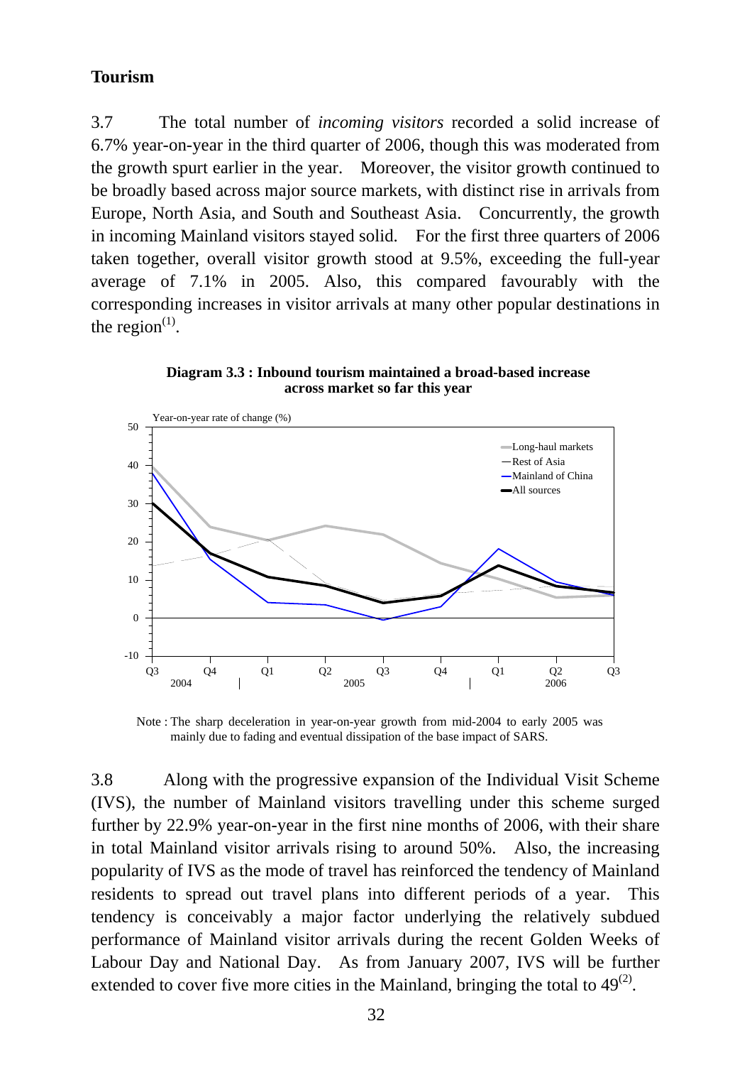## Tourism

3.7 The total number of *incoming visitors* recorded a solid increase of 6.7% year-on-year in the third quarter of 2006, though this was moderated from the growth spurt earlier in the year. Moreover, the visitor growth continued to be broadly based across major source markets, with distinct rise in arrivals from Europe, North Asia, and South and Southeast Asia. Concurrently, the growth in incoming Mainland visitors stayed solid. For the first three quarters of 2006 taken together, overall visitor growth stood at 9.5%, exceeding the full-year average of 7.1% in 2005. Also, this compared favourably with the corresponding increases in visitor arrivals at many other popular destinations in the region(1).

**Diagram 3.3 : Inbound tourism maintained a broad-based increase across market so far this year**

Year-on-year rate of change (%)

Legend: Long-haul markets; Rest of Asia; Mainland of China; All sources

X-axis: Q3 2004, Q4, Q1 2005, Q2, Q3, Q4, Q1 2006, Q2, Q3

Y-axis: -10 to 50

Note : The sharp deceleration in year-on-year growth from mid-2004 to early 2005 was mainly due to fading and eventual dissipation of the base impact of SARS.

3.8 Along with the progressive expansion of the Individual Visit Scheme (IVS), the number of Mainland visitors travelling under this scheme surged further by 22.9% year-on-year in the first nine months of 2006, with their share in total Mainland visitor arrivals rising to around 50%. Also, the increasing popularity of IVS as the mode of travel has reinforced the tendency of Mainland residents to spread out travel plans into different periods of a year. This tendency is conceivably a major factor underlying the relatively subdued performance of Mainland visitor arrivals during the recent Golden Weeks of Labour Day and National Day. As from January 2007, IVS will be further extended to cover five more cities in the Mainland, bringing the total to 49(2).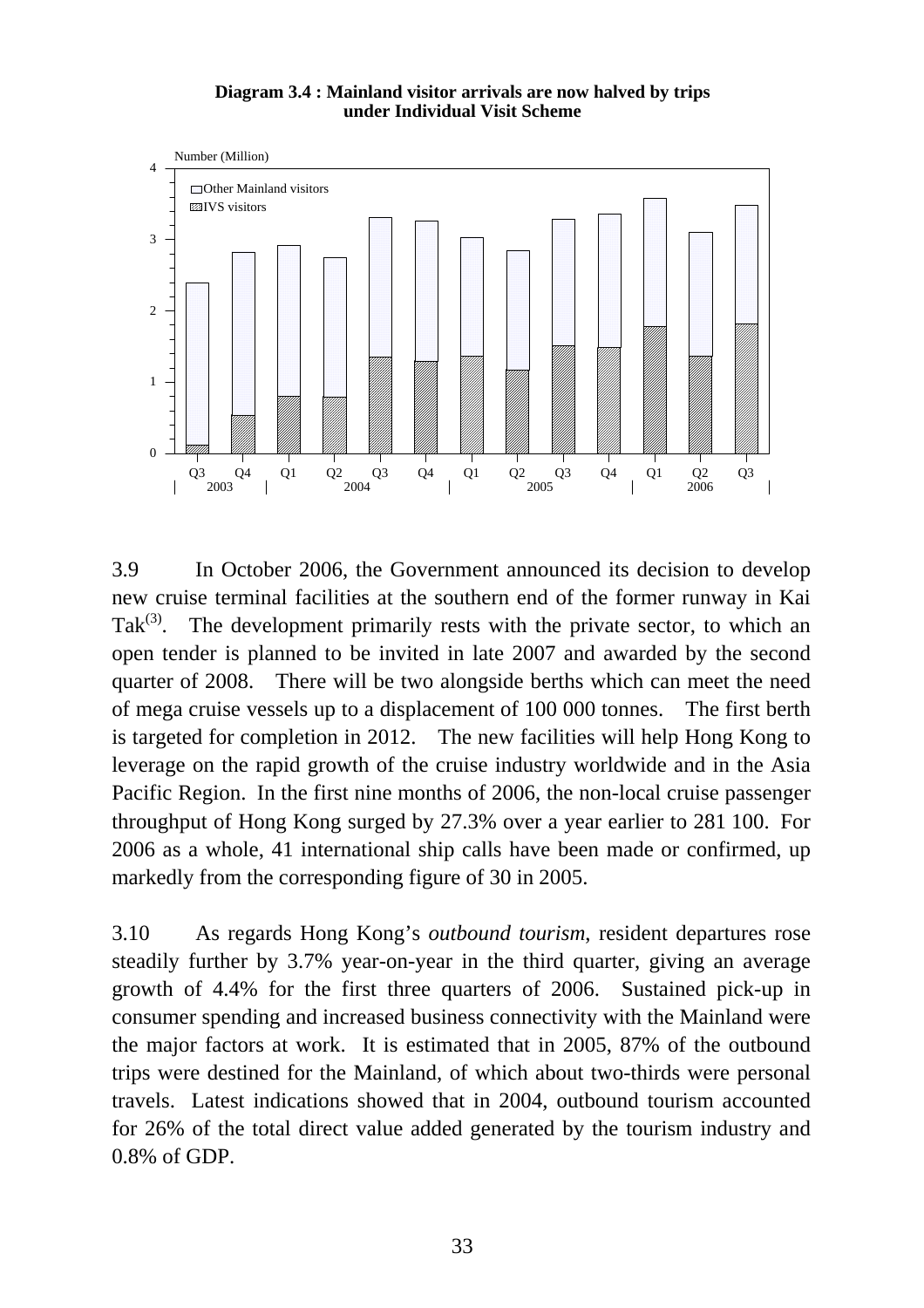**Diagram 3.4 : Mainland visitor arrivals are now halved by trips under Individual Visit Scheme**

3.9 In October 2006, the Government announced its decision to develop new cruise terminal facilities at the southern end of the former runway in Kai Tak[3]. The development primarily rests with the private sector, to which an open tender is planned to be invited in late 2007 and awarded by the second quarter of 2008. There will be two alongside berths which can meet the need of mega cruise vessels up to a displacement of 100 000 tonnes. The first berth is targeted for completion in 2012. The new facilities will help Hong Kong to leverage on the rapid growth of the cruise industry worldwide and in the Asia Pacific Region. In the first nine months of 2006, the non-local cruise passenger throughput of Hong Kong surged by 27.3% over a year earlier to 281 100. For 2006 as a whole, 41 international ship calls have been made or confirmed, up markedly from the corresponding figure of 30 in 2005.

3.10 As regards Hong Kong's *outbound tourism*, resident departures rose steadily further by 3.7% year-on-year in the third quarter, giving an average growth of 4.4% for the first three quarters of 2006. Sustained pick-up in consumer spending and increased business connectivity with the Mainland were the major factors at work. It is estimated that in 2005, 87% of the outbound trips were destined for the Mainland, of which about two-thirds were personal travels. Latest indications showed that in 2004, outbound tourism accounted for 26% of the total direct value added generated by the tourism industry and 0.8% of GDP.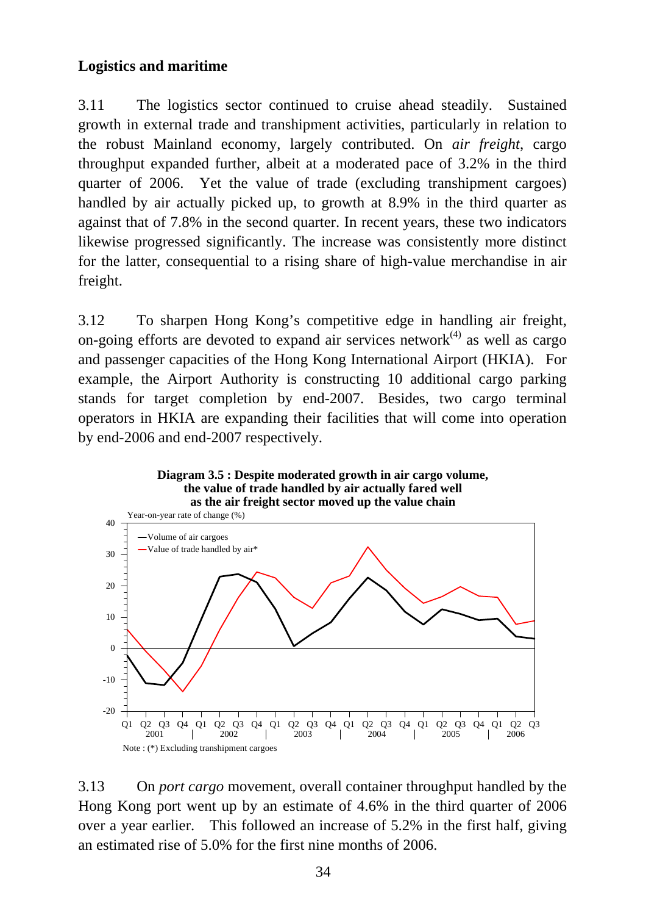## Logistics and maritime

3.11 The logistics sector continued to cruise ahead steadily. Sustained growth in external trade and transhipment activities, particularly in relation to the robust Mainland economy, largely contributed. On *air freight*, cargo throughput expanded further, albeit at a moderated pace of 3.2% in the third quarter of 2006. Yet the value of trade (excluding transhipment cargoes) handled by air actually picked up, to growth at 8.9% in the third quarter as against that of 7.8% in the second quarter. In recent years, these two indicators likewise progressed significantly. The increase was consistently more distinct for the latter, consequential to a rising share of high-value merchandise in air freight.

3.12 To sharpen Hong Kong's competitive edge in handling air freight, on-going efforts are devoted to expand air services network[(4)] as well as cargo and passenger capacities of the Hong Kong International Airport (HKIA). For example, the Airport Authority is constructing 10 additional cargo parking stands for target completion by end-2007. Besides, two cargo terminal operators in HKIA are expanding their facilities that will come into operation by end-2006 and end-2007 respectively.

**Diagram 3.5 : Despite moderated growth in air cargo volume, the value of trade handled by air actually fared well as the air freight sector moved up the value chain**

Note : (*) Excluding transhipment cargoes

3.13 On *port cargo* movement, overall container throughput handled by the Hong Kong port went up by an estimate of 4.6% in the third quarter of 2006 over a year earlier. This followed an increase of 5.2% in the first half, giving an estimated rise of 5.0% for the first nine months of 2006.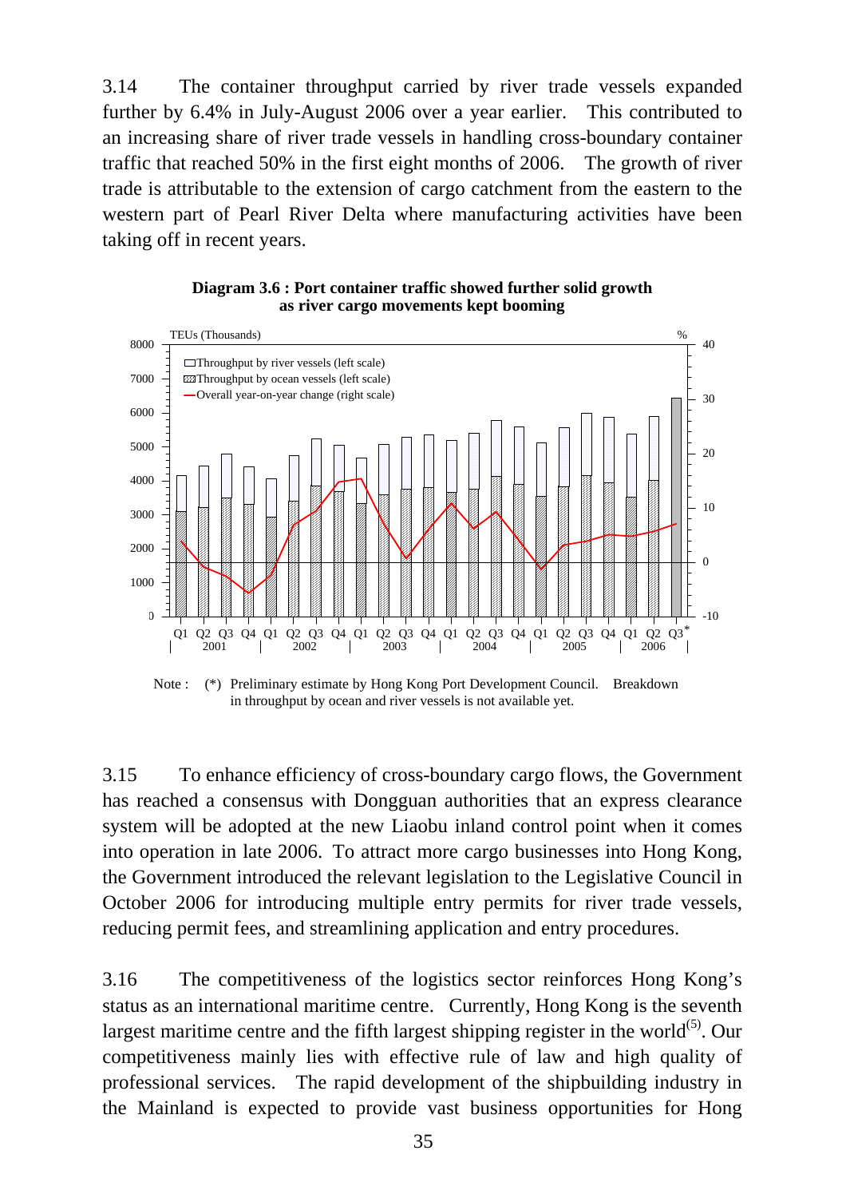3.14 The container throughput carried by river trade vessels expanded further by 6.4% in July-August 2006 over a year earlier. This contributed to an increasing share of river trade vessels in handling cross-boundary container traffic that reached 50% in the first eight months of 2006. The growth of river trade is attributable to the extension of cargo catchment from the eastern to the western part of Pearl River Delta where manufacturing activities have been taking off in recent years.

**Diagram 3.6 : Port container traffic showed further solid growth as river cargo movements kept booming**

Note : (*) Preliminary estimate by Hong Kong Port Development Council. Breakdown in throughput by ocean and river vessels is not available yet.

3.15 To enhance efficiency of cross-boundary cargo flows, the Government has reached a consensus with Dongguan authorities that an express clearance system will be adopted at the new Liaobu inland control point when it comes into operation in late 2006. To attract more cargo businesses into Hong Kong, the Government introduced the relevant legislation to the Legislative Council in October 2006 for introducing multiple entry permits for river trade vessels, reducing permit fees, and streamlining application and entry procedures.

3.16 The competitiveness of the logistics sector reinforces Hong Kong's status as an international maritime centre. Currently, Hong Kong is the seventh largest maritime centre and the fifth largest shipping register in the world[(5)]. Our competitiveness mainly lies with effective rule of law and high quality of professional services. The rapid development of the shipbuilding industry in the Mainland is expected to provide vast business opportunities for Hong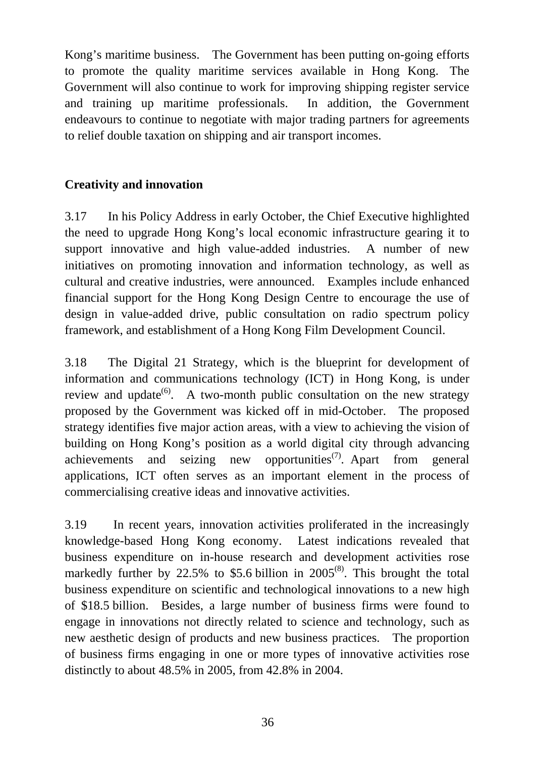Kong's maritime business. The Government has been putting on-going efforts to promote the quality maritime services available in Hong Kong. The Government will also continue to work for improving shipping register service and training up maritime professionals. In addition, the Government endeavours to continue to negotiate with major trading partners for agreements to relief double taxation on shipping and air transport incomes.

**Creativity and innovation**

3.17 In his Policy Address in early October, the Chief Executive highlighted the need to upgrade Hong Kong's local economic infrastructure gearing it to support innovative and high value-added industries. A number of new initiatives on promoting innovation and information technology, as well as cultural and creative industries, were announced. Examples include enhanced financial support for the Hong Kong Design Centre to encourage the use of design in value-added drive, public consultation on radio spectrum policy framework, and establishment of a Hong Kong Film Development Council.

3.18 The Digital 21 Strategy, which is the blueprint for development of information and communications technology (ICT) in Hong Kong, is under review and update(6). A two-month public consultation on the new strategy proposed by the Government was kicked off in mid-October. The proposed strategy identifies five major action areas, with a view to achieving the vision of building on Hong Kong's position as a world digital city through advancing achievements and seizing new opportunities(7). Apart from general applications, ICT often serves as an important element in the process of commercialising creative ideas and innovative activities.

3.19 In recent years, innovation activities proliferated in the increasingly knowledge-based Hong Kong economy. Latest indications revealed that business expenditure on in-house research and development activities rose markedly further by 22.5% to $5.6 billion in 2005(8). This brought the total business expenditure on scientific and technological innovations to a new high of $18.5 billion. Besides, a large number of business firms were found to engage in innovations not directly related to science and technology, such as new aesthetic design of products and new business practices. The proportion of business firms engaging in one or more types of innovative activities rose distinctly to about 48.5% in 2005, from 42.8% in 2004.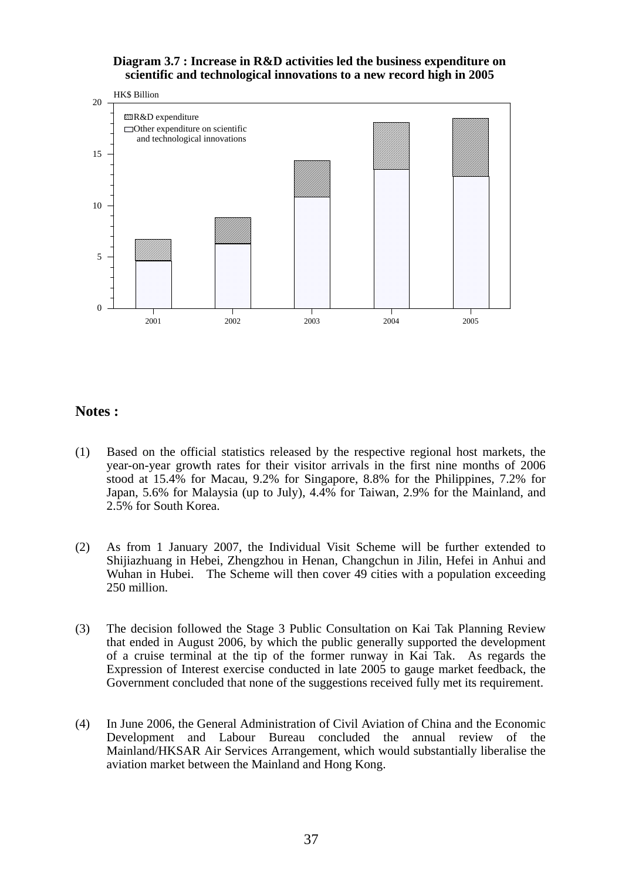**Diagram 3.7 : Increase in R&D activities led the business expenditure on scientific and technological innovations to a new record high in 2005**

## Notes :

(1) Based on the official statistics released by the respective regional host markets, the year-on-year growth rates for their visitor arrivals in the first nine months of 2006 stood at 15.4% for Macau, 9.2% for Singapore, 8.8% for the Philippines, 7.2% for Japan, 5.6% for Malaysia (up to July), 4.4% for Taiwan, 2.9% for the Mainland, and 2.5% for South Korea.

(2) As from 1 January 2007, the Individual Visit Scheme will be further extended to Shijiazhuang in Hebei, Zhengzhou in Henan, Changchun in Jilin, Hefei in Anhui and Wuhan in Hubei. The Scheme will then cover 49 cities with a population exceeding 250 million.

(3) The decision followed the Stage 3 Public Consultation on Kai Tak Planning Review that ended in August 2006, by which the public generally supported the development of a cruise terminal at the tip of the former runway in Kai Tak. As regards the Expression of Interest exercise conducted in late 2005 to gauge market feedback, the Government concluded that none of the suggestions received fully met its requirement.

(4) In June 2006, the General Administration of Civil Aviation of China and the Economic Development and Labour Bureau concluded the annual review of the Mainland/HKSAR Air Services Arrangement, which would substantially liberalise the aviation market between the Mainland and Hong Kong.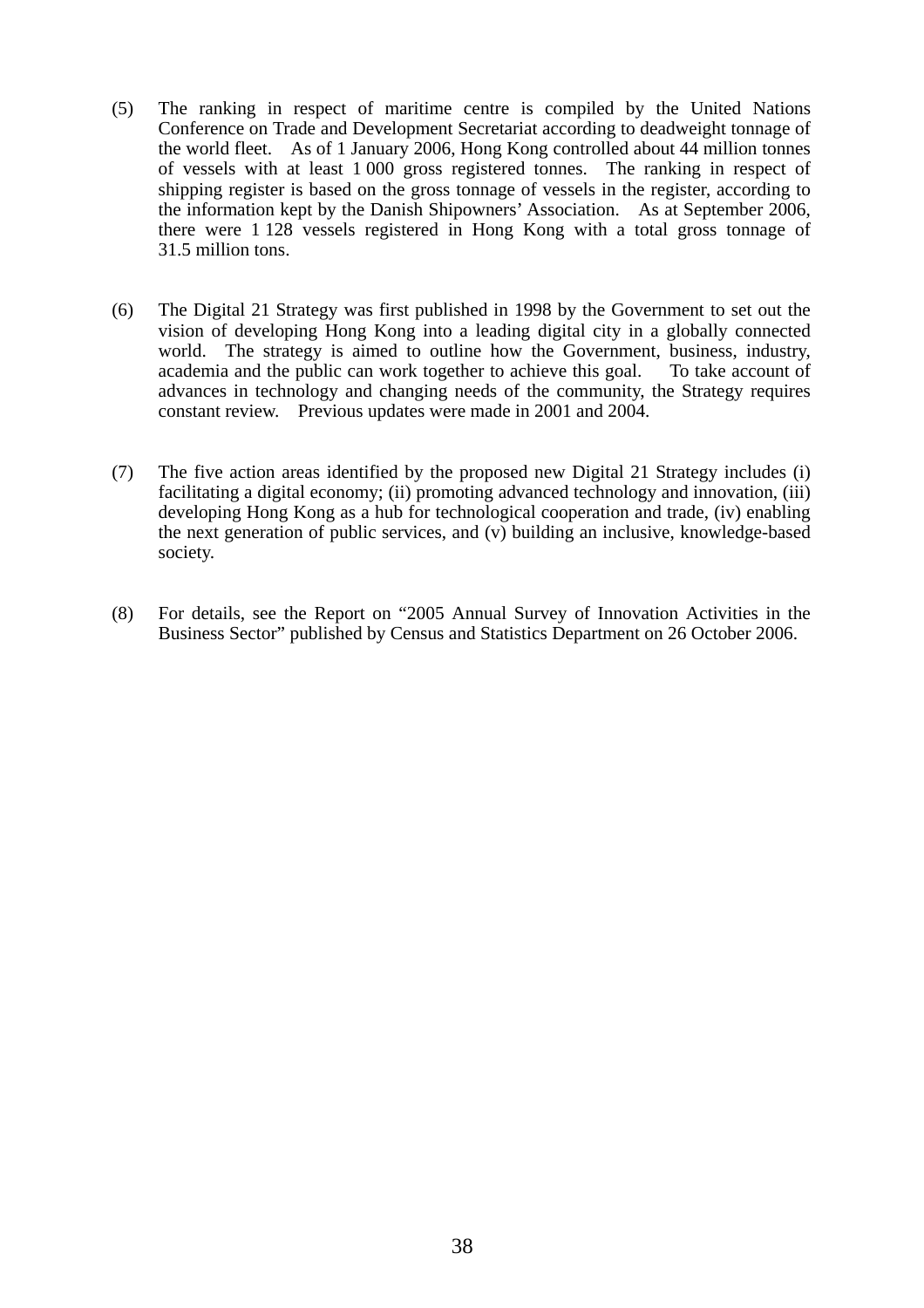(5) The ranking in respect of maritime centre is compiled by the United Nations Conference on Trade and Development Secretariat according to deadweight tonnage of the world fleet. As of 1 January 2006, Hong Kong controlled about 44 million tonnes of vessels with at least 1 000 gross registered tonnes. The ranking in respect of shipping register is based on the gross tonnage of vessels in the register, according to the information kept by the Danish Shipowners' Association. As at September 2006, there were 1 128 vessels registered in Hong Kong with a total gross tonnage of 31.5 million tons.

(6) The Digital 21 Strategy was first published in 1998 by the Government to set out the vision of developing Hong Kong into a leading digital city in a globally connected world. The strategy is aimed to outline how the Government, business, industry, academia and the public can work together to achieve this goal. To take account of advances in technology and changing needs of the community, the Strategy requires constant review. Previous updates were made in 2001 and 2004.

(7) The five action areas identified by the proposed new Digital 21 Strategy includes (i) facilitating a digital economy; (ii) promoting advanced technology and innovation, (iii) developing Hong Kong as a hub for technological cooperation and trade, (iv) enabling the next generation of public services, and (v) building an inclusive, knowledge-based society.

(8) For details, see the Report on "2005 Annual Survey of Innovation Activities in the Business Sector" published by Census and Statistics Department on 26 October 2006.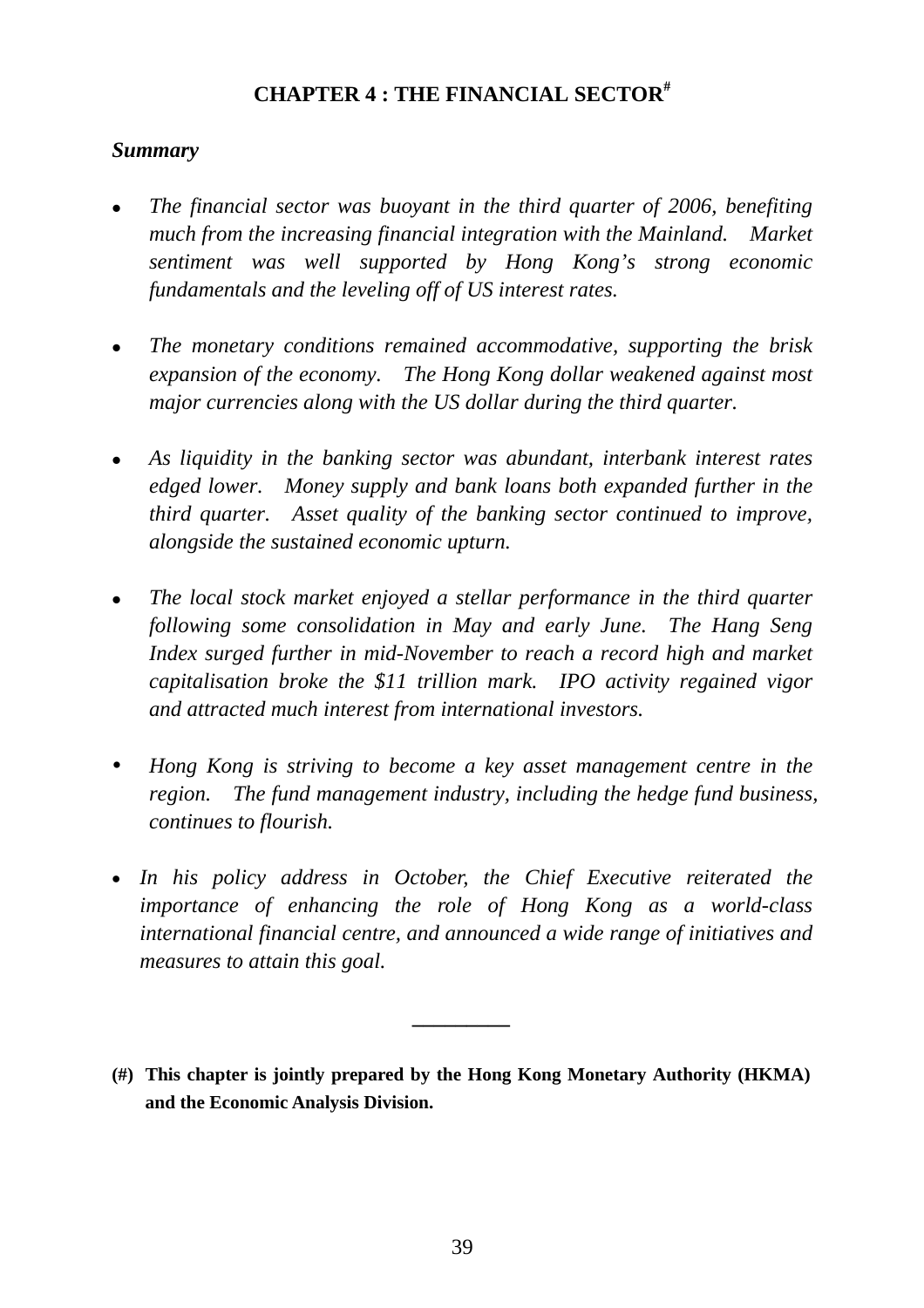# CHAPTER 4 : THE FINANCIAL SECTOR[#]

***Summary***

- *The financial sector was buoyant in the third quarter of 2006, benefiting much from the increasing financial integration with the Mainland. Market sentiment was well supported by Hong Kong's strong economic fundamentals and the leveling off of US interest rates.*

- *The monetary conditions remained accommodative, supporting the brisk expansion of the economy. The Hong Kong dollar weakened against most major currencies along with the US dollar during the third quarter.*

- *As liquidity in the banking sector was abundant, interbank interest rates edged lower. Money supply and bank loans both expanded further in the third quarter. Asset quality of the banking sector continued to improve, alongside the sustained economic upturn.*

- *The local stock market enjoyed a stellar performance in the third quarter following some consolidation in May and early June. The Hang Seng Index surged further in mid-November to reach a record high and market capitalisation broke the $11 trillion mark. IPO activity regained vigor and attracted much interest from international investors.*

- *Hong Kong is striving to become a key asset management centre in the region. The fund management industry, including the hedge fund business, continues to flourish.*

- *In his policy address in October, the Chief Executive reiterated the importance of enhancing the role of Hong Kong as a world-class international financial centre, and announced a wide range of initiatives and measures to attain this goal.*

---

**(#) This chapter is jointly prepared by the Hong Kong Monetary Authority (HKMA) and the Economic Analysis Division.**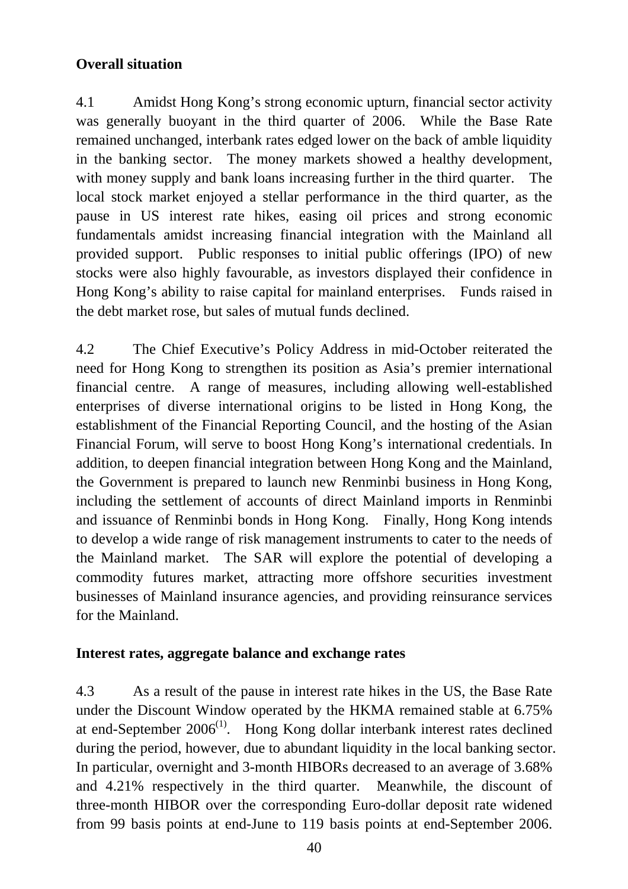**Overall situation**

4.1 Amidst Hong Kong's strong economic upturn, financial sector activity was generally buoyant in the third quarter of 2006. While the Base Rate remained unchanged, interbank rates edged lower on the back of amble liquidity in the banking sector. The money markets showed a healthy development, with money supply and bank loans increasing further in the third quarter. The local stock market enjoyed a stellar performance in the third quarter, as the pause in US interest rate hikes, easing oil prices and strong economic fundamentals amidst increasing financial integration with the Mainland all provided support. Public responses to initial public offerings (IPO) of new stocks were also highly favourable, as investors displayed their confidence in Hong Kong's ability to raise capital for mainland enterprises. Funds raised in the debt market rose, but sales of mutual funds declined.

4.2 The Chief Executive's Policy Address in mid-October reiterated the need for Hong Kong to strengthen its position as Asia's premier international financial centre. A range of measures, including allowing well-established enterprises of diverse international origins to be listed in Hong Kong, the establishment of the Financial Reporting Council, and the hosting of the Asian Financial Forum, will serve to boost Hong Kong's international credentials. In addition, to deepen financial integration between Hong Kong and the Mainland, the Government is prepared to launch new Renminbi business in Hong Kong, including the settlement of accounts of direct Mainland imports in Renminbi and issuance of Renminbi bonds in Hong Kong. Finally, Hong Kong intends to develop a wide range of risk management instruments to cater to the needs of the Mainland market. The SAR will explore the potential of developing a commodity futures market, attracting more offshore securities investment businesses of Mainland insurance agencies, and providing reinsurance services for the Mainland.

**Interest rates, aggregate balance and exchange rates**

4.3 As a result of the pause in interest rate hikes in the US, the Base Rate under the Discount Window operated by the HKMA remained stable at 6.75% at end-September 2006[(1)]. Hong Kong dollar interbank interest rates declined during the period, however, due to abundant liquidity in the local banking sector. In particular, overnight and 3-month HIBORs decreased to an average of 3.68% and 4.21% respectively in the third quarter. Meanwhile, the discount of three-month HIBOR over the corresponding Euro-dollar deposit rate widened from 99 basis points at end-June to 119 basis points at end-September 2006.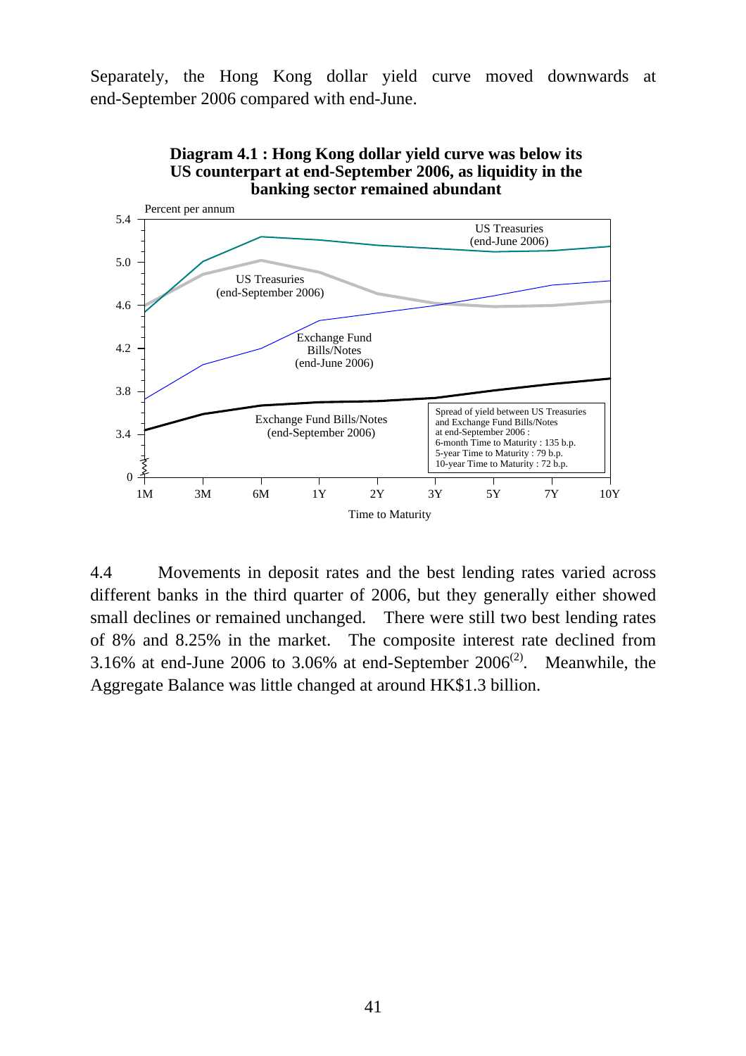Separately, the Hong Kong dollar yield curve moved downwards at end-September 2006 compared with end-June.

**Diagram 4.1 : Hong Kong dollar yield curve was below its US counterpart at end-September 2006, as liquidity in the banking sector remained abundant**

Percent per annum

US Treasuries (end-June 2006)

US Treasuries (end-September 2006)

Exchange Fund Bills/Notes (end-June 2006)

Exchange Fund Bills/Notes (end-September 2006)

Spread of yield between US Treasuries and Exchange Fund Bills/Notes at end-September 2006 :
6-month Time to Maturity : 135 b.p.
5-year Time to Maturity : 79 b.p.
10-year Time to Maturity : 72 b.p.

Time to Maturity

4.4 Movements in deposit rates and the best lending rates varied across different banks in the third quarter of 2006, but they generally either showed small declines or remained unchanged. There were still two best lending rates of 8% and 8.25% in the market. The composite interest rate declined from 3.16% at end-June 2006 to 3.06% at end-September 2006[(2)]. Meanwhile, the Aggregate Balance was little changed at around HK$1.3 billion.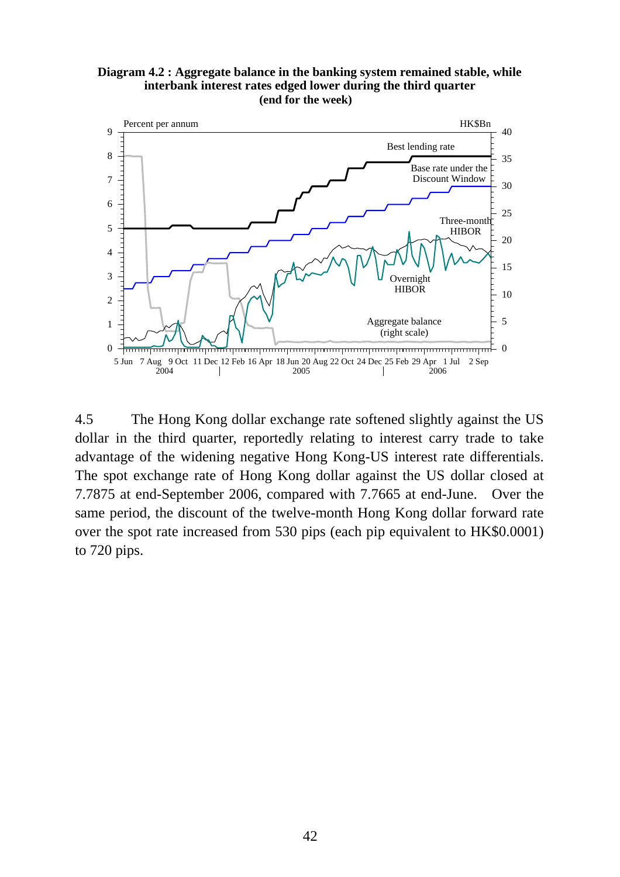**Diagram 4.2 : Aggregate balance in the banking system remained stable, while interbank interest rates edged lower during the third quarter (end for the week)**

4.5 The Hong Kong dollar exchange rate softened slightly against the US dollar in the third quarter, reportedly relating to interest carry trade to take advantage of the widening negative Hong Kong-US interest rate differentials. The spot exchange rate of Hong Kong dollar against the US dollar closed at 7.7875 at end-September 2006, compared with 7.7665 at end-June. Over the same period, the discount of the twelve-month Hong Kong dollar forward rate over the spot rate increased from 530 pips (each pip equivalent to HK$0.0001) to 720 pips.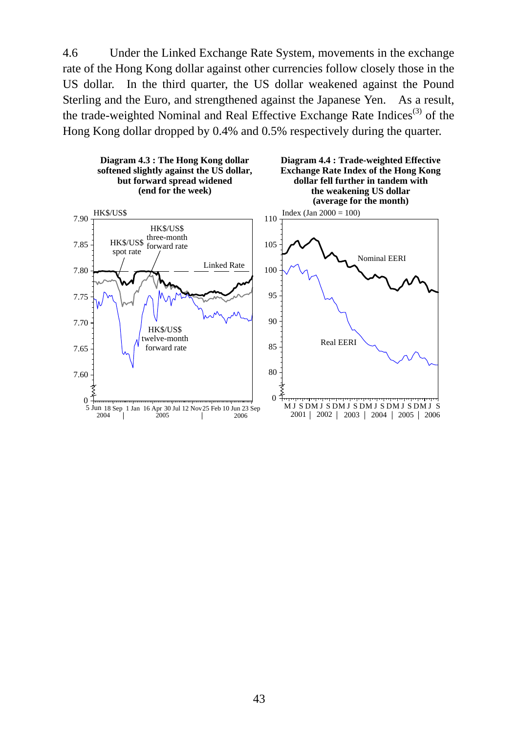4.6 Under the Linked Exchange Rate System, movements in the exchange rate of the Hong Kong dollar against other currencies follow closely those in the US dollar. In the third quarter, the US dollar weakened against the Pound Sterling and the Euro, and strengthened against the Japanese Yen. As a result, the trade-weighted Nominal and Real Effective Exchange Rate Indices[(3)] of the Hong Kong dollar dropped by 0.4% and 0.5% respectively during the quarter.

**Diagram 4.3 : The Hong Kong dollar softened slightly against the US dollar, but forward spread widened (end for the week)**

**Diagram 4.4 : Trade-weighted Effective Exchange Rate Index of the Hong Kong dollar fell further in tandem with the weakening US dollar (average for the month)**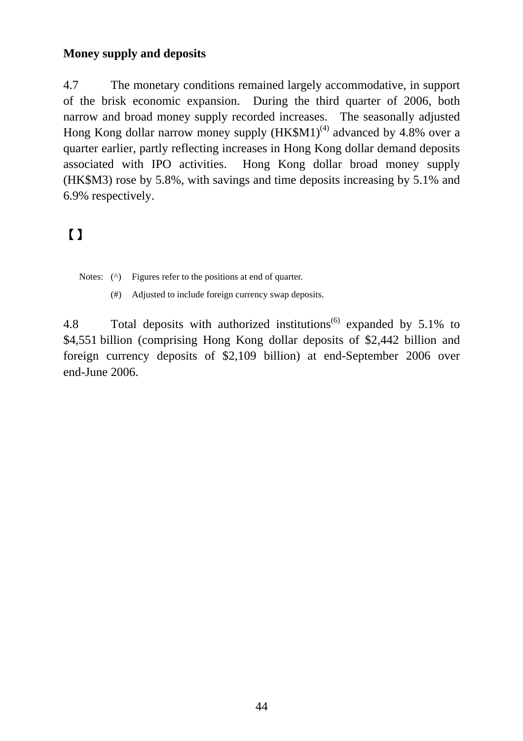**Money supply and deposits**

4.7 The monetary conditions remained largely accommodative, in support of the brisk economic expansion. During the third quarter of 2006, both narrow and broad money supply recorded increases. The seasonally adjusted Hong Kong dollar narrow money supply (HK$M1)[(4)] advanced by 4.8% over a quarter earlier, partly reflecting increases in Hong Kong dollar demand deposits associated with IPO activities. Hong Kong dollar broad money supply (HK$M3) rose by 5.8%, with savings and time deposits increasing by 5.1% and 6.9% respectively.

【】

Notes: (^) Figures refer to the positions at end of quarter.

(#) Adjusted to include foreign currency swap deposits.

4.8 Total deposits with authorized institutions[(6)] expanded by 5.1% to $4,551 billion (comprising Hong Kong dollar deposits of $2,442 billion and foreign currency deposits of $2,109 billion) at end-September 2006 over end-June 2006.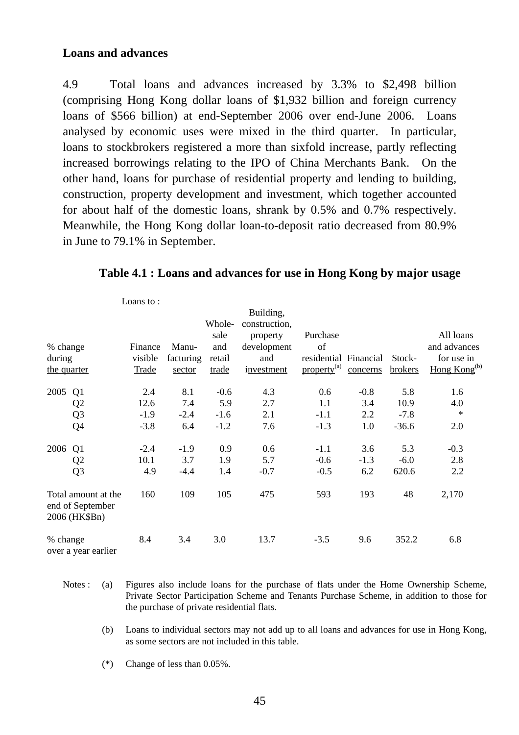**Loans and advances**

4.9 Total loans and advances increased by 3.3% to $2,498 billion (comprising Hong Kong dollar loans of $1,932 billion and foreign currency loans of $566 billion) at end-September 2006 over end-June 2006. Loans analysed by economic uses were mixed in the third quarter. In particular, loans to stockbrokers registered a more than sixfold increase, partly reflecting increased borrowings relating to the IPO of China Merchants Bank. On the other hand, loans for purchase of residential property and lending to building, construction, property development and investment, which together accounted for about half of the domestic loans, shrank by 0.5% and 0.7% respectively. Meanwhile, the Hong Kong dollar loan-to-deposit ratio decreased from 80.9% in June to 79.1% in September.

**Table 4.1 : Loans and advances for use in Hong Kong by major usage**

| % change during the quarter | | Loans to : Finance visible Trade | Manu-facturing sector | Whole-sale and retail trade | Building, construction, property development and investment | Purchase of residential property[(a)] | Financial concerns | Stock-brokers | All loans and advances for use in Hong Kong[(b)] |
|---|---|---|---|---|---|---|---|---|---|
| 2005 | Q1 | 2.4 | 8.1 | -0.6 | 4.3 | 0.6 | -0.8 | 5.8 | 1.6 |
| | Q2 | 12.6 | 7.4 | 5.9 | 2.7 | 1.1 | 3.4 | 10.9 | 4.0 |
| | Q3 | -1.9 | -2.4 | -1.6 | 2.1 | -1.1 | 2.2 | -7.8 | * |
| | Q4 | -3.8 | 6.4 | -1.2 | 7.6 | -1.3 | 1.0 | -36.6 | 2.0 |
| 2006 | Q1 | -2.4 | -1.9 | 0.9 | 0.6 | -1.1 | 3.6 | 5.3 | -0.3 |
| | Q2 | 10.1 | 3.7 | 1.9 | 5.7 | -0.6 | -1.3 | -6.0 | 2.8 |
| | Q3 | 4.9 | -4.4 | 1.4 | -0.7 | -0.5 | 6.2 | 620.6 | 2.2 |
| Total amount at the end of September 2006 (HK$Bn) | | 160 | 109 | 105 | 475 | 593 | 193 | 48 | 2,170 |
| % change over a year earlier | | 8.4 | 3.4 | 3.0 | 13.7 | -3.5 | 9.6 | 352.2 | 6.8 |

Notes :

(a) Figures also include loans for the purchase of flats under the Home Ownership Scheme, Private Sector Participation Scheme and Tenants Purchase Scheme, in addition to those for the purchase of private residential flats.

(b) Loans to individual sectors may not add up to all loans and advances for use in Hong Kong, as some sectors are not included in this table.

(*) Change of less than 0.05%.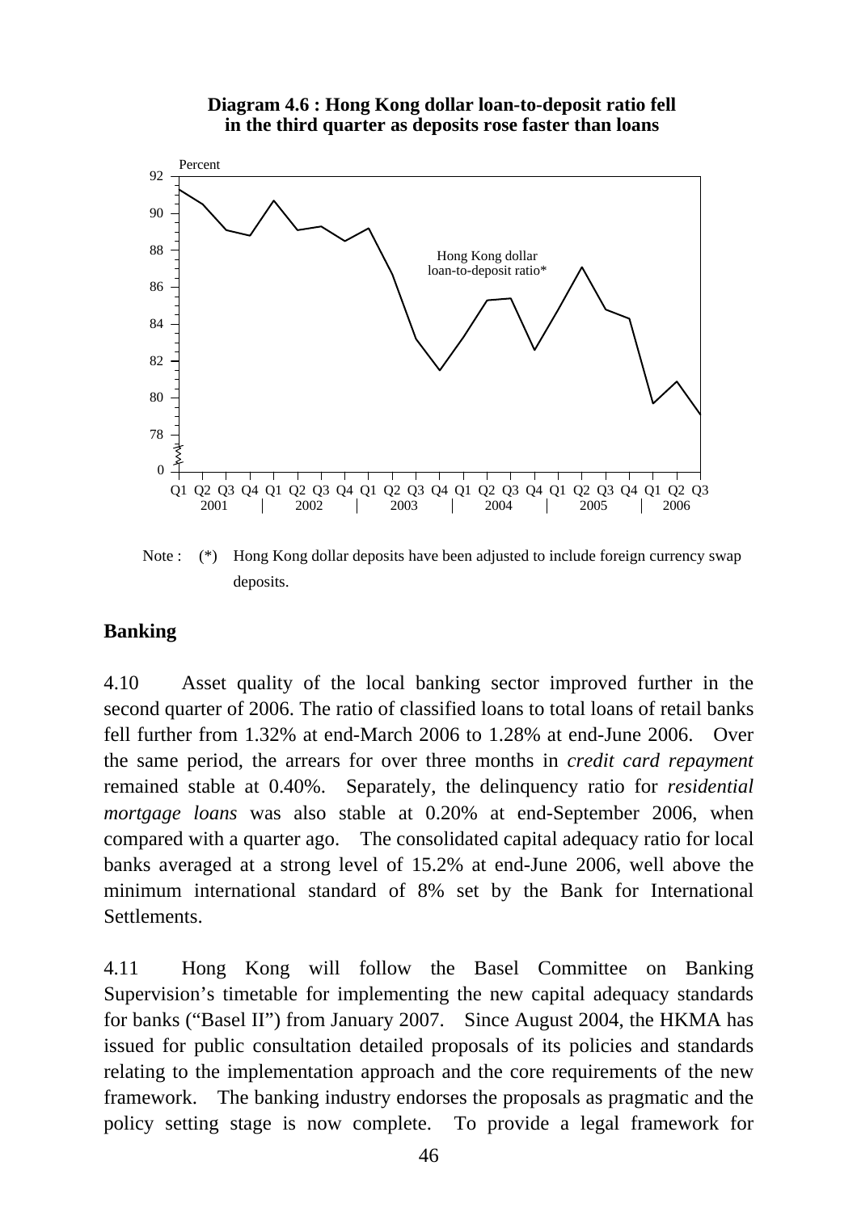**Diagram 4.6 : Hong Kong dollar loan-to-deposit ratio fell in the third quarter as deposits rose faster than loans**

Note : (*) Hong Kong dollar deposits have been adjusted to include foreign currency swap deposits.

## Banking

4.10 Asset quality of the local banking sector improved further in the second quarter of 2006. The ratio of classified loans to total loans of retail banks fell further from 1.32% at end-March 2006 to 1.28% at end-June 2006. Over the same period, the arrears for over three months in *credit card repayment* remained stable at 0.40%. Separately, the delinquency ratio for *residential mortgage loans* was also stable at 0.20% at end-September 2006, when compared with a quarter ago. The consolidated capital adequacy ratio for local banks averaged at a strong level of 15.2% at end-June 2006, well above the minimum international standard of 8% set by the Bank for International Settlements.

4.11 Hong Kong will follow the Basel Committee on Banking Supervision's timetable for implementing the new capital adequacy standards for banks ("Basel II") from January 2007. Since August 2004, the HKMA has issued for public consultation detailed proposals of its policies and standards relating to the implementation approach and the core requirements of the new framework. The banking industry endorses the proposals as pragmatic and the policy setting stage is now complete. To provide a legal framework for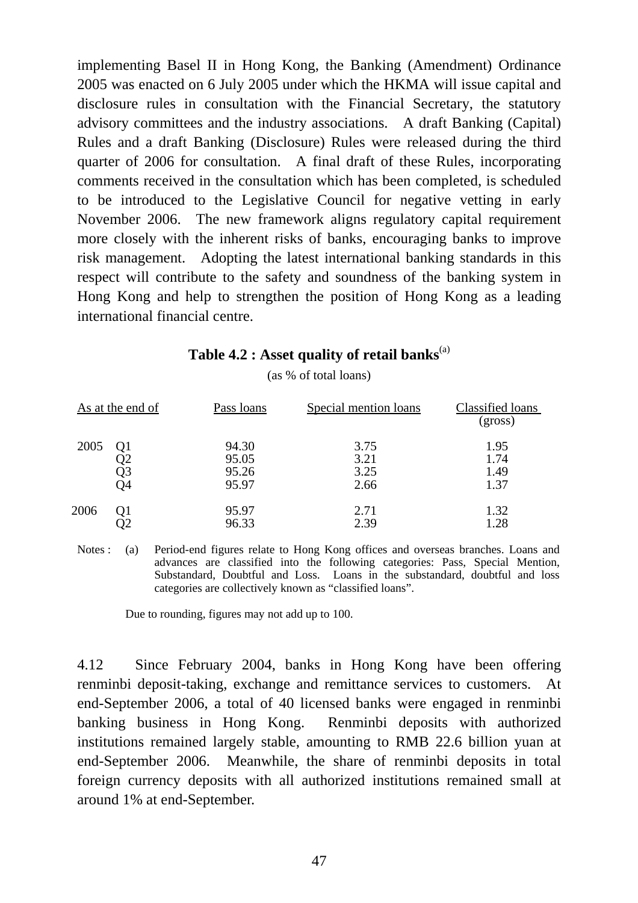implementing Basel II in Hong Kong, the Banking (Amendment) Ordinance 2005 was enacted on 6 July 2005 under which the HKMA will issue capital and disclosure rules in consultation with the Financial Secretary, the statutory advisory committees and the industry associations. A draft Banking (Capital) Rules and a draft Banking (Disclosure) Rules were released during the third quarter of 2006 for consultation. A final draft of these Rules, incorporating comments received in the consultation which has been completed, is scheduled to be introduced to the Legislative Council for negative vetting in early November 2006. The new framework aligns regulatory capital requirement more closely with the inherent risks of banks, encouraging banks to improve risk management. Adopting the latest international banking standards in this respect will contribute to the safety and soundness of the banking system in Hong Kong and help to strengthen the position of Hong Kong as a leading international financial centre.

**Table 4.2 : Asset quality of retail banks**[(a)]

(as % of total loans)

| As at the end of | | Pass loans | Special mention loans | Classified loans (gross) |
|---|---|---|---|---|
| 2005 | Q1 | 94.30 | 3.75 | 1.95 |
| | Q2 | 95.05 | 3.21 | 1.74 |
| | Q3 | 95.26 | 3.25 | 1.49 |
| | Q4 | 95.97 | 2.66 | 1.37 |
| 2006 | Q1 | 95.97 | 2.71 | 1.32 |
| | Q2 | 96.33 | 2.39 | 1.28 |

Notes : (a) Period-end figures relate to Hong Kong offices and overseas branches. Loans and advances are classified into the following categories: Pass, Special Mention, Substandard, Doubtful and Loss. Loans in the substandard, doubtful and loss categories are collectively known as "classified loans".

Due to rounding, figures may not add up to 100.

4.12 Since February 2004, banks in Hong Kong have been offering renminbi deposit-taking, exchange and remittance services to customers. At end-September 2006, a total of 40 licensed banks were engaged in renminbi banking business in Hong Kong. Renminbi deposits with authorized institutions remained largely stable, amounting to RMB 22.6 billion yuan at end-September 2006. Meanwhile, the share of renminbi deposits in total foreign currency deposits with all authorized institutions remained small at around 1% at end-September.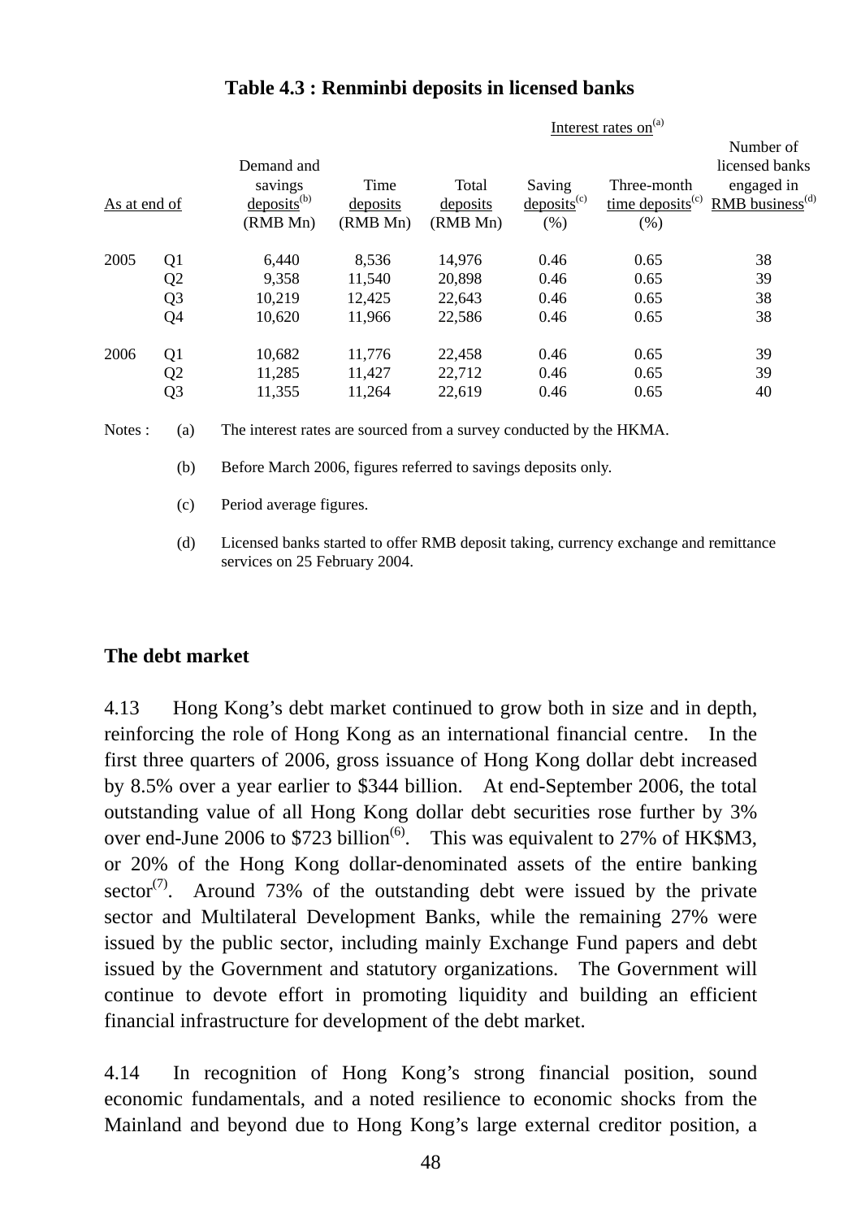**Table 4.3 : Renminbi deposits in licensed banks**

| As at end of | | Demand and savings deposits[(b)] (RMB Mn) | Time deposits (RMB Mn) | Total deposits (RMB Mn) | Interest rates on[(a)] Saving deposits[(c)] (%) | Three-month time deposits[(c)] (%) | Number of licensed banks engaged in RMB business[(d)] |
|---|---|---|---|---|---|---|---|
| 2005 | Q1 | 6,440 | 8,536 | 14,976 | 0.46 | 0.65 | 38 |
| | Q2 | 9,358 | 11,540 | 20,898 | 0.46 | 0.65 | 39 |
| | Q3 | 10,219 | 12,425 | 22,643 | 0.46 | 0.65 | 38 |
| | Q4 | 10,620 | 11,966 | 22,586 | 0.46 | 0.65 | 38 |
| 2006 | Q1 | 10,682 | 11,776 | 22,458 | 0.46 | 0.65 | 39 |
| | Q2 | 11,285 | 11,427 | 22,712 | 0.46 | 0.65 | 39 |
| | Q3 | 11,355 | 11,264 | 22,619 | 0.46 | 0.65 | 40 |

Notes :
(a) The interest rates are sourced from a survey conducted by the HKMA.

(b) Before March 2006, figures referred to savings deposits only.

(c) Period average figures.

(d) Licensed banks started to offer RMB deposit taking, currency exchange and remittance services on 25 February 2004.

## The debt market

4.13 Hong Kong's debt market continued to grow both in size and in depth, reinforcing the role of Hong Kong as an international financial centre. In the first three quarters of 2006, gross issuance of Hong Kong dollar debt increased by 8.5% over a year earlier to $344 billion. At end-September 2006, the total outstanding value of all Hong Kong dollar debt securities rose further by 3% over end-June 2006 to $723 billion[(6)]. This was equivalent to 27% of HK$M3, or 20% of the Hong Kong dollar-denominated assets of the entire banking sector[(7)]. Around 73% of the outstanding debt were issued by the private sector and Multilateral Development Banks, while the remaining 27% were issued by the public sector, including mainly Exchange Fund papers and debt issued by the Government and statutory organizations. The Government will continue to devote effort in promoting liquidity and building an efficient financial infrastructure for development of the debt market.

4.14 In recognition of Hong Kong's strong financial position, sound economic fundamentals, and a noted resilience to economic shocks from the Mainland and beyond due to Hong Kong's large external creditor position, a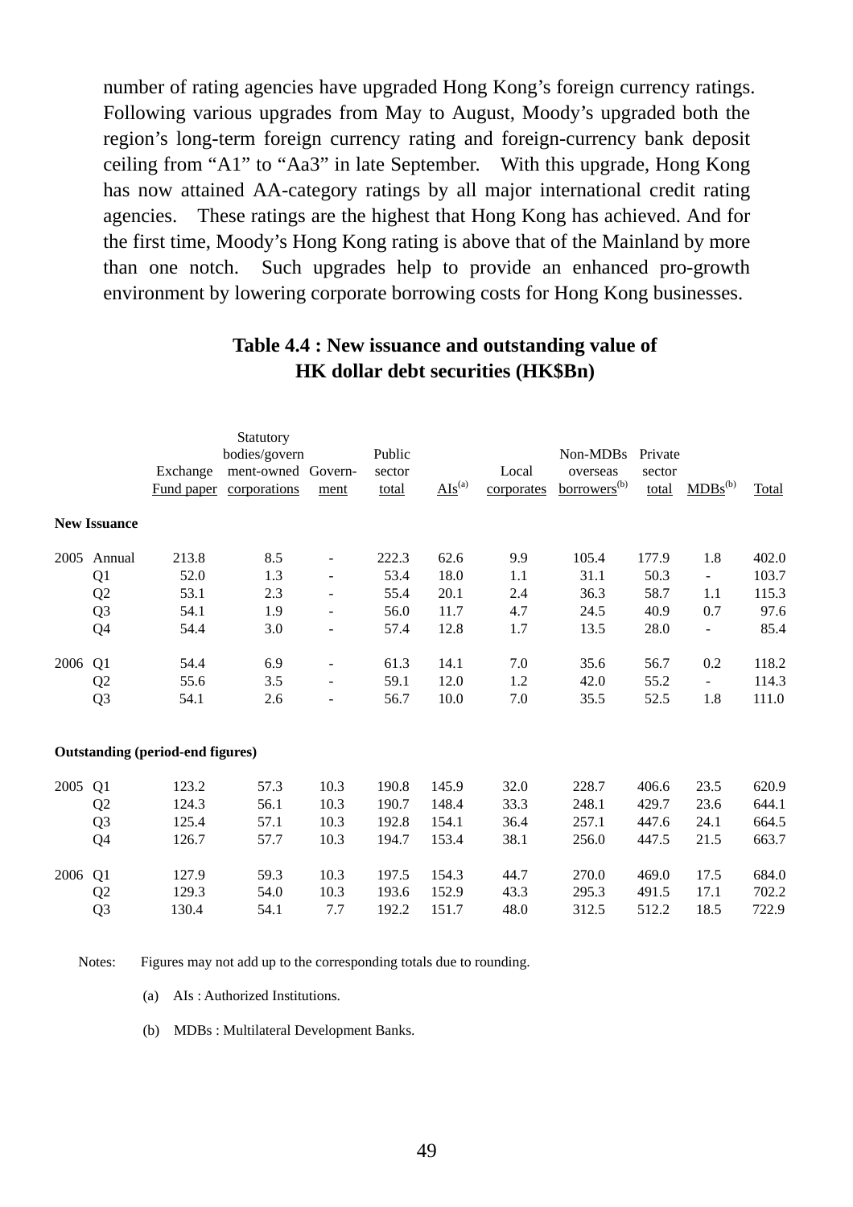number of rating agencies have upgraded Hong Kong's foreign currency ratings. Following various upgrades from May to August, Moody's upgraded both the region's long-term foreign currency rating and foreign-currency bank deposit ceiling from "A1" to "Aa3" in late September. With this upgrade, Hong Kong has now attained AA-category ratings by all major international credit rating agencies. These ratings are the highest that Hong Kong has achieved. And for the first time, Moody's Hong Kong rating is above that of the Mainland by more than one notch. Such upgrades help to provide an enhanced pro-growth environment by lowering corporate borrowing costs for Hong Kong businesses.

**Table 4.4 : New issuance and outstanding value of HK dollar debt securities (HK$Bn)**

| | | Exchange Fund paper | Statutory bodies/government-owned corporations | Government | Public sector total | AIs[(a)] | Local corporates | Non-MDBs overseas borrowers[(b)] | Private sector total | MDBs[(b)] | Total |
|---|---|---|---|---|---|---|---|---|---|---|---|
| **New Issuance** | | | | | | | | | | | |
| 2005 | Annual | 213.8 | 8.5 | - | 222.3 | 62.6 | 9.9 | 105.4 | 177.9 | 1.8 | 402.0 |
| | Q1 | 52.0 | 1.3 | - | 53.4 | 18.0 | 1.1 | 31.1 | 50.3 | - | 103.7 |
| | Q2 | 53.1 | 2.3 | - | 55.4 | 20.1 | 2.4 | 36.3 | 58.7 | 1.1 | 115.3 |
| | Q3 | 54.1 | 1.9 | - | 56.0 | 11.7 | 4.7 | 24.5 | 40.9 | 0.7 | 97.6 |
| | Q4 | 54.4 | 3.0 | - | 57.4 | 12.8 | 1.7 | 13.5 | 28.0 | - | 85.4 |
| 2006 | Q1 | 54.4 | 6.9 | - | 61.3 | 14.1 | 7.0 | 35.6 | 56.7 | 0.2 | 118.2 |
| | Q2 | 55.6 | 3.5 | - | 59.1 | 12.0 | 1.2 | 42.0 | 55.2 | - | 114.3 |
| | Q3 | 54.1 | 2.6 | - | 56.7 | 10.0 | 7.0 | 35.5 | 52.5 | 1.8 | 111.0 |
| **Outstanding (period-end figures)** | | | | | | | | | | | |
| 2005 | Q1 | 123.2 | 57.3 | 10.3 | 190.8 | 145.9 | 32.0 | 228.7 | 406.6 | 23.5 | 620.9 |
| | Q2 | 124.3 | 56.1 | 10.3 | 190.7 | 148.4 | 33.3 | 248.1 | 429.7 | 23.6 | 644.1 |
| | Q3 | 125.4 | 57.1 | 10.3 | 192.8 | 154.1 | 36.4 | 257.1 | 447.6 | 24.1 | 664.5 |
| | Q4 | 126.7 | 57.7 | 10.3 | 194.7 | 153.4 | 38.1 | 256.0 | 447.5 | 21.5 | 663.7 |
| 2006 | Q1 | 127.9 | 59.3 | 10.3 | 197.5 | 154.3 | 44.7 | 270.0 | 469.0 | 17.5 | 684.0 |
| | Q2 | 129.3 | 54.0 | 10.3 | 193.6 | 152.9 | 43.3 | 295.3 | 491.5 | 17.1 | 702.2 |
| | Q3 | 130.4 | 54.1 | 7.7 | 192.2 | 151.7 | 48.0 | 312.5 | 512.2 | 18.5 | 722.9 |

Notes: Figures may not add up to the corresponding totals due to rounding.

(a) AIs : Authorized Institutions.

(b) MDBs : Multilateral Development Banks.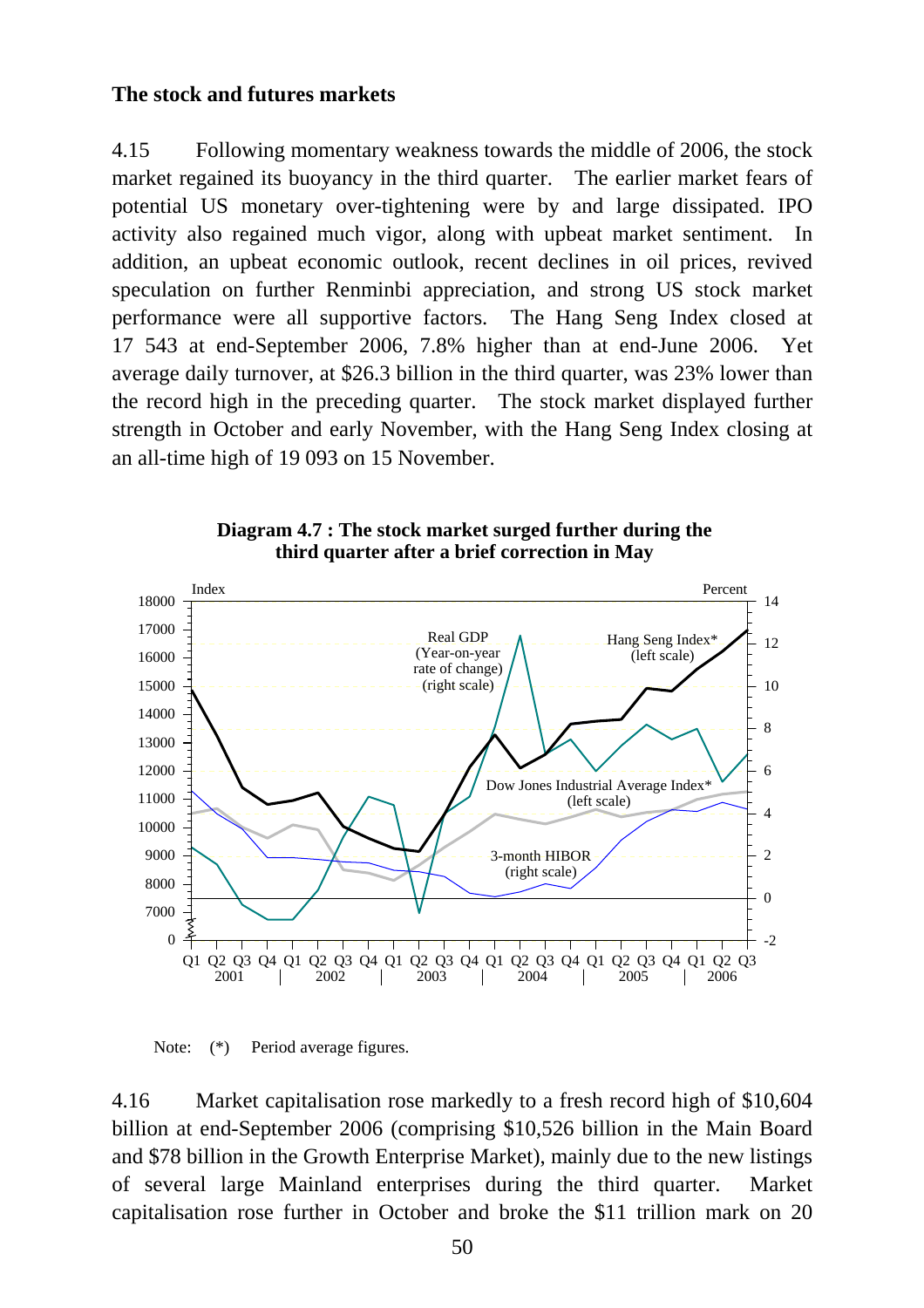### The stock and futures markets

4.15 Following momentary weakness towards the middle of 2006, the stock market regained its buoyancy in the third quarter. The earlier market fears of potential US monetary over-tightening were by and large dissipated. IPO activity also regained much vigor, along with upbeat market sentiment. In addition, an upbeat economic outlook, recent declines in oil prices, revived speculation on further Renminbi appreciation, and strong US stock market performance were all supportive factors. The Hang Seng Index closed at 17 543 at end-September 2006, 7.8% higher than at end-June 2006. Yet average daily turnover, at $26.3 billion in the third quarter, was 23% lower than the record high in the preceding quarter. The stock market displayed further strength in October and early November, with the Hang Seng Index closing at an all-time high of 19 093 on 15 November.

**Diagram 4.7 : The stock market surged further during the third quarter after a brief correction in May**

Note: (*) Period average figures.

4.16 Market capitalisation rose markedly to a fresh record high of $10,604 billion at end-September 2006 (comprising $10,526 billion in the Main Board and $78 billion in the Growth Enterprise Market), mainly due to the new listings of several large Mainland enterprises during the third quarter. Market capitalisation rose further in October and broke the $11 trillion mark on 20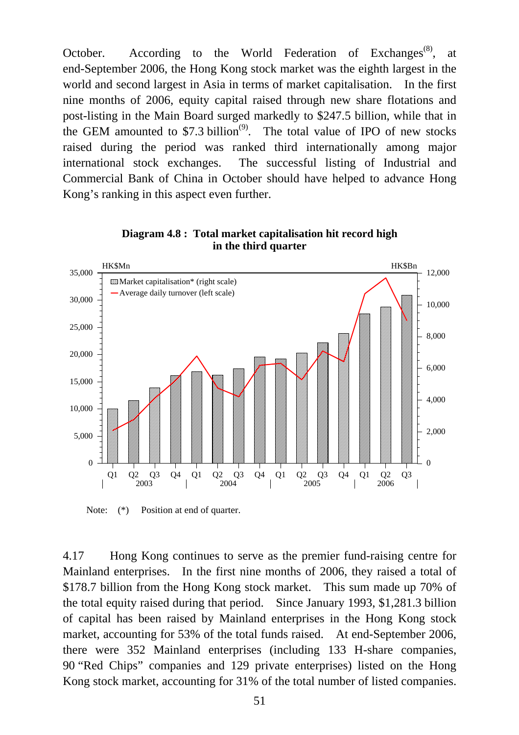October. According to the World Federation of Exchanges[8], at end-September 2006, the Hong Kong stock market was the eighth largest in the world and second largest in Asia in terms of market capitalisation. In the first nine months of 2006, equity capital raised through new share flotations and post-listing in the Main Board surged markedly to $247.5 billion, while that in the GEM amounted to $7.3 billion[9]. The total value of IPO of new stocks raised during the period was ranked third internationally among major international stock exchanges. The successful listing of Industrial and Commercial Bank of China in October should have helped to advance Hong Kong's ranking in this aspect even further.

**Diagram 4.8 : Total market capitalisation hit record high in the third quarter**

Note: (*) Position at end of quarter.

4.17 Hong Kong continues to serve as the premier fund-raising centre for Mainland enterprises. In the first nine months of 2006, they raised a total of $178.7 billion from the Hong Kong stock market. This sum made up 70% of the total equity raised during that period. Since January 1993, $1,281.3 billion of capital has been raised by Mainland enterprises in the Hong Kong stock market, accounting for 53% of the total funds raised. At end-September 2006, there were 352 Mainland enterprises (including 133 H-share companies, 90 "Red Chips" companies and 129 private enterprises) listed on the Hong Kong stock market, accounting for 31% of the total number of listed companies.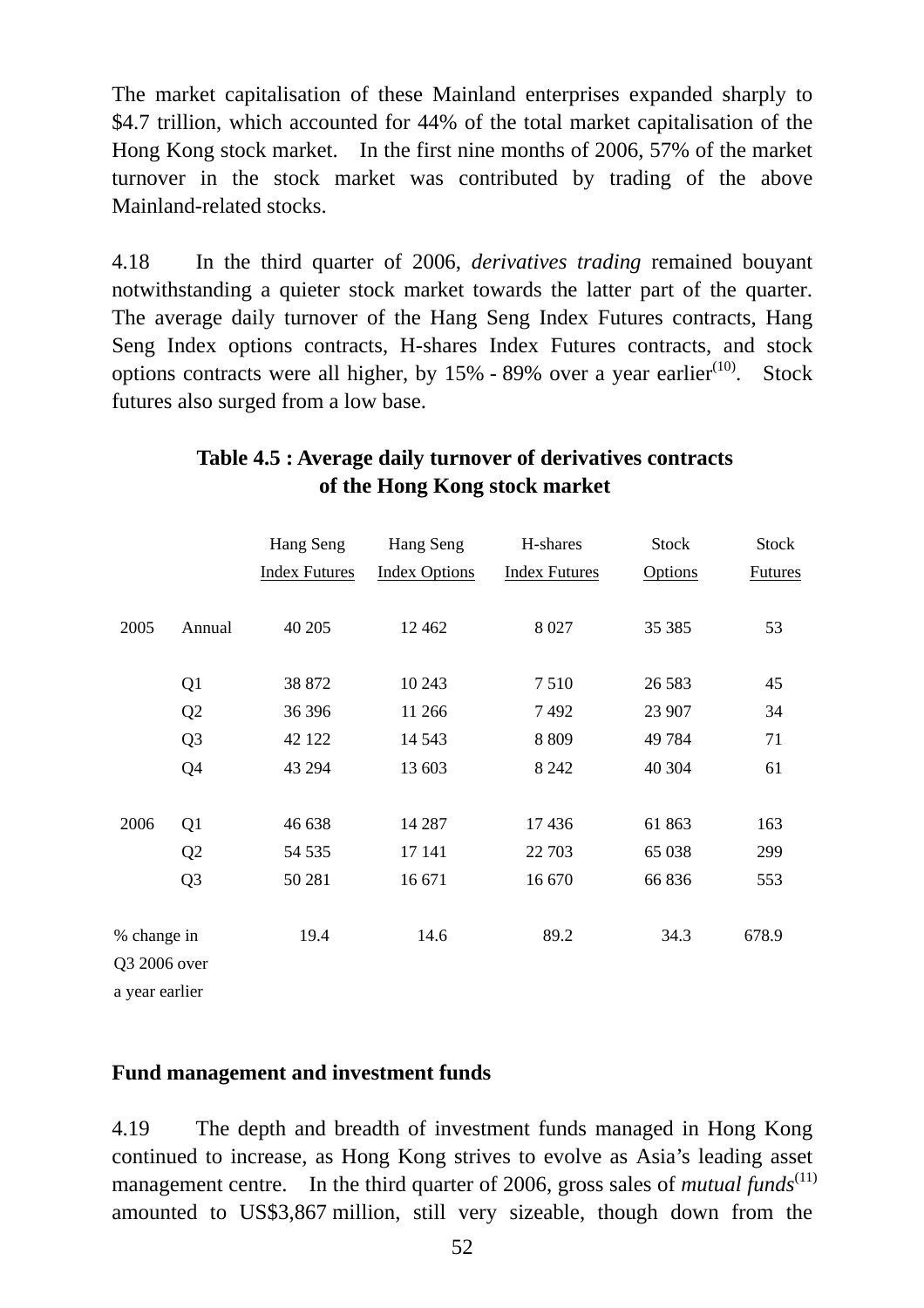The market capitalisation of these Mainland enterprises expanded sharply to $4.7 trillion, which accounted for 44% of the total market capitalisation of the Hong Kong stock market. In the first nine months of 2006, 57% of the market turnover in the stock market was contributed by trading of the above Mainland-related stocks.

4.18 In the third quarter of 2006, *derivatives trading* remained bouyant notwithstanding a quieter stock market towards the latter part of the quarter. The average daily turnover of the Hang Seng Index Futures contracts, Hang Seng Index options contracts, H-shares Index Futures contracts, and stock options contracts were all higher, by 15% - 89% over a year earlier[(10)]. Stock futures also surged from a low base.

**Table 4.5 : Average daily turnover of derivatives contracts of the Hong Kong stock market**

| | | Hang Seng Index Futures | Hang Seng Index Options | H-shares Index Futures | Stock Options | Stock Futures |
|---|---|---|---|---|---|---|
| 2005 | Annual | 40 205 | 12 462 | 8 027 | 35 385 | 53 |
| | Q1 | 38 872 | 10 243 | 7 510 | 26 583 | 45 |
| | Q2 | 36 396 | 11 266 | 7 492 | 23 907 | 34 |
| | Q3 | 42 122 | 14 543 | 8 809 | 49 784 | 71 |
| | Q4 | 43 294 | 13 603 | 8 242 | 40 304 | 61 |
| 2006 | Q1 | 46 638 | 14 287 | 17 436 | 61 863 | 163 |
| | Q2 | 54 535 | 17 141 | 22 703 | 65 038 | 299 |
| | Q3 | 50 281 | 16 671 | 16 670 | 66 836 | 553 |
| % change in Q3 2006 over a year earlier | | 19.4 | 14.6 | 89.2 | 34.3 | 678.9 |

**Fund management and investment funds**

4.19 The depth and breadth of investment funds managed in Hong Kong continued to increase, as Hong Kong strives to evolve as Asia's leading asset management centre. In the third quarter of 2006, gross sales of *mutual funds*[(11)] amounted to US$3,867 million, still very sizeable, though down from the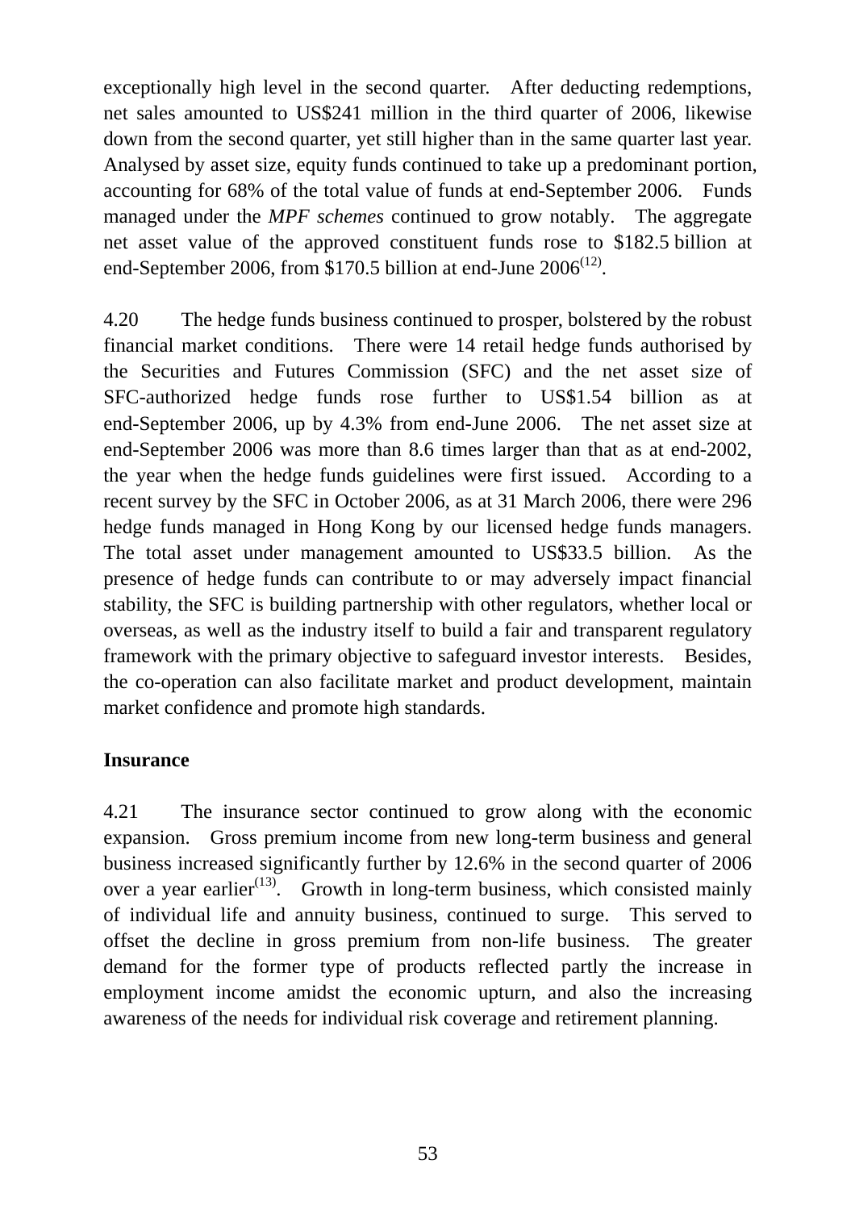exceptionally high level in the second quarter. After deducting redemptions, net sales amounted to US$241 million in the third quarter of 2006, likewise down from the second quarter, yet still higher than in the same quarter last year. Analysed by asset size, equity funds continued to take up a predominant portion, accounting for 68% of the total value of funds at end-September 2006. Funds managed under the *MPF schemes* continued to grow notably. The aggregate net asset value of the approved constituent funds rose to $182.5 billion at end-September 2006, from $170.5 billion at end-June 2006[12].

4.20 The hedge funds business continued to prosper, bolstered by the robust financial market conditions. There were 14 retail hedge funds authorised by the Securities and Futures Commission (SFC) and the net asset size of SFC-authorized hedge funds rose further to US$1.54 billion as at end-September 2006, up by 4.3% from end-June 2006. The net asset size at end-September 2006 was more than 8.6 times larger than that as at end-2002, the year when the hedge funds guidelines were first issued. According to a recent survey by the SFC in October 2006, as at 31 March 2006, there were 296 hedge funds managed in Hong Kong by our licensed hedge funds managers. The total asset under management amounted to US$33.5 billion. As the presence of hedge funds can contribute to or may adversely impact financial stability, the SFC is building partnership with other regulators, whether local or overseas, as well as the industry itself to build a fair and transparent regulatory framework with the primary objective to safeguard investor interests. Besides, the co-operation can also facilitate market and product development, maintain market confidence and promote high standards.

**Insurance**

4.21 The insurance sector continued to grow along with the economic expansion. Gross premium income from new long-term business and general business increased significantly further by 12.6% in the second quarter of 2006 over a year earlier[13]. Growth in long-term business, which consisted mainly of individual life and annuity business, continued to surge. This served to offset the decline in gross premium from non-life business. The greater demand for the former type of products reflected partly the increase in employment income amidst the economic upturn, and also the increasing awareness of the needs for individual risk coverage and retirement planning.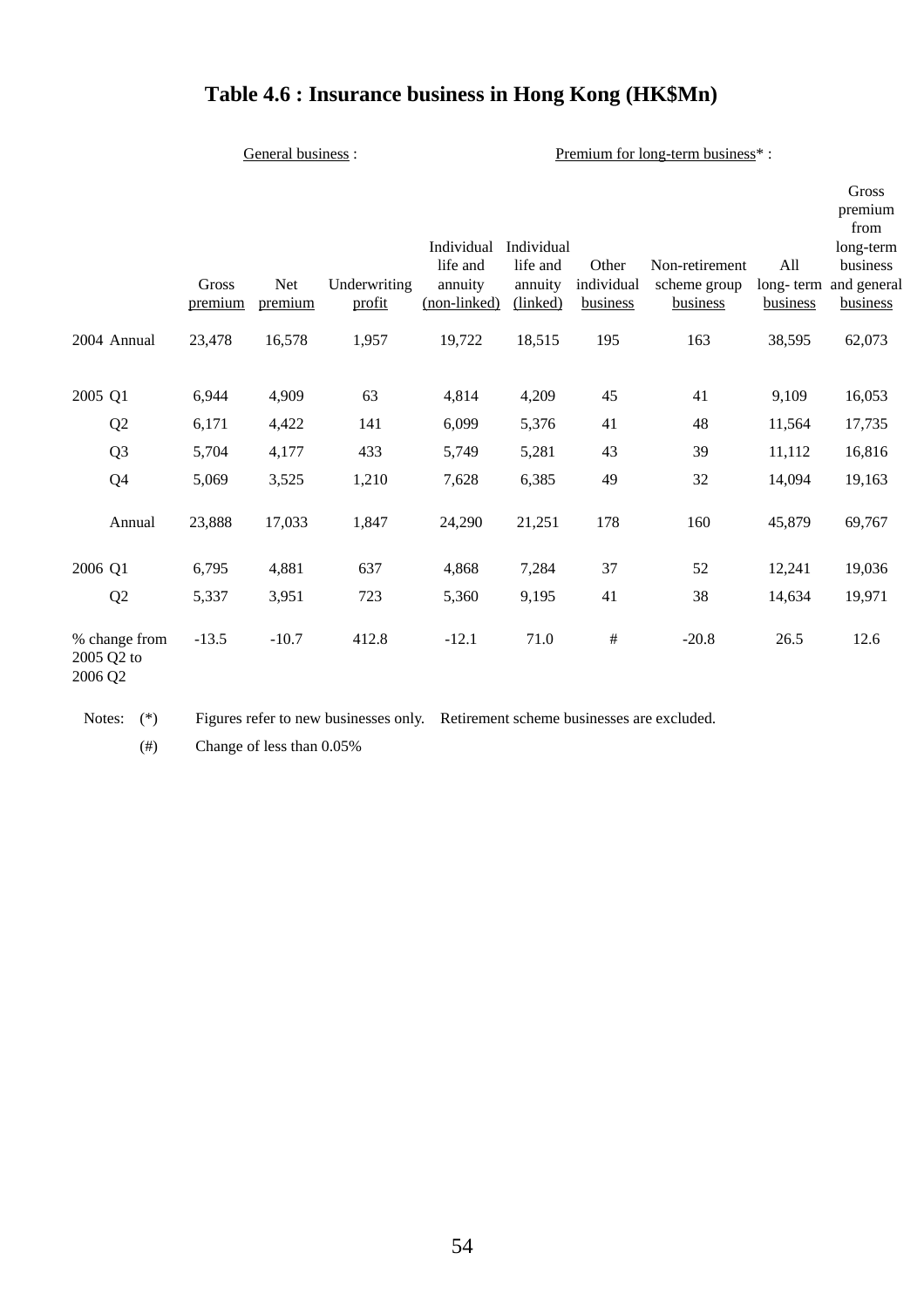# Table 4.6 : Insurance business in Hong Kong (HK$Mn)

| | General business : | | | Premium for long-term business* : | | | | | |
|---|---|---|---|---|---|---|---|---|---|
| | Gross premium | Net premium | Underwriting profit | Individual life and annuity (non-linked) | Individual life and annuity (linked) | Other individual business | Non-retirement scheme group business | All long- term business | Gross premium from long-term business and general business |
| 2004 Annual | 23,478 | 16,578 | 1,957 | 19,722 | 18,515 | 195 | 163 | 38,595 | 62,073 |
| 2005 Q1 | 6,944 | 4,909 | 63 | 4,814 | 4,209 | 45 | 41 | 9,109 | 16,053 |
| Q2 | 6,171 | 4,422 | 141 | 6,099 | 5,376 | 41 | 48 | 11,564 | 17,735 |
| Q3 | 5,704 | 4,177 | 433 | 5,749 | 5,281 | 43 | 39 | 11,112 | 16,816 |
| Q4 | 5,069 | 3,525 | 1,210 | 7,628 | 6,385 | 49 | 32 | 14,094 | 19,163 |
| Annual | 23,888 | 17,033 | 1,847 | 24,290 | 21,251 | 178 | 160 | 45,879 | 69,767 |
| 2006 Q1 | 6,795 | 4,881 | 637 | 4,868 | 7,284 | 37 | 52 | 12,241 | 19,036 |
| Q2 | 5,337 | 3,951 | 723 | 5,360 | 9,195 | 41 | 38 | 14,634 | 19,971 |
| % change from 2005 Q2 to 2006 Q2 | -13.5 | -10.7 | 412.8 | -12.1 | 71.0 | # | -20.8 | 26.5 | 12.6 |

Notes: (*) Figures refer to new businesses only. Retirement scheme businesses are excluded.

(#) Change of less than 0.05%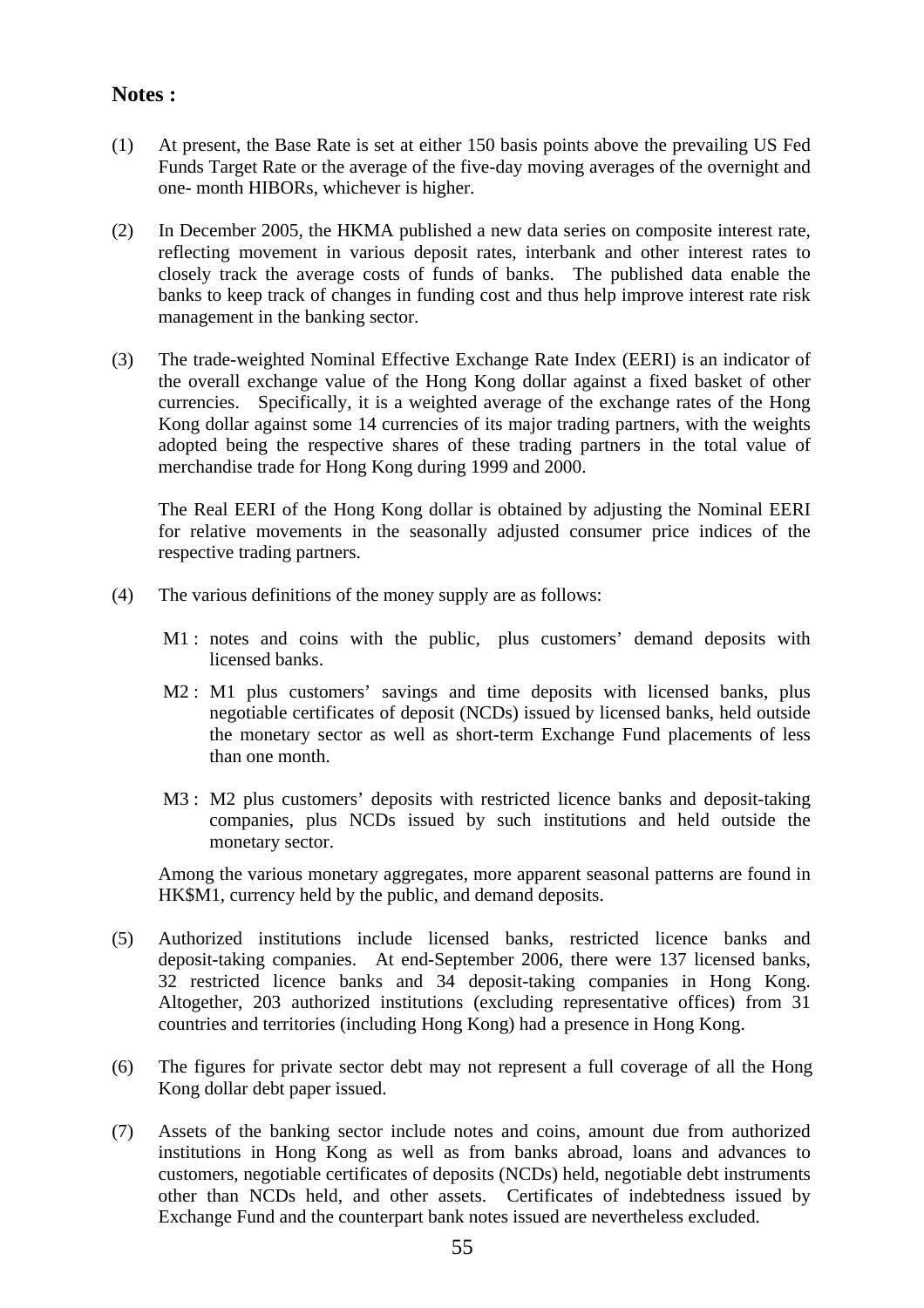**Notes :**

(1) At present, the Base Rate is set at either 150 basis points above the prevailing US Fed Funds Target Rate or the average of the five-day moving averages of the overnight and one- month HIBORs, whichever is higher.

(2) In December 2005, the HKMA published a new data series on composite interest rate, reflecting movement in various deposit rates, interbank and other interest rates to closely track the average costs of funds of banks. The published data enable the banks to keep track of changes in funding cost and thus help improve interest rate risk management in the banking sector.

(3) The trade-weighted Nominal Effective Exchange Rate Index (EERI) is an indicator of the overall exchange value of the Hong Kong dollar against a fixed basket of other currencies. Specifically, it is a weighted average of the exchange rates of the Hong Kong dollar against some 14 currencies of its major trading partners, with the weights adopted being the respective shares of these trading partners in the total value of merchandise trade for Hong Kong during 1999 and 2000.

The Real EERI of the Hong Kong dollar is obtained by adjusting the Nominal EERI for relative movements in the seasonally adjusted consumer price indices of the respective trading partners.

(4) The various definitions of the money supply are as follows:

M1 : notes and coins with the public, plus customers' demand deposits with licensed banks.

M2 : M1 plus customers' savings and time deposits with licensed banks, plus negotiable certificates of deposit (NCDs) issued by licensed banks, held outside the monetary sector as well as short-term Exchange Fund placements of less than one month.

M3 : M2 plus customers' deposits with restricted licence banks and deposit-taking companies, plus NCDs issued by such institutions and held outside the monetary sector.

Among the various monetary aggregates, more apparent seasonal patterns are found in HK$M1, currency held by the public, and demand deposits.

(5) Authorized institutions include licensed banks, restricted licence banks and deposit-taking companies. At end-September 2006, there were 137 licensed banks, 32 restricted licence banks and 34 deposit-taking companies in Hong Kong. Altogether, 203 authorized institutions (excluding representative offices) from 31 countries and territories (including Hong Kong) had a presence in Hong Kong.

(6) The figures for private sector debt may not represent a full coverage of all the Hong Kong dollar debt paper issued.

(7) Assets of the banking sector include notes and coins, amount due from authorized institutions in Hong Kong as well as from banks abroad, loans and advances to customers, negotiable certificates of deposits (NCDs) held, negotiable debt instruments other than NCDs held, and other assets. Certificates of indebtedness issued by Exchange Fund and the counterpart bank notes issued are nevertheless excluded.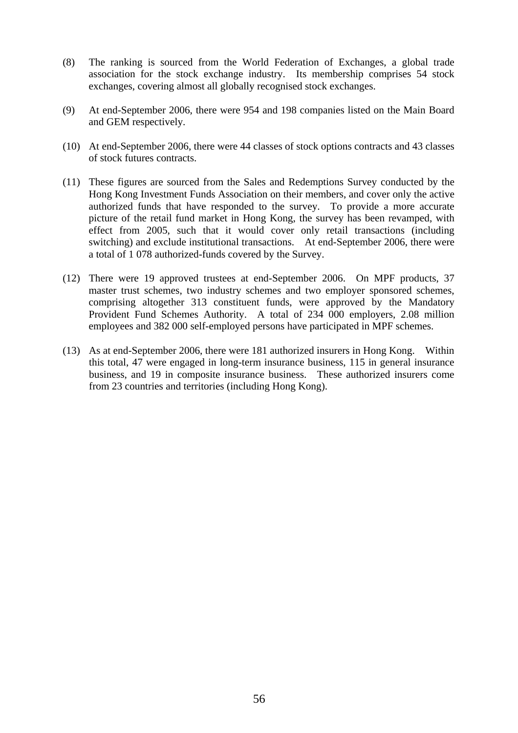(8) The ranking is sourced from the World Federation of Exchanges, a global trade association for the stock exchange industry. Its membership comprises 54 stock exchanges, covering almost all globally recognised stock exchanges.

(9) At end-September 2006, there were 954 and 198 companies listed on the Main Board and GEM respectively.

(10) At end-September 2006, there were 44 classes of stock options contracts and 43 classes of stock futures contracts.

(11) These figures are sourced from the Sales and Redemptions Survey conducted by the Hong Kong Investment Funds Association on their members, and cover only the active authorized funds that have responded to the survey. To provide a more accurate picture of the retail fund market in Hong Kong, the survey has been revamped, with effect from 2005, such that it would cover only retail transactions (including switching) and exclude institutional transactions. At end-September 2006, there were a total of 1 078 authorized-funds covered by the Survey.

(12) There were 19 approved trustees at end-September 2006. On MPF products, 37 master trust schemes, two industry schemes and two employer sponsored schemes, comprising altogether 313 constituent funds, were approved by the Mandatory Provident Fund Schemes Authority. A total of 234 000 employers, 2.08 million employees and 382 000 self-employed persons have participated in MPF schemes.

(13) As at end-September 2006, there were 181 authorized insurers in Hong Kong. Within this total, 47 were engaged in long-term insurance business, 115 in general insurance business, and 19 in composite insurance business. These authorized insurers come from 23 countries and territories (including Hong Kong).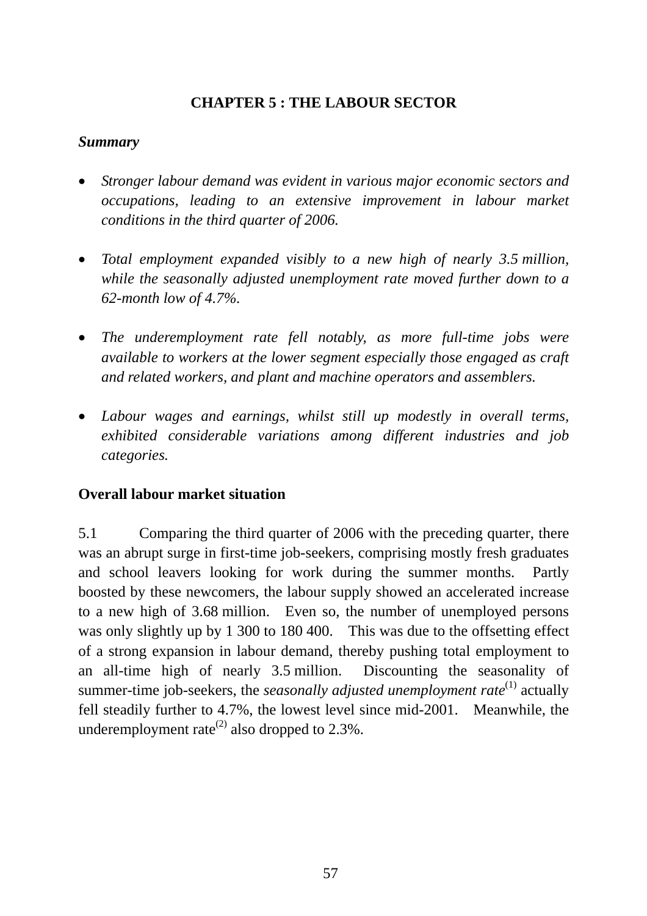# CHAPTER 5 : THE LABOUR SECTOR

***Summary***

- *Stronger labour demand was evident in various major economic sectors and occupations, leading to an extensive improvement in labour market conditions in the third quarter of 2006.*

- *Total employment expanded visibly to a new high of nearly 3.5 million, while the seasonally adjusted unemployment rate moved further down to a 62-month low of 4.7%.*

- *The underemployment rate fell notably, as more full-time jobs were available to workers at the lower segment especially those engaged as craft and related workers, and plant and machine operators and assemblers.*

- *Labour wages and earnings, whilst still up modestly in overall terms, exhibited considerable variations among different industries and job categories.*

## Overall labour market situation

5.1 Comparing the third quarter of 2006 with the preceding quarter, there was an abrupt surge in first-time job-seekers, comprising mostly fresh graduates and school leavers looking for work during the summer months. Partly boosted by these newcomers, the labour supply showed an accelerated increase to a new high of 3.68 million. Even so, the number of unemployed persons was only slightly up by 1 300 to 180 400. This was due to the offsetting effect of a strong expansion in labour demand, thereby pushing total employment to an all-time high of nearly 3.5 million. Discounting the seasonality of summer-time job-seekers, the *seasonally adjusted unemployment rate*(1) actually fell steadily further to 4.7%, the lowest level since mid-2001. Meanwhile, the underemployment rate(2) also dropped to 2.3%.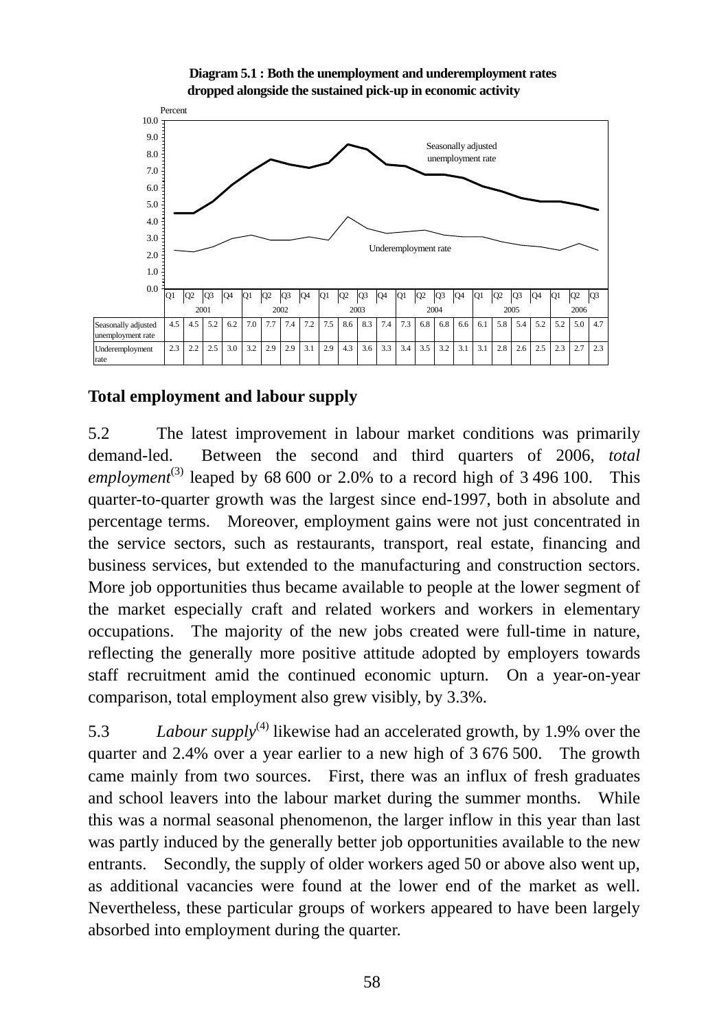**Diagram 5.1 : Both the unemployment and underemployment rates dropped alongside the sustained pick-up in economic activity**

| | 2001 | | | | 2002 | | | | 2003 | | | | 2004 | | | | 2005 | | | | 2006 | | |
|---|---|---|---|---|---|---|---|---|---|---|---|---|---|---|---|---|---|---|---|---|---|---|---|
| | Q1 | Q2 | Q3 | Q4 | Q1 | Q2 | Q3 | Q4 | Q1 | Q2 | Q3 | Q4 | Q1 | Q2 | Q3 | Q4 | Q1 | Q2 | Q3 | Q4 | Q1 | Q2 | Q3 |
| Seasonally adjusted unemployment rate | 4.5 | 4.5 | 5.2 | 6.2 | 7.0 | 7.7 | 7.4 | 7.2 | 7.5 | 8.6 | 8.3 | 7.4 | 7.3 | 6.8 | 6.8 | 6.6 | 6.1 | 5.8 | 5.4 | 5.2 | 5.2 | 5.0 | 4.7 |
| Underemployment rate | 2.3 | 2.2 | 2.5 | 3.0 | 3.2 | 2.9 | 2.9 | 3.1 | 2.9 | 4.3 | 3.6 | 3.3 | 3.4 | 3.5 | 3.2 | 3.1 | 3.1 | 2.8 | 2.6 | 2.5 | 2.3 | 2.7 | 2.3 |

## Total employment and labour supply

5.2 The latest improvement in labour market conditions was primarily demand-led. Between the second and third quarters of 2006, *total employment*(3) leaped by 68 600 or 2.0% to a record high of 3 496 100. This quarter-to-quarter growth was the largest since end-1997, both in absolute and percentage terms. Moreover, employment gains were not just concentrated in the service sectors, such as restaurants, transport, real estate, financing and business services, but extended to the manufacturing and construction sectors. More job opportunities thus became available to people at the lower segment of the market especially craft and related workers and workers in elementary occupations. The majority of the new jobs created were full-time in nature, reflecting the generally more positive attitude adopted by employers towards staff recruitment amid the continued economic upturn. On a year-on-year comparison, total employment also grew visibly, by 3.3%.

5.3 *Labour supply*(4) likewise had an accelerated growth, by 1.9% over the quarter and 2.4% over a year earlier to a new high of 3 676 500. The growth came mainly from two sources. First, there was an influx of fresh graduates and school leavers into the labour market during the summer months. While this was a normal seasonal phenomenon, the larger inflow in this year than last was partly induced by the generally better job opportunities available to the new entrants. Secondly, the supply of older workers aged 50 or above also went up, as additional vacancies were found at the lower end of the market as well. Nevertheless, these particular groups of workers appeared to have been largely absorbed into employment during the quarter.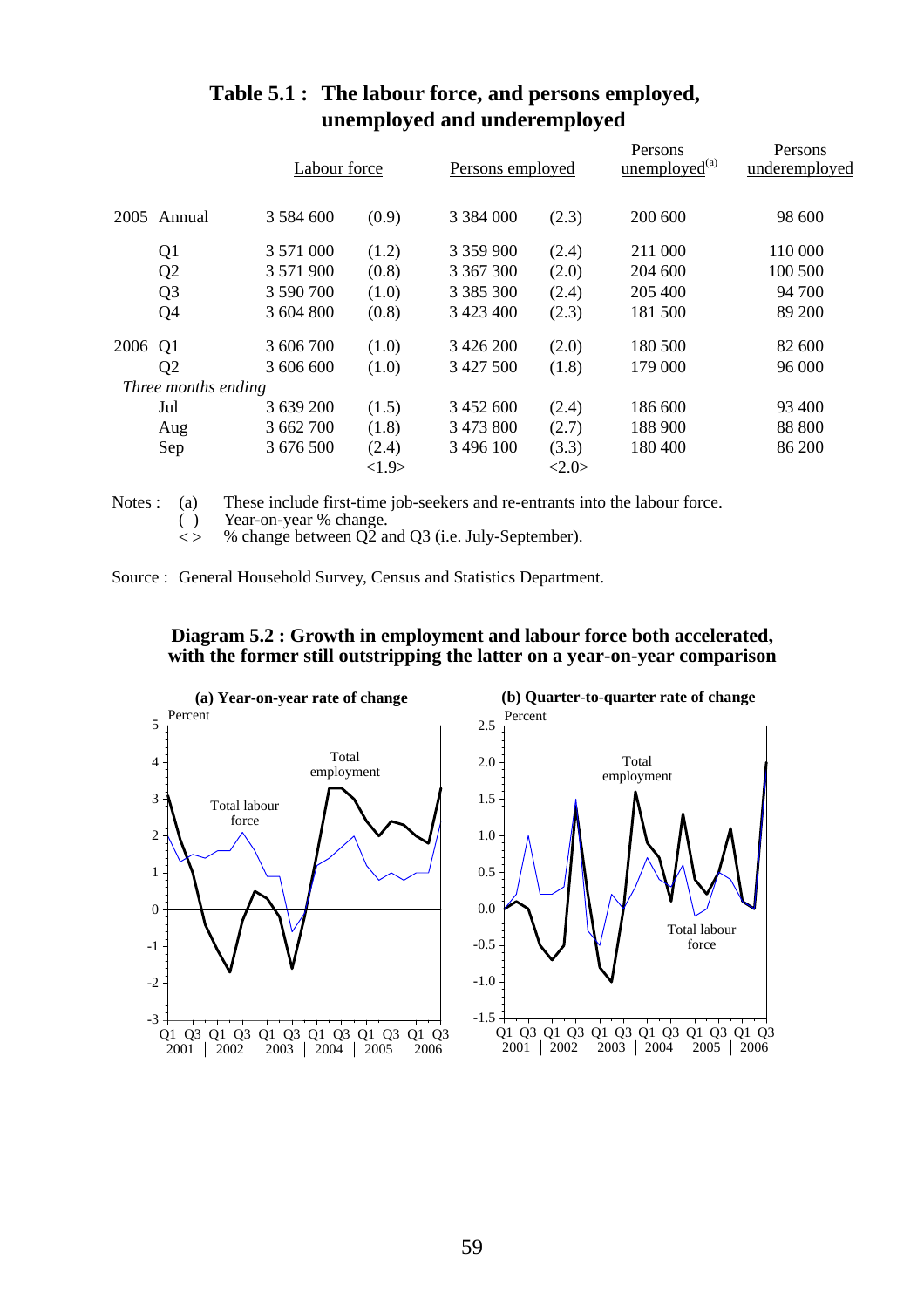## Table 5.1 : The labour force, and persons employed, unemployed and underemployed

| | | Labour force | | Persons employed | | Persons unemployed[(a)] | Persons underemployed |
|---|---|---|---|---|---|---|---|
| 2005 | Annual | 3 584 600 | (0.9) | 3 384 000 | (2.3) | 200 600 | 98 600 |
| | Q1 | 3 571 000 | (1.2) | 3 359 900 | (2.4) | 211 000 | 110 000 |
| | Q2 | 3 571 900 | (0.8) | 3 367 300 | (2.0) | 204 600 | 100 500 |
| | Q3 | 3 590 700 | (1.0) | 3 385 300 | (2.4) | 205 400 | 94 700 |
| | Q4 | 3 604 800 | (0.8) | 3 423 400 | (2.3) | 181 500 | 89 200 |
| 2006 | Q1 | 3 606 700 | (1.0) | 3 426 200 | (2.0) | 180 500 | 82 600 |
| | Q2 | 3 606 600 | (1.0) | 3 427 500 | (1.8) | 179 000 | 96 000 |
| *Three months ending* | | | | | | | |
| | Jul | 3 639 200 | (1.5) | 3 452 600 | (2.4) | 186 600 | 93 400 |
| | Aug | 3 662 700 | (1.8) | 3 473 800 | (2.7) | 188 900 | 88 800 |
| | Sep | 3 676 500 | (2.4) <1.9> | 3 496 100 | (3.3) <2.0> | 180 400 | 86 200 |

Notes :
(a) These include first-time job-seekers and re-entrants into the labour force.
( ) Year-on-year % change.
< > % change between Q2 and Q3 (i.e. July-September).

Source : General Household Survey, Census and Statistics Department.

### Diagram 5.2 : Growth in employment and labour force both accelerated, with the former still outstripping the latter on a year-on-year comparison

(a) Year-on-year rate of change

(b) Quarter-to-quarter rate of change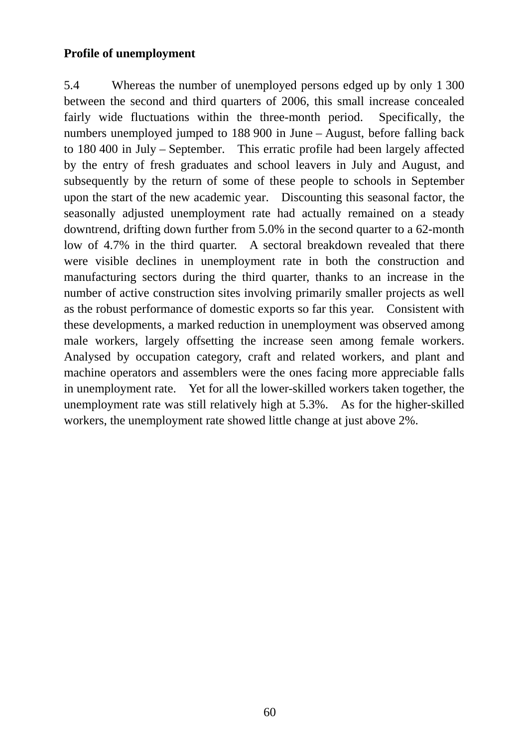**Profile of unemployment**

5.4 Whereas the number of unemployed persons edged up by only 1 300 between the second and third quarters of 2006, this small increase concealed fairly wide fluctuations within the three-month period. Specifically, the numbers unemployed jumped to 188 900 in June – August, before falling back to 180 400 in July – September. This erratic profile had been largely affected by the entry of fresh graduates and school leavers in July and August, and subsequently by the return of some of these people to schools in September upon the start of the new academic year. Discounting this seasonal factor, the seasonally adjusted unemployment rate had actually remained on a steady downtrend, drifting down further from 5.0% in the second quarter to a 62-month low of 4.7% in the third quarter. A sectoral breakdown revealed that there were visible declines in unemployment rate in both the construction and manufacturing sectors during the third quarter, thanks to an increase in the number of active construction sites involving primarily smaller projects as well as the robust performance of domestic exports so far this year. Consistent with these developments, a marked reduction in unemployment was observed among male workers, largely offsetting the increase seen among female workers. Analysed by occupation category, craft and related workers, and plant and machine operators and assemblers were the ones facing more appreciable falls in unemployment rate. Yet for all the lower-skilled workers taken together, the unemployment rate was still relatively high at 5.3%. As for the higher-skilled workers, the unemployment rate showed little change at just above 2%.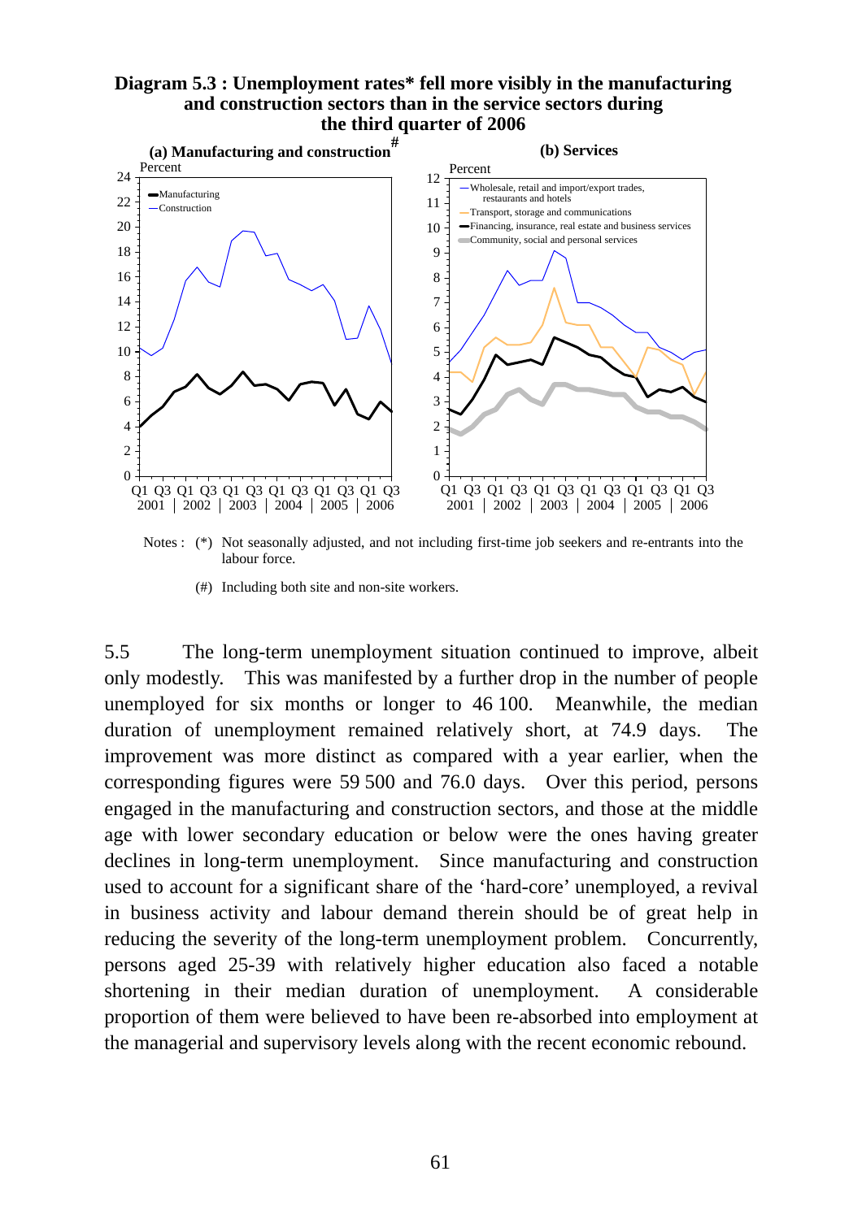**Diagram 5.3 : Unemployment rates* fell more visibly in the manufacturing and construction sectors than in the service sectors during the third quarter of 2006**

(a) Manufacturing and construction[#]

(b) Services

Notes : (*) Not seasonally adjusted, and not including first-time job seekers and re-entrants into the labour force.

(#) Including both site and non-site workers.

5.5 The long-term unemployment situation continued to improve, albeit only modestly. This was manifested by a further drop in the number of people unemployed for six months or longer to 46 100. Meanwhile, the median duration of unemployment remained relatively short, at 74.9 days. The improvement was more distinct as compared with a year earlier, when the corresponding figures were 59 500 and 76.0 days. Over this period, persons engaged in the manufacturing and construction sectors, and those at the middle age with lower secondary education or below were the ones having greater declines in long-term unemployment. Since manufacturing and construction used to account for a significant share of the 'hard-core' unemployed, a revival in business activity and labour demand therein should be of great help in reducing the severity of the long-term unemployment problem. Concurrently, persons aged 25-39 with relatively higher education also faced a notable shortening in their median duration of unemployment. A considerable proportion of them were believed to have been re-absorbed into employment at the managerial and supervisory levels along with the recent economic rebound.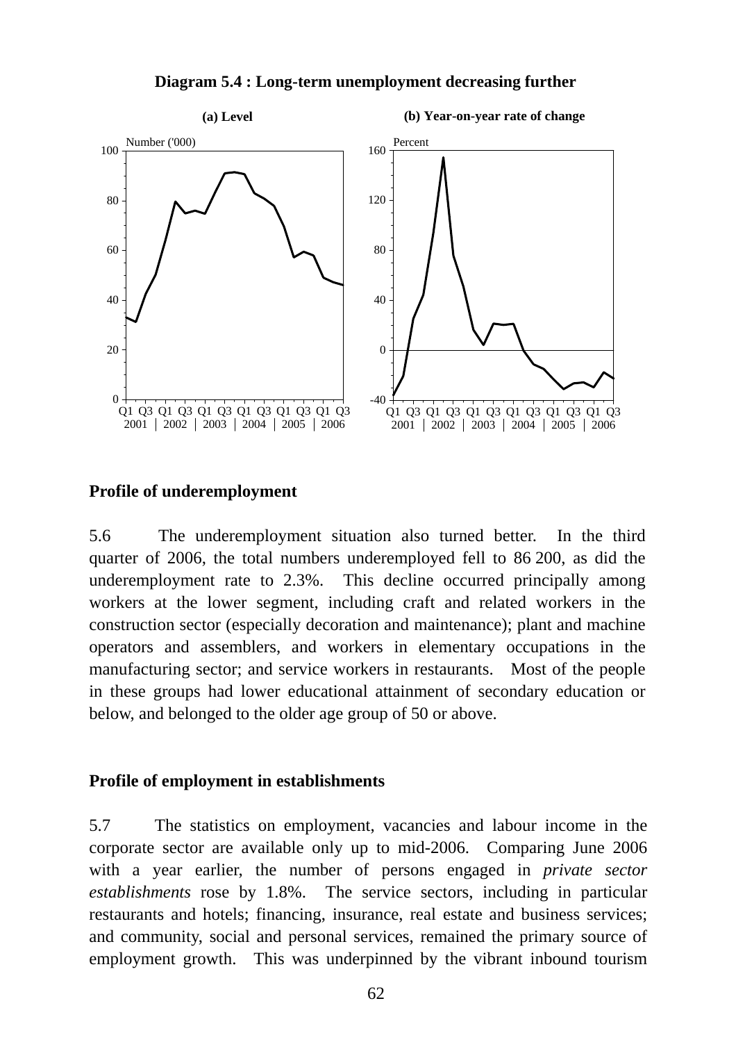**Diagram 5.4 : Long-term unemployment decreasing further**

**Profile of underemployment**

5.6 The underemployment situation also turned better. In the third quarter of 2006, the total numbers underemployed fell to 86 200, as did the underemployment rate to 2.3%. This decline occurred principally among workers at the lower segment, including craft and related workers in the construction sector (especially decoration and maintenance); plant and machine operators and assemblers, and workers in elementary occupations in the manufacturing sector; and service workers in restaurants. Most of the people in these groups had lower educational attainment of secondary education or below, and belonged to the older age group of 50 or above.

**Profile of employment in establishments**

5.7 The statistics on employment, vacancies and labour income in the corporate sector are available only up to mid-2006. Comparing June 2006 with a year earlier, the number of persons engaged in *private sector establishments* rose by 1.8%. The service sectors, including in particular restaurants and hotels; financing, insurance, real estate and business services; and community, social and personal services, remained the primary source of employment growth. This was underpinned by the vibrant inbound tourism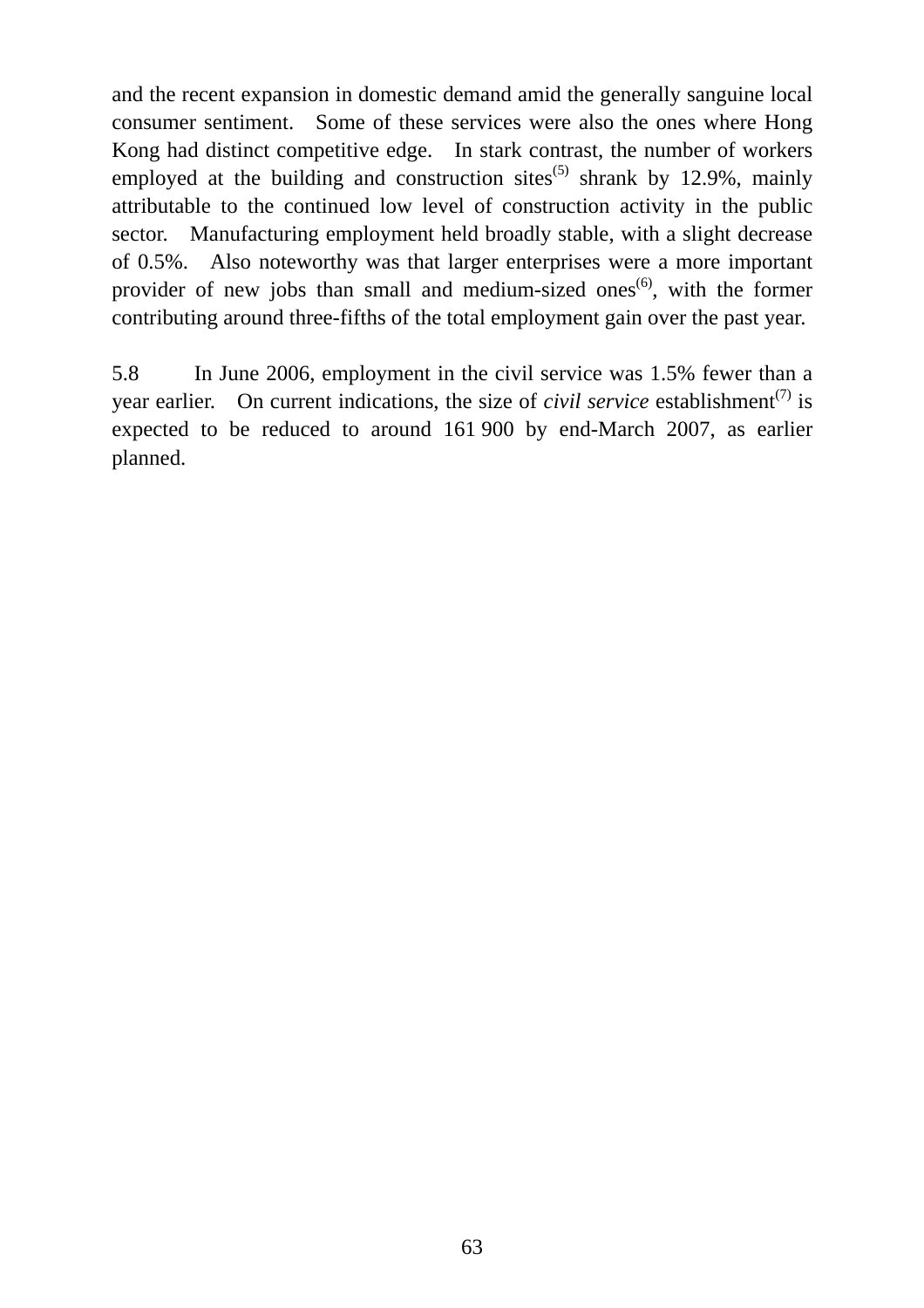and the recent expansion in domestic demand amid the generally sanguine local consumer sentiment. Some of these services were also the ones where Hong Kong had distinct competitive edge. In stark contrast, the number of workers employed at the building and construction sites[(5)] shrank by 12.9%, mainly attributable to the continued low level of construction activity in the public sector. Manufacturing employment held broadly stable, with a slight decrease of 0.5%. Also noteworthy was that larger enterprises were a more important provider of new jobs than small and medium-sized ones[(6)], with the former contributing around three-fifths of the total employment gain over the past year.

5.8 In June 2006, employment in the civil service was 1.5% fewer than a year earlier. On current indications, the size of *civil service* establishment[(7)] is expected to be reduced to around 161 900 by end-March 2007, as earlier planned.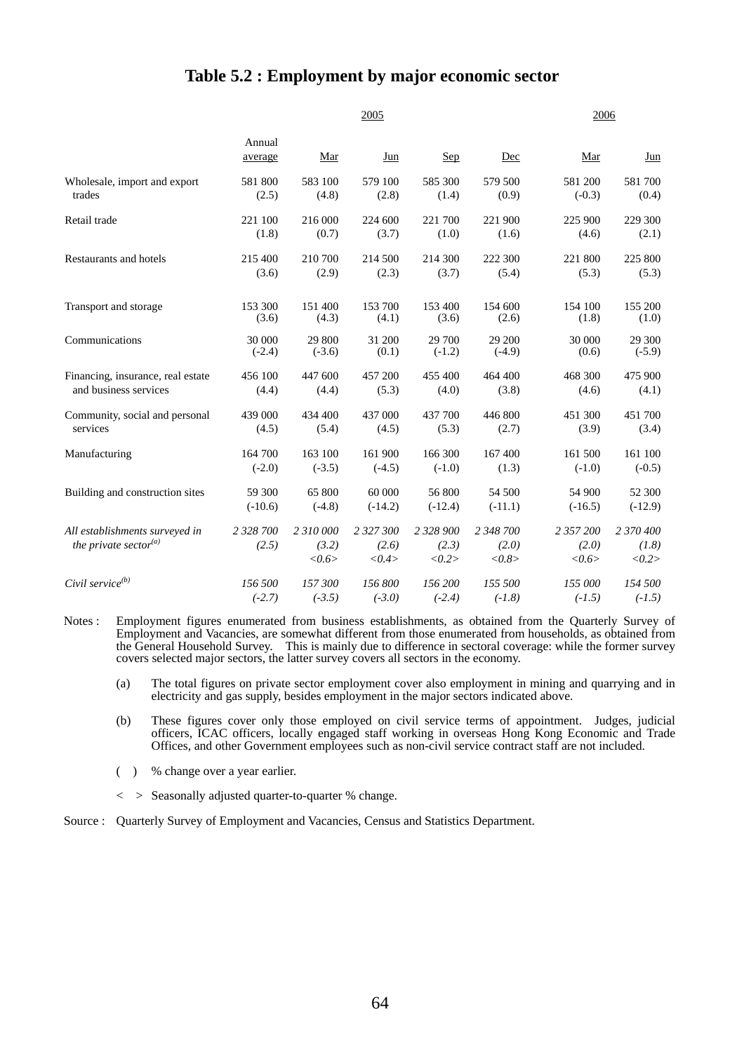# Table 5.2 : Employment by major economic sector

| | 2005 | | | | | 2006 | |
|---|---|---|---|---|---|---|---|
| | Annual average | Mar | Jun | Sep | Dec | Mar | Jun |
| Wholesale, import and export trades | 581 800<br>(2.5) | 583 100<br>(4.8) | 579 100<br>(2.8) | 585 300<br>(1.4) | 579 500<br>(0.9) | 581 200<br>(-0.3) | 581 700<br>(0.4) |
| Retail trade | 221 100<br>(1.8) | 216 000<br>(0.7) | 224 600<br>(3.7) | 221 700<br>(1.0) | 221 900<br>(1.6) | 225 900<br>(4.6) | 229 300<br>(2.1) |
| Restaurants and hotels | 215 400<br>(3.6) | 210 700<br>(2.9) | 214 500<br>(2.3) | 214 300<br>(3.7) | 222 300<br>(5.4) | 221 800<br>(5.3) | 225 800<br>(5.3) |
| Transport and storage | 153 300<br>(3.6) | 151 400<br>(4.3) | 153 700<br>(4.1) | 153 400<br>(3.6) | 154 600<br>(2.6) | 154 100<br>(1.8) | 155 200<br>(1.0) |
| Communications | 30 000<br>(-2.4) | 29 800<br>(-3.6) | 31 200<br>(0.1) | 29 700<br>(-1.2) | 29 200<br>(-4.9) | 30 000<br>(0.6) | 29 300<br>(-5.9) |
| Financing, insurance, real estate and business services | 456 100<br>(4.4) | 447 600<br>(4.4) | 457 200<br>(5.3) | 455 400<br>(4.0) | 464 400<br>(3.8) | 468 300<br>(4.6) | 475 900<br>(4.1) |
| Community, social and personal services | 439 000<br>(4.5) | 434 400<br>(5.4) | 437 000<br>(4.5) | 437 700<br>(5.3) | 446 800<br>(2.7) | 451 300<br>(3.9) | 451 700<br>(3.4) |
| Manufacturing | 164 700<br>(-2.0) | 163 100<br>(-3.5) | 161 900<br>(-4.5) | 166 300<br>(-1.0) | 167 400<br>(1.3) | 161 500<br>(-1.0) | 161 100<br>(-0.5) |
| Building and construction sites | 59 300<br>(-10.6) | 65 800<br>(-4.8) | 60 000<br>(-14.2) | 56 800<br>(-12.4) | 54 500<br>(-11.1) | 54 900<br>(-16.5) | 52 300<br>(-12.9) |
| *All establishments surveyed in the private sector[(a)]* | *2 328 700*<br>*(2.5)* | *2 310 000*<br>*(3.2)*<br>*<0.6>* | *2 327 300*<br>*(2.6)*<br>*<0.4>* | *2 328 900*<br>*(2.3)*<br>*<0.2>* | *2 348 700*<br>*(2.0)*<br>*<0.8>* | *2 357 200*<br>*(2.0)*<br>*<0.6>* | *2 370 400*<br>*(1.8)*<br>*<0.2>* |
| *Civil service[(b)]* | *156 500*<br>*(-2.7)* | *157 300*<br>*(-3.5)* | *156 800*<br>*(-3.0)* | *156 200*<br>*(-2.4)* | *155 500*<br>*(-1.8)* | *155 000*<br>*(-1.5)* | *154 500*<br>*(-1.5)* |

Notes : Employment figures enumerated from business establishments, as obtained from the Quarterly Survey of Employment and Vacancies, are somewhat different from those enumerated from households, as obtained from the General Household Survey. This is mainly due to difference in sectoral coverage: while the former survey covers selected major sectors, the latter survey covers all sectors in the economy.

(a) The total figures on private sector employment cover also employment in mining and quarrying and in electricity and gas supply, besides employment in the major sectors indicated above.

(b) These figures cover only those employed on civil service terms of appointment. Judges, judicial officers, ICAC officers, locally engaged staff working in overseas Hong Kong Economic and Trade Offices, and other Government employees such as non-civil service contract staff are not included.

( ) % change over a year earlier.

< > Seasonally adjusted quarter-to-quarter % change.

Source : Quarterly Survey of Employment and Vacancies, Census and Statistics Department.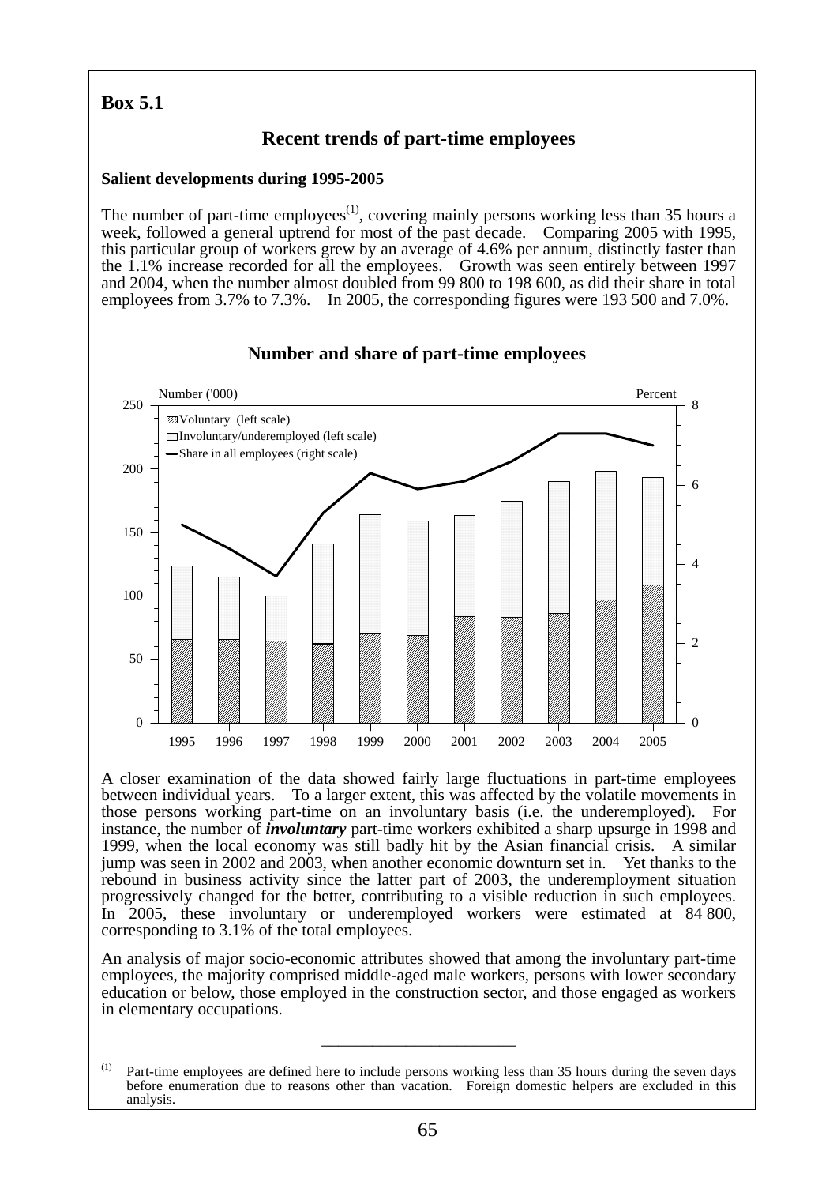## Box 5.1

### Recent trends of part-time employees

**Salient developments during 1995-2005**

The number of part-time employees[(1)], covering mainly persons working less than 35 hours a week, followed a general uptrend for most of the past decade. Comparing 2005 with 1995, this particular group of workers grew by an average of 4.6% per annum, distinctly faster than the 1.1% increase recorded for all the employees. Growth was seen entirely between 1997 and 2004, when the number almost doubled from 99 800 to 198 600, as did their share in total employees from 3.7% to 7.3%. In 2005, the corresponding figures were 193 500 and 7.0%.

**Number and share of part-time employees**

Number ('000) | Percent

- Voluntary (left scale)
- Involuntary/underemployed (left scale)
- Share in all employees (right scale)

1995 1996 1997 1998 1999 2000 2001 2002 2003 2004 2005

A closer examination of the data showed fairly large fluctuations in part-time employees between individual years. To a larger extent, this was affected by the volatile movements in those persons working part-time on an involuntary basis (i.e. the underemployed). For instance, the number of ***involuntary*** part-time workers exhibited a sharp upsurge in 1998 and 1999, when the local economy was still badly hit by the Asian financial crisis. A similar jump was seen in 2002 and 2003, when another economic downturn set in. Yet thanks to the rebound in business activity since the latter part of 2003, the underemployment situation progressively changed for the better, contributing to a visible reduction in such employees. In 2005, these involuntary or underemployed workers were estimated at 84 800, corresponding to 3.1% of the total employees.

An analysis of major socio-economic attributes showed that among the involuntary part-time employees, the majority comprised middle-aged male workers, persons with lower secondary education or below, those employed in the construction sector, and those engaged as workers in elementary occupations.

---

(1) Part-time employees are defined here to include persons working less than 35 hours during the seven days before enumeration due to reasons other than vacation. Foreign domestic helpers are excluded in this analysis.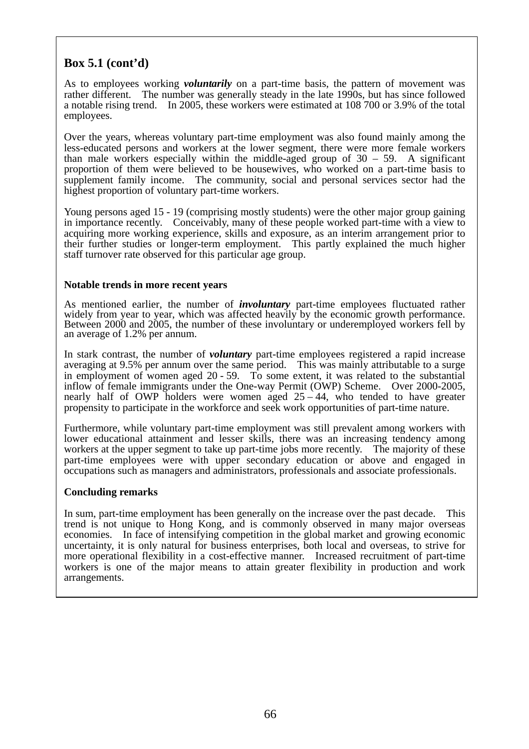## Box 5.1 (cont'd)

As to employees working ***voluntarily*** on a part-time basis, the pattern of movement was rather different. The number was generally steady in the late 1990s, but has since followed a notable rising trend. In 2005, these workers were estimated at 108 700 or 3.9% of the total employees.

Over the years, whereas voluntary part-time employment was also found mainly among the less-educated persons and workers at the lower segment, there were more female workers than male workers especially within the middle-aged group of 30 – 59. A significant proportion of them were believed to be housewives, who worked on a part-time basis to supplement family income. The community, social and personal services sector had the highest proportion of voluntary part-time workers.

Young persons aged 15 - 19 (comprising mostly students) were the other major group gaining in importance recently. Conceivably, many of these people worked part-time with a view to acquiring more working experience, skills and exposure, as an interim arrangement prior to their further studies or longer-term employment. This partly explained the much higher staff turnover rate observed for this particular age group.

**Notable trends in more recent years**

As mentioned earlier, the number of ***involuntary*** part-time employees fluctuated rather widely from year to year, which was affected heavily by the economic growth performance. Between 2000 and 2005, the number of these involuntary or underemployed workers fell by an average of 1.2% per annum.

In stark contrast, the number of ***voluntary*** part-time employees registered a rapid increase averaging at 9.5% per annum over the same period. This was mainly attributable to a surge in employment of women aged 20 - 59. To some extent, it was related to the substantial inflow of female immigrants under the One-way Permit (OWP) Scheme. Over 2000-2005, nearly half of OWP holders were women aged 25 – 44, who tended to have greater propensity to participate in the workforce and seek work opportunities of part-time nature.

Furthermore, while voluntary part-time employment was still prevalent among workers with lower educational attainment and lesser skills, there was an increasing tendency among workers at the upper segment to take up part-time jobs more recently. The majority of these part-time employees were with upper secondary education or above and engaged in occupations such as managers and administrators, professionals and associate professionals.

**Concluding remarks**

In sum, part-time employment has been generally on the increase over the past decade. This trend is not unique to Hong Kong, and is commonly observed in many major overseas economies. In face of intensifying competition in the global market and growing economic uncertainty, it is only natural for business enterprises, both local and overseas, to strive for more operational flexibility in a cost-effective manner. Increased recruitment of part-time workers is one of the major means to attain greater flexibility in production and work arrangements.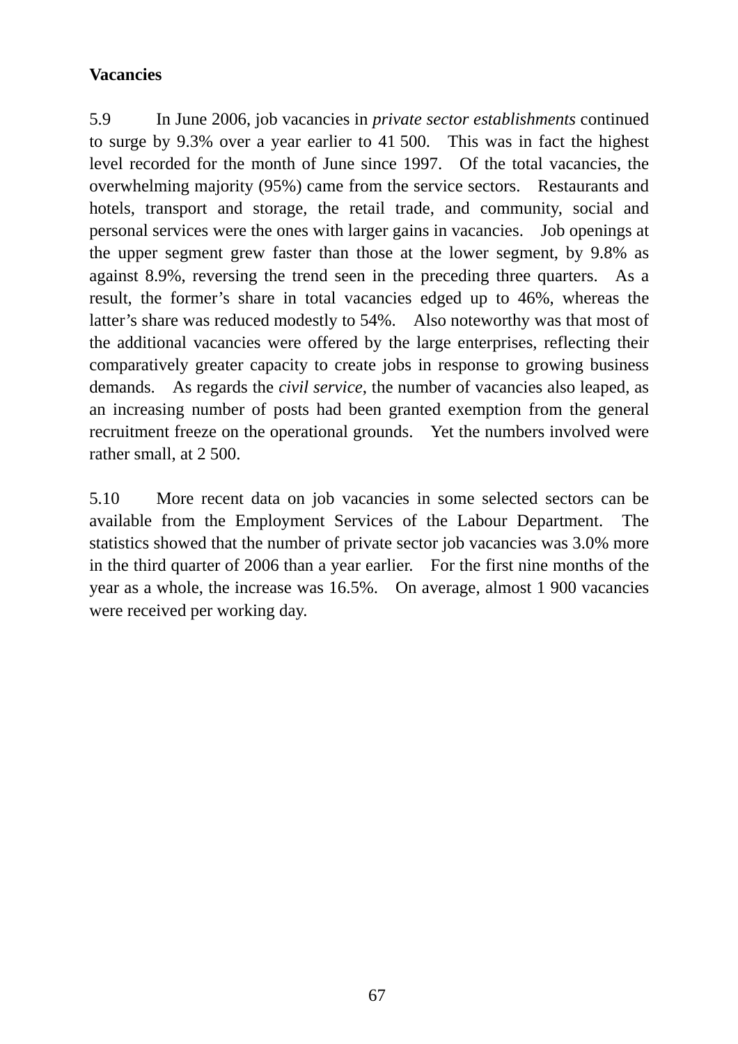**Vacancies**

5.9 In June 2006, job vacancies in *private sector establishments* continued to surge by 9.3% over a year earlier to 41 500. This was in fact the highest level recorded for the month of June since 1997. Of the total vacancies, the overwhelming majority (95%) came from the service sectors. Restaurants and hotels, transport and storage, the retail trade, and community, social and personal services were the ones with larger gains in vacancies. Job openings at the upper segment grew faster than those at the lower segment, by 9.8% as against 8.9%, reversing the trend seen in the preceding three quarters. As a result, the former's share in total vacancies edged up to 46%, whereas the latter's share was reduced modestly to 54%. Also noteworthy was that most of the additional vacancies were offered by the large enterprises, reflecting their comparatively greater capacity to create jobs in response to growing business demands. As regards the *civil service*, the number of vacancies also leaped, as an increasing number of posts had been granted exemption from the general recruitment freeze on the operational grounds. Yet the numbers involved were rather small, at 2 500.

5.10 More recent data on job vacancies in some selected sectors can be available from the Employment Services of the Labour Department. The statistics showed that the number of private sector job vacancies was 3.0% more in the third quarter of 2006 than a year earlier. For the first nine months of the year as a whole, the increase was 16.5%. On average, almost 1 900 vacancies were received per working day.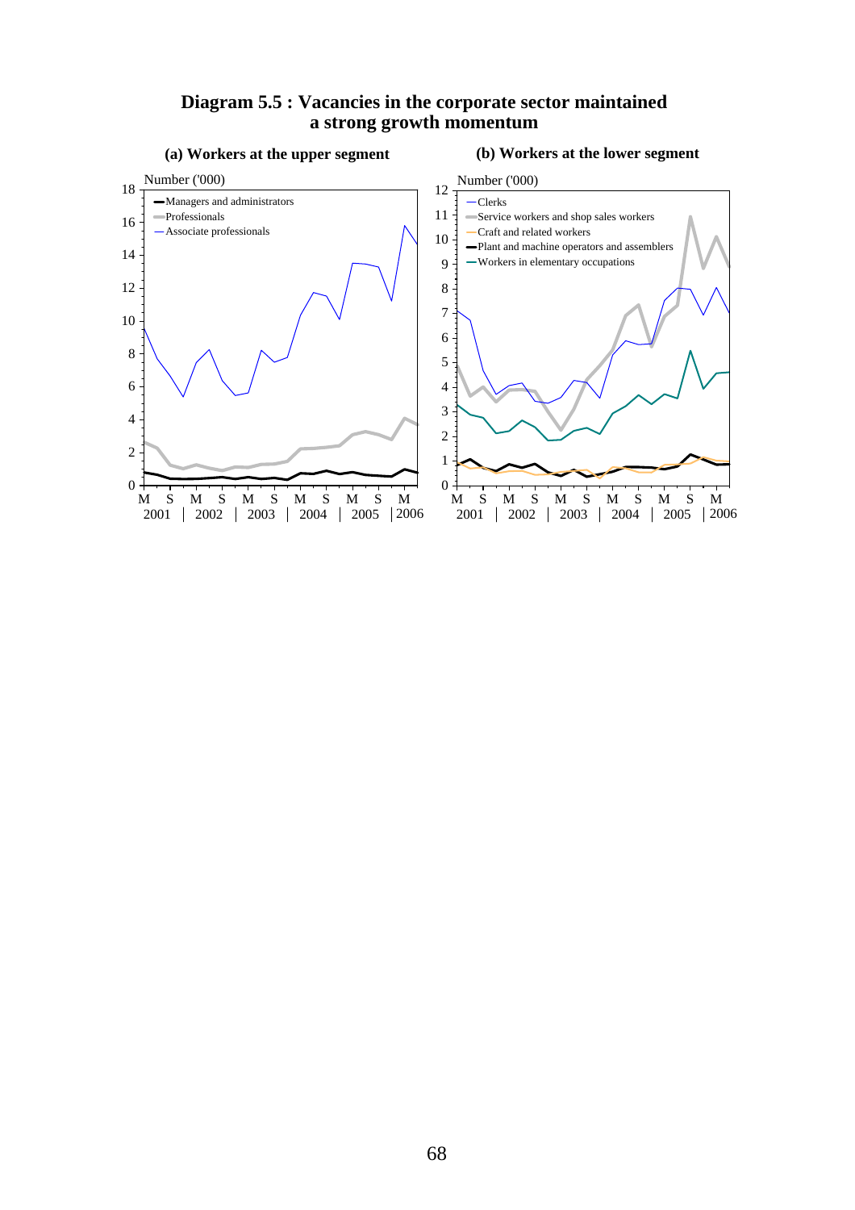**Diagram 5.5 : Vacancies in the corporate sector maintained a strong growth momentum**

**(a) Workers at the upper segment**

Number ('000)

- Managers and administrators
- Professionals
- Associate professionals

M S M S M S M S M S M
2001 | 2002 | 2003 | 2004 | 2005 | 2006

**(b) Workers at the lower segment**

Number ('000)

- Clerks
- Service workers and shop sales workers
- Craft and related workers
- Plant and machine operators and assemblers
- Workers in elementary occupations

M S M S M S M S M S M
2001 | 2002 | 2003 | 2004 | 2005 | 2006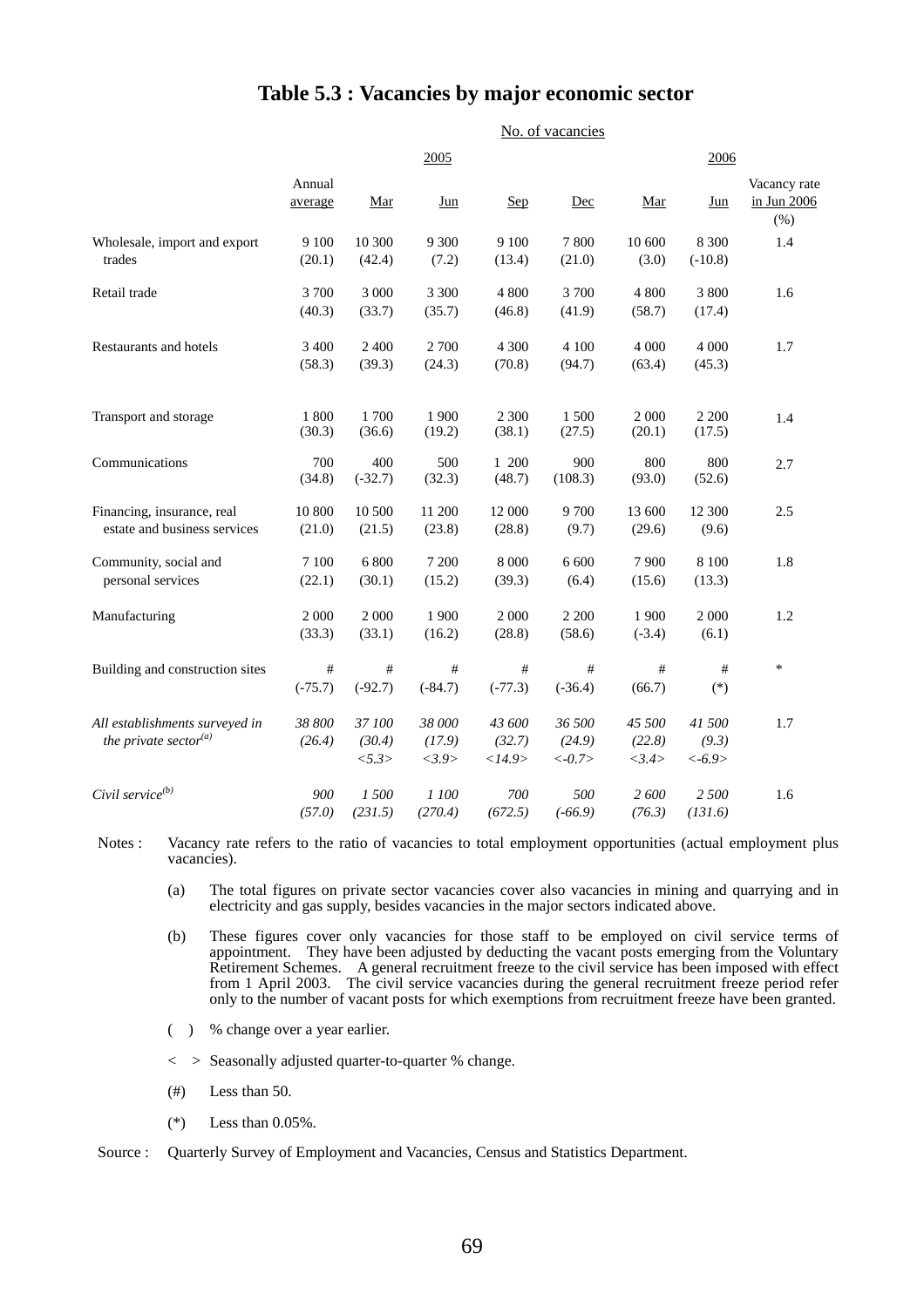# Table 5.3 : Vacancies by major economic sector

| | No. of vacancies | | | | | | | |
|---|---|---|---|---|---|---|---|---|
| | 2005 | | | | | 2006 | | |
| | Annual average | Mar | Jun | Sep | Dec | Mar | Jun | Vacancy rate in Jun 2006 (%) |
| Wholesale, import and export trades | 9 100 (20.1) | 10 300 (42.4) | 9 300 (7.2) | 9 100 (13.4) | 7 800 (21.0) | 10 600 (3.0) | 8 300 (-10.8) | 1.4 |
| Retail trade | 3 700 (40.3) | 3 000 (33.7) | 3 300 (35.7) | 4 800 (46.8) | 3 700 (41.9) | 4 800 (58.7) | 3 800 (17.4) | 1.6 |
| Restaurants and hotels | 3 400 (58.3) | 2 400 (39.3) | 2 700 (24.3) | 4 300 (70.8) | 4 100 (94.7) | 4 000 (63.4) | 4 000 (45.3) | 1.7 |
| Transport and storage | 1 800 (30.3) | 1 700 (36.6) | 1 900 (19.2) | 2 300 (38.1) | 1 500 (27.5) | 2 000 (20.1) | 2 200 (17.5) | 1.4 |
| Communications | 700 (34.8) | 400 (-32.7) | 500 (32.3) | 1 200 (48.7) | 900 (108.3) | 800 (93.0) | 800 (52.6) | 2.7 |
| Financing, insurance, real estate and business services | 10 800 (21.0) | 10 500 (21.5) | 11 200 (23.8) | 12 000 (28.8) | 9 700 (9.7) | 13 600 (29.6) | 12 300 (9.6) | 2.5 |
| Community, social and personal services | 7 100 (22.1) | 6 800 (30.1) | 7 200 (15.2) | 8 000 (39.3) | 6 600 (6.4) | 7 900 (15.6) | 8 100 (13.3) | 1.8 |
| Manufacturing | 2 000 (33.3) | 2 000 (33.1) | 1 900 (16.2) | 2 000 (28.8) | 2 200 (58.6) | 1 900 (-3.4) | 2 000 (6.1) | 1.2 |
| Building and construction sites | # (-75.7) | # (-92.7) | # (-84.7) | # (-77.3) | # (-36.4) | # (66.7) | # (*) | * |
| *All establishments surveyed in the private sector[(a)]* | *38 800 (26.4)* | *37 100 (30.4) <5.3>* | *38 000 (17.9) <3.9>* | *43 600 (32.7) <14.9>* | *36 500 (24.9) <-0.7>* | *45 500 (22.8) <3.4>* | *41 500 (9.3) <-6.9>* | 1.7 |
| *Civil service[(b)]* | *900 (57.0)* | *1 500 (231.5)* | *1 100 (270.4)* | *700 (672.5)* | *500 (-66.9)* | *2 600 (76.3)* | *2 500 (131.6)* | 1.6 |

Notes : Vacancy rate refers to the ratio of vacancies to total employment opportunities (actual employment plus vacancies).

(a) The total figures on private sector vacancies cover also vacancies in mining and quarrying and in electricity and gas supply, besides vacancies in the major sectors indicated above.

(b) These figures cover only vacancies for those staff to be employed on civil service terms of appointment. They have been adjusted by deducting the vacant posts emerging from the Voluntary Retirement Schemes. A general recruitment freeze to the civil service has been imposed with effect from 1 April 2003. The civil service vacancies during the general recruitment freeze period refer only to the number of vacant posts for which exemptions from recruitment freeze have been granted.

( ) % change over a year earlier.

< > Seasonally adjusted quarter-to-quarter % change.

(#) Less than 50.

(*) Less than 0.05%.

Source : Quarterly Survey of Employment and Vacancies, Census and Statistics Department.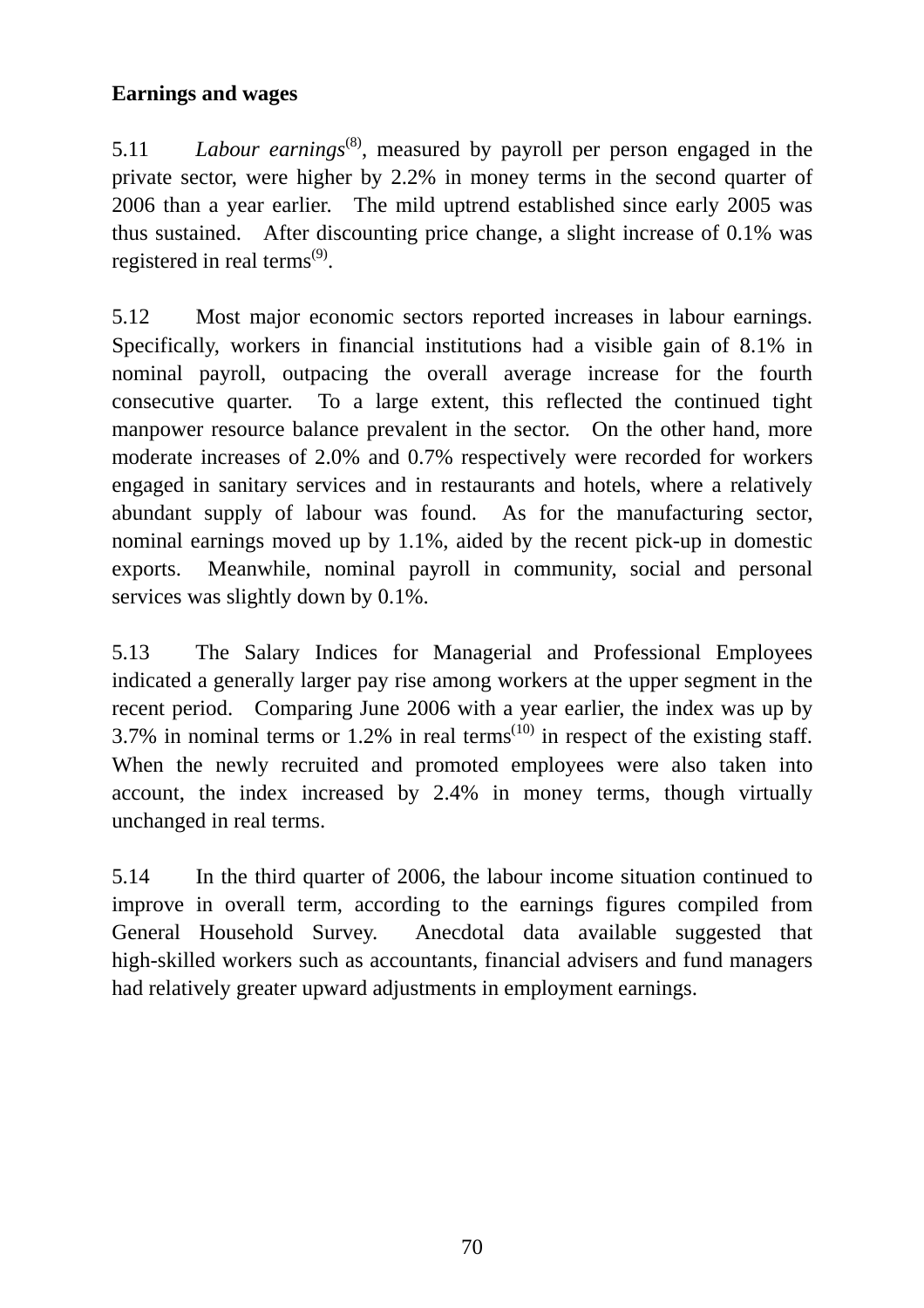**Earnings and wages**

5.11 *Labour earnings*[8], measured by payroll per person engaged in the private sector, were higher by 2.2% in money terms in the second quarter of 2006 than a year earlier. The mild uptrend established since early 2005 was thus sustained. After discounting price change, a slight increase of 0.1% was registered in real terms[9].

5.12 Most major economic sectors reported increases in labour earnings. Specifically, workers in financial institutions had a visible gain of 8.1% in nominal payroll, outpacing the overall average increase for the fourth consecutive quarter. To a large extent, this reflected the continued tight manpower resource balance prevalent in the sector. On the other hand, more moderate increases of 2.0% and 0.7% respectively were recorded for workers engaged in sanitary services and in restaurants and hotels, where a relatively abundant supply of labour was found. As for the manufacturing sector, nominal earnings moved up by 1.1%, aided by the recent pick-up in domestic exports. Meanwhile, nominal payroll in community, social and personal services was slightly down by 0.1%.

5.13 The Salary Indices for Managerial and Professional Employees indicated a generally larger pay rise among workers at the upper segment in the recent period. Comparing June 2006 with a year earlier, the index was up by 3.7% in nominal terms or 1.2% in real terms[10] in respect of the existing staff. When the newly recruited and promoted employees were also taken into account, the index increased by 2.4% in money terms, though virtually unchanged in real terms.

5.14 In the third quarter of 2006, the labour income situation continued to improve in overall term, according to the earnings figures compiled from General Household Survey. Anecdotal data available suggested that high-skilled workers such as accountants, financial advisers and fund managers had relatively greater upward adjustments in employment earnings.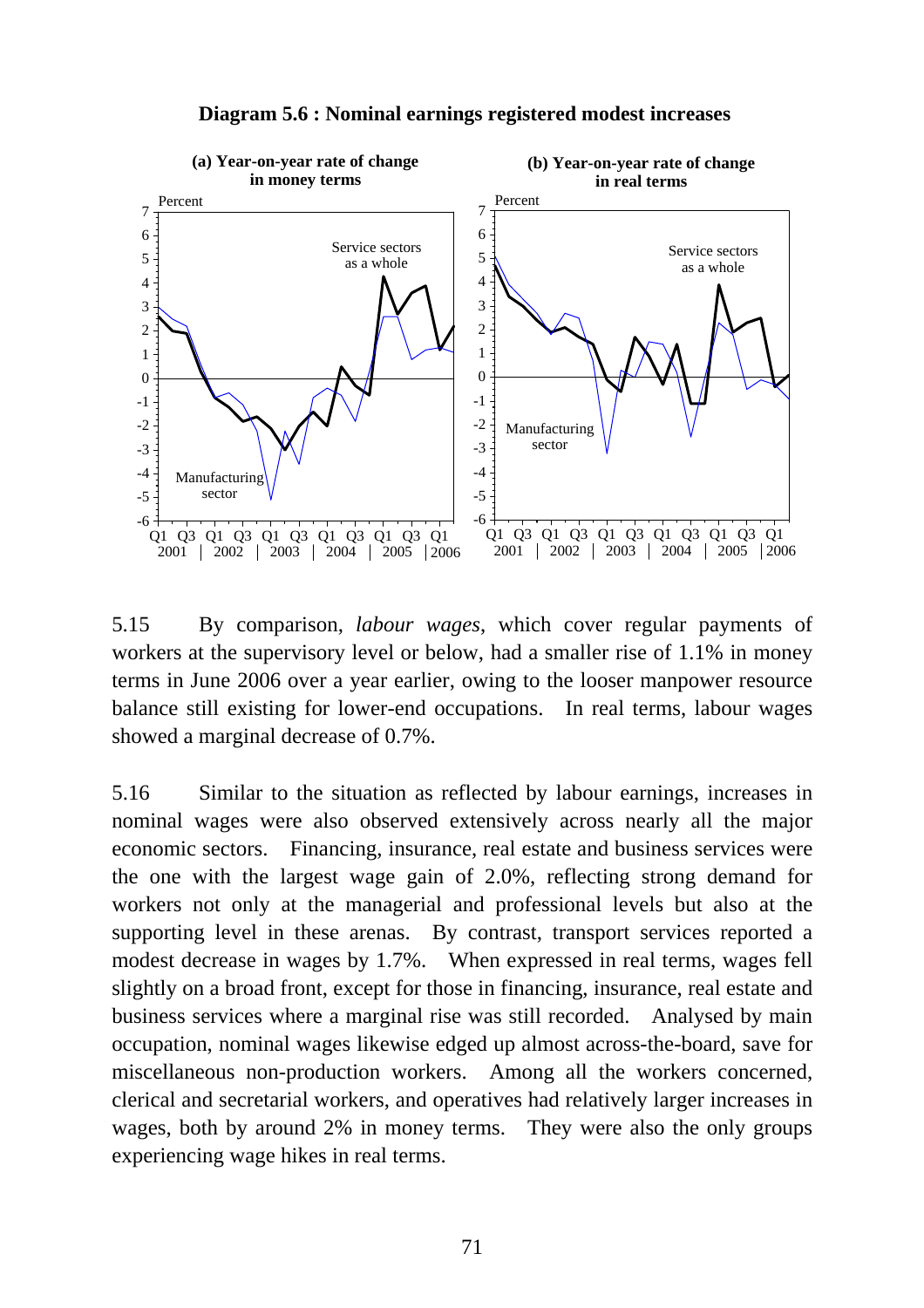**Diagram 5.6 : Nominal earnings registered modest increases**

5.15 By comparison, *labour wages*, which cover regular payments of workers at the supervisory level or below, had a smaller rise of 1.1% in money terms in June 2006 over a year earlier, owing to the looser manpower resource balance still existing for lower-end occupations. In real terms, labour wages showed a marginal decrease of 0.7%.

5.16 Similar to the situation as reflected by labour earnings, increases in nominal wages were also observed extensively across nearly all the major economic sectors. Financing, insurance, real estate and business services were the one with the largest wage gain of 2.0%, reflecting strong demand for workers not only at the managerial and professional levels but also at the supporting level in these arenas. By contrast, transport services reported a modest decrease in wages by 1.7%. When expressed in real terms, wages fell slightly on a broad front, except for those in financing, insurance, real estate and business services where a marginal rise was still recorded. Analysed by main occupation, nominal wages likewise edged up almost across-the-board, save for miscellaneous non-production workers. Among all the workers concerned, clerical and secretarial workers, and operatives had relatively larger increases in wages, both by around 2% in money terms. They were also the only groups experiencing wage hikes in real terms.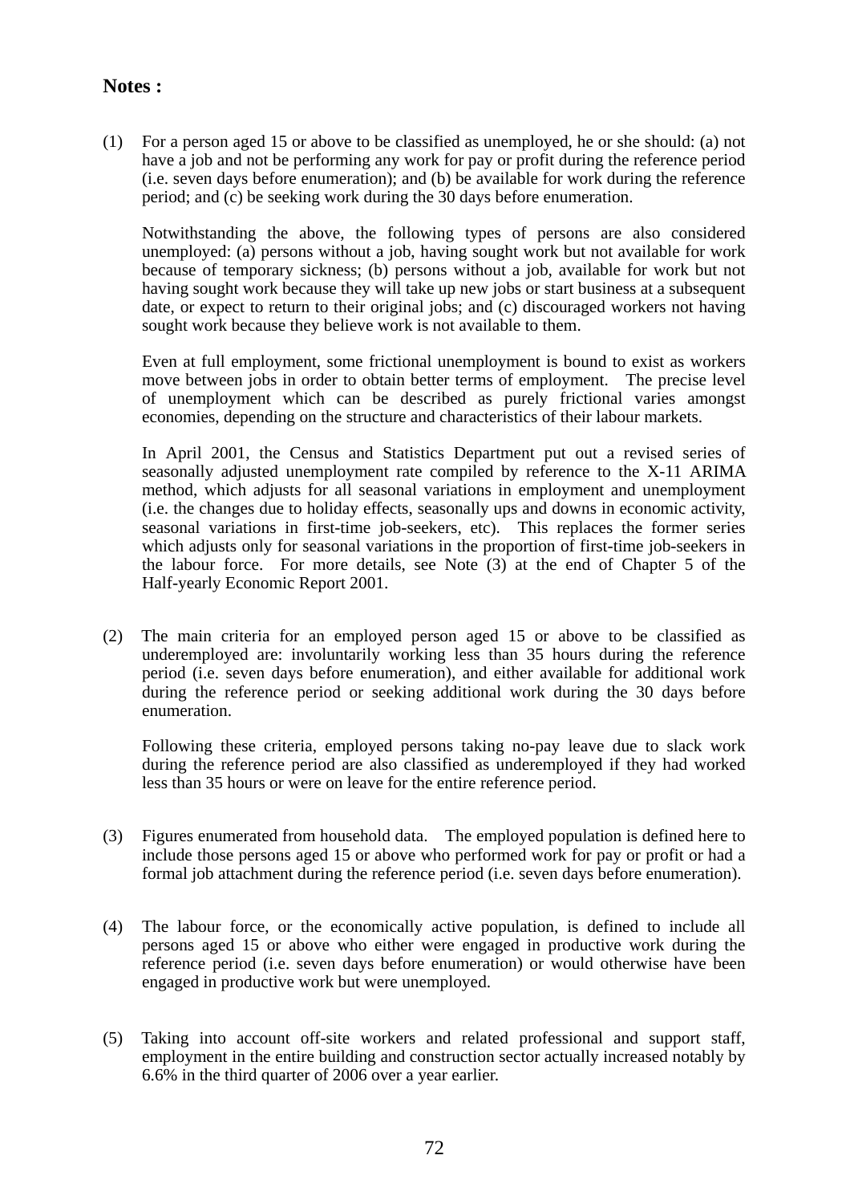**Notes :**

(1) For a person aged 15 or above to be classified as unemployed, he or she should: (a) not have a job and not be performing any work for pay or profit during the reference period (i.e. seven days before enumeration); and (b) be available for work during the reference period; and (c) be seeking work during the 30 days before enumeration.

Notwithstanding the above, the following types of persons are also considered unemployed: (a) persons without a job, having sought work but not available for work because of temporary sickness; (b) persons without a job, available for work but not having sought work because they will take up new jobs or start business at a subsequent date, or expect to return to their original jobs; and (c) discouraged workers not having sought work because they believe work is not available to them.

Even at full employment, some frictional unemployment is bound to exist as workers move between jobs in order to obtain better terms of employment. The precise level of unemployment which can be described as purely frictional varies amongst economies, depending on the structure and characteristics of their labour markets.

In April 2001, the Census and Statistics Department put out a revised series of seasonally adjusted unemployment rate compiled by reference to the X-11 ARIMA method, which adjusts for all seasonal variations in employment and unemployment (i.e. the changes due to holiday effects, seasonally ups and downs in economic activity, seasonal variations in first-time job-seekers, etc). This replaces the former series which adjusts only for seasonal variations in the proportion of first-time job-seekers in the labour force. For more details, see Note (3) at the end of Chapter 5 of the Half-yearly Economic Report 2001.

(2) The main criteria for an employed person aged 15 or above to be classified as underemployed are: involuntarily working less than 35 hours during the reference period (i.e. seven days before enumeration), and either available for additional work during the reference period or seeking additional work during the 30 days before enumeration.

Following these criteria, employed persons taking no-pay leave due to slack work during the reference period are also classified as underemployed if they had worked less than 35 hours or were on leave for the entire reference period.

(3) Figures enumerated from household data. The employed population is defined here to include those persons aged 15 or above who performed work for pay or profit or had a formal job attachment during the reference period (i.e. seven days before enumeration).

(4) The labour force, or the economically active population, is defined to include all persons aged 15 or above who either were engaged in productive work during the reference period (i.e. seven days before enumeration) or would otherwise have been engaged in productive work but were unemployed.

(5) Taking into account off-site workers and related professional and support staff, employment in the entire building and construction sector actually increased notably by 6.6% in the third quarter of 2006 over a year earlier.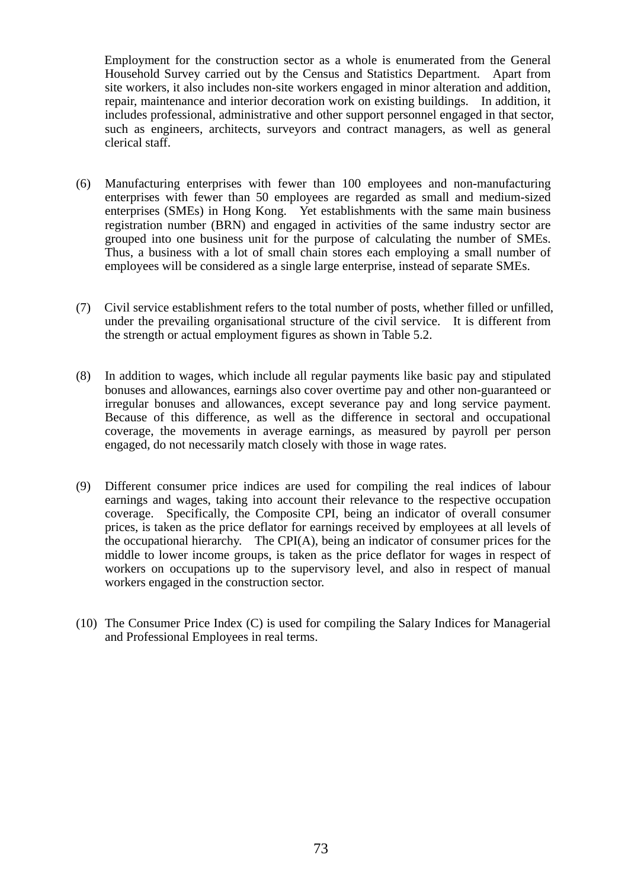Employment for the construction sector as a whole is enumerated from the General Household Survey carried out by the Census and Statistics Department. Apart from site workers, it also includes non-site workers engaged in minor alteration and addition, repair, maintenance and interior decoration work on existing buildings. In addition, it includes professional, administrative and other support personnel engaged in that sector, such as engineers, architects, surveyors and contract managers, as well as general clerical staff.

(6) Manufacturing enterprises with fewer than 100 employees and non-manufacturing enterprises with fewer than 50 employees are regarded as small and medium-sized enterprises (SMEs) in Hong Kong. Yet establishments with the same main business registration number (BRN) and engaged in activities of the same industry sector are grouped into one business unit for the purpose of calculating the number of SMEs. Thus, a business with a lot of small chain stores each employing a small number of employees will be considered as a single large enterprise, instead of separate SMEs.

(7) Civil service establishment refers to the total number of posts, whether filled or unfilled, under the prevailing organisational structure of the civil service. It is different from the strength or actual employment figures as shown in Table 5.2.

(8) In addition to wages, which include all regular payments like basic pay and stipulated bonuses and allowances, earnings also cover overtime pay and other non-guaranteed or irregular bonuses and allowances, except severance pay and long service payment. Because of this difference, as well as the difference in sectoral and occupational coverage, the movements in average earnings, as measured by payroll per person engaged, do not necessarily match closely with those in wage rates.

(9) Different consumer price indices are used for compiling the real indices of labour earnings and wages, taking into account their relevance to the respective occupation coverage. Specifically, the Composite CPI, being an indicator of overall consumer prices, is taken as the price deflator for earnings received by employees at all levels of the occupational hierarchy. The CPI(A), being an indicator of consumer prices for the middle to lower income groups, is taken as the price deflator for wages in respect of workers on occupations up to the supervisory level, and also in respect of manual workers engaged in the construction sector.

(10) The Consumer Price Index (C) is used for compiling the Salary Indices for Managerial and Professional Employees in real terms.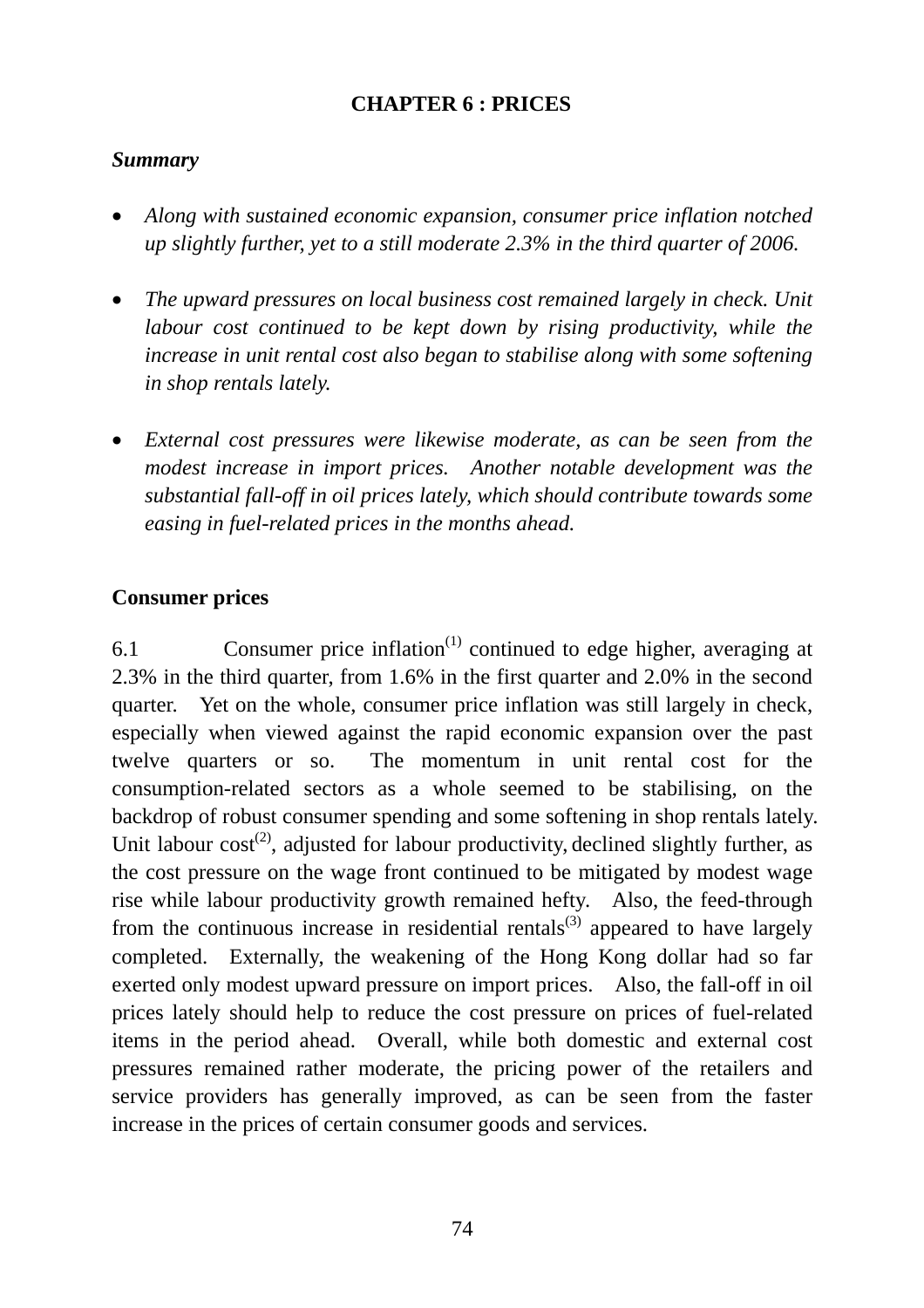# CHAPTER 6 : PRICES

***Summary***

- *Along with sustained economic expansion, consumer price inflation notched up slightly further, yet to a still moderate 2.3% in the third quarter of 2006.*

- *The upward pressures on local business cost remained largely in check. Unit labour cost continued to be kept down by rising productivity, while the increase in unit rental cost also began to stabilise along with some softening in shop rentals lately.*

- *External cost pressures were likewise moderate, as can be seen from the modest increase in import prices. Another notable development was the substantial fall-off in oil prices lately, which should contribute towards some easing in fuel-related prices in the months ahead.*

**Consumer prices**

6.1 Consumer price inflation(1) continued to edge higher, averaging at 2.3% in the third quarter, from 1.6% in the first quarter and 2.0% in the second quarter. Yet on the whole, consumer price inflation was still largely in check, especially when viewed against the rapid economic expansion over the past twelve quarters or so. The momentum in unit rental cost for the consumption-related sectors as a whole seemed to be stabilising, on the backdrop of robust consumer spending and some softening in shop rentals lately. Unit labour cost(2), adjusted for labour productivity, declined slightly further, as the cost pressure on the wage front continued to be mitigated by modest wage rise while labour productivity growth remained hefty. Also, the feed-through from the continuous increase in residential rentals(3) appeared to have largely completed. Externally, the weakening of the Hong Kong dollar had so far exerted only modest upward pressure on import prices. Also, the fall-off in oil prices lately should help to reduce the cost pressure on prices of fuel-related items in the period ahead. Overall, while both domestic and external cost pressures remained rather moderate, the pricing power of the retailers and service providers has generally improved, as can be seen from the faster increase in the prices of certain consumer goods and services.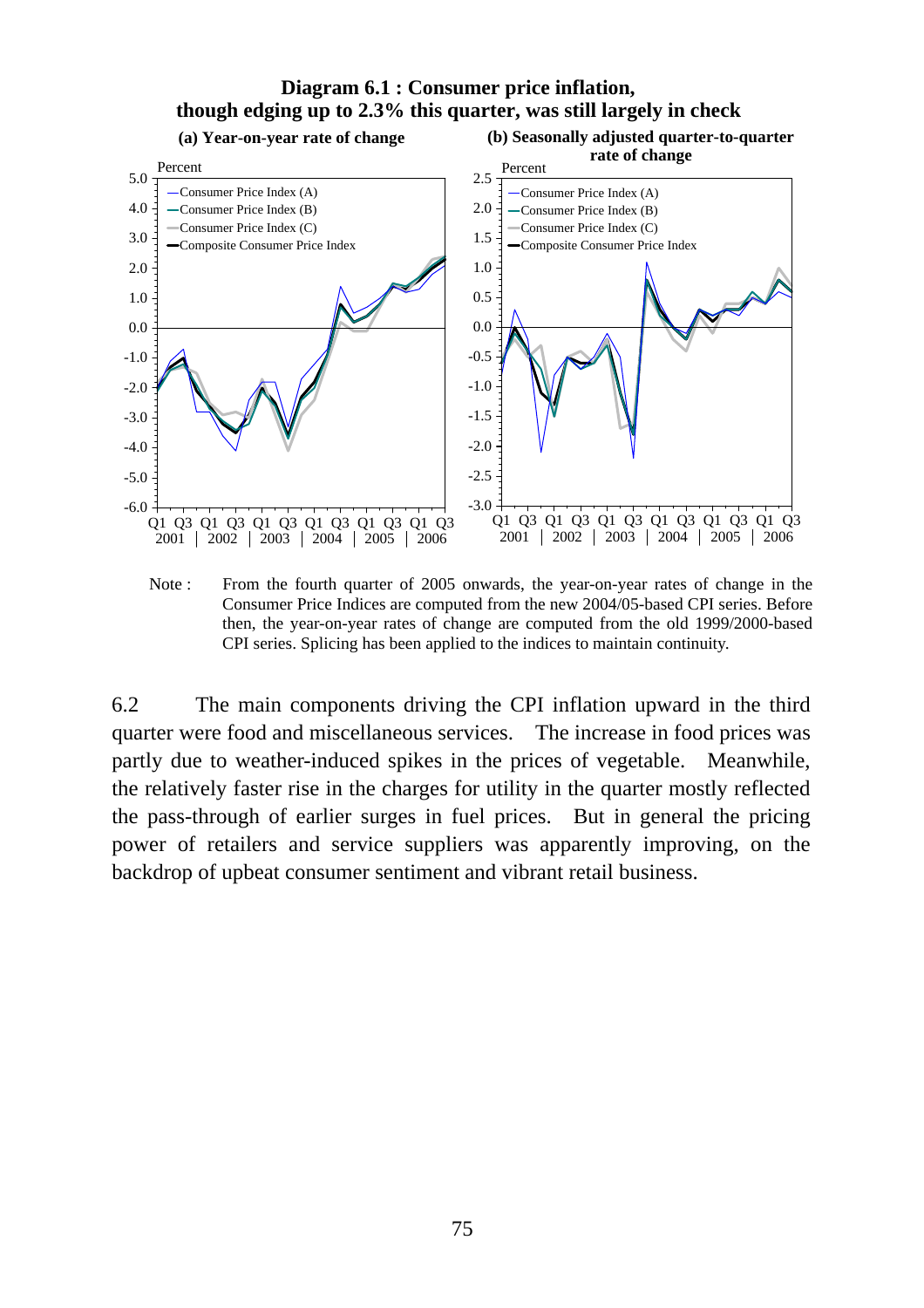**Diagram 6.1 : Consumer price inflation, though edging up to 2.3% this quarter, was still largely in check**

**(a) Year-on-year rate of change**

**(b) Seasonally adjusted quarter-to-quarter rate of change**

Note : From the fourth quarter of 2005 onwards, the year-on-year rates of change in the Consumer Price Indices are computed from the new 2004/05-based CPI series. Before then, the year-on-year rates of change are computed from the old 1999/2000-based CPI series. Splicing has been applied to the indices to maintain continuity.

6.2 The main components driving the CPI inflation upward in the third quarter were food and miscellaneous services. The increase in food prices was partly due to weather-induced spikes in the prices of vegetable. Meanwhile, the relatively faster rise in the charges for utility in the quarter mostly reflected the pass-through of earlier surges in fuel prices. But in general the pricing power of retailers and service suppliers was apparently improving, on the backdrop of upbeat consumer sentiment and vibrant retail business.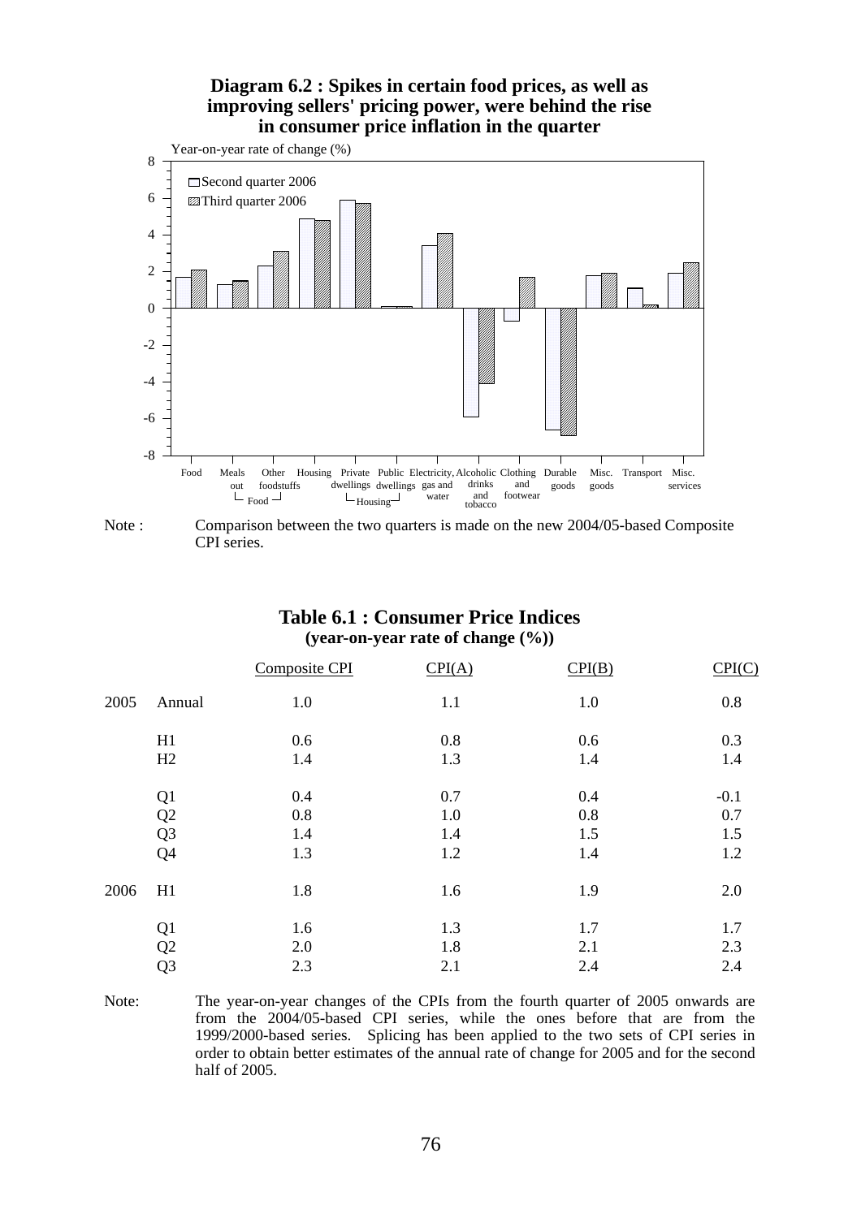**Diagram 6.2 : Spikes in certain food prices, as well as improving sellers' pricing power, were behind the rise in consumer price inflation in the quarter**

Note : Comparison between the two quarters is made on the new 2004/05-based Composite CPI series.

## Table 6.1 : Consumer Price Indices
**(year-on-year rate of change (%))**

| | | Composite CPI | CPI(A) | CPI(B) | CPI(C) |
|---|---|---|---|---|---|
| 2005 | Annual | 1.0 | 1.1 | 1.0 | 0.8 |
| | H1 | 0.6 | 0.8 | 0.6 | 0.3 |
| | H2 | 1.4 | 1.3 | 1.4 | 1.4 |
| | Q1 | 0.4 | 0.7 | 0.4 | -0.1 |
| | Q2 | 0.8 | 1.0 | 0.8 | 0.7 |
| | Q3 | 1.4 | 1.4 | 1.5 | 1.5 |
| | Q4 | 1.3 | 1.2 | 1.4 | 1.2 |
| 2006 | H1 | 1.8 | 1.6 | 1.9 | 2.0 |
| | Q1 | 1.6 | 1.3 | 1.7 | 1.7 |
| | Q2 | 2.0 | 1.8 | 2.1 | 2.3 |
| | Q3 | 2.3 | 2.1 | 2.4 | 2.4 |

Note: The year-on-year changes of the CPIs from the fourth quarter of 2005 onwards are from the 2004/05-based CPI series, while the ones before that are from the 1999/2000-based series. Splicing has been applied to the two sets of CPI series in order to obtain better estimates of the annual rate of change for 2005 and for the second half of 2005.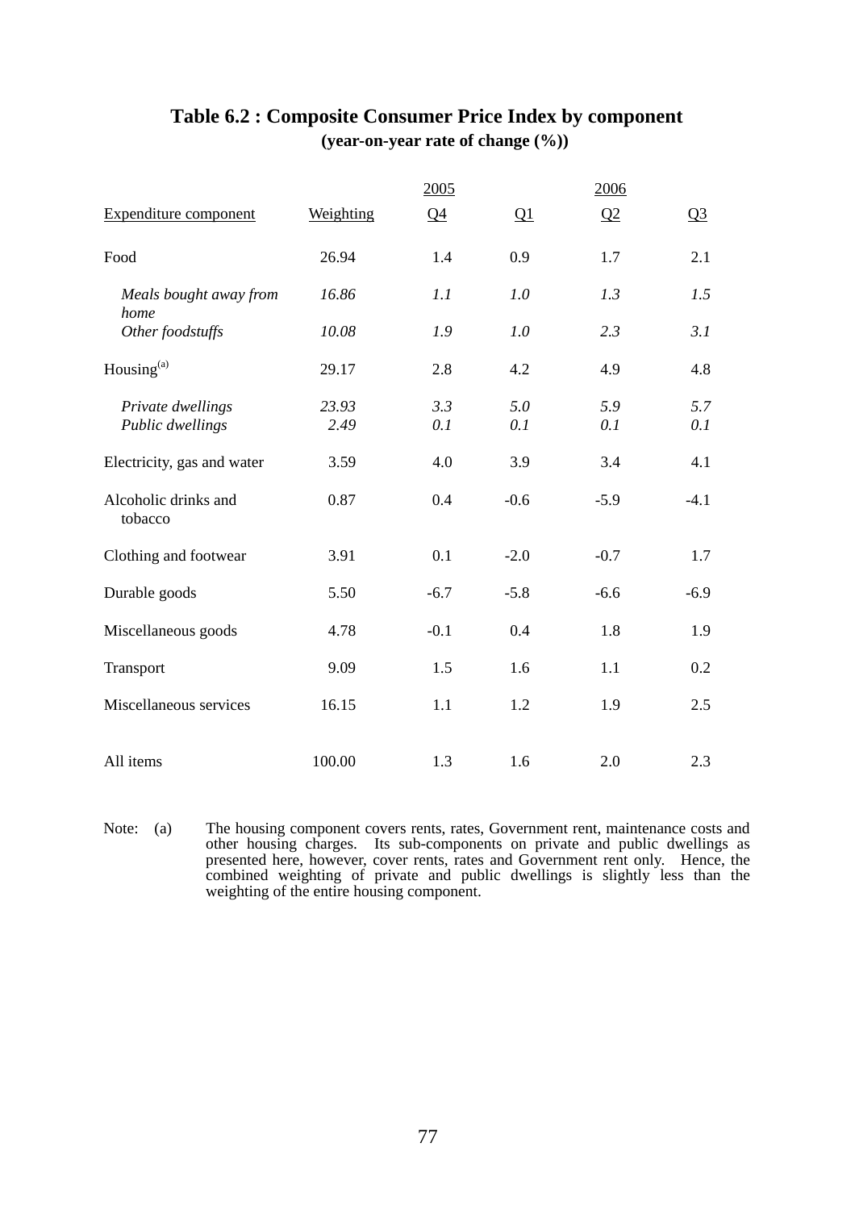## Table 6.2 : Composite Consumer Price Index by component

**(year-on-year rate of change (%))**

| Expenditure component | Weighting | 2005 Q4 | 2006 Q1 | 2006 Q2 | 2006 Q3 |
|---|---|---|---|---|---|
| Food | 26.94 | 1.4 | 0.9 | 1.7 | 2.1 |
| *Meals bought away from home* | *16.86* | *1.1* | *1.0* | *1.3* | *1.5* |
| *Other foodstuffs* | *10.08* | *1.9* | *1.0* | *2.3* | *3.1* |
| Housing[(a)] | 29.17 | 2.8 | 4.2 | 4.9 | 4.8 |
| *Private dwellings* | *23.93* | *3.3* | *5.0* | *5.9* | *5.7* |
| *Public dwellings* | *2.49* | *0.1* | *0.1* | *0.1* | *0.1* |
| Electricity, gas and water | 3.59 | 4.0 | 3.9 | 3.4 | 4.1 |
| Alcoholic drinks and tobacco | 0.87 | 0.4 | -0.6 | -5.9 | -4.1 |
| Clothing and footwear | 3.91 | 0.1 | -2.0 | -0.7 | 1.7 |
| Durable goods | 5.50 | -6.7 | -5.8 | -6.6 | -6.9 |
| Miscellaneous goods | 4.78 | -0.1 | 0.4 | 1.8 | 1.9 |
| Transport | 9.09 | 1.5 | 1.6 | 1.1 | 0.2 |
| Miscellaneous services | 16.15 | 1.1 | 1.2 | 1.9 | 2.5 |
| All items | 100.00 | 1.3 | 1.6 | 2.0 | 2.3 |

Note: (a) The housing component covers rents, rates, Government rent, maintenance costs and other housing charges. Its sub-components on private and public dwellings as presented here, however, cover rents, rates and Government rent only. Hence, the combined weighting of private and public dwellings is slightly less than the weighting of the entire housing component.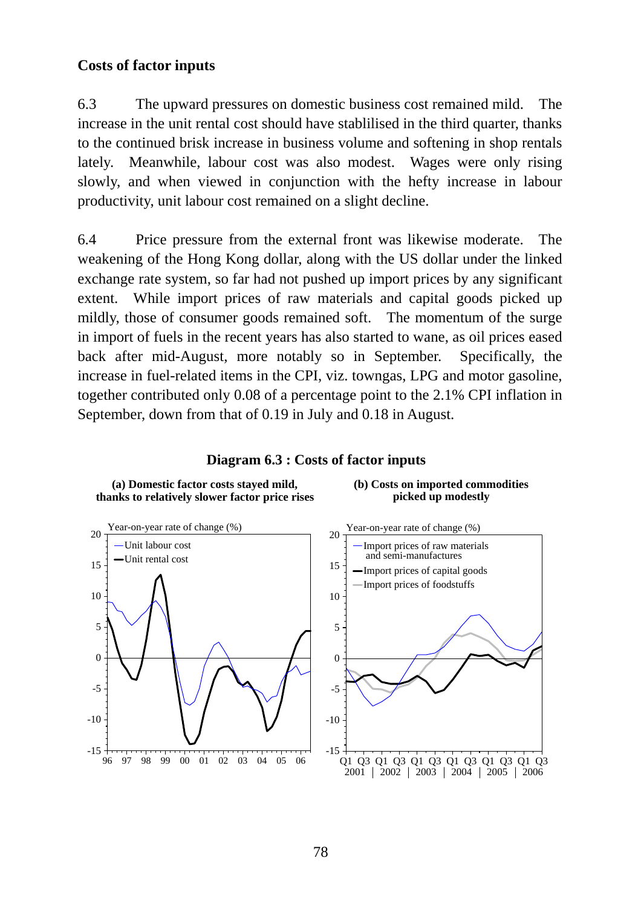### Costs of factor inputs

6.3 The upward pressures on domestic business cost remained mild. The increase in the unit rental cost should have stablilised in the third quarter, thanks to the continued brisk increase in business volume and softening in shop rentals lately. Meanwhile, labour cost was also modest. Wages were only rising slowly, and when viewed in conjunction with the hefty increase in labour productivity, unit labour cost remained on a slight decline.

6.4 Price pressure from the external front was likewise moderate. The weakening of the Hong Kong dollar, along with the US dollar under the linked exchange rate system, so far had not pushed up import prices by any significant extent. While import prices of raw materials and capital goods picked up mildly, those of consumer goods remained soft. The momentum of the surge in import of fuels in the recent years has also started to wane, as oil prices eased back after mid-August, more notably so in September. Specifically, the increase in fuel-related items in the CPI, viz. towngas, LPG and motor gasoline, together contributed only 0.08 of a percentage point to the 2.1% CPI inflation in September, down from that of 0.19 in July and 0.18 in August.

**Diagram 6.3 : Costs of factor inputs**

**(a) Domestic factor costs stayed mild, thanks to relatively slower factor price rises**

**(b) Costs on imported commodities picked up modestly**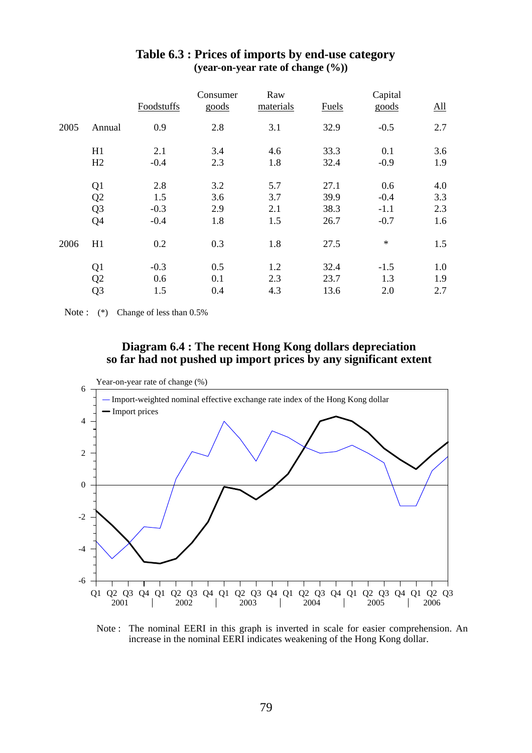## Table 6.3 : Prices of imports by end-use category
### (year-on-year rate of change (%))

| | | Foodstuffs | Consumer goods | Raw materials | Fuels | Capital goods | All |
|---|---|---|---|---|---|---|---|
| 2005 | Annual | 0.9 | 2.8 | 3.1 | 32.9 | -0.5 | 2.7 |
| | H1 | 2.1 | 3.4 | 4.6 | 33.3 | 0.1 | 3.6 |
| | H2 | -0.4 | 2.3 | 1.8 | 32.4 | -0.9 | 1.9 |
| | Q1 | 2.8 | 3.2 | 5.7 | 27.1 | 0.6 | 4.0 |
| | Q2 | 1.5 | 3.6 | 3.7 | 39.9 | -0.4 | 3.3 |
| | Q3 | -0.3 | 2.9 | 2.1 | 38.3 | -1.1 | 2.3 |
| | Q4 | -0.4 | 1.8 | 1.5 | 26.7 | -0.7 | 1.6 |
| 2006 | H1 | 0.2 | 0.3 | 1.8 | 27.5 | * | 1.5 |
| | Q1 | -0.3 | 0.5 | 1.2 | 32.4 | -1.5 | 1.0 |
| | Q2 | 0.6 | 0.1 | 2.3 | 23.7 | 1.3 | 1.9 |
| | Q3 | 1.5 | 0.4 | 4.3 | 13.6 | 2.0 | 2.7 |

Note : (*) Change of less than 0.5%

## Diagram 6.4 : The recent Hong Kong dollars depreciation so far had not pushed up import prices by any significant extent

Note : The nominal EERI in this graph is inverted in scale for easier comprehension. An increase in the nominal EERI indicates weakening of the Hong Kong dollar.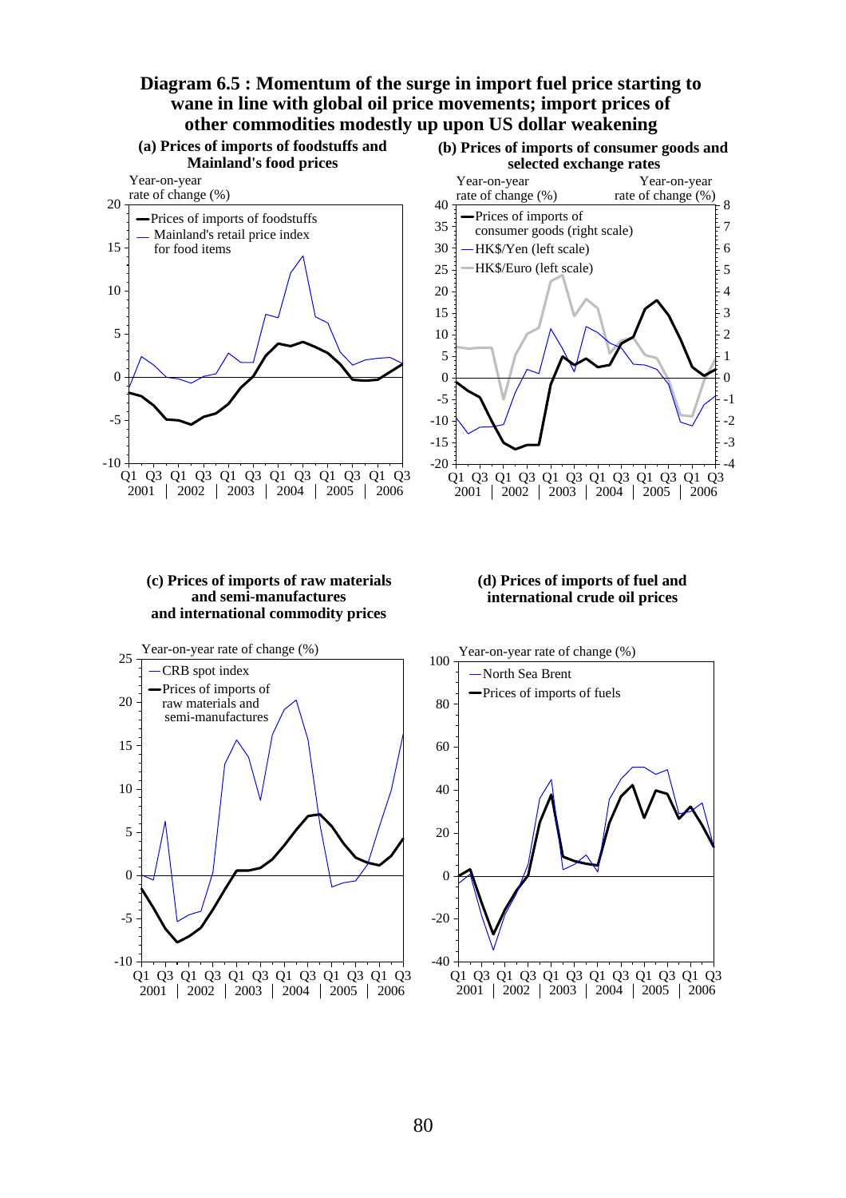**Diagram 6.5 : Momentum of the surge in import fuel price starting to wane in line with global oil price movements; import prices of other commodities modestly up upon US dollar weakening**

**(a) Prices of imports of foodstuffs and Mainland's food prices**

Year-on-year rate of change (%)

— Prices of imports of foodstuffs
— Mainland's retail price index for food items

**(b) Prices of imports of consumer goods and selected exchange rates**

Year-on-year rate of change (%) — Year-on-year rate of change (%)

— Prices of imports of consumer goods (right scale)
— HK$/Yen (left scale)
— HK$/Euro (left scale)

**(c) Prices of imports of raw materials and semi-manufactures and international commodity prices**

Year-on-year rate of change (%)

— CRB spot index
— Prices of imports of raw materials and semi-manufactures

**(d) Prices of imports of fuel and international crude oil prices**

Year-on-year rate of change (%)

— North Sea Brent
— Prices of imports of fuels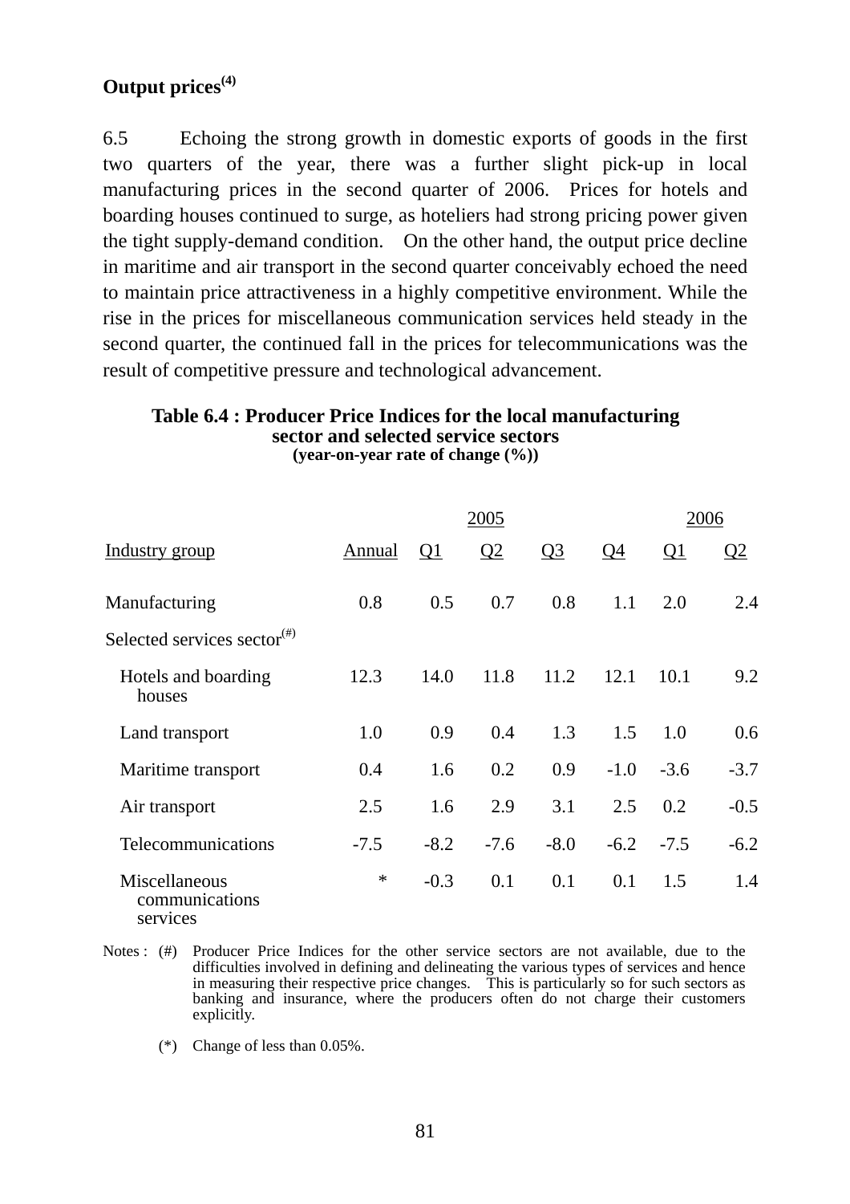### Output prices[4]

6.5 Echoing the strong growth in domestic exports of goods in the first two quarters of the year, there was a further slight pick-up in local manufacturing prices in the second quarter of 2006. Prices for hotels and boarding houses continued to surge, as hoteliers had strong pricing power given the tight supply-demand condition. On the other hand, the output price decline in maritime and air transport in the second quarter conceivably echoed the need to maintain price attractiveness in a highly competitive environment. While the rise in the prices for miscellaneous communication services held steady in the second quarter, the continued fall in the prices for telecommunications was the result of competitive pressure and technological advancement.

**Table 6.4 : Producer Price Indices for the local manufacturing sector and selected service sectors**
**(year-on-year rate of change (%))**

| | 2005 | | | | | 2006 | |
|---|---|---|---|---|---|---|---|
| Industry group | Annual | Q1 | Q2 | Q3 | Q4 | Q1 | Q2 |
| Manufacturing | 0.8 | 0.5 | 0.7 | 0.8 | 1.1 | 2.0 | 2.4 |
| Selected services sector[#] | | | | | | | |
| Hotels and boarding houses | 12.3 | 14.0 | 11.8 | 11.2 | 12.1 | 10.1 | 9.2 |
| Land transport | 1.0 | 0.9 | 0.4 | 1.3 | 1.5 | 1.0 | 0.6 |
| Maritime transport | 0.4 | 1.6 | 0.2 | 0.9 | -1.0 | -3.6 | -3.7 |
| Air transport | 2.5 | 1.6 | 2.9 | 3.1 | 2.5 | 0.2 | -0.5 |
| Telecommunications | -7.5 | -8.2 | -7.6 | -8.0 | -6.2 | -7.5 | -6.2 |
| Miscellaneous communications services | * | -0.3 | 0.1 | 0.1 | 0.1 | 1.5 | 1.4 |

Notes : (#) Producer Price Indices for the other service sectors are not available, due to the difficulties involved in defining and delineating the various types of services and hence in measuring their respective price changes. This is particularly so for such sectors as banking and insurance, where the producers often do not charge their customers explicitly.

(*) Change of less than 0.05%.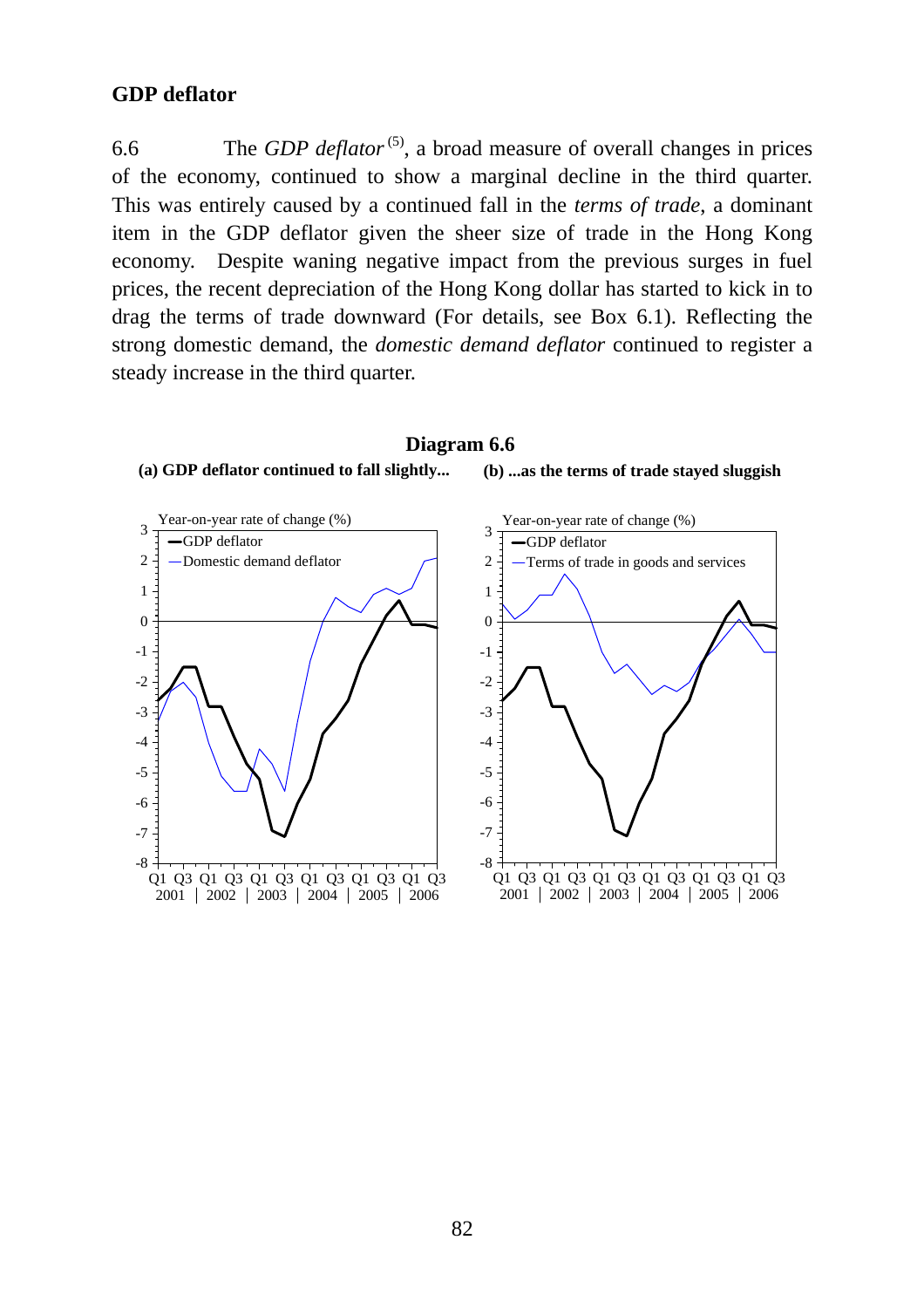## GDP deflator

6.6 The *GDP deflator* (5), a broad measure of overall changes in prices of the economy, continued to show a marginal decline in the third quarter. This was entirely caused by a continued fall in the *terms of trade*, a dominant item in the GDP deflator given the sheer size of trade in the Hong Kong economy. Despite waning negative impact from the previous surges in fuel prices, the recent depreciation of the Hong Kong dollar has started to kick in to drag the terms of trade downward (For details, see Box 6.1). Reflecting the strong domestic demand, the *domestic demand deflator* continued to register a steady increase in the third quarter.

**Diagram 6.6**

**(a) GDP deflator continued to fall slightly...**

**(b) ...as the terms of trade stayed sluggish**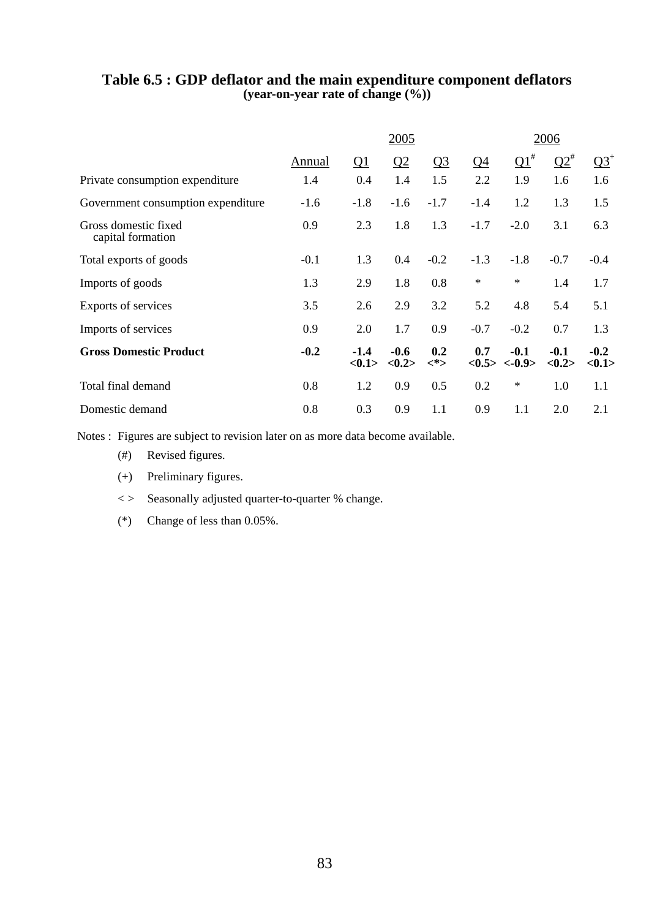## Table 6.5 : GDP deflator and the main expenditure component deflators
**(year-on-year rate of change (%))**

| | | 2005 | | | | 2006 | | |
|---|---|---|---|---|---|---|---|---|
| | Annual | Q1 | Q2 | Q3 | Q4 | Q1# | Q2# | Q3+ |
| Private consumption expenditure | 1.4 | 0.4 | 1.4 | 1.5 | 2.2 | 1.9 | 1.6 | 1.6 |
| Government consumption expenditure | -1.6 | -1.8 | -1.6 | -1.7 | -1.4 | 1.2 | 1.3 | 1.5 |
| Gross domestic fixed capital formation | 0.9 | 2.3 | 1.8 | 1.3 | -1.7 | -2.0 | 3.1 | 6.3 |
| Total exports of goods | -0.1 | 1.3 | 0.4 | -0.2 | -1.3 | -1.8 | -0.7 | -0.4 |
| Imports of goods | 1.3 | 2.9 | 1.8 | 0.8 | * | * | 1.4 | 1.7 |
| Exports of services | 3.5 | 2.6 | 2.9 | 3.2 | 5.2 | 4.8 | 5.4 | 5.1 |
| Imports of services | 0.9 | 2.0 | 1.7 | 0.9 | -0.7 | -0.2 | 0.7 | 1.3 |
| **Gross Domestic Product** | **-0.2** | **-1.4 <0.1>** | **-0.6 <0.2>** | **0.2 <*>** | **0.7 <0.5>** | **-0.1 <-0.9>** | **-0.1 <0.2>** | **-0.2 <0.1>** |
| Total final demand | 0.8 | 1.2 | 0.9 | 0.5 | 0.2 | * | 1.0 | 1.1 |
| Domestic demand | 0.8 | 0.3 | 0.9 | 1.1 | 0.9 | 1.1 | 2.0 | 2.1 |

Notes : Figures are subject to revision later on as more data become available.

(#) Revised figures.

(+) Preliminary figures.

< > Seasonally adjusted quarter-to-quarter % change.

(*) Change of less than 0.05%.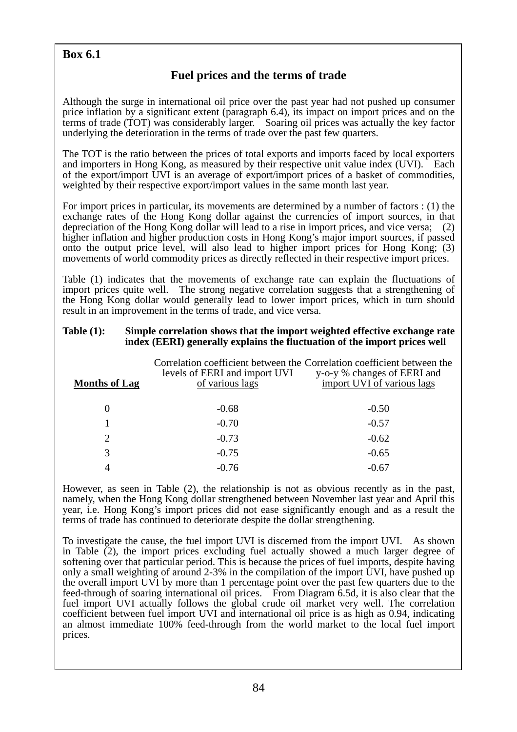**Box 6.1**

## Fuel prices and the terms of trade

Although the surge in international oil price over the past year had not pushed up consumer price inflation by a significant extent (paragraph 6.4), its impact on import prices and on the terms of trade (TOT) was considerably larger. Soaring oil prices was actually the key factor underlying the deterioration in the terms of trade over the past few quarters.

The TOT is the ratio between the prices of total exports and imports faced by local exporters and importers in Hong Kong, as measured by their respective unit value index (UVI). Each of the export/import UVI is an average of export/import prices of a basket of commodities, weighted by their respective export/import values in the same month last year.

For import prices in particular, its movements are determined by a number of factors : (1) the exchange rates of the Hong Kong dollar against the currencies of import sources, in that depreciation of the Hong Kong dollar will lead to a rise in import prices, and vice versa; (2) higher inflation and higher production costs in Hong Kong's major import sources, if passed onto the output price level, will also lead to higher import prices for Hong Kong; (3) movements of world commodity prices as directly reflected in their respective import prices.

Table (1) indicates that the movements of exchange rate can explain the fluctuations of import prices quite well. The strong negative correlation suggests that a strengthening of the Hong Kong dollar would generally lead to lower import prices, which in turn should result in an improvement in the terms of trade, and vice versa.

**Table (1): Simple correlation shows that the import weighted effective exchange rate index (EERI) generally explains the fluctuation of the import prices well**

| Months of Lag | Correlation coefficient between the levels of EERI and import UVI of various lags | Correlation coefficient between the y-o-y % changes of EERI and import UVI of various lags |
|---|---|---|
| 0 | -0.68 | -0.50 |
| 1 | -0.70 | -0.57 |
| 2 | -0.73 | -0.62 |
| 3 | -0.75 | -0.65 |
| 4 | -0.76 | -0.67 |

However, as seen in Table (2), the relationship is not as obvious recently as in the past, namely, when the Hong Kong dollar strengthened between November last year and April this year, i.e. Hong Kong's import prices did not ease significantly enough and as a result the terms of trade has continued to deteriorate despite the dollar strengthening.

To investigate the cause, the fuel import UVI is discerned from the import UVI. As shown in Table (2), the import prices excluding fuel actually showed a much larger degree of softening over that particular period. This is because the prices of fuel imports, despite having only a small weighting of around 2-3% in the compilation of the import UVI, have pushed up the overall import UVI by more than 1 percentage point over the past few quarters due to the feed-through of soaring international oil prices. From Diagram 6.5d, it is also clear that the fuel import UVI actually follows the global crude oil market very well. The correlation coefficient between fuel import UVI and international oil price is as high as 0.94, indicating an almost immediate 100% feed-through from the world market to the local fuel import prices.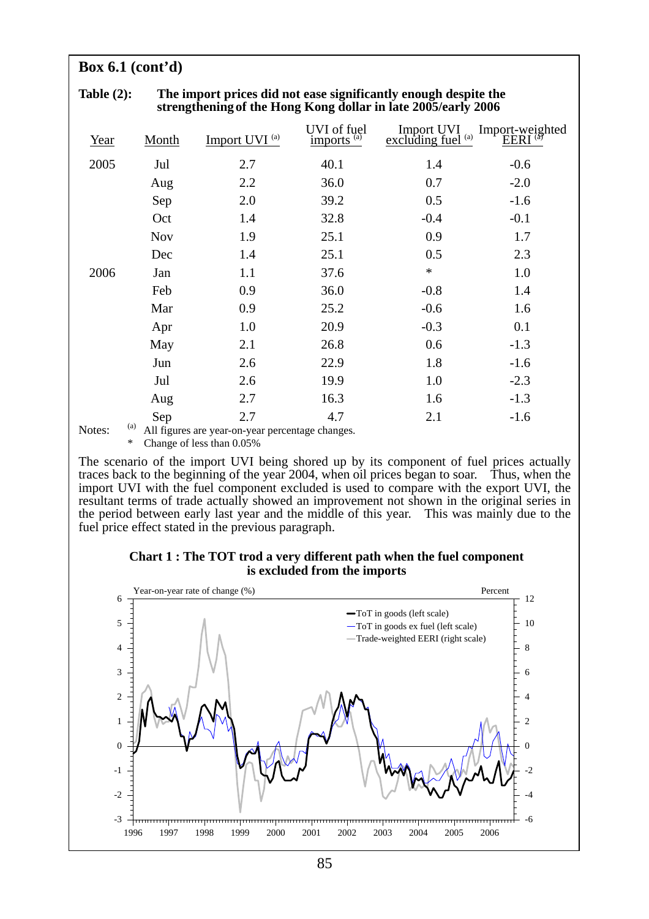## Box 6.1 (cont'd)

**Table (2): The import prices did not ease significantly enough despite the strengthening of the Hong Kong dollar in late 2005/early 2006**

| Year | Month | Import UVI [(a)] | UVI of fuel imports [(a)] | Import UVI excluding fuel [(a)] | Import-weighted EERI [(a)] |
|---|---|---|---|---|---|
| 2005 | Jul | 2.7 | 40.1 | 1.4 | -0.6 |
| | Aug | 2.2 | 36.0 | 0.7 | -2.0 |
| | Sep | 2.0 | 39.2 | 0.5 | -1.6 |
| | Oct | 1.4 | 32.8 | -0.4 | -0.1 |
| | Nov | 1.9 | 25.1 | 0.9 | 1.7 |
| | Dec | 1.4 | 25.1 | 0.5 | 2.3 |
| 2006 | Jan | 1.1 | 37.6 | * | 1.0 |
| | Feb | 0.9 | 36.0 | -0.8 | 1.4 |
| | Mar | 0.9 | 25.2 | -0.6 | 1.6 |
| | Apr | 1.0 | 20.9 | -0.3 | 0.1 |
| | May | 2.1 | 26.8 | 0.6 | -1.3 |
| | Jun | 2.6 | 22.9 | 1.8 | -1.6 |
| | Jul | 2.6 | 19.9 | 1.0 | -2.3 |
| | Aug | 2.7 | 16.3 | 1.6 | -1.3 |
| | Sep | 2.7 | 4.7 | 2.1 | -1.6 |

Notes: (a) All figures are year-on-year percentage changes.
\* Change of less than 0.05%

The scenario of the import UVI being shored up by its component of fuel prices actually traces back to the beginning of the year 2004, when oil prices began to soar. Thus, when the import UVI with the fuel component excluded is used to compare with the export UVI, the resultant terms of trade actually showed an improvement not shown in the original series in the period between early last year and the middle of this year. This was mainly due to the fuel price effect stated in the previous paragraph.

**Chart 1 : The TOT trod a very different path when the fuel component is excluded from the imports**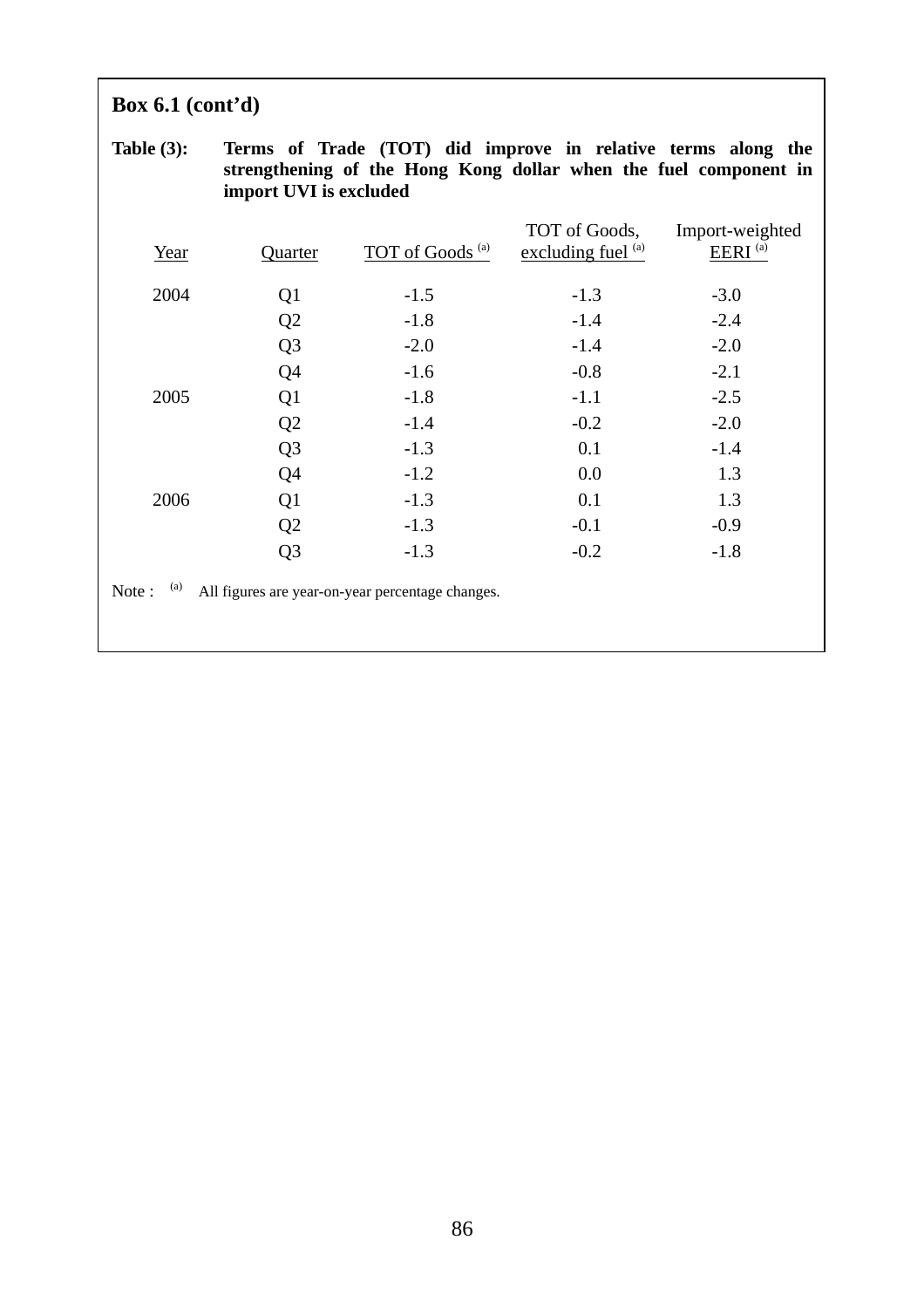**Box 6.1 (cont'd)**

**Table (3): Terms of Trade (TOT) did improve in relative terms along the strengthening of the Hong Kong dollar when the fuel component in import UVI is excluded**

| Year | Quarter | TOT of Goods [(a)] | TOT of Goods, excluding fuel [(a)] | Import-weighted EERI [(a)] |
|---|---|---|---|---|
| 2004 | Q1 | -1.5 | -1.3 | -3.0 |
| | Q2 | -1.8 | -1.4 | -2.4 |
| | Q3 | -2.0 | -1.4 | -2.0 |
| | Q4 | -1.6 | -0.8 | -2.1 |
| 2005 | Q1 | -1.8 | -1.1 | -2.5 |
| | Q2 | -1.4 | -0.2 | -2.0 |
| | Q3 | -1.3 | 0.1 | -1.4 |
| | Q4 | -1.2 | 0.0 | 1.3 |
| 2006 | Q1 | -1.3 | 0.1 | 1.3 |
| | Q2 | -1.3 | -0.1 | -0.9 |
| | Q3 | -1.3 | -0.2 | -1.8 |

Note : [(a)] All figures are year-on-year percentage changes.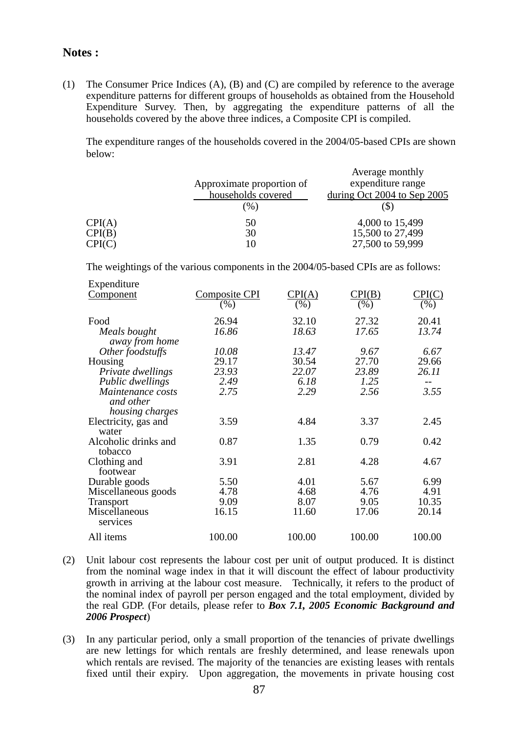**Notes :**

(1) The Consumer Price Indices (A), (B) and (C) are compiled by reference to the average expenditure patterns for different groups of households as obtained from the Household Expenditure Survey. Then, by aggregating the expenditure patterns of all the households covered by the above three indices, a Composite CPI is compiled.

The expenditure ranges of the households covered in the 2004/05-based CPIs are shown below:

| | Approximate proportion of households covered (%) | Average monthly expenditure range during Oct 2004 to Sep 2005 ($) |
|---|---|---|
| CPI(A) | 50 | 4,000 to 15,499 |
| CPI(B) | 30 | 15,500 to 27,499 |
| CPI(C) | 10 | 27,500 to 59,999 |

The weightings of the various components in the 2004/05-based CPIs are as follows:

| Expenditure Component | Composite CPI (%) | CPI(A) (%) | CPI(B) (%) | CPI(C) (%) |
|---|---|---|---|---|
| Food | 26.94 | 32.10 | 27.32 | 20.41 |
| *Meals bought away from home* | *16.86* | *18.63* | *17.65* | *13.74* |
| *Other foodstuffs* | *10.08* | *13.47* | *9.67* | *6.67* |
| Housing | 29.17 | 30.54 | 27.70 | 29.66 |
| *Private dwellings* | *23.93* | *22.07* | *23.89* | *26.11* |
| *Public dwellings* | *2.49* | *6.18* | *1.25* | -- |
| *Maintenance costs and other housing charges* | *2.75* | *2.29* | *2.56* | *3.55* |
| Electricity, gas and water | 3.59 | 4.84 | 3.37 | 2.45 |
| Alcoholic drinks and tobacco | 0.87 | 1.35 | 0.79 | 0.42 |
| Clothing and footwear | 3.91 | 2.81 | 4.28 | 4.67 |
| Durable goods | 5.50 | 4.01 | 5.67 | 6.99 |
| Miscellaneous goods | 4.78 | 4.68 | 4.76 | 4.91 |
| Transport | 9.09 | 8.07 | 9.05 | 10.35 |
| Miscellaneous services | 16.15 | 11.60 | 17.06 | 20.14 |
| All items | 100.00 | 100.00 | 100.00 | 100.00 |

(2) Unit labour cost represents the labour cost per unit of output produced. It is distinct from the nominal wage index in that it will discount the effect of labour productivity growth in arriving at the labour cost measure. Technically, it refers to the product of the nominal index of payroll per person engaged and the total employment, divided by the real GDP. (For details, please refer to ***Box 7.1, 2005 Economic Background and 2006 Prospect***)

(3) In any particular period, only a small proportion of the tenancies of private dwellings are new lettings for which rentals are freshly determined, and lease renewals upon which rentals are revised. The majority of the tenancies are existing leases with rentals fixed until their expiry. Upon aggregation, the movements in private housing cost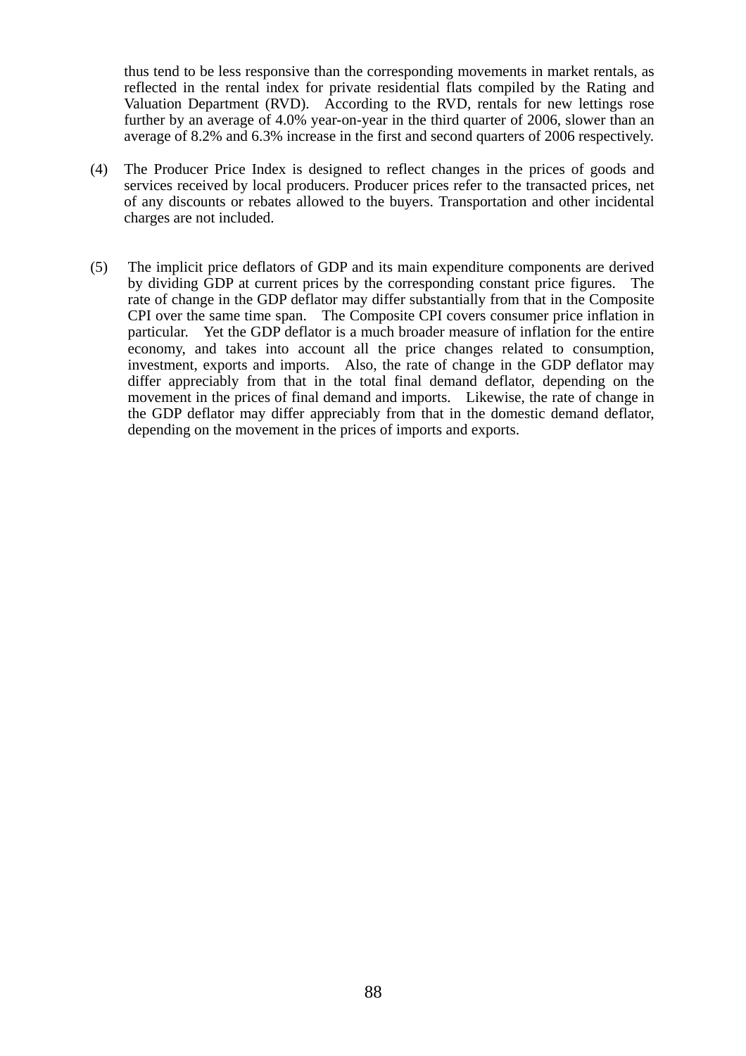thus tend to be less responsive than the corresponding movements in market rentals, as reflected in the rental index for private residential flats compiled by the Rating and Valuation Department (RVD). According to the RVD, rentals for new lettings rose further by an average of 4.0% year-on-year in the third quarter of 2006, slower than an average of 8.2% and 6.3% increase in the first and second quarters of 2006 respectively.

(4) The Producer Price Index is designed to reflect changes in the prices of goods and services received by local producers. Producer prices refer to the transacted prices, net of any discounts or rebates allowed to the buyers. Transportation and other incidental charges are not included.

(5) The implicit price deflators of GDP and its main expenditure components are derived by dividing GDP at current prices by the corresponding constant price figures. The rate of change in the GDP deflator may differ substantially from that in the Composite CPI over the same time span. The Composite CPI covers consumer price inflation in particular. Yet the GDP deflator is a much broader measure of inflation for the entire economy, and takes into account all the price changes related to consumption, investment, exports and imports. Also, the rate of change in the GDP deflator may differ appreciably from that in the total final demand deflator, depending on the movement in the prices of final demand and imports. Likewise, the rate of change in the GDP deflator may differ appreciably from that in the domestic demand deflator, depending on the movement in the prices of imports and exports.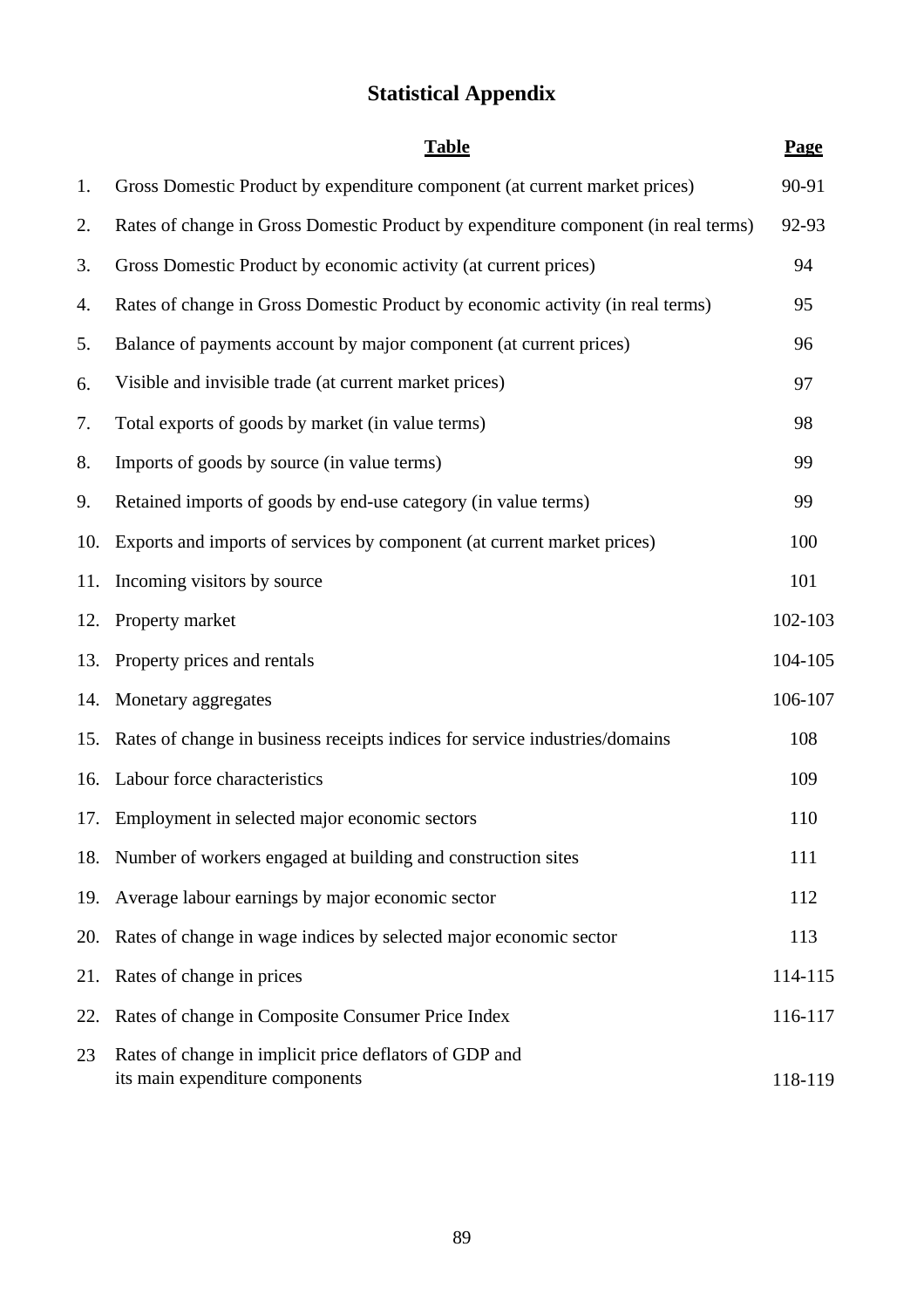# Statistical Appendix

| | Table | Page |
|---|---|---|
| 1. | Gross Domestic Product by expenditure component (at current market prices) | 90-91 |
| 2. | Rates of change in Gross Domestic Product by expenditure component (in real terms) | 92-93 |
| 3. | Gross Domestic Product by economic activity (at current prices) | 94 |
| 4. | Rates of change in Gross Domestic Product by economic activity (in real terms) | 95 |
| 5. | Balance of payments account by major component (at current prices) | 96 |
| 6. | Visible and invisible trade (at current market prices) | 97 |
| 7. | Total exports of goods by market (in value terms) | 98 |
| 8. | Imports of goods by source (in value terms) | 99 |
| 9. | Retained imports of goods by end-use category (in value terms) | 99 |
| 10. | Exports and imports of services by component (at current market prices) | 100 |
| 11. | Incoming visitors by source | 101 |
| 12. | Property market | 102-103 |
| 13. | Property prices and rentals | 104-105 |
| 14. | Monetary aggregates | 106-107 |
| 15. | Rates of change in business receipts indices for service industries/domains | 108 |
| 16. | Labour force characteristics | 109 |
| 17. | Employment in selected major economic sectors | 110 |
| 18. | Number of workers engaged at building and construction sites | 111 |
| 19. | Average labour earnings by major economic sector | 112 |
| 20. | Rates of change in wage indices by selected major economic sector | 113 |
| 21. | Rates of change in prices | 114-115 |
| 22. | Rates of change in Composite Consumer Price Index | 116-117 |
| 23 | Rates of change in implicit price deflators of GDP and its main expenditure components | 118-119 |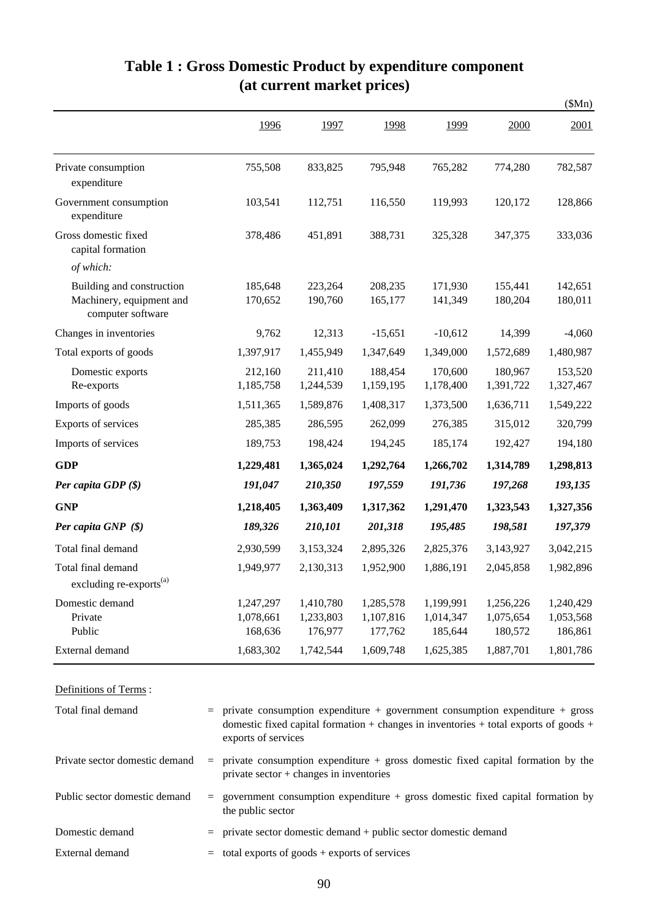# Table 1 : Gross Domestic Product by expenditure component (at current market prices)

($Mn)

| | 1996 | 1997 | 1998 | 1999 | 2000 | 2001 |
|---|---|---|---|---|---|---|
| Private consumption expenditure | 755,508 | 833,825 | 795,948 | 765,282 | 774,280 | 782,587 |
| Government consumption expenditure | 103,541 | 112,751 | 116,550 | 119,993 | 120,172 | 128,866 |
| Gross domestic fixed capital formation | 378,486 | 451,891 | 388,731 | 325,328 | 347,375 | 333,036 |
| *of which:* | | | | | | |
| Building and construction | 185,648 | 223,264 | 208,235 | 171,930 | 155,441 | 142,651 |
| Machinery, equipment and computer software | 170,652 | 190,760 | 165,177 | 141,349 | 180,204 | 180,011 |
| Changes in inventories | 9,762 | 12,313 | -15,651 | -10,612 | 14,399 | -4,060 |
| Total exports of goods | 1,397,917 | 1,455,949 | 1,347,649 | 1,349,000 | 1,572,689 | 1,480,987 |
| Domestic exports | 212,160 | 211,410 | 188,454 | 170,600 | 180,967 | 153,520 |
| Re-exports | 1,185,758 | 1,244,539 | 1,159,195 | 1,178,400 | 1,391,722 | 1,327,467 |
| Imports of goods | 1,511,365 | 1,589,876 | 1,408,317 | 1,373,500 | 1,636,711 | 1,549,222 |
| Exports of services | 285,385 | 286,595 | 262,099 | 276,385 | 315,012 | 320,799 |
| Imports of services | 189,753 | 198,424 | 194,245 | 185,174 | 192,427 | 194,180 |
| **GDP** | **1,229,481** | **1,365,024** | **1,292,764** | **1,266,702** | **1,314,789** | **1,298,813** |
| ***Per capita GDP ($)*** | ***191,047*** | ***210,350*** | ***197,559*** | ***191,736*** | ***197,268*** | ***193,135*** |
| **GNP** | **1,218,405** | **1,363,409** | **1,317,362** | **1,291,470** | **1,323,543** | **1,327,356** |
| ***Per capita GNP ($)*** | ***189,326*** | ***210,101*** | ***201,318*** | ***195,485*** | ***198,581*** | ***197,379*** |
| Total final demand | 2,930,599 | 3,153,324 | 2,895,326 | 2,825,376 | 3,143,927 | 3,042,215 |
| Total final demand excluding re-exports[(a)] | 1,949,977 | 2,130,313 | 1,952,900 | 1,886,191 | 2,045,858 | 1,982,896 |
| Domestic demand | 1,247,297 | 1,410,780 | 1,285,578 | 1,199,991 | 1,256,226 | 1,240,429 |
| Private | 1,078,661 | 1,233,803 | 1,107,816 | 1,014,347 | 1,075,654 | 1,053,568 |
| Public | 168,636 | 176,977 | 177,762 | 185,644 | 180,572 | 186,861 |
| External demand | 1,683,302 | 1,742,544 | 1,609,748 | 1,625,385 | 1,887,701 | 1,801,786 |

Definitions of Terms :

| | | |
|---|---|---|
| Total final demand | = | private consumption expenditure + government consumption expenditure + gross domestic fixed capital formation + changes in inventories + total exports of goods + exports of services |
| Private sector domestic demand | = | private consumption expenditure + gross domestic fixed capital formation by the private sector + changes in inventories |
| Public sector domestic demand | = | government consumption expenditure + gross domestic fixed capital formation by the public sector |
| Domestic demand | = | private sector domestic demand + public sector domestic demand |
| External demand | = | total exports of goods + exports of services |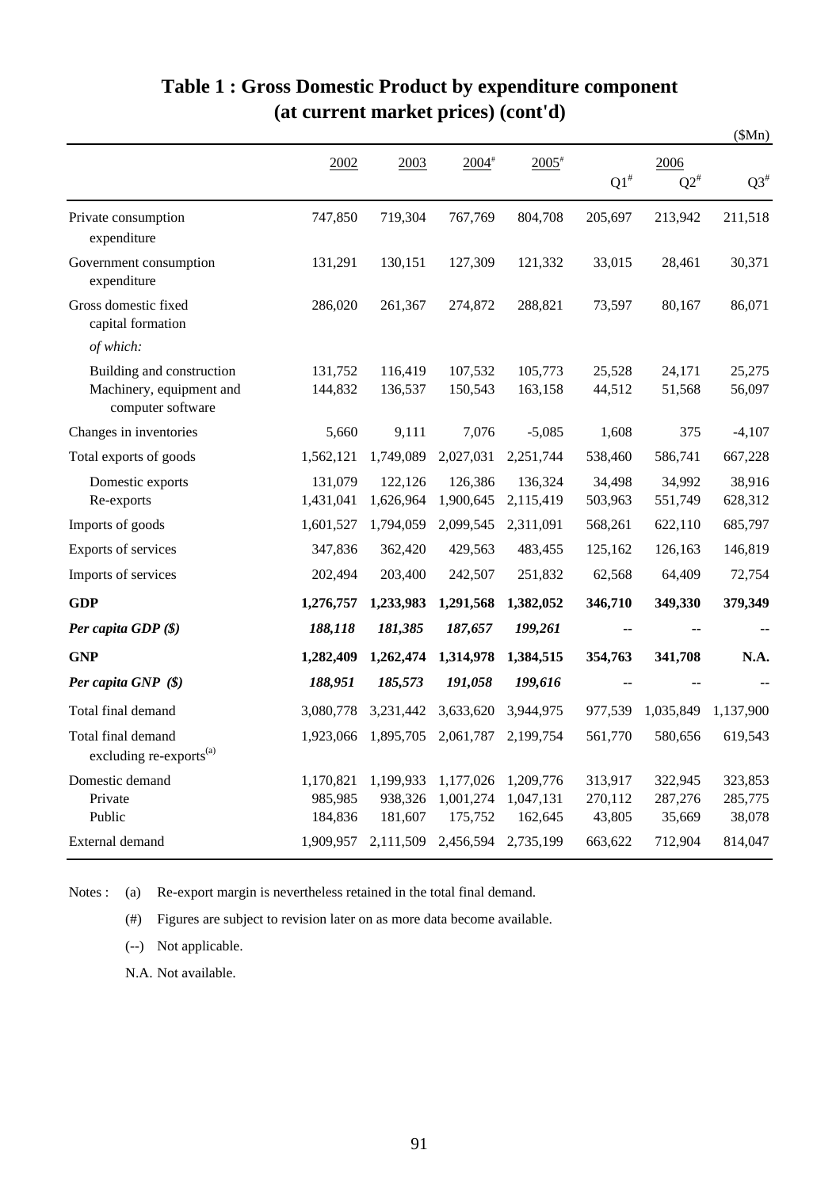# Table 1 : Gross Domestic Product by expenditure component (at current market prices) (cont'd)

($Mn)

| | 2002 | 2003 | 2004[#] | 2005[#] | 2006 Q1[#] | 2006 Q2[#] | 2006 Q3[#] |
|---|---|---|---|---|---|---|---|
| Private consumption expenditure | 747,850 | 719,304 | 767,769 | 804,708 | 205,697 | 213,942 | 211,518 |
| Government consumption expenditure | 131,291 | 130,151 | 127,309 | 121,332 | 33,015 | 28,461 | 30,371 |
| Gross domestic fixed capital formation | 286,020 | 261,367 | 274,872 | 288,821 | 73,597 | 80,167 | 86,071 |
| *of which:* | | | | | | | |
| Building and construction | 131,752 | 116,419 | 107,532 | 105,773 | 25,528 | 24,171 | 25,275 |
| Machinery, equipment and computer software | 144,832 | 136,537 | 150,543 | 163,158 | 44,512 | 51,568 | 56,097 |
| Changes in inventories | 5,660 | 9,111 | 7,076 | -5,085 | 1,608 | 375 | -4,107 |
| Total exports of goods | 1,562,121 | 1,749,089 | 2,027,031 | 2,251,744 | 538,460 | 586,741 | 667,228 |
| Domestic exports | 131,079 | 122,126 | 126,386 | 136,324 | 34,498 | 34,992 | 38,916 |
| Re-exports | 1,431,041 | 1,626,964 | 1,900,645 | 2,115,419 | 503,963 | 551,749 | 628,312 |
| Imports of goods | 1,601,527 | 1,794,059 | 2,099,545 | 2,311,091 | 568,261 | 622,110 | 685,797 |
| Exports of services | 347,836 | 362,420 | 429,563 | 483,455 | 125,162 | 126,163 | 146,819 |
| Imports of services | 202,494 | 203,400 | 242,507 | 251,832 | 62,568 | 64,409 | 72,754 |
| **GDP** | **1,276,757** | **1,233,983** | **1,291,568** | **1,382,052** | **346,710** | **349,330** | **379,349** |
| ***Per capita GDP ($)*** | ***188,118*** | ***181,385*** | ***187,657*** | ***199,261*** | -- | -- | -- |
| **GNP** | **1,282,409** | **1,262,474** | **1,314,978** | **1,384,515** | **354,763** | **341,708** | **N.A.** |
| ***Per capita GNP ($)*** | ***188,951*** | ***185,573*** | ***191,058*** | ***199,616*** | -- | -- | -- |
| Total final demand | 3,080,778 | 3,231,442 | 3,633,620 | 3,944,975 | 977,539 | 1,035,849 | 1,137,900 |
| Total final demand excluding re-exports[(a)] | 1,923,066 | 1,895,705 | 2,061,787 | 2,199,754 | 561,770 | 580,656 | 619,543 |
| Domestic demand | 1,170,821 | 1,199,933 | 1,177,026 | 1,209,776 | 313,917 | 322,945 | 323,853 |
| Private | 985,985 | 938,326 | 1,001,274 | 1,047,131 | 270,112 | 287,276 | 285,775 |
| Public | 184,836 | 181,607 | 175,752 | 162,645 | 43,805 | 35,669 | 38,078 |
| External demand | 1,909,957 | 2,111,509 | 2,456,594 | 2,735,199 | 663,622 | 712,904 | 814,047 |

Notes :
- (a) Re-export margin is nevertheless retained in the total final demand.
- (#) Figures are subject to revision later on as more data become available.
- (--) Not applicable.
- N.A. Not available.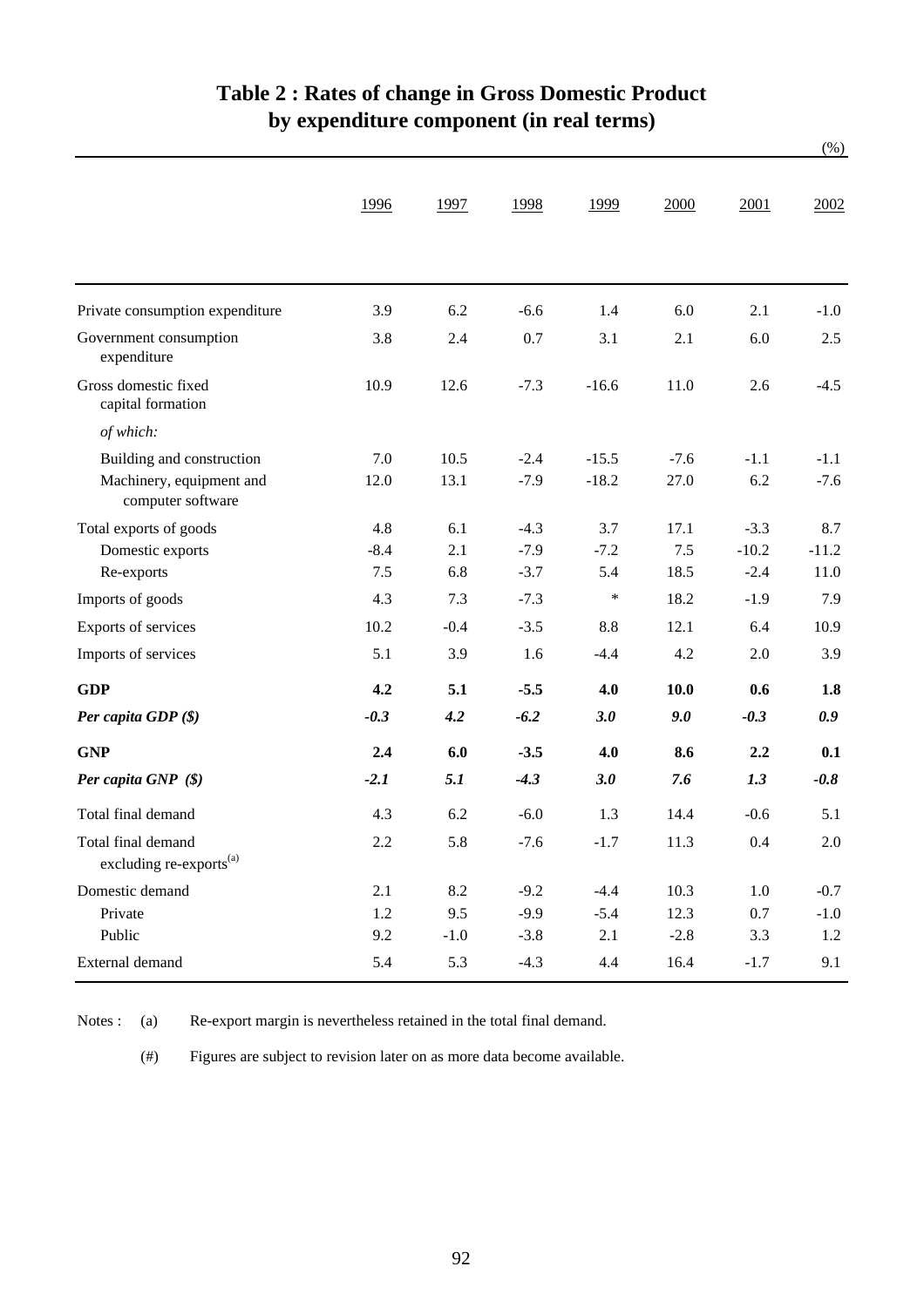# Table 2 : Rates of change in Gross Domestic Product by expenditure component (in real terms)

(%)

| | 1996 | 1997 | 1998 | 1999 | 2000 | 2001 | 2002 |
|---|---|---|---|---|---|---|---|
| Private consumption expenditure | 3.9 | 6.2 | -6.6 | 1.4 | 6.0 | 2.1 | -1.0 |
| Government consumption expenditure | 3.8 | 2.4 | 0.7 | 3.1 | 2.1 | 6.0 | 2.5 |
| Gross domestic fixed capital formation | 10.9 | 12.6 | -7.3 | -16.6 | 11.0 | 2.6 | -4.5 |
| *of which:* | | | | | | | |
| Building and construction | 7.0 | 10.5 | -2.4 | -15.5 | -7.6 | -1.1 | -1.1 |
| Machinery, equipment and computer software | 12.0 | 13.1 | -7.9 | -18.2 | 27.0 | 6.2 | -7.6 |
| Total exports of goods | 4.8 | 6.1 | -4.3 | 3.7 | 17.1 | -3.3 | 8.7 |
| Domestic exports | -8.4 | 2.1 | -7.9 | -7.2 | 7.5 | -10.2 | -11.2 |
| Re-exports | 7.5 | 6.8 | -3.7 | 5.4 | 18.5 | -2.4 | 11.0 |
| Imports of goods | 4.3 | 7.3 | -7.3 | * | 18.2 | -1.9 | 7.9 |
| Exports of services | 10.2 | -0.4 | -3.5 | 8.8 | 12.1 | 6.4 | 10.9 |
| Imports of services | 5.1 | 3.9 | 1.6 | -4.4 | 4.2 | 2.0 | 3.9 |
| **GDP** | **4.2** | **5.1** | **-5.5** | **4.0** | **10.0** | **0.6** | **1.8** |
| ***Per capita GDP ($)*** | ***-0.3*** | ***4.2*** | ***-6.2*** | ***3.0*** | ***9.0*** | ***-0.3*** | ***0.9*** |
| **GNP** | **2.4** | **6.0** | **-3.5** | **4.0** | **8.6** | **2.2** | **0.1** |
| ***Per capita GNP ($)*** | ***-2.1*** | ***5.1*** | ***-4.3*** | ***3.0*** | ***7.6*** | ***1.3*** | ***-0.8*** |
| Total final demand | 4.3 | 6.2 | -6.0 | 1.3 | 14.4 | -0.6 | 5.1 |
| Total final demand excluding re-exports[(a)] | 2.2 | 5.8 | -7.6 | -1.7 | 11.3 | 0.4 | 2.0 |
| Domestic demand | 2.1 | 8.2 | -9.2 | -4.4 | 10.3 | 1.0 | -0.7 |
| Private | 1.2 | 9.5 | -9.9 | -5.4 | 12.3 | 0.7 | -1.0 |
| Public | 9.2 | -1.0 | -3.8 | 2.1 | -2.8 | 3.3 | 1.2 |
| External demand | 5.4 | 5.3 | -4.3 | 4.4 | 16.4 | -1.7 | 9.1 |

Notes : (a) Re-export margin is nevertheless retained in the total final demand.

(#) Figures are subject to revision later on as more data become available.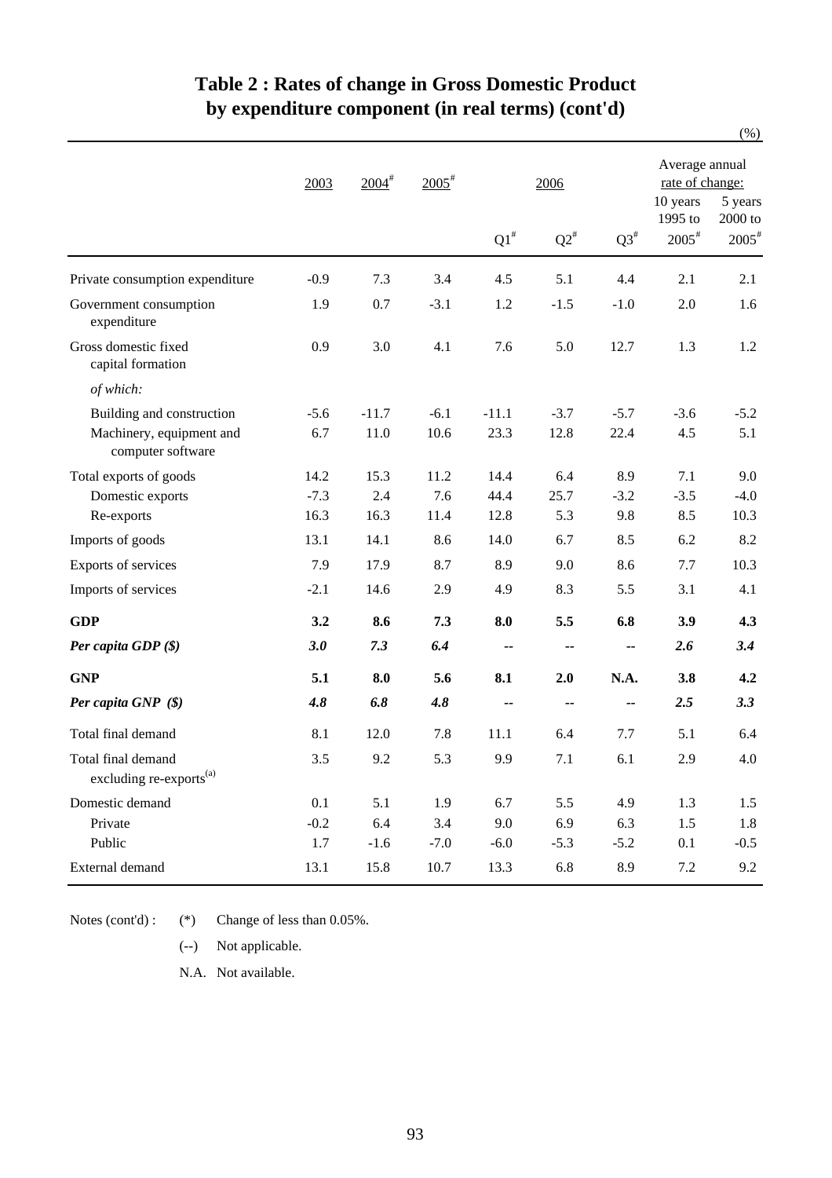# Table 2 : Rates of change in Gross Domestic Product by expenditure component (in real terms) (cont'd)

(%)

| | 2003 | 2004# | 2005# | 2006 | | | Average annual rate of change: | |
|---|---|---|---|---|---|---|---|---|
| | | | | Q1# | Q2# | Q3# | 10 years 1995 to 2005# | 5 years 2000 to 2005# |
| Private consumption expenditure | -0.9 | 7.3 | 3.4 | 4.5 | 5.1 | 4.4 | 2.1 | 2.1 |
| Government consumption expenditure | 1.9 | 0.7 | -3.1 | 1.2 | -1.5 | -1.0 | 2.0 | 1.6 |
| Gross domestic fixed capital formation | 0.9 | 3.0 | 4.1 | 7.6 | 5.0 | 12.7 | 1.3 | 1.2 |
| *of which:* | | | | | | | | |
| Building and construction | -5.6 | -11.7 | -6.1 | -11.1 | -3.7 | -5.7 | -3.6 | -5.2 |
| Machinery, equipment and computer software | 6.7 | 11.0 | 10.6 | 23.3 | 12.8 | 22.4 | 4.5 | 5.1 |
| Total exports of goods | 14.2 | 15.3 | 11.2 | 14.4 | 6.4 | 8.9 | 7.1 | 9.0 |
| Domestic exports | -7.3 | 2.4 | 7.6 | 44.4 | 25.7 | -3.2 | -3.5 | -4.0 |
| Re-exports | 16.3 | 16.3 | 11.4 | 12.8 | 5.3 | 9.8 | 8.5 | 10.3 |
| Imports of goods | 13.1 | 14.1 | 8.6 | 14.0 | 6.7 | 8.5 | 6.2 | 8.2 |
| Exports of services | 7.9 | 17.9 | 8.7 | 8.9 | 9.0 | 8.6 | 7.7 | 10.3 |
| Imports of services | -2.1 | 14.6 | 2.9 | 4.9 | 8.3 | 5.5 | 3.1 | 4.1 |
| **GDP** | **3.2** | **8.6** | **7.3** | **8.0** | **5.5** | **6.8** | **3.9** | **4.3** |
| ***Per capita GDP ($)*** | ***3.0*** | ***7.3*** | ***6.4*** | **--** | **--** | **--** | ***2.6*** | ***3.4*** |
| **GNP** | **5.1** | **8.0** | **5.6** | **8.1** | **2.0** | **N.A.** | **3.8** | **4.2** |
| ***Per capita GNP ($)*** | ***4.8*** | ***6.8*** | ***4.8*** | **--** | **--** | **--** | ***2.5*** | ***3.3*** |
| Total final demand | 8.1 | 12.0 | 7.8 | 11.1 | 6.4 | 7.7 | 5.1 | 6.4 |
| Total final demand excluding re-exports[(a)] | 3.5 | 9.2 | 5.3 | 9.9 | 7.1 | 6.1 | 2.9 | 4.0 |
| Domestic demand | 0.1 | 5.1 | 1.9 | 6.7 | 5.5 | 4.9 | 1.3 | 1.5 |
| Private | -0.2 | 6.4 | 3.4 | 9.0 | 6.9 | 6.3 | 1.5 | 1.8 |
| Public | 1.7 | -1.6 | -7.0 | -6.0 | -5.3 | -5.2 | 0.1 | -0.5 |
| External demand | 13.1 | 15.8 | 10.7 | 13.3 | 6.8 | 8.9 | 7.2 | 9.2 |

Notes (cont'd) :

(*) Change of less than 0.05%.

(--) Not applicable.

N.A. Not available.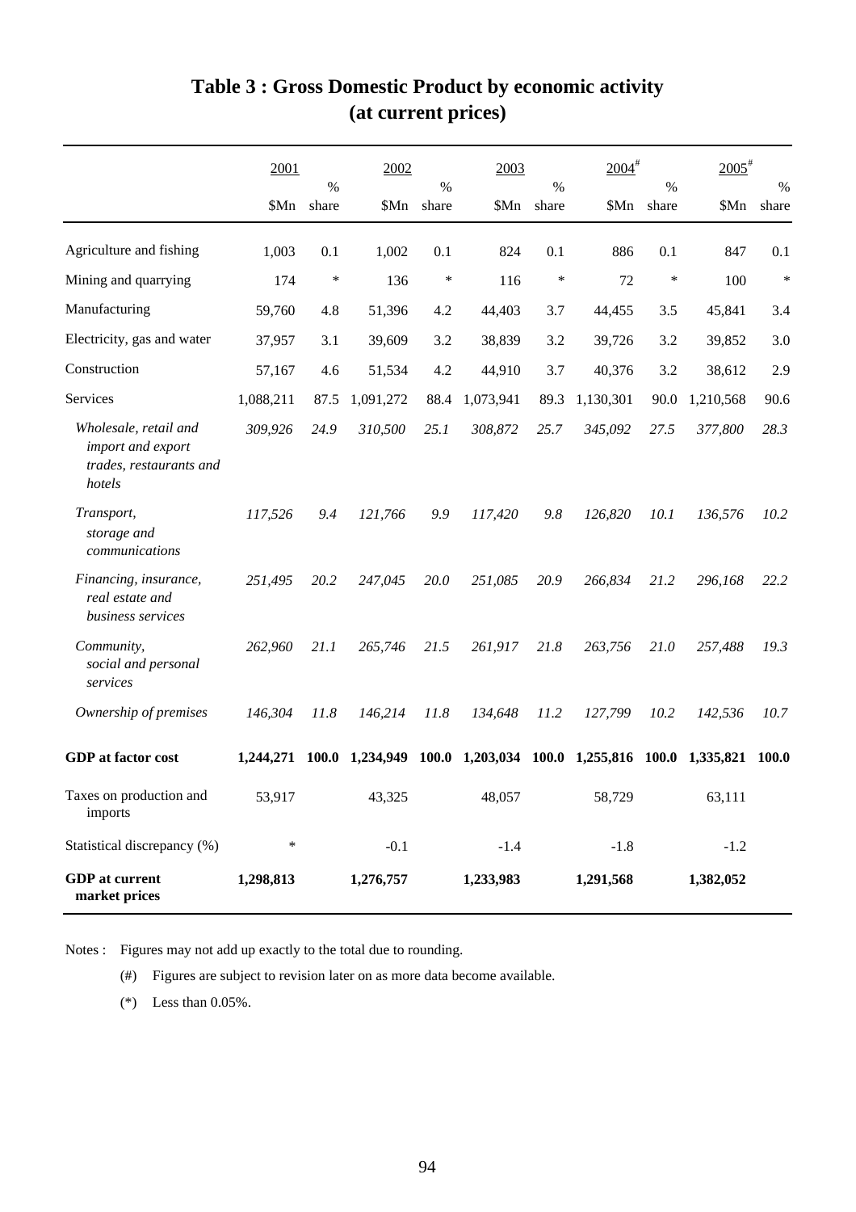# Table 3 : Gross Domestic Product by economic activity (at current prices)

| | 2001 | | 2002 | | 2003 | | 2004[#] | | 2005[#] | |
|---|---|---|---|---|---|---|---|---|---|---|
| | $Mn | % share | $Mn | % share | $Mn | % share | $Mn | % share | $Mn | % share |
| Agriculture and fishing | 1,003 | 0.1 | 1,002 | 0.1 | 824 | 0.1 | 886 | 0.1 | 847 | 0.1 |
| Mining and quarrying | 174 | * | 136 | * | 116 | * | 72 | * | 100 | * |
| Manufacturing | 59,760 | 4.8 | 51,396 | 4.2 | 44,403 | 3.7 | 44,455 | 3.5 | 45,841 | 3.4 |
| Electricity, gas and water | 37,957 | 3.1 | 39,609 | 3.2 | 38,839 | 3.2 | 39,726 | 3.2 | 39,852 | 3.0 |
| Construction | 57,167 | 4.6 | 51,534 | 4.2 | 44,910 | 3.7 | 40,376 | 3.2 | 38,612 | 2.9 |
| Services | 1,088,211 | 87.5 | 1,091,272 | 88.4 | 1,073,941 | 89.3 | 1,130,301 | 90.0 | 1,210,568 | 90.6 |
| *Wholesale, retail and import and export trades, restaurants and hotels* | *309,926* | *24.9* | *310,500* | *25.1* | *308,872* | *25.7* | *345,092* | *27.5* | *377,800* | *28.3* |
| *Transport, storage and communications* | *117,526* | *9.4* | *121,766* | *9.9* | *117,420* | *9.8* | *126,820* | *10.1* | *136,576* | *10.2* |
| *Financing, insurance, real estate and business services* | *251,495* | *20.2* | *247,045* | *20.0* | *251,085* | *20.9* | *266,834* | *21.2* | *296,168* | *22.2* |
| *Community, social and personal services* | *262,960* | *21.1* | *265,746* | *21.5* | *261,917* | *21.8* | *263,756* | *21.0* | *257,488* | *19.3* |
| *Ownership of premises* | *146,304* | *11.8* | *146,214* | *11.8* | *134,648* | *11.2* | *127,799* | *10.2* | *142,536* | *10.7* |
| **GDP at factor cost** | **1,244,271** | **100.0** | **1,234,949** | **100.0** | **1,203,034** | **100.0** | **1,255,816** | **100.0** | **1,335,821** | **100.0** |
| Taxes on production and imports | 53,917 | | 43,325 | | 48,057 | | 58,729 | | 63,111 | |
| Statistical discrepancy (%) | * | | -0.1 | | -1.4 | | -1.8 | | -1.2 | |
| **GDP at current market prices** | **1,298,813** | | **1,276,757** | | **1,233,983** | | **1,291,568** | | **1,382,052** | |

Notes : Figures may not add up exactly to the total due to rounding.

(#) Figures are subject to revision later on as more data become available.

(*) Less than 0.05%.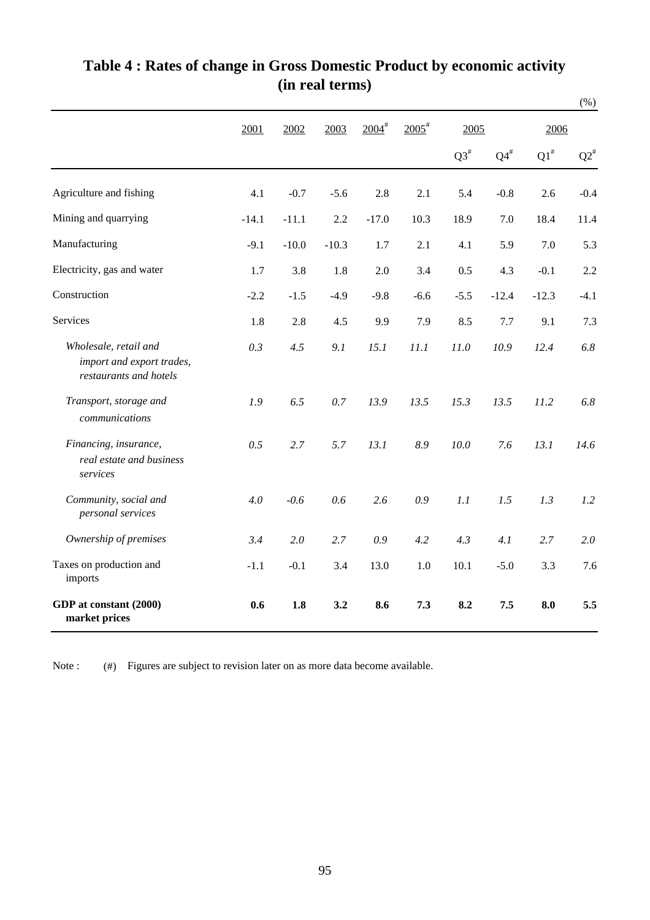# Table 4 : Rates of change in Gross Domestic Product by economic activity (in real terms)

(%)

| | 2001 | 2002 | 2003 | 2004# | 2005# | 2005 | | 2006 | |
|---|---|---|---|---|---|---|---|---|---|
| | | | | | | Q3# | Q4# | Q1# | Q2# |
| Agriculture and fishing | 4.1 | -0.7 | -5.6 | 2.8 | 2.1 | 5.4 | -0.8 | 2.6 | -0.4 |
| Mining and quarrying | -14.1 | -11.1 | 2.2 | -17.0 | 10.3 | 18.9 | 7.0 | 18.4 | 11.4 |
| Manufacturing | -9.1 | -10.0 | -10.3 | 1.7 | 2.1 | 4.1 | 5.9 | 7.0 | 5.3 |
| Electricity, gas and water | 1.7 | 3.8 | 1.8 | 2.0 | 3.4 | 0.5 | 4.3 | -0.1 | 2.2 |
| Construction | -2.2 | -1.5 | -4.9 | -9.8 | -6.6 | -5.5 | -12.4 | -12.3 | -4.1 |
| Services | 1.8 | 2.8 | 4.5 | 9.9 | 7.9 | 8.5 | 7.7 | 9.1 | 7.3 |
| *Wholesale, retail and import and export trades, restaurants and hotels* | *0.3* | *4.5* | *9.1* | *15.1* | *11.1* | *11.0* | *10.9* | *12.4* | *6.8* |
| *Transport, storage and communications* | *1.9* | *6.5* | *0.7* | *13.9* | *13.5* | *15.3* | *13.5* | *11.2* | *6.8* |
| *Financing, insurance, real estate and business services* | *0.5* | *2.7* | *5.7* | *13.1* | *8.9* | *10.0* | *7.6* | *13.1* | *14.6* |
| *Community, social and personal services* | *4.0* | *-0.6* | *0.6* | *2.6* | *0.9* | *1.1* | *1.5* | *1.3* | *1.2* |
| *Ownership of premises* | *3.4* | *2.0* | *2.7* | *0.9* | *4.2* | *4.3* | *4.1* | *2.7* | *2.0* |
| Taxes on production and imports | -1.1 | -0.1 | 3.4 | 13.0 | 1.0 | 10.1 | -5.0 | 3.3 | 7.6 |
| **GDP at constant (2000) market prices** | **0.6** | **1.8** | **3.2** | **8.6** | **7.3** | **8.2** | **7.5** | **8.0** | **5.5** |

Note : (#) Figures are subject to revision later on as more data become available.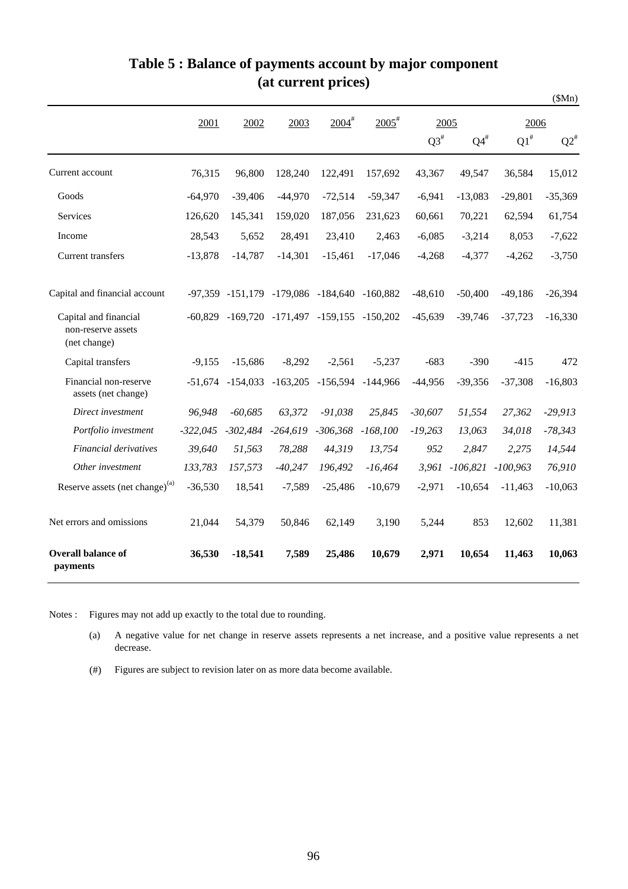# Table 5 : Balance of payments account by major component (at current prices)

($Mn)

| | 2001 | 2002 | 2003 | 2004# | 2005# | 2005 | | 2006 | |
|---|---|---|---|---|---|---|---|---|---|
| | | | | | | Q3# | Q4# | Q1# | Q2# |
| Current account | 76,315 | 96,800 | 128,240 | 122,491 | 157,692 | 43,367 | 49,547 | 36,584 | 15,012 |
| Goods | -64,970 | -39,406 | -44,970 | -72,514 | -59,347 | -6,941 | -13,083 | -29,801 | -35,369 |
| Services | 126,620 | 145,341 | 159,020 | 187,056 | 231,623 | 60,661 | 70,221 | 62,594 | 61,754 |
| Income | 28,543 | 5,652 | 28,491 | 23,410 | 2,463 | -6,085 | -3,214 | 8,053 | -7,622 |
| Current transfers | -13,878 | -14,787 | -14,301 | -15,461 | -17,046 | -4,268 | -4,377 | -4,262 | -3,750 |
| Capital and financial account | -97,359 | -151,179 | -179,086 | -184,640 | -160,882 | -48,610 | -50,400 | -49,186 | -26,394 |
| Capital and financial non-reserve assets (net change) | -60,829 | -169,720 | -171,497 | -159,155 | -150,202 | -45,639 | -39,746 | -37,723 | -16,330 |
| Capital transfers | -9,155 | -15,686 | -8,292 | -2,561 | -5,237 | -683 | -390 | -415 | 472 |
| Financial non-reserve assets (net change) | -51,674 | -154,033 | -163,205 | -156,594 | -144,966 | -44,956 | -39,356 | -37,308 | -16,803 |
| *Direct investment* | *96,948* | *-60,685* | *63,372* | *-91,038* | *25,845* | *-30,607* | *51,554* | *27,362* | *-29,913* |
| *Portfolio investment* | *-322,045* | *-302,484* | *-264,619* | *-306,368* | *-168,100* | *-19,263* | *13,063* | *34,018* | *-78,343* |
| *Financial derivatives* | *39,640* | *51,563* | *78,288* | *44,319* | *13,754* | *952* | *2,847* | *2,275* | *14,544* |
| *Other investment* | *133,783* | *157,573* | *-40,247* | *196,492* | *-16,464* | *3,961* | *-106,821* | *-100,963* | *76,910* |
| Reserve assets (net change)(a) | -36,530 | 18,541 | -7,589 | -25,486 | -10,679 | -2,971 | -10,654 | -11,463 | -10,063 |
| Net errors and omissions | 21,044 | 54,379 | 50,846 | 62,149 | 3,190 | 5,244 | 853 | 12,602 | 11,381 |
| **Overall balance of payments** | **36,530** | **-18,541** | **7,589** | **25,486** | **10,679** | **2,971** | **10,654** | **11,463** | **10,063** |

Notes : Figures may not add up exactly to the total due to rounding.

(a) A negative value for net change in reserve assets represents a net increase, and a positive value represents a net decrease.

(#) Figures are subject to revision later on as more data become available.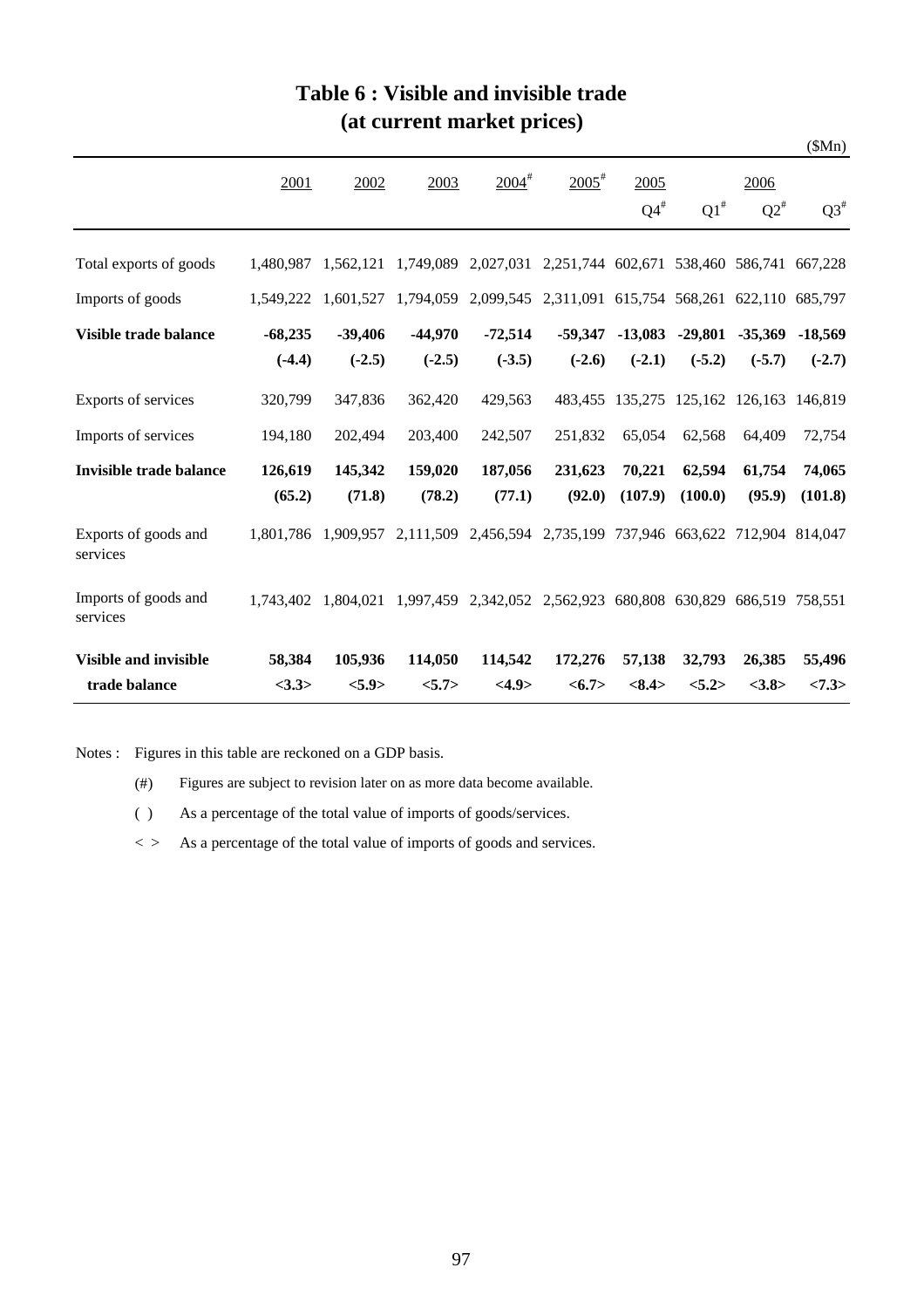# Table 6 : Visible and invisible trade (at current market prices)

($Mn)

| | 2001 | 2002 | 2003 | 2004[#] | 2005[#] | 2005 Q4[#] | 2006 Q1[#] | 2006 Q2[#] | 2006 Q3[#] |
|---|---|---|---|---|---|---|---|---|---|
| Total exports of goods | 1,480,987 | 1,562,121 | 1,749,089 | 2,027,031 | 2,251,744 | 602,671 | 538,460 | 586,741 | 667,228 |
| Imports of goods | 1,549,222 | 1,601,527 | 1,794,059 | 2,099,545 | 2,311,091 | 615,754 | 568,261 | 622,110 | 685,797 |
| **Visible trade balance** | **-68,235** | **-39,406** | **-44,970** | **-72,514** | **-59,347** | **-13,083** | **-29,801** | **-35,369** | **-18,569** |
| | **(-4.4)** | **(-2.5)** | **(-2.5)** | **(-3.5)** | **(-2.6)** | **(-2.1)** | **(-5.2)** | **(-5.7)** | **(-2.7)** |
| Exports of services | 320,799 | 347,836 | 362,420 | 429,563 | 483,455 | 135,275 | 125,162 | 126,163 | 146,819 |
| Imports of services | 194,180 | 202,494 | 203,400 | 242,507 | 251,832 | 65,054 | 62,568 | 64,409 | 72,754 |
| **Invisible trade balance** | **126,619** | **145,342** | **159,020** | **187,056** | **231,623** | **70,221** | **62,594** | **61,754** | **74,065** |
| | **(65.2)** | **(71.8)** | **(78.2)** | **(77.1)** | **(92.0)** | **(107.9)** | **(100.0)** | **(95.9)** | **(101.8)** |
| Exports of goods and services | 1,801,786 | 1,909,957 | 2,111,509 | 2,456,594 | 2,735,199 | 737,946 | 663,622 | 712,904 | 814,047 |
| Imports of goods and services | 1,743,402 | 1,804,021 | 1,997,459 | 2,342,052 | 2,562,923 | 680,808 | 630,829 | 686,519 | 758,551 |
| **Visible and invisible trade balance** | **58,384** | **105,936** | **114,050** | **114,542** | **172,276** | **57,138** | **32,793** | **26,385** | **55,496** |
| | **<3.3>** | **<5.9>** | **<5.7>** | **<4.9>** | **<6.7>** | **<8.4>** | **<5.2>** | **<3.8>** | **<7.3>** |

Notes : Figures in this table are reckoned on a GDP basis.

(#) Figures are subject to revision later on as more data become available.

( ) As a percentage of the total value of imports of goods/services.

< > As a percentage of the total value of imports of goods and services.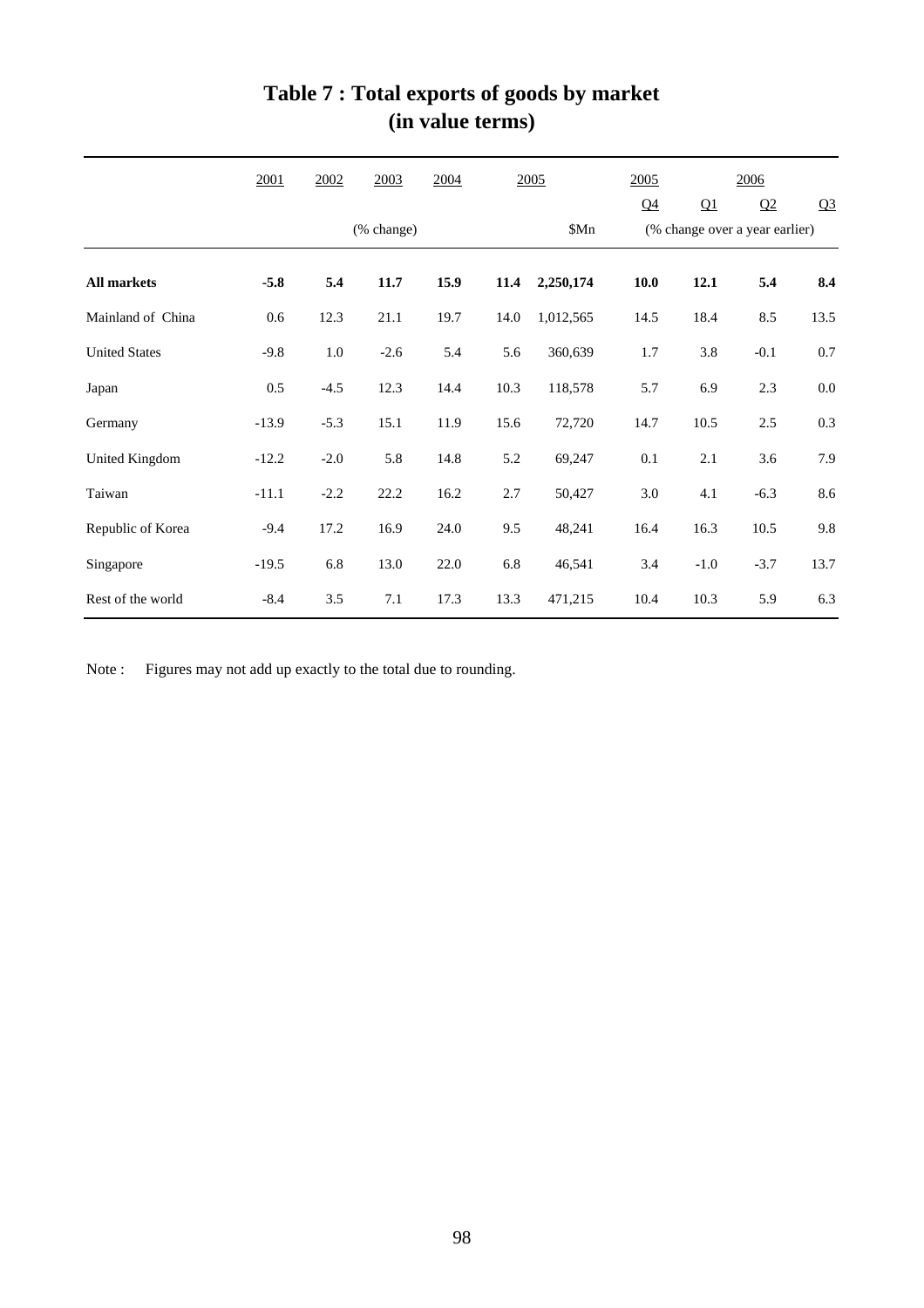# Table 7 : Total exports of goods by market (in value terms)

| | 2001 | 2002 | 2003 | 2004 | 2005 | 2005 | 2005 Q4 | 2006 Q1 | 2006 Q2 | 2006 Q3 |
|---|---|---|---|---|---|---|---|---|---|---|
| | | | (% change) | | | $Mn | (% change over a year earlier) | | | |
| **All markets** | **-5.8** | **5.4** | **11.7** | **15.9** | **11.4** | **2,250,174** | **10.0** | **12.1** | **5.4** | **8.4** |
| Mainland of China | 0.6 | 12.3 | 21.1 | 19.7 | 14.0 | 1,012,565 | 14.5 | 18.4 | 8.5 | 13.5 |
| United States | -9.8 | 1.0 | -2.6 | 5.4 | 5.6 | 360,639 | 1.7 | 3.8 | -0.1 | 0.7 |
| Japan | 0.5 | -4.5 | 12.3 | 14.4 | 10.3 | 118,578 | 5.7 | 6.9 | 2.3 | 0.0 |
| Germany | -13.9 | -5.3 | 15.1 | 11.9 | 15.6 | 72,720 | 14.7 | 10.5 | 2.5 | 0.3 |
| United Kingdom | -12.2 | -2.0 | 5.8 | 14.8 | 5.2 | 69,247 | 0.1 | 2.1 | 3.6 | 7.9 |
| Taiwan | -11.1 | -2.2 | 22.2 | 16.2 | 2.7 | 50,427 | 3.0 | 4.1 | -6.3 | 8.6 |
| Republic of Korea | -9.4 | 17.2 | 16.9 | 24.0 | 9.5 | 48,241 | 16.4 | 16.3 | 10.5 | 9.8 |
| Singapore | -19.5 | 6.8 | 13.0 | 22.0 | 6.8 | 46,541 | 3.4 | -1.0 | -3.7 | 13.7 |
| Rest of the world | -8.4 | 3.5 | 7.1 | 17.3 | 13.3 | 471,215 | 10.4 | 10.3 | 5.9 | 6.3 |

Note : Figures may not add up exactly to the total due to rounding.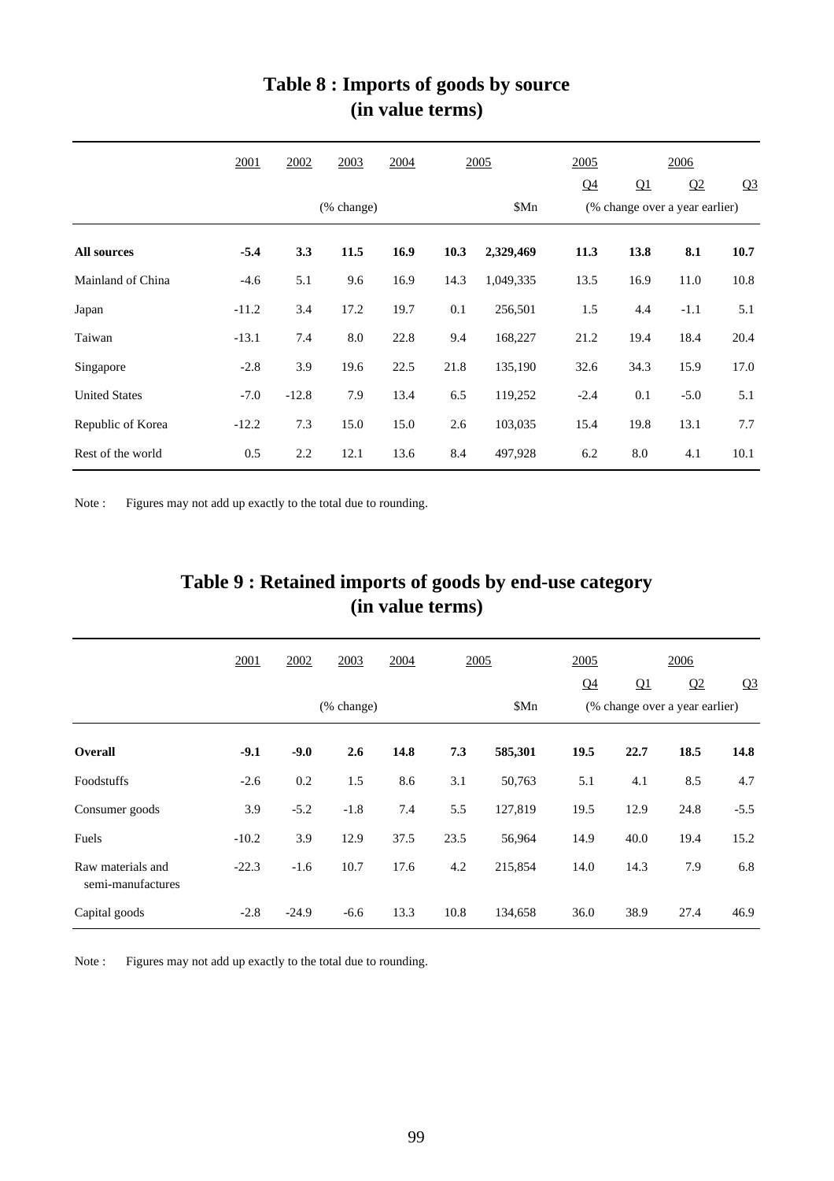# Table 8 : Imports of goods by source (in value terms)

| | 2001 | 2002 | 2003 | 2004 | 2005 | | 2005 | 2006 | | |
|---|---|---|---|---|---|---|---|---|---|---|
| | | | | | | | Q4 | Q1 | Q2 | Q3 |
| | | | (% change) | | | $Mn | (% change over a year earlier) | | | |
| **All sources** | **-5.4** | **3.3** | **11.5** | **16.9** | **10.3** | **2,329,469** | **11.3** | **13.8** | **8.1** | **10.7** |
| Mainland of China | -4.6 | 5.1 | 9.6 | 16.9 | 14.3 | 1,049,335 | 13.5 | 16.9 | 11.0 | 10.8 |
| Japan | -11.2 | 3.4 | 17.2 | 19.7 | 0.1 | 256,501 | 1.5 | 4.4 | -1.1 | 5.1 |
| Taiwan | -13.1 | 7.4 | 8.0 | 22.8 | 9.4 | 168,227 | 21.2 | 19.4 | 18.4 | 20.4 |
| Singapore | -2.8 | 3.9 | 19.6 | 22.5 | 21.8 | 135,190 | 32.6 | 34.3 | 15.9 | 17.0 |
| United States | -7.0 | -12.8 | 7.9 | 13.4 | 6.5 | 119,252 | -2.4 | 0.1 | -5.0 | 5.1 |
| Republic of Korea | -12.2 | 7.3 | 15.0 | 15.0 | 2.6 | 103,035 | 15.4 | 19.8 | 13.1 | 7.7 |
| Rest of the world | 0.5 | 2.2 | 12.1 | 13.6 | 8.4 | 497,928 | 6.2 | 8.0 | 4.1 | 10.1 |

Note : Figures may not add up exactly to the total due to rounding.

# Table 9 : Retained imports of goods by end-use category (in value terms)

| | 2001 | 2002 | 2003 | 2004 | 2005 | | 2005 | 2006 | | |
|---|---|---|---|---|---|---|---|---|---|---|
| | | | | | | | Q4 | Q1 | Q2 | Q3 |
| | | | (% change) | | | $Mn | (% change over a year earlier) | | | |
| **Overall** | **-9.1** | **-9.0** | **2.6** | **14.8** | **7.3** | **585,301** | **19.5** | **22.7** | **18.5** | **14.8** |
| Foodstuffs | -2.6 | 0.2 | 1.5 | 8.6 | 3.1 | 50,763 | 5.1 | 4.1 | 8.5 | 4.7 |
| Consumer goods | 3.9 | -5.2 | -1.8 | 7.4 | 5.5 | 127,819 | 19.5 | 12.9 | 24.8 | -5.5 |
| Fuels | -10.2 | 3.9 | 12.9 | 37.5 | 23.5 | 56,964 | 14.9 | 40.0 | 19.4 | 15.2 |
| Raw materials and semi-manufactures | -22.3 | -1.6 | 10.7 | 17.6 | 4.2 | 215,854 | 14.0 | 14.3 | 7.9 | 6.8 |
| Capital goods | -2.8 | -24.9 | -6.6 | 13.3 | 10.8 | 134,658 | 36.0 | 38.9 | 27.4 | 46.9 |

Note : Figures may not add up exactly to the total due to rounding.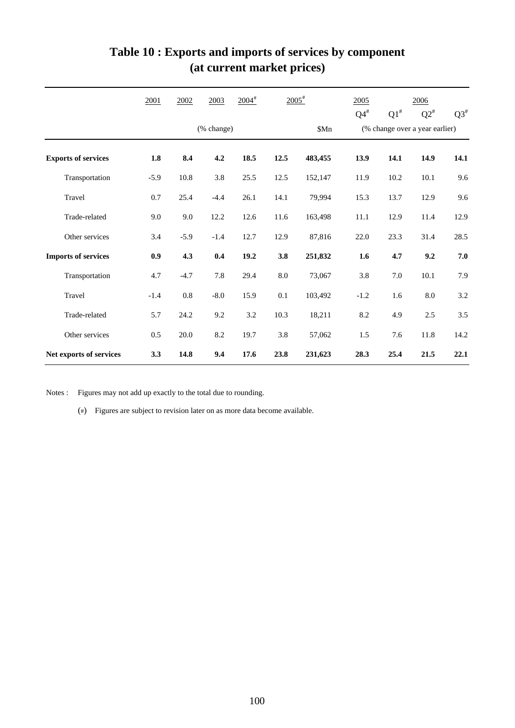# Table 10 : Exports and imports of services by component (at current market prices)

| | 2001 | 2002 | 2003 | 2004# | 2005# | | 2005 Q4# | 2006 Q1# | 2006 Q2# | 2006 Q3# |
|---|---|---|---|---|---|---|---|---|---|---|
| | (% change) | | | | | $Mn | (% change over a year earlier) | | | |
| **Exports of services** | **1.8** | **8.4** | **4.2** | **18.5** | **12.5** | **483,455** | **13.9** | **14.1** | **14.9** | **14.1** |
| Transportation | -5.9 | 10.8 | 3.8 | 25.5 | 12.5 | 152,147 | 11.9 | 10.2 | 10.1 | 9.6 |
| Travel | 0.7 | 25.4 | -4.4 | 26.1 | 14.1 | 79,994 | 15.3 | 13.7 | 12.9 | 9.6 |
| Trade-related | 9.0 | 9.0 | 12.2 | 12.6 | 11.6 | 163,498 | 11.1 | 12.9 | 11.4 | 12.9 |
| Other services | 3.4 | -5.9 | -1.4 | 12.7 | 12.9 | 87,816 | 22.0 | 23.3 | 31.4 | 28.5 |
| **Imports of services** | **0.9** | **4.3** | **0.4** | **19.2** | **3.8** | **251,832** | **1.6** | **4.7** | **9.2** | **7.0** |
| Transportation | 4.7 | -4.7 | 7.8 | 29.4 | 8.0 | 73,067 | 3.8 | 7.0 | 10.1 | 7.9 |
| Travel | -1.4 | 0.8 | -8.0 | 15.9 | 0.1 | 103,492 | -1.2 | 1.6 | 8.0 | 3.2 |
| Trade-related | 5.7 | 24.2 | 9.2 | 3.2 | 10.3 | 18,211 | 8.2 | 4.9 | 2.5 | 3.5 |
| Other services | 0.5 | 20.0 | 8.2 | 19.7 | 3.8 | 57,062 | 1.5 | 7.6 | 11.8 | 14.2 |
| **Net exports of services** | **3.3** | **14.8** | **9.4** | **17.6** | **23.8** | **231,623** | **28.3** | **25.4** | **21.5** | **22.1** |

Notes : Figures may not add up exactly to the total due to rounding.

(#) Figures are subject to revision later on as more data become available.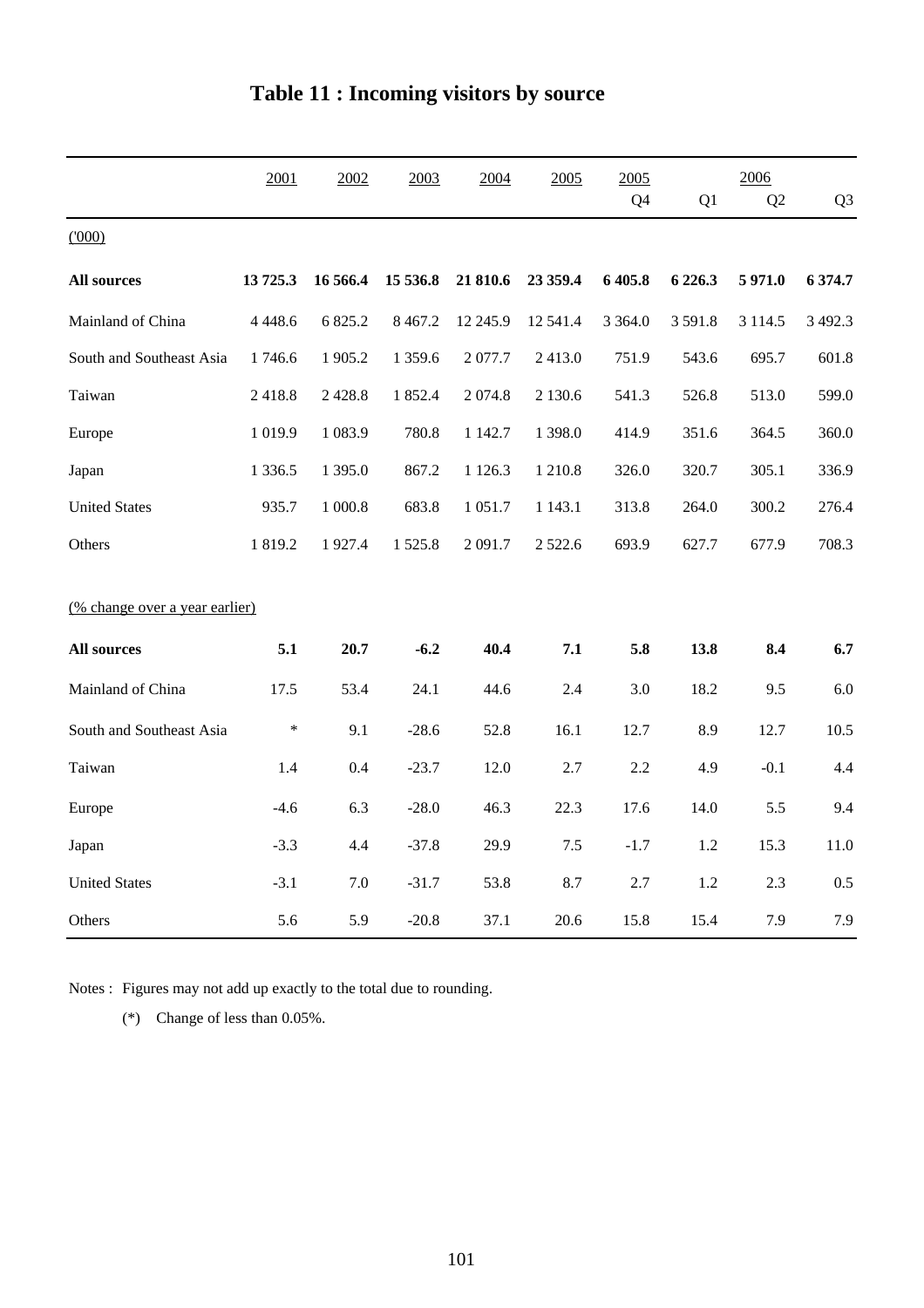# Table 11 : Incoming visitors by source

| | 2001 | 2002 | 2003 | 2004 | 2005 | 2005 | 2006 | | |
|---|---|---|---|---|---|---|---|---|---|
| | | | | | | Q4 | Q1 | Q2 | Q3 |
| ('000) | | | | | | | | | |
| **All sources** | **13 725.3** | **16 566.4** | **15 536.8** | **21 810.6** | **23 359.4** | **6 405.8** | **6 226.3** | **5 971.0** | **6 374.7** |
| Mainland of China | 4 448.6 | 6 825.2 | 8 467.2 | 12 245.9 | 12 541.4 | 3 364.0 | 3 591.8 | 3 114.5 | 3 492.3 |
| South and Southeast Asia | 1 746.6 | 1 905.2 | 1 359.6 | 2 077.7 | 2 413.0 | 751.9 | 543.6 | 695.7 | 601.8 |
| Taiwan | 2 418.8 | 2 428.8 | 1 852.4 | 2 074.8 | 2 130.6 | 541.3 | 526.8 | 513.0 | 599.0 |
| Europe | 1 019.9 | 1 083.9 | 780.8 | 1 142.7 | 1 398.0 | 414.9 | 351.6 | 364.5 | 360.0 |
| Japan | 1 336.5 | 1 395.0 | 867.2 | 1 126.3 | 1 210.8 | 326.0 | 320.7 | 305.1 | 336.9 |
| United States | 935.7 | 1 000.8 | 683.8 | 1 051.7 | 1 143.1 | 313.8 | 264.0 | 300.2 | 276.4 |
| Others | 1 819.2 | 1 927.4 | 1 525.8 | 2 091.7 | 2 522.6 | 693.9 | 627.7 | 677.9 | 708.3 |
| (% change over a year earlier) | | | | | | | | | |
| **All sources** | **5.1** | **20.7** | **-6.2** | **40.4** | **7.1** | **5.8** | **13.8** | **8.4** | **6.7** |
| Mainland of China | 17.5 | 53.4 | 24.1 | 44.6 | 2.4 | 3.0 | 18.2 | 9.5 | 6.0 |
| South and Southeast Asia | * | 9.1 | -28.6 | 52.8 | 16.1 | 12.7 | 8.9 | 12.7 | 10.5 |
| Taiwan | 1.4 | 0.4 | -23.7 | 12.0 | 2.7 | 2.2 | 4.9 | -0.1 | 4.4 |
| Europe | -4.6 | 6.3 | -28.0 | 46.3 | 22.3 | 17.6 | 14.0 | 5.5 | 9.4 |
| Japan | -3.3 | 4.4 | -37.8 | 29.9 | 7.5 | -1.7 | 1.2 | 15.3 | 11.0 |
| United States | -3.1 | 7.0 | -31.7 | 53.8 | 8.7 | 2.7 | 1.2 | 2.3 | 0.5 |
| Others | 5.6 | 5.9 | -20.8 | 37.1 | 20.6 | 15.8 | 15.4 | 7.9 | 7.9 |

Notes : Figures may not add up exactly to the total due to rounding.

(*) Change of less than 0.05%.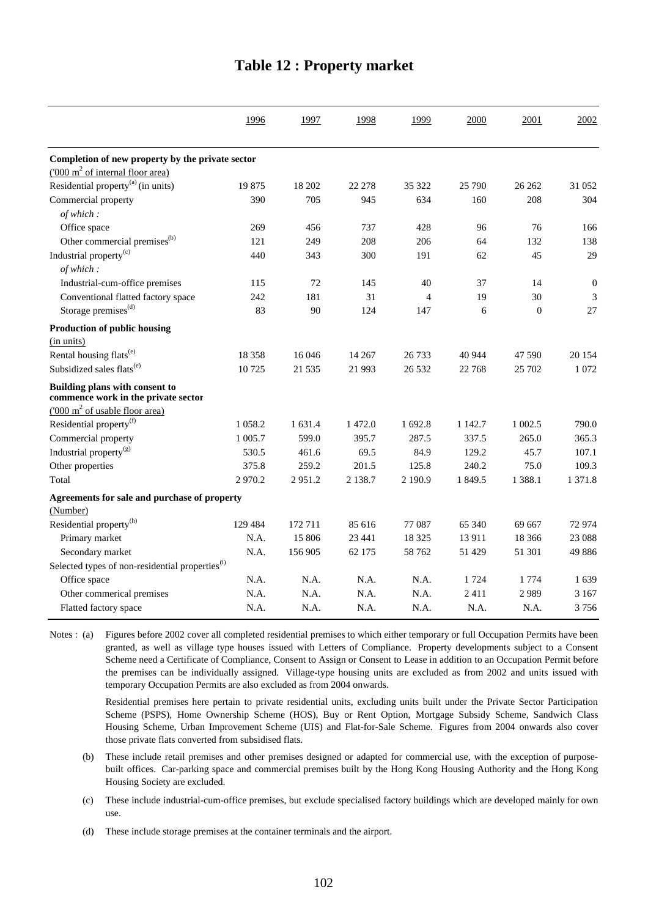# Table 12 : Property market

| | 1996 | 1997 | 1998 | 1999 | 2000 | 2001 | 2002 |
|---|---|---|---|---|---|---|---|
| **Completion of new property by the private sector** | | | | | | | |
| ('000 m$^2$ of internal floor area) | | | | | | | |
| Residential property[(a)] (in units) | 19 875 | 18 202 | 22 278 | 35 322 | 25 790 | 26 262 | 31 052 |
| Commercial property | 390 | 705 | 945 | 634 | 160 | 208 | 304 |
| *of which :* | | | | | | | |
| Office space | 269 | 456 | 737 | 428 | 96 | 76 | 166 |
| Other commercial premises[(b)] | 121 | 249 | 208 | 206 | 64 | 132 | 138 |
| Industrial property[(c)] | 440 | 343 | 300 | 191 | 62 | 45 | 29 |
| *of which :* | | | | | | | |
| Industrial-cum-office premises | 115 | 72 | 145 | 40 | 37 | 14 | 0 |
| Conventional flatted factory space | 242 | 181 | 31 | 4 | 19 | 30 | 3 |
| Storage premises[(d)] | 83 | 90 | 124 | 147 | 6 | 0 | 27 |
| **Production of public housing** | | | | | | | |
| (in units) | | | | | | | |
| Rental housing flats[(e)] | 18 358 | 16 046 | 14 267 | 26 733 | 40 944 | 47 590 | 20 154 |
| Subsidized sales flats[(e)] | 10 725 | 21 535 | 21 993 | 26 532 | 22 768 | 25 702 | 1 072 |
| **Building plans with consent to commence work in the private sector** | | | | | | | |
| ('000 m$^2$ of usable floor area) | | | | | | | |
| Residential property[(f)] | 1 058.2 | 1 631.4 | 1 472.0 | 1 692.8 | 1 142.7 | 1 002.5 | 790.0 |
| Commercial property | 1 005.7 | 599.0 | 395.7 | 287.5 | 337.5 | 265.0 | 365.3 |
| Industrial property[(g)] | 530.5 | 461.6 | 69.5 | 84.9 | 129.2 | 45.7 | 107.1 |
| Other properties | 375.8 | 259.2 | 201.5 | 125.8 | 240.2 | 75.0 | 109.3 |
| Total | 2 970.2 | 2 951.2 | 2 138.7 | 2 190.9 | 1 849.5 | 1 388.1 | 1 371.8 |
| **Agreements for sale and purchase of property** | | | | | | | |
| (Number) | | | | | | | |
| Residential property[(h)] | 129 484 | 172 711 | 85 616 | 77 087 | 65 340 | 69 667 | 72 974 |
| Primary market | N.A. | 15 806 | 23 441 | 18 325 | 13 911 | 18 366 | 23 088 |
| Secondary market | N.A. | 156 905 | 62 175 | 58 762 | 51 429 | 51 301 | 49 886 |
| Selected types of non-residential properties[(i)] | | | | | | | |
| Office space | N.A. | N.A. | N.A. | N.A. | 1 724 | 1 774 | 1 639 |
| Other commerical premises | N.A. | N.A. | N.A. | N.A. | 2 411 | 2 989 | 3 167 |
| Flatted factory space | N.A. | N.A. | N.A. | N.A. | N.A. | N.A. | 3 756 |

Notes : (a) Figures before 2002 cover all completed residential premises to which either temporary or full Occupation Permits have been granted, as well as village type houses issued with Letters of Compliance. Property developments subject to a Consent Scheme need a Certificate of Compliance, Consent to Assign or Consent to Lease in addition to an Occupation Permit before the premises can be individually assigned. Village-type housing units are excluded as from 2002 and units issued with temporary Occupation Permits are also excluded as from 2004 onwards.

Residential premises here pertain to private residential units, excluding units built under the Private Sector Participation Scheme (PSPS), Home Ownership Scheme (HOS), Buy or Rent Option, Mortgage Subsidy Scheme, Sandwich Class Housing Scheme, Urban Improvement Scheme (UIS) and Flat-for-Sale Scheme. Figures from 2004 onwards also cover those private flats converted from subsidised flats.

(b) These include retail premises and other premises designed or adapted for commercial use, with the exception of purpose-built offices. Car-parking space and commercial premises built by the Hong Kong Housing Authority and the Hong Kong Housing Society are excluded.

(c) These include industrial-cum-office premises, but exclude specialised factory buildings which are developed mainly for own use.

(d) These include storage premises at the container terminals and the airport.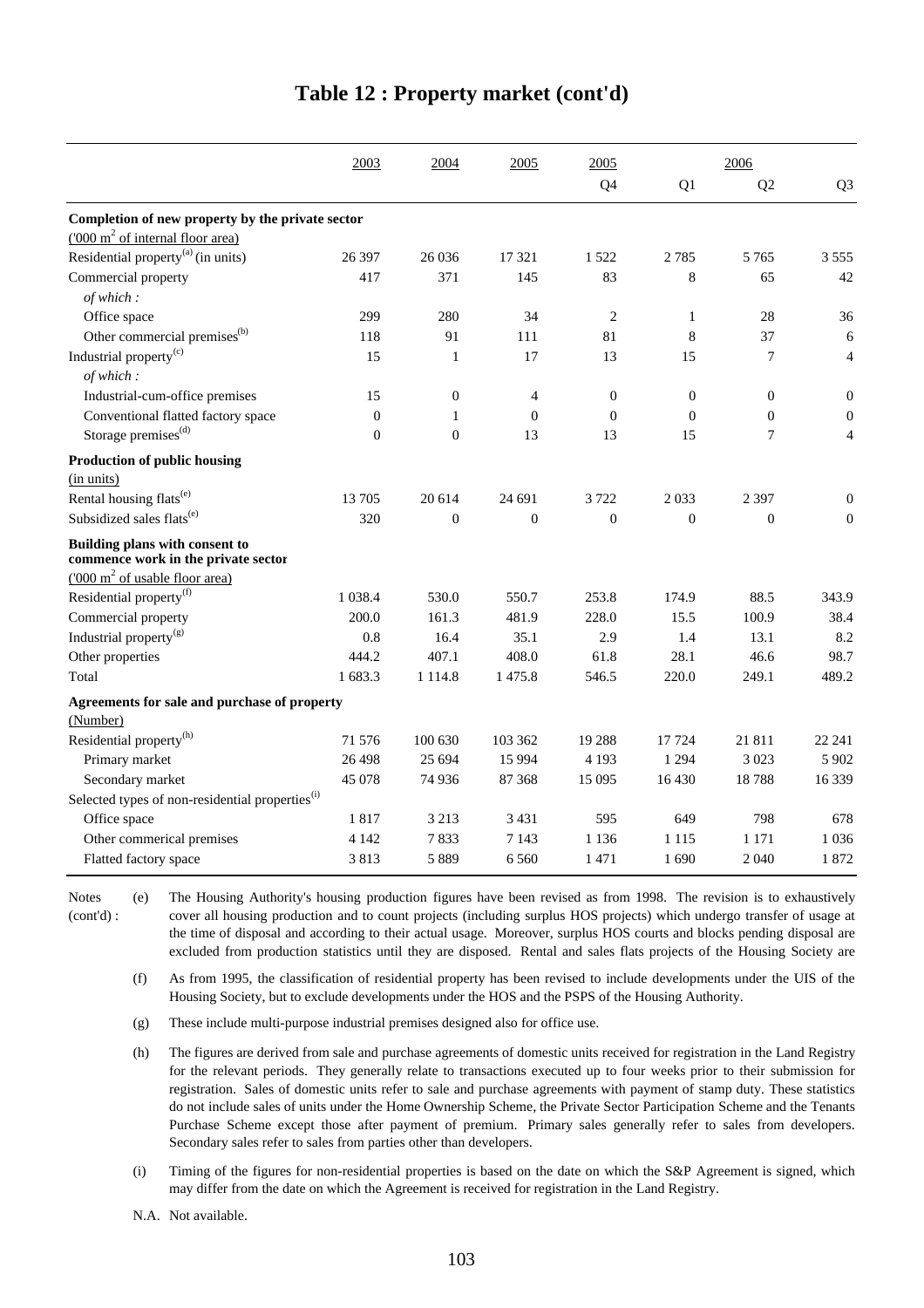# Table 12 : Property market (cont'd)

| | 2003 | 2004 | 2005 | 2005 | 2006 | | |
|---|---|---|---|---|---|---|---|
| | | | | Q4 | Q1 | Q2 | Q3 |
| **Completion of new property by the private sector** | | | | | | | |
| ('000 $m^2$ of internal floor area) | | | | | | | |
| Residential property[(a)] (in units) | 26 397 | 26 036 | 17 321 | 1 522 | 2 785 | 5 765 | 3 555 |
| Commercial property | 417 | 371 | 145 | 83 | 8 | 65 | 42 |
| *of which :* | | | | | | | |
| Office space | 299 | 280 | 34 | 2 | 1 | 28 | 36 |
| Other commercial premises[(b)] | 118 | 91 | 111 | 81 | 8 | 37 | 6 |
| Industrial property[(c)] | 15 | 1 | 17 | 13 | 15 | 7 | 4 |
| *of which :* | | | | | | | |
| Industrial-cum-office premises | 15 | 0 | 4 | 0 | 0 | 0 | 0 |
| Conventional flatted factory space | 0 | 1 | 0 | 0 | 0 | 0 | 0 |
| Storage premises[(d)] | 0 | 0 | 13 | 13 | 15 | 7 | 4 |
| **Production of public housing** | | | | | | | |
| (in units) | | | | | | | |
| Rental housing flats[(e)] | 13 705 | 20 614 | 24 691 | 3 722 | 2 033 | 2 397 | 0 |
| Subsidized sales flats[(e)] | 320 | 0 | 0 | 0 | 0 | 0 | 0 |
| **Building plans with consent to commence work in the private sector** | | | | | | | |
| ('000 $m^2$ of usable floor area) | | | | | | | |
| Residential property[(f)] | 1 038.4 | 530.0 | 550.7 | 253.8 | 174.9 | 88.5 | 343.9 |
| Commercial property | 200.0 | 161.3 | 481.9 | 228.0 | 15.5 | 100.9 | 38.4 |
| Industrial property[(g)] | 0.8 | 16.4 | 35.1 | 2.9 | 1.4 | 13.1 | 8.2 |
| Other properties | 444.2 | 407.1 | 408.0 | 61.8 | 28.1 | 46.6 | 98.7 |
| Total | 1 683.3 | 1 114.8 | 1 475.8 | 546.5 | 220.0 | 249.1 | 489.2 |
| **Agreements for sale and purchase of property** | | | | | | | |
| (Number) | | | | | | | |
| Residential property[(h)] | 71 576 | 100 630 | 103 362 | 19 288 | 17 724 | 21 811 | 22 241 |
| Primary market | 26 498 | 25 694 | 15 994 | 4 193 | 1 294 | 3 023 | 5 902 |
| Secondary market | 45 078 | 74 936 | 87 368 | 15 095 | 16 430 | 18 788 | 16 339 |
| Selected types of non-residential properties[(i)] | | | | | | | |
| Office space | 1 817 | 3 213 | 3 431 | 595 | 649 | 798 | 678 |
| Other commerical premises | 4 142 | 7 833 | 7 143 | 1 136 | 1 115 | 1 171 | 1 036 |
| Flatted factory space | 3 813 | 5 889 | 6 560 | 1 471 | 1 690 | 2 040 | 1 872 |

Notes (cont'd) :

(e) The Housing Authority's housing production figures have been revised as from 1998. The revision is to exhaustively cover all housing production and to count projects (including surplus HOS projects) which undergo transfer of usage at the time of disposal and according to their actual usage. Moreover, surplus HOS courts and blocks pending disposal are excluded from production statistics until they are disposed. Rental and sales flats projects of the Housing Society are

(f) As from 1995, the classification of residential property has been revised to include developments under the UIS of the Housing Society, but to exclude developments under the HOS and the PSPS of the Housing Authority.

(g) These include multi-purpose industrial premises designed also for office use.

(h) The figures are derived from sale and purchase agreements of domestic units received for registration in the Land Registry for the relevant periods. They generally relate to transactions executed up to four weeks prior to their submission for registration. Sales of domestic units refer to sale and purchase agreements with payment of stamp duty. These statistics do not include sales of units under the Home Ownership Scheme, the Private Sector Participation Scheme and the Tenants Purchase Scheme except those after payment of premium. Primary sales generally refer to sales from developers. Secondary sales refer to sales from parties other than developers.

(i) Timing of the figures for non-residential properties is based on the date on which the S&P Agreement is signed, which may differ from the date on which the Agreement is received for registration in the Land Registry.

N.A. Not available.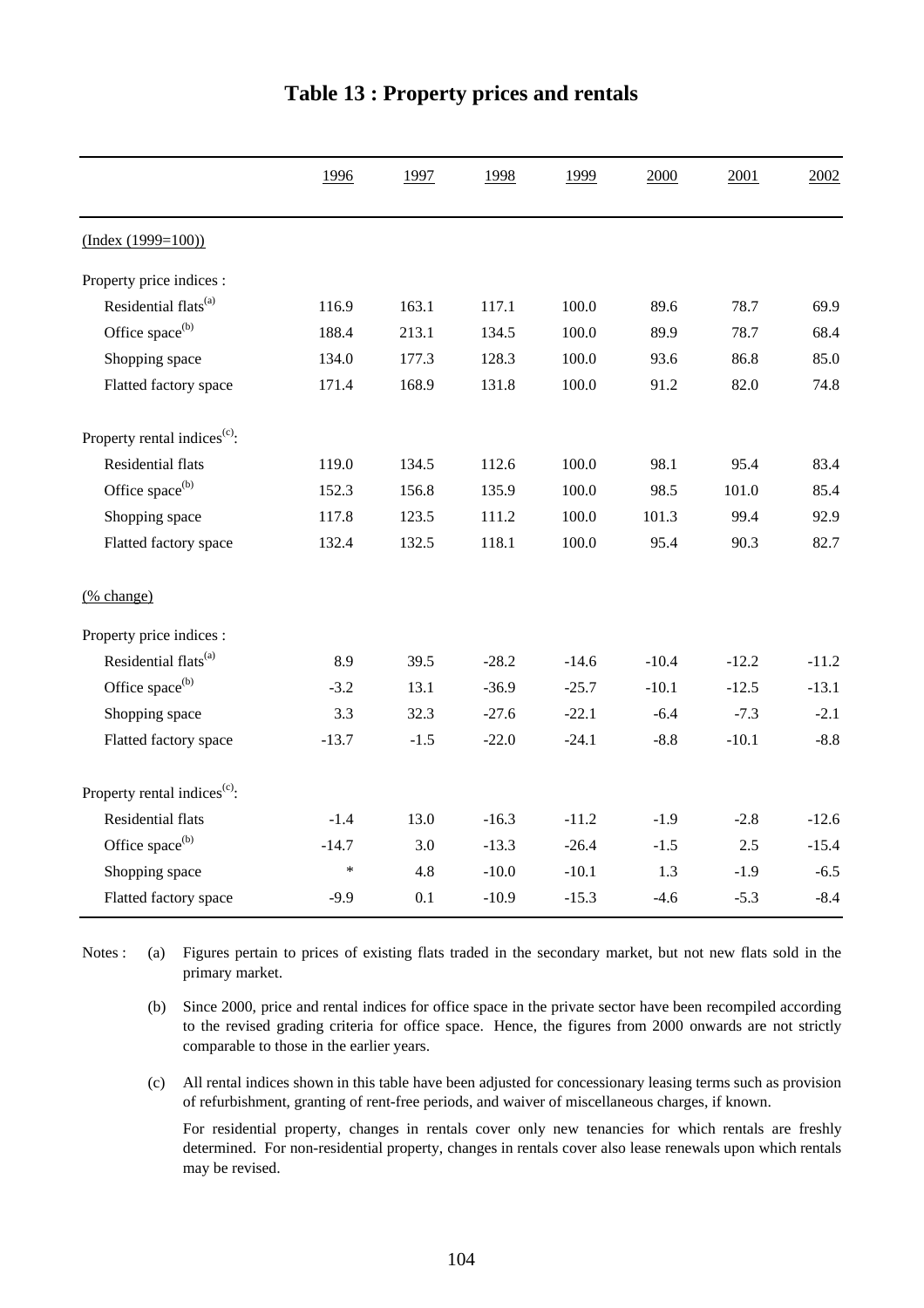# Table 13 : Property prices and rentals

| | 1996 | 1997 | 1998 | 1999 | 2000 | 2001 | 2002 |
|---|---|---|---|---|---|---|---|
| (Index (1999=100)) | | | | | | | |
| Property price indices : | | | | | | | |
| Residential flats[(a)] | 116.9 | 163.1 | 117.1 | 100.0 | 89.6 | 78.7 | 69.9 |
| Office space[(b)] | 188.4 | 213.1 | 134.5 | 100.0 | 89.9 | 78.7 | 68.4 |
| Shopping space | 134.0 | 177.3 | 128.3 | 100.0 | 93.6 | 86.8 | 85.0 |
| Flatted factory space | 171.4 | 168.9 | 131.8 | 100.0 | 91.2 | 82.0 | 74.8 |
| Property rental indices[(c)]: | | | | | | | |
| Residential flats | 119.0 | 134.5 | 112.6 | 100.0 | 98.1 | 95.4 | 83.4 |
| Office space[(b)] | 152.3 | 156.8 | 135.9 | 100.0 | 98.5 | 101.0 | 85.4 |
| Shopping space | 117.8 | 123.5 | 111.2 | 100.0 | 101.3 | 99.4 | 92.9 |
| Flatted factory space | 132.4 | 132.5 | 118.1 | 100.0 | 95.4 | 90.3 | 82.7 |
| (% change) | | | | | | | |
| Property price indices : | | | | | | | |
| Residential flats[(a)] | 8.9 | 39.5 | -28.2 | -14.6 | -10.4 | -12.2 | -11.2 |
| Office space[(b)] | -3.2 | 13.1 | -36.9 | -25.7 | -10.1 | -12.5 | -13.1 |
| Shopping space | 3.3 | 32.3 | -27.6 | -22.1 | -6.4 | -7.3 | -2.1 |
| Flatted factory space | -13.7 | -1.5 | -22.0 | -24.1 | -8.8 | -10.1 | -8.8 |
| Property rental indices[(c)]: | | | | | | | |
| Residential flats | -1.4 | 13.0 | -16.3 | -11.2 | -1.9 | -2.8 | -12.6 |
| Office space[(b)] | -14.7 | 3.0 | -13.3 | -26.4 | -1.5 | 2.5 | -15.4 |
| Shopping space | * | 4.8 | -10.0 | -10.1 | 1.3 | -1.9 | -6.5 |
| Flatted factory space | -9.9 | 0.1 | -10.9 | -15.3 | -4.6 | -5.3 | -8.4 |

Notes : (a) Figures pertain to prices of existing flats traded in the secondary market, but not new flats sold in the primary market.

(b) Since 2000, price and rental indices for office space in the private sector have been recompiled according to the revised grading criteria for office space. Hence, the figures from 2000 onwards are not strictly comparable to those in the earlier years.

(c) All rental indices shown in this table have been adjusted for concessionary leasing terms such as provision of refurbishment, granting of rent-free periods, and waiver of miscellaneous charges, if known.

For residential property, changes in rentals cover only new tenancies for which rentals are freshly determined. For non-residential property, changes in rentals cover also lease renewals upon which rentals may be revised.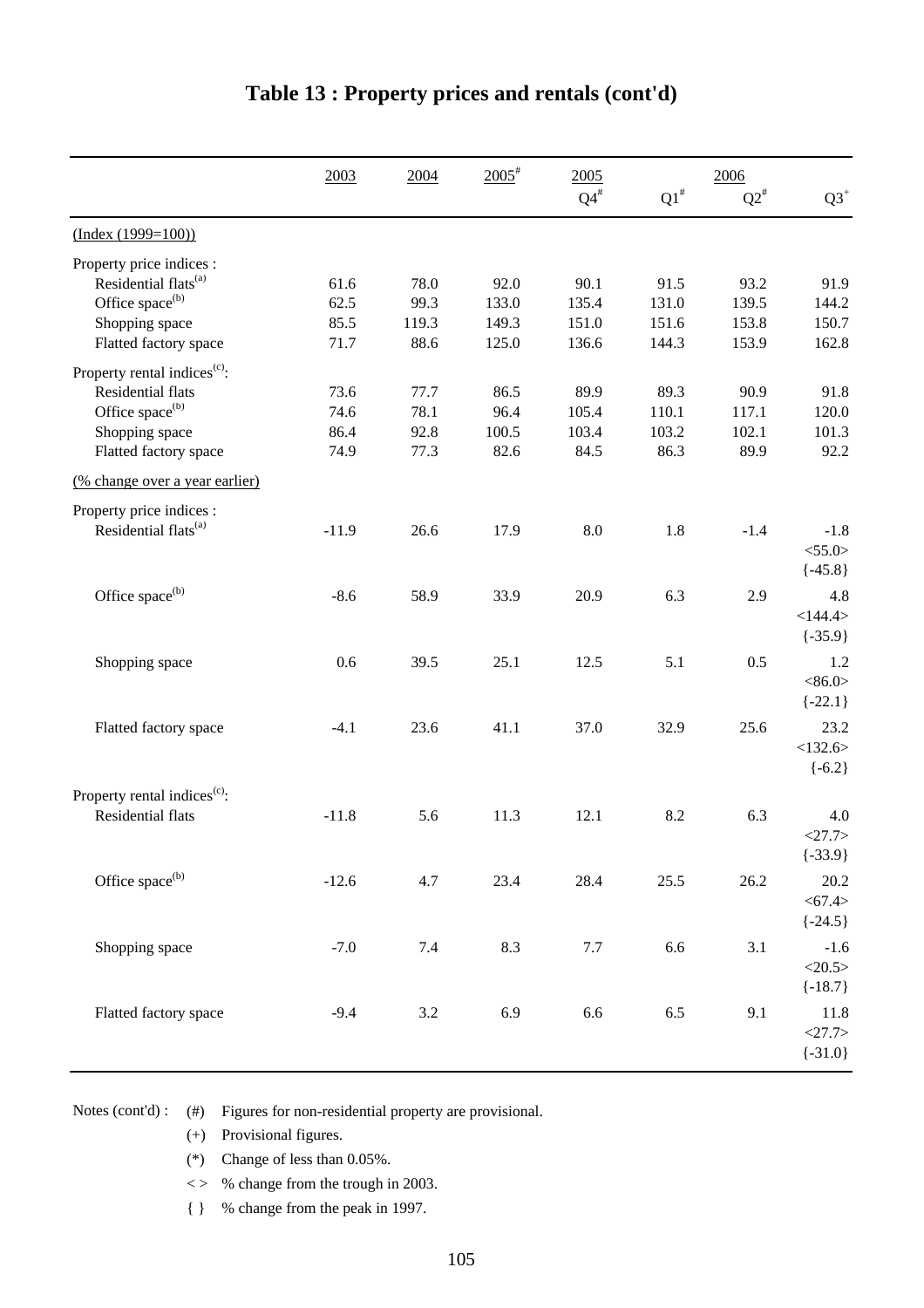# Table 13 : Property prices and rentals (cont'd)

| | 2003 | 2004 | 2005# | 2005 Q4# | 2006 Q1# | 2006 Q2# | 2006 Q3+ |
|---|---|---|---|---|---|---|---|
| (Index (1999=100)) | | | | | | | |
| Property price indices : | | | | | | | |
| Residential flats(a) | 61.6 | 78.0 | 92.0 | 90.1 | 91.5 | 93.2 | 91.9 |
| Office space(b) | 62.5 | 99.3 | 133.0 | 135.4 | 131.0 | 139.5 | 144.2 |
| Shopping space | 85.5 | 119.3 | 149.3 | 151.0 | 151.6 | 153.8 | 150.7 |
| Flatted factory space | 71.7 | 88.6 | 125.0 | 136.6 | 144.3 | 153.9 | 162.8 |
| Property rental indices(c): | | | | | | | |
| Residential flats | 73.6 | 77.7 | 86.5 | 89.9 | 89.3 | 90.9 | 91.8 |
| Office space(b) | 74.6 | 78.1 | 96.4 | 105.4 | 110.1 | 117.1 | 120.0 |
| Shopping space | 86.4 | 92.8 | 100.5 | 103.4 | 103.2 | 102.1 | 101.3 |
| Flatted factory space | 74.9 | 77.3 | 82.6 | 84.5 | 86.3 | 89.9 | 92.2 |
| (% change over a year earlier) | | | | | | | |
| Property price indices : | | | | | | | |
| Residential flats(a) | -11.9 | 26.6 | 17.9 | 8.0 | 1.8 | -1.4 | -1.8 <55.0> {-45.8} |
| Office space(b) | -8.6 | 58.9 | 33.9 | 20.9 | 6.3 | 2.9 | 4.8 <144.4> {-35.9} |
| Shopping space | 0.6 | 39.5 | 25.1 | 12.5 | 5.1 | 0.5 | 1.2 <86.0> {-22.1} |
| Flatted factory space | -4.1 | 23.6 | 41.1 | 37.0 | 32.9 | 25.6 | 23.2 <132.6> {-6.2} |
| Property rental indices(c): | | | | | | | |
| Residential flats | -11.8 | 5.6 | 11.3 | 12.1 | 8.2 | 6.3 | 4.0 <27.7> {-33.9} |
| Office space(b) | -12.6 | 4.7 | 23.4 | 28.4 | 25.5 | 26.2 | 20.2 <67.4> {-24.5} |
| Shopping space | -7.0 | 7.4 | 8.3 | 7.7 | 6.6 | 3.1 | -1.6 <20.5> {-18.7} |
| Flatted factory space | -9.4 | 3.2 | 6.9 | 6.6 | 6.5 | 9.1 | 11.8 <27.7> {-31.0} |

Notes (cont'd) :
- (#) Figures for non-residential property are provisional.
- (+) Provisional figures.
- (*) Change of less than 0.05%.
- < > % change from the trough in 2003.
- { } % change from the peak in 1997.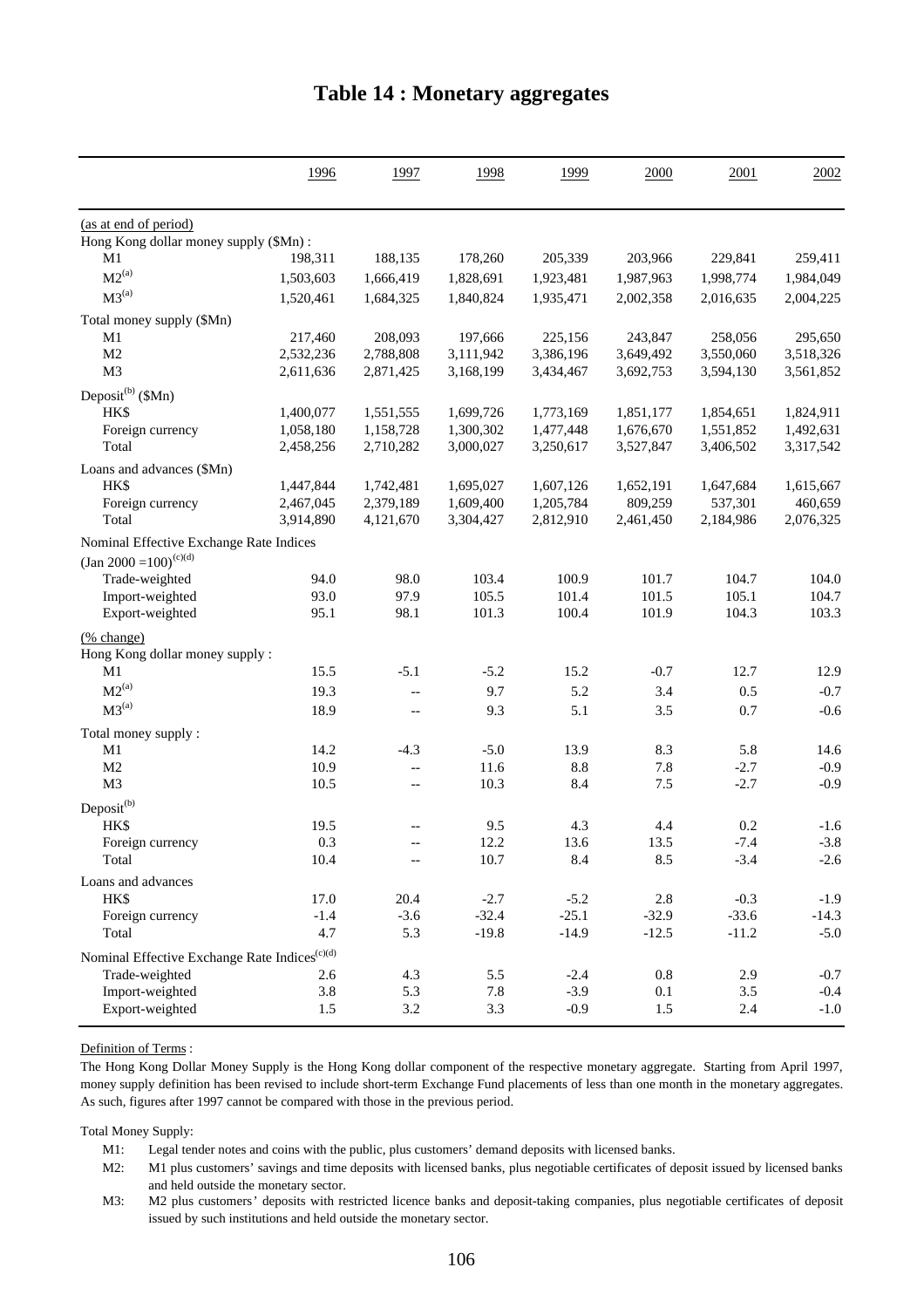# Table 14 : Monetary aggregates

| | 1996 | 1997 | 1998 | 1999 | 2000 | 2001 | 2002 |
|---|---|---|---|---|---|---|---|
| (as at end of period) | | | | | | | |
| Hong Kong dollar money supply ($Mn) : | | | | | | | |
| M1 | 198,311 | 188,135 | 178,260 | 205,339 | 203,966 | 229,841 | 259,411 |
| M2[(a)] | 1,503,603 | 1,666,419 | 1,828,691 | 1,923,481 | 1,987,963 | 1,998,774 | 1,984,049 |
| M3[(a)] | 1,520,461 | 1,684,325 | 1,840,824 | 1,935,471 | 2,002,358 | 2,016,635 | 2,004,225 |
| Total money supply ($Mn) | | | | | | | |
| M1 | 217,460 | 208,093 | 197,666 | 225,156 | 243,847 | 258,056 | 295,650 |
| M2 | 2,532,236 | 2,788,808 | 3,111,942 | 3,386,196 | 3,649,492 | 3,550,060 | 3,518,326 |
| M3 | 2,611,636 | 2,871,425 | 3,168,199 | 3,434,467 | 3,692,753 | 3,594,130 | 3,561,852 |
| Deposit[(b)] ($Mn) | | | | | | | |
| HK$ | 1,400,077 | 1,551,555 | 1,699,726 | 1,773,169 | 1,851,177 | 1,854,651 | 1,824,911 |
| Foreign currency | 1,058,180 | 1,158,728 | 1,300,302 | 1,477,448 | 1,676,670 | 1,551,852 | 1,492,631 |
| Total | 2,458,256 | 2,710,282 | 3,000,027 | 3,250,617 | 3,527,847 | 3,406,502 | 3,317,542 |
| Loans and advances ($Mn) | | | | | | | |
| HK$ | 1,447,844 | 1,742,481 | 1,695,027 | 1,607,126 | 1,652,191 | 1,647,684 | 1,615,667 |
| Foreign currency | 2,467,045 | 2,379,189 | 1,609,400 | 1,205,784 | 809,259 | 537,301 | 460,659 |
| Total | 3,914,890 | 4,121,670 | 3,304,427 | 2,812,910 | 2,461,450 | 2,184,986 | 2,076,325 |
| Nominal Effective Exchange Rate Indices (Jan 2000 =100)[(c)(d)] | | | | | | | |
| Trade-weighted | 94.0 | 98.0 | 103.4 | 100.9 | 101.7 | 104.7 | 104.0 |
| Import-weighted | 93.0 | 97.9 | 105.5 | 101.4 | 101.5 | 105.1 | 104.7 |
| Export-weighted | 95.1 | 98.1 | 101.3 | 100.4 | 101.9 | 104.3 | 103.3 |
| (% change) | | | | | | | |
| Hong Kong dollar money supply : | | | | | | | |
| M1 | 15.5 | -5.1 | -5.2 | 15.2 | -0.7 | 12.7 | 12.9 |
| M2[(a)] | 19.3 | -- | 9.7 | 5.2 | 3.4 | 0.5 | -0.7 |
| M3[(a)] | 18.9 | -- | 9.3 | 5.1 | 3.5 | 0.7 | -0.6 |
| Total money supply : | | | | | | | |
| M1 | 14.2 | -4.3 | -5.0 | 13.9 | 8.3 | 5.8 | 14.6 |
| M2 | 10.9 | -- | 11.6 | 8.8 | 7.8 | -2.7 | -0.9 |
| M3 | 10.5 | -- | 10.3 | 8.4 | 7.5 | -2.7 | -0.9 |
| Deposit[(b)] | | | | | | | |
| HK$ | 19.5 | -- | 9.5 | 4.3 | 4.4 | 0.2 | -1.6 |
| Foreign currency | 0.3 | -- | 12.2 | 13.6 | 13.5 | -7.4 | -3.8 |
| Total | 10.4 | -- | 10.7 | 8.4 | 8.5 | -3.4 | -2.6 |
| Loans and advances | | | | | | | |
| HK$ | 17.0 | 20.4 | -2.7 | -5.2 | 2.8 | -0.3 | -1.9 |
| Foreign currency | -1.4 | -3.6 | -32.4 | -25.1 | -32.9 | -33.6 | -14.3 |
| Total | 4.7 | 5.3 | -19.8 | -14.9 | -12.5 | -11.2 | -5.0 |
| Nominal Effective Exchange Rate Indices[(c)(d)] | | | | | | | |
| Trade-weighted | 2.6 | 4.3 | 5.5 | -2.4 | 0.8 | 2.9 | -0.7 |
| Import-weighted | 3.8 | 5.3 | 7.8 | -3.9 | 0.1 | 3.5 | -0.4 |
| Export-weighted | 1.5 | 3.2 | 3.3 | -0.9 | 1.5 | 2.4 | -1.0 |

Definition of Terms :

The Hong Kong Dollar Money Supply is the Hong Kong dollar component of the respective monetary aggregate. Starting from April 1997, money supply definition has been revised to include short-term Exchange Fund placements of less than one month in the monetary aggregates. As such, figures after 1997 cannot be compared with those in the previous period.

Total Money Supply:

- M1: Legal tender notes and coins with the public, plus customers' demand deposits with licensed banks.
- M2: M1 plus customers' savings and time deposits with licensed banks, plus negotiable certificates of deposit issued by licensed banks and held outside the monetary sector.
- M3: M2 plus customers' deposits with restricted licence banks and deposit-taking companies, plus negotiable certificates of deposit issued by such institutions and held outside the monetary sector.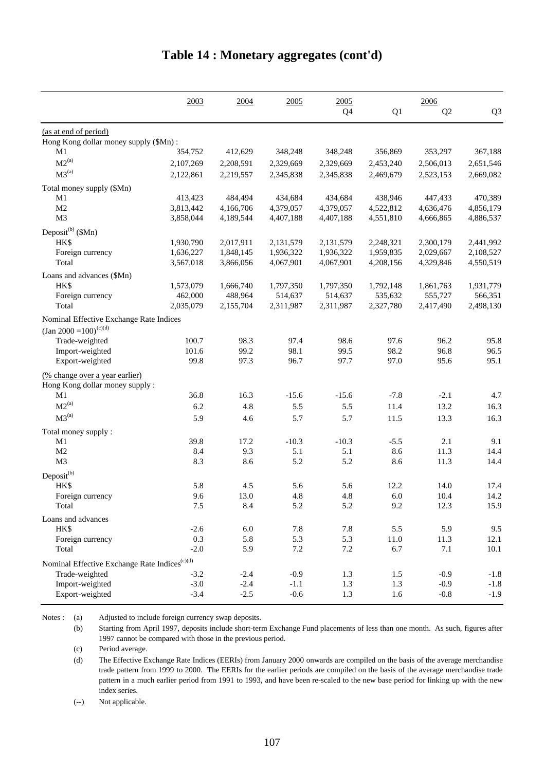# Table 14 : Monetary aggregates (cont'd)

| | 2003 | 2004 | 2005 | 2005 Q4 | 2006 Q1 | 2006 Q2 | 2006 Q3 |
|---|---|---|---|---|---|---|---|
| (as at end of period) | | | | | | | |
| Hong Kong dollar money supply ($Mn) : | | | | | | | |
| M1 | 354,752 | 412,629 | 348,248 | 348,248 | 356,869 | 353,297 | 367,188 |
| M2[(a)] | 2,107,269 | 2,208,591 | 2,329,669 | 2,329,669 | 2,453,240 | 2,506,013 | 2,651,546 |
| M3[(a)] | 2,122,861 | 2,219,557 | 2,345,838 | 2,345,838 | 2,469,679 | 2,523,153 | 2,669,082 |
| Total money supply ($Mn) | | | | | | | |
| M1 | 413,423 | 484,494 | 434,684 | 434,684 | 438,946 | 447,433 | 470,389 |
| M2 | 3,813,442 | 4,166,706 | 4,379,057 | 4,379,057 | 4,522,812 | 4,636,476 | 4,856,179 |
| M3 | 3,858,044 | 4,189,544 | 4,407,188 | 4,407,188 | 4,551,810 | 4,666,865 | 4,886,537 |
| Deposit[(b)] ($Mn) | | | | | | | |
| HK$ | 1,930,790 | 2,017,911 | 2,131,579 | 2,131,579 | 2,248,321 | 2,300,179 | 2,441,992 |
| Foreign currency | 1,636,227 | 1,848,145 | 1,936,322 | 1,936,322 | 1,959,835 | 2,029,667 | 2,108,527 |
| Total | 3,567,018 | 3,866,056 | 4,067,901 | 4,067,901 | 4,208,156 | 4,329,846 | 4,550,519 |
| Loans and advances ($Mn) | | | | | | | |
| HK$ | 1,573,079 | 1,666,740 | 1,797,350 | 1,797,350 | 1,792,148 | 1,861,763 | 1,931,779 |
| Foreign currency | 462,000 | 488,964 | 514,637 | 514,637 | 535,632 | 555,727 | 566,351 |
| Total | 2,035,079 | 2,155,704 | 2,311,987 | 2,311,987 | 2,327,780 | 2,417,490 | 2,498,130 |
| Nominal Effective Exchange Rate Indices (Jan 2000 =100)[(c)(d)] | | | | | | | |
| Trade-weighted | 100.7 | 98.3 | 97.4 | 98.6 | 97.6 | 96.2 | 95.8 |
| Import-weighted | 101.6 | 99.2 | 98.1 | 99.5 | 98.2 | 96.8 | 96.5 |
| Export-weighted | 99.8 | 97.3 | 96.7 | 97.7 | 97.0 | 95.6 | 95.1 |
| (% change over a year earlier) | | | | | | | |
| Hong Kong dollar money supply : | | | | | | | |
| M1 | 36.8 | 16.3 | -15.6 | -15.6 | -7.8 | -2.1 | 4.7 |
| M2[(a)] | 6.2 | 4.8 | 5.5 | 5.5 | 11.4 | 13.2 | 16.3 |
| M3[(a)] | 5.9 | 4.6 | 5.7 | 5.7 | 11.5 | 13.3 | 16.3 |
| Total money supply : | | | | | | | |
| M1 | 39.8 | 17.2 | -10.3 | -10.3 | -5.5 | 2.1 | 9.1 |
| M2 | 8.4 | 9.3 | 5.1 | 5.1 | 8.6 | 11.3 | 14.4 |
| M3 | 8.3 | 8.6 | 5.2 | 5.2 | 8.6 | 11.3 | 14.4 |
| Deposit[(b)] | | | | | | | |
| HK$ | 5.8 | 4.5 | 5.6 | 5.6 | 12.2 | 14.0 | 17.4 |
| Foreign currency | 9.6 | 13.0 | 4.8 | 4.8 | 6.0 | 10.4 | 14.2 |
| Total | 7.5 | 8.4 | 5.2 | 5.2 | 9.2 | 12.3 | 15.9 |
| Loans and advances | | | | | | | |
| HK$ | -2.6 | 6.0 | 7.8 | 7.8 | 5.5 | 5.9 | 9.5 |
| Foreign currency | 0.3 | 5.8 | 5.3 | 5.3 | 11.0 | 11.3 | 12.1 |
| Total | -2.0 | 5.9 | 7.2 | 7.2 | 6.7 | 7.1 | 10.1 |
| Nominal Effective Exchange Rate Indices[(c)(d)] | | | | | | | |
| Trade-weighted | -3.2 | -2.4 | -0.9 | 1.3 | 1.5 | -0.9 | -1.8 |
| Import-weighted | -3.0 | -2.4 | -1.1 | 1.3 | 1.3 | -0.9 | -1.8 |
| Export-weighted | -3.4 | -2.5 | -0.6 | 1.3 | 1.6 | -0.8 | -1.9 |

Notes :
(a) Adjusted to include foreign currency swap deposits.

(b) Starting from April 1997, deposits include short-term Exchange Fund placements of less than one month. As such, figures after 1997 cannot be compared with those in the previous period.

(c) Period average.

(d) The Effective Exchange Rate Indices (EERIs) from January 2000 onwards are compiled on the basis of the average merchandise trade pattern from 1999 to 2000. The EERIs for the earlier periods are compiled on the basis of the average merchandise trade pattern in a much earlier period from 1991 to 1993, and have been re-scaled to the new base period for linking up with the new index series.

(--) Not applicable.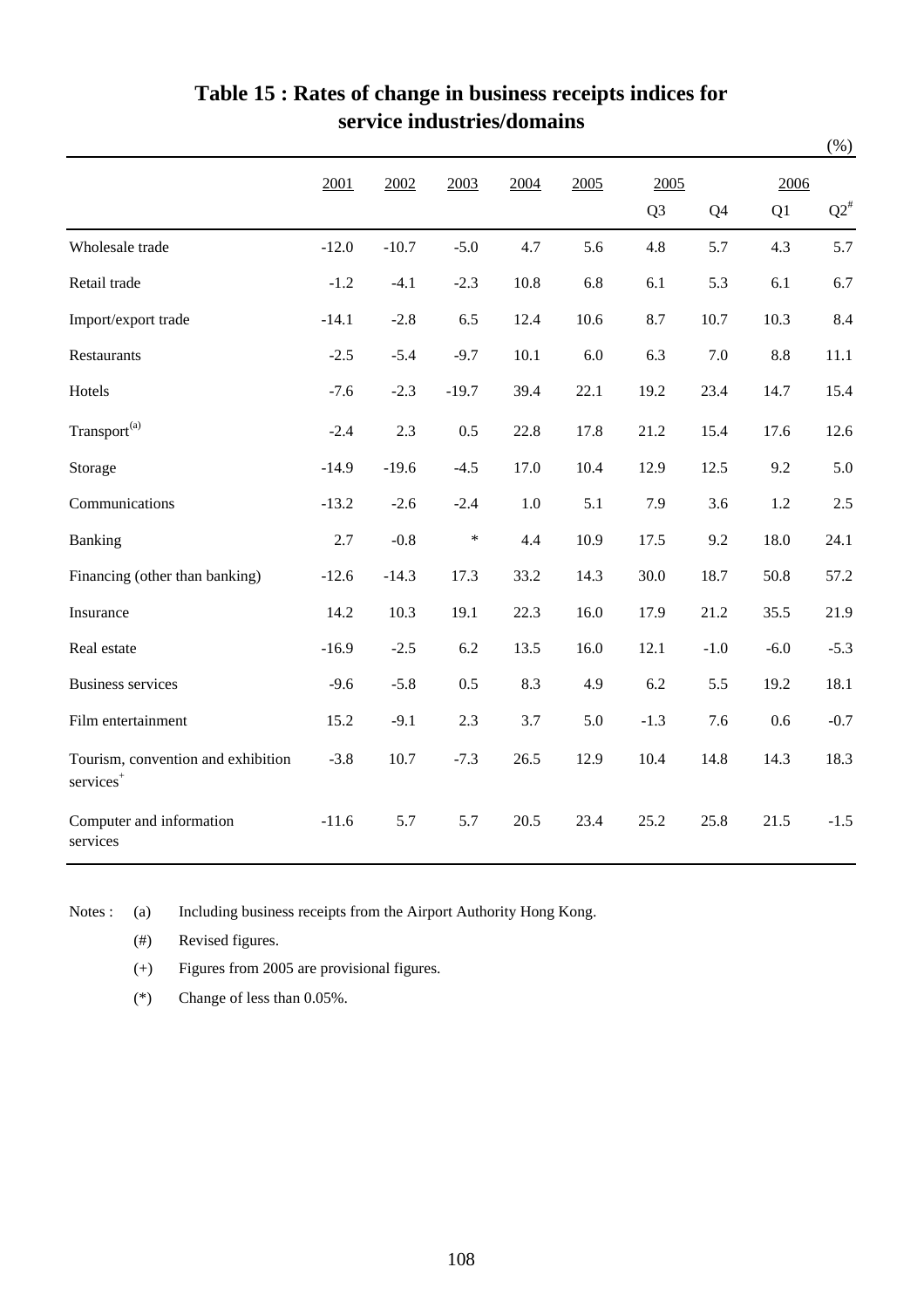# Table 15 : Rates of change in business receipts indices for service industries/domains

(%)

| | 2001 | 2002 | 2003 | 2004 | 2005 | 2005 | | 2006 | |
|---|---|---|---|---|---|---|---|---|---|
| | | | | | | Q3 | Q4 | Q1 | Q2[#] |
| Wholesale trade | -12.0 | -10.7 | -5.0 | 4.7 | 5.6 | 4.8 | 5.7 | 4.3 | 5.7 |
| Retail trade | -1.2 | -4.1 | -2.3 | 10.8 | 6.8 | 6.1 | 5.3 | 6.1 | 6.7 |
| Import/export trade | -14.1 | -2.8 | 6.5 | 12.4 | 10.6 | 8.7 | 10.7 | 10.3 | 8.4 |
| Restaurants | -2.5 | -5.4 | -9.7 | 10.1 | 6.0 | 6.3 | 7.0 | 8.8 | 11.1 |
| Hotels | -7.6 | -2.3 | -19.7 | 39.4 | 22.1 | 19.2 | 23.4 | 14.7 | 15.4 |
| Transport[(a)] | -2.4 | 2.3 | 0.5 | 22.8 | 17.8 | 21.2 | 15.4 | 17.6 | 12.6 |
| Storage | -14.9 | -19.6 | -4.5 | 17.0 | 10.4 | 12.9 | 12.5 | 9.2 | 5.0 |
| Communications | -13.2 | -2.6 | -2.4 | 1.0 | 5.1 | 7.9 | 3.6 | 1.2 | 2.5 |
| Banking | 2.7 | -0.8 | * | 4.4 | 10.9 | 17.5 | 9.2 | 18.0 | 24.1 |
| Financing (other than banking) | -12.6 | -14.3 | 17.3 | 33.2 | 14.3 | 30.0 | 18.7 | 50.8 | 57.2 |
| Insurance | 14.2 | 10.3 | 19.1 | 22.3 | 16.0 | 17.9 | 21.2 | 35.5 | 21.9 |
| Real estate | -16.9 | -2.5 | 6.2 | 13.5 | 16.0 | 12.1 | -1.0 | -6.0 | -5.3 |
| Business services | -9.6 | -5.8 | 0.5 | 8.3 | 4.9 | 6.2 | 5.5 | 19.2 | 18.1 |
| Film entertainment | 15.2 | -9.1 | 2.3 | 3.7 | 5.0 | -1.3 | 7.6 | 0.6 | -0.7 |
| Tourism, convention and exhibition services[+] | -3.8 | 10.7 | -7.3 | 26.5 | 12.9 | 10.4 | 14.8 | 14.3 | 18.3 |
| Computer and information services | -11.6 | 5.7 | 5.7 | 20.5 | 23.4 | 25.2 | 25.8 | 21.5 | -1.5 |

Notes : (a) Including business receipts from the Airport Authority Hong Kong.

(#) Revised figures.

(+) Figures from 2005 are provisional figures.

(*) Change of less than 0.05%.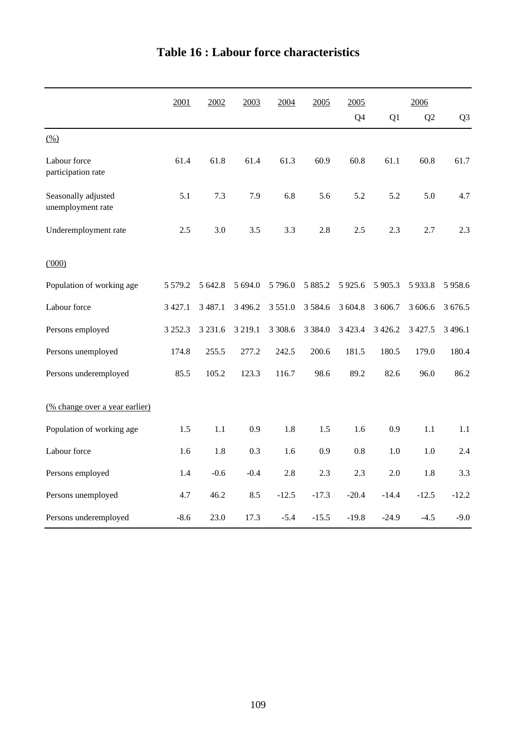# Table 16 : Labour force characteristics

| | 2001 | 2002 | 2003 | 2004 | 2005 | 2005 | 2006 | | |
|---|---|---|---|---|---|---|---|---|---|
| | | | | | | Q4 | Q1 | Q2 | Q3 |
| (%) | | | | | | | | | |
| Labour force participation rate | 61.4 | 61.8 | 61.4 | 61.3 | 60.9 | 60.8 | 61.1 | 60.8 | 61.7 |
| Seasonally adjusted unemployment rate | 5.1 | 7.3 | 7.9 | 6.8 | 5.6 | 5.2 | 5.2 | 5.0 | 4.7 |
| Underemployment rate | 2.5 | 3.0 | 3.5 | 3.3 | 2.8 | 2.5 | 2.3 | 2.7 | 2.3 |
| ('000) | | | | | | | | | |
| Population of working age | 5 579.2 | 5 642.8 | 5 694.0 | 5 796.0 | 5 885.2 | 5 925.6 | 5 905.3 | 5 933.8 | 5 958.6 |
| Labour force | 3 427.1 | 3 487.1 | 3 496.2 | 3 551.0 | 3 584.6 | 3 604.8 | 3 606.7 | 3 606.6 | 3 676.5 |
| Persons employed | 3 252.3 | 3 231.6 | 3 219.1 | 3 308.6 | 3 384.0 | 3 423.4 | 3 426.2 | 3 427.5 | 3 496.1 |
| Persons unemployed | 174.8 | 255.5 | 277.2 | 242.5 | 200.6 | 181.5 | 180.5 | 179.0 | 180.4 |
| Persons underemployed | 85.5 | 105.2 | 123.3 | 116.7 | 98.6 | 89.2 | 82.6 | 96.0 | 86.2 |
| (% change over a year earlier) | | | | | | | | | |
| Population of working age | 1.5 | 1.1 | 0.9 | 1.8 | 1.5 | 1.6 | 0.9 | 1.1 | 1.1 |
| Labour force | 1.6 | 1.8 | 0.3 | 1.6 | 0.9 | 0.8 | 1.0 | 1.0 | 2.4 |
| Persons employed | 1.4 | -0.6 | -0.4 | 2.8 | 2.3 | 2.3 | 2.0 | 1.8 | 3.3 |
| Persons unemployed | 4.7 | 46.2 | 8.5 | -12.5 | -17.3 | -20.4 | -14.4 | -12.5 | -12.2 |
| Persons underemployed | -8.6 | 23.0 | 17.3 | -5.4 | -15.5 | -19.8 | -24.9 | -4.5 | -9.0 |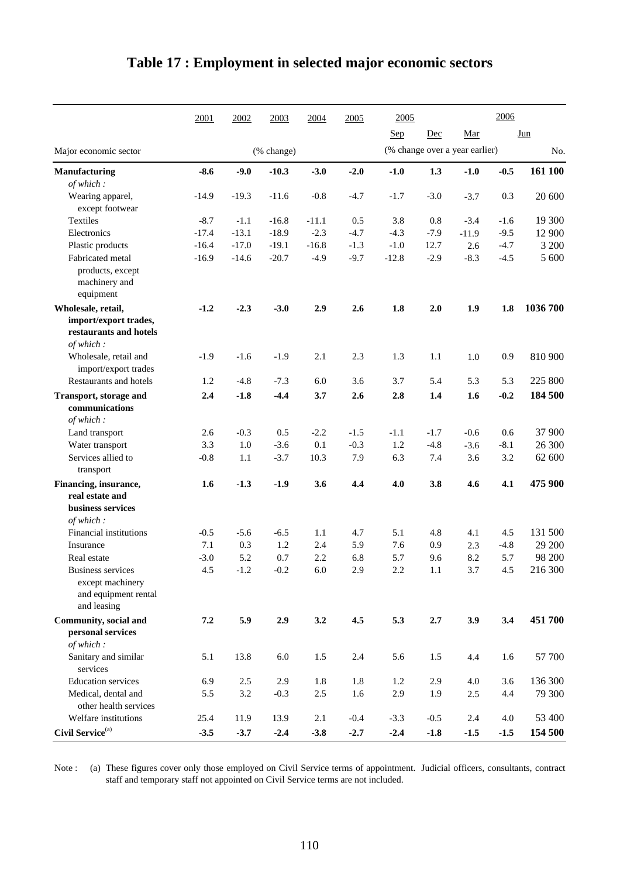# Table 17 : Employment in selected major economic sectors

| Major economic sector | 2001 | 2002 | 2003 | 2004 | 2005 | 2005 | | 2006 | | |
|---|---|---|---|---|---|---|---|---|---|---|
| | | | | | | Sep | Dec | Mar | Jun | |
| | (% change) | | | | | (% change over a year earlier) | | | | No. |
| **Manufacturing** | **-8.6** | **-9.0** | **-10.3** | **-3.0** | **-2.0** | **-1.0** | **1.3** | **-1.0** | **-0.5** | **161 100** |
| *of which :* | | | | | | | | | | |
| Wearing apparel, except footwear | -14.9 | -19.3 | -11.6 | -0.8 | -4.7 | -1.7 | -3.0 | -3.7 | 0.3 | 20 600 |
| Textiles | -8.7 | -1.1 | -16.8 | -11.1 | 0.5 | 3.8 | 0.8 | -3.4 | -1.6 | 19 300 |
| Electronics | -17.4 | -13.1 | -18.9 | -2.3 | -4.7 | -4.3 | -7.9 | -11.9 | -9.5 | 12 900 |
| Plastic products | -16.4 | -17.0 | -19.1 | -16.8 | -1.3 | -1.0 | 12.7 | 2.6 | -4.7 | 3 200 |
| Fabricated metal products, except machinery and equipment | -16.9 | -14.6 | -20.7 | -4.9 | -9.7 | -12.8 | -2.9 | -8.3 | -4.5 | 5 600 |
| **Wholesale, retail, import/export trades, restaurants and hotels** | **-1.2** | **-2.3** | **-3.0** | **2.9** | **2.6** | **1.8** | **2.0** | **1.9** | **1.8** | **1036 700** |
| *of which :* | | | | | | | | | | |
| Wholesale, retail and import/export trades | -1.9 | -1.6 | -1.9 | 2.1 | 2.3 | 1.3 | 1.1 | 1.0 | 0.9 | 810 900 |
| Restaurants and hotels | 1.2 | -4.8 | -7.3 | 6.0 | 3.6 | 3.7 | 5.4 | 5.3 | 5.3 | 225 800 |
| **Transport, storage and communications** | **2.4** | **-1.8** | **-4.4** | **3.7** | **2.6** | **2.8** | **1.4** | **1.6** | **-0.2** | **184 500** |
| *of which :* | | | | | | | | | | |
| Land transport | 2.6 | -0.3 | 0.5 | -2.2 | -1.5 | -1.1 | -1.7 | -0.6 | 0.6 | 37 900 |
| Water transport | 3.3 | 1.0 | -3.6 | 0.1 | -0.3 | 1.2 | -4.8 | -3.6 | -8.1 | 26 300 |
| Services allied to transport | -0.8 | 1.1 | -3.7 | 10.3 | 7.9 | 6.3 | 7.4 | 3.6 | 3.2 | 62 600 |
| **Financing, insurance, real estate and business services** | **1.6** | **-1.3** | **-1.9** | **3.6** | **4.4** | **4.0** | **3.8** | **4.6** | **4.1** | **475 900** |
| *of which :* | | | | | | | | | | |
| Financial institutions | -0.5 | -5.6 | -6.5 | 1.1 | 4.7 | 5.1 | 4.8 | 4.1 | 4.5 | 131 500 |
| Insurance | 7.1 | 0.3 | 1.2 | 2.4 | 5.9 | 7.6 | 0.9 | 2.3 | -4.8 | 29 200 |
| Real estate | -3.0 | 5.2 | 0.7 | 2.2 | 6.8 | 5.7 | 9.6 | 8.2 | 5.7 | 98 200 |
| Business services except machinery and equipment rental and leasing | 4.5 | -1.2 | -0.2 | 6.0 | 2.9 | 2.2 | 1.1 | 3.7 | 4.5 | 216 300 |
| **Community, social and personal services** | **7.2** | **5.9** | **2.9** | **3.2** | **4.5** | **5.3** | **2.7** | **3.9** | **3.4** | **451 700** |
| *of which :* | | | | | | | | | | |
| Sanitary and similar services | 5.1 | 13.8 | 6.0 | 1.5 | 2.4 | 5.6 | 1.5 | 4.4 | 1.6 | 57 700 |
| Education services | 6.9 | 2.5 | 2.9 | 1.8 | 1.8 | 1.2 | 2.9 | 4.0 | 3.6 | 136 300 |
| Medical, dental and other health services | 5.5 | 3.2 | -0.3 | 2.5 | 1.6 | 2.9 | 1.9 | 2.5 | 4.4 | 79 300 |
| Welfare institutions | 25.4 | 11.9 | 13.9 | 2.1 | -0.4 | -3.3 | -0.5 | 2.4 | 4.0 | 53 400 |
| **Civil Service**[(a)] | **-3.5** | **-3.7** | **-2.4** | **-3.8** | **-2.7** | **-2.4** | **-1.8** | **-1.5** | **-1.5** | **154 500** |

Note : (a) These figures cover only those employed on Civil Service terms of appointment. Judicial officers, consultants, contract staff and temporary staff not appointed on Civil Service terms are not included.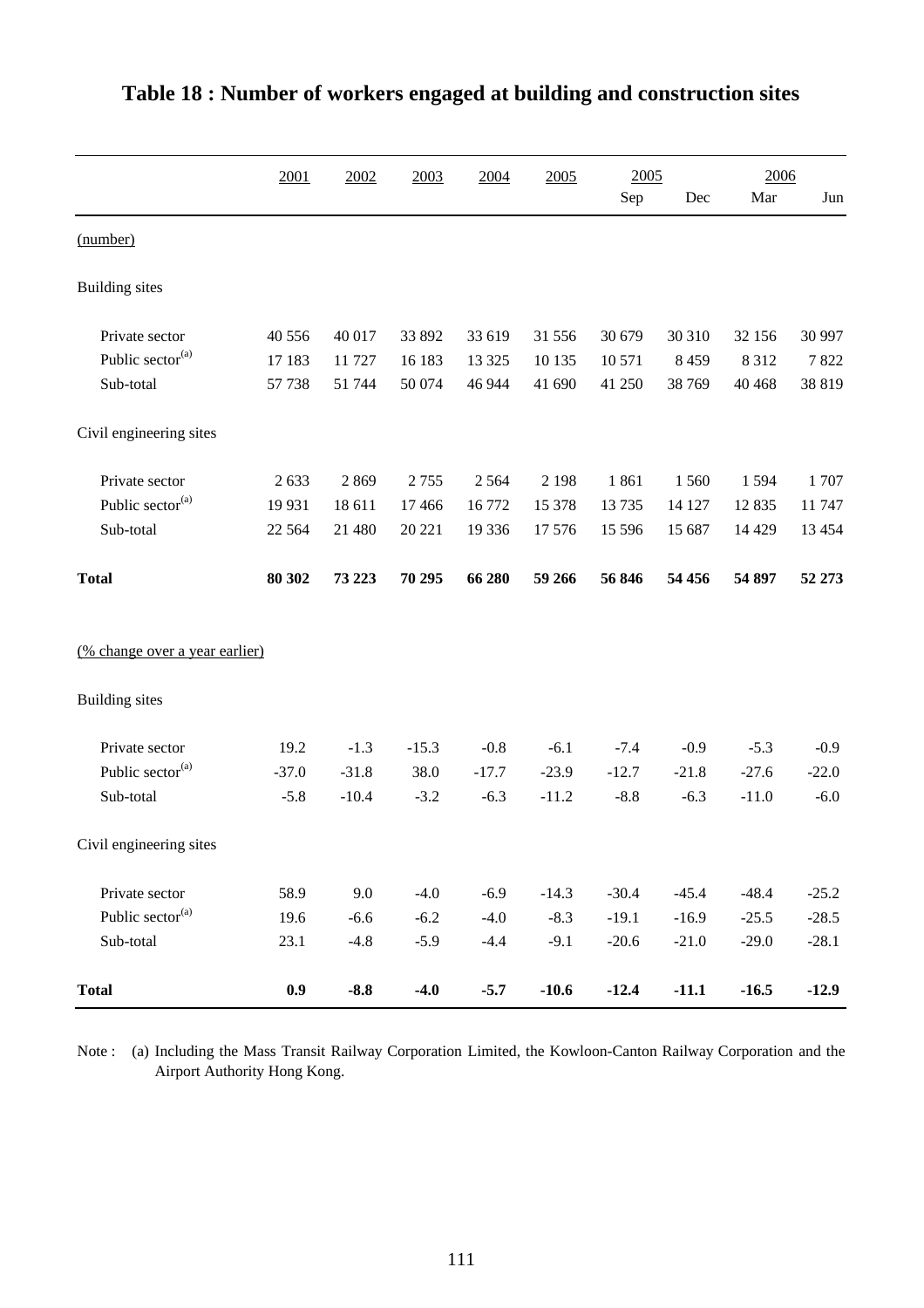# Table 18 : Number of workers engaged at building and construction sites

| | 2001 | 2002 | 2003 | 2004 | 2005 | 2005 | | 2006 | |
|---|---|---|---|---|---|---|---|---|---|
| | | | | | | Sep | Dec | Mar | Jun |
| (number) | | | | | | | | | |
| Building sites | | | | | | | | | |
| Private sector | 40 556 | 40 017 | 33 892 | 33 619 | 31 556 | 30 679 | 30 310 | 32 156 | 30 997 |
| Public sector[(a)] | 17 183 | 11 727 | 16 183 | 13 325 | 10 135 | 10 571 | 8 459 | 8 312 | 7 822 |
| Sub-total | 57 738 | 51 744 | 50 074 | 46 944 | 41 690 | 41 250 | 38 769 | 40 468 | 38 819 |
| Civil engineering sites | | | | | | | | | |
| Private sector | 2 633 | 2 869 | 2 755 | 2 564 | 2 198 | 1 861 | 1 560 | 1 594 | 1 707 |
| Public sector[(a)] | 19 931 | 18 611 | 17 466 | 16 772 | 15 378 | 13 735 | 14 127 | 12 835 | 11 747 |
| Sub-total | 22 564 | 21 480 | 20 221 | 19 336 | 17 576 | 15 596 | 15 687 | 14 429 | 13 454 |
| **Total** | **80 302** | **73 223** | **70 295** | **66 280** | **59 266** | **56 846** | **54 456** | **54 897** | **52 273** |
| (% change over a year earlier) | | | | | | | | | |
| Building sites | | | | | | | | | |
| Private sector | 19.2 | -1.3 | -15.3 | -0.8 | -6.1 | -7.4 | -0.9 | -5.3 | -0.9 |
| Public sector[(a)] | -37.0 | -31.8 | 38.0 | -17.7 | -23.9 | -12.7 | -21.8 | -27.6 | -22.0 |
| Sub-total | -5.8 | -10.4 | -3.2 | -6.3 | -11.2 | -8.8 | -6.3 | -11.0 | -6.0 |
| Civil engineering sites | | | | | | | | | |
| Private sector | 58.9 | 9.0 | -4.0 | -6.9 | -14.3 | -30.4 | -45.4 | -48.4 | -25.2 |
| Public sector[(a)] | 19.6 | -6.6 | -6.2 | -4.0 | -8.3 | -19.1 | -16.9 | -25.5 | -28.5 |
| Sub-total | 23.1 | -4.8 | -5.9 | -4.4 | -9.1 | -20.6 | -21.0 | -29.0 | -28.1 |
| **Total** | **0.9** | **-8.8** | **-4.0** | **-5.7** | **-10.6** | **-12.4** | **-11.1** | **-16.5** | **-12.9** |

Note : (a) Including the Mass Transit Railway Corporation Limited, the Kowloon-Canton Railway Corporation and the Airport Authority Hong Kong.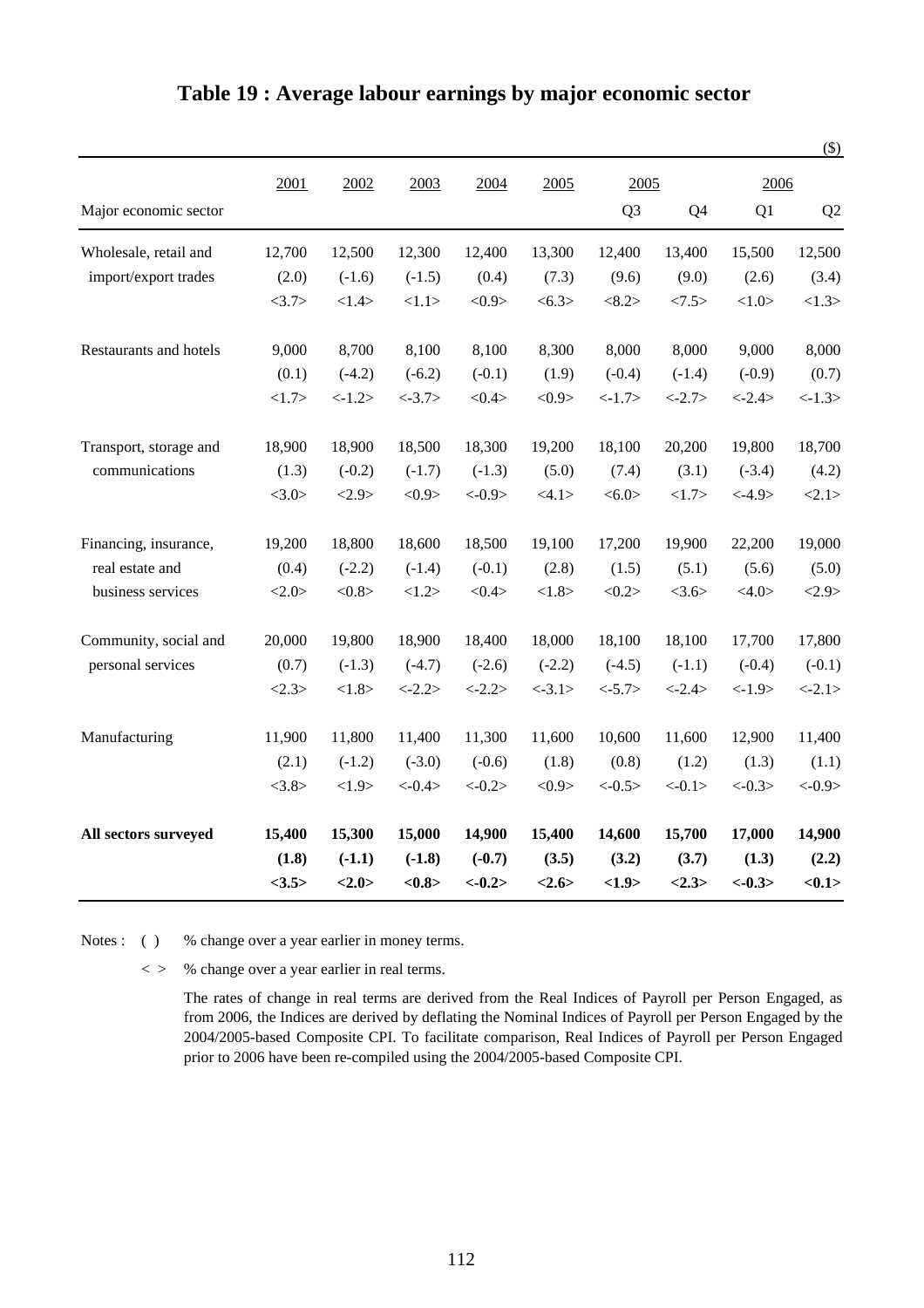# Table 19 : Average labour earnings by major economic sector

($)

| Major economic sector | 2001 | 2002 | 2003 | 2004 | 2005 | 2005 Q3 | 2005 Q4 | 2006 Q1 | 2006 Q2 |
|---|---|---|---|---|---|---|---|---|---|
| Wholesale, retail and import/export trades | 12,700 | 12,500 | 12,300 | 12,400 | 13,300 | 12,400 | 13,400 | 15,500 | 12,500 |
| | (2.0) | (-1.6) | (-1.5) | (0.4) | (7.3) | (9.6) | (9.0) | (2.6) | (3.4) |
| | <3.7> | <1.4> | <1.1> | <0.9> | <6.3> | <8.2> | <7.5> | <1.0> | <1.3> |
| Restaurants and hotels | 9,000 | 8,700 | 8,100 | 8,100 | 8,300 | 8,000 | 8,000 | 9,000 | 8,000 |
| | (0.1) | (-4.2) | (-6.2) | (-0.1) | (1.9) | (-0.4) | (-1.4) | (-0.9) | (0.7) |
| | <1.7> | <-1.2> | <-3.7> | <0.4> | <0.9> | <-1.7> | <-2.7> | <-2.4> | <-1.3> |
| Transport, storage and communications | 18,900 | 18,900 | 18,500 | 18,300 | 19,200 | 18,100 | 20,200 | 19,800 | 18,700 |
| | (1.3) | (-0.2) | (-1.7) | (-1.3) | (5.0) | (7.4) | (3.1) | (-3.4) | (4.2) |
| | <3.0> | <2.9> | <0.9> | <-0.9> | <4.1> | <6.0> | <1.7> | <-4.9> | <2.1> |
| Financing, insurance, real estate and business services | 19,200 | 18,800 | 18,600 | 18,500 | 19,100 | 17,200 | 19,900 | 22,200 | 19,000 |
| | (0.4) | (-2.2) | (-1.4) | (-0.1) | (2.8) | (1.5) | (5.1) | (5.6) | (5.0) |
| | <2.0> | <0.8> | <1.2> | <0.4> | <1.8> | <0.2> | <3.6> | <4.0> | <2.9> |
| Community, social and personal services | 20,000 | 19,800 | 18,900 | 18,400 | 18,000 | 18,100 | 18,100 | 17,700 | 17,800 |
| | (0.7) | (-1.3) | (-4.7) | (-2.6) | (-2.2) | (-4.5) | (-1.1) | (-0.4) | (-0.1) |
| | <2.3> | <1.8> | <-2.2> | <-2.2> | <-3.1> | <-5.7> | <-2.4> | <-1.9> | <-2.1> |
| Manufacturing | 11,900 | 11,800 | 11,400 | 11,300 | 11,600 | 10,600 | 11,600 | 12,900 | 11,400 |
| | (2.1) | (-1.2) | (-3.0) | (-0.6) | (1.8) | (0.8) | (1.2) | (1.3) | (1.1) |
| | <3.8> | <1.9> | <-0.4> | <-0.2> | <0.9> | <-0.5> | <-0.1> | <-0.3> | <-0.9> |
| **All sectors surveyed** | **15,400** | **15,300** | **15,000** | **14,900** | **15,400** | **14,600** | **15,700** | **17,000** | **14,900** |
| | **(1.8)** | **(-1.1)** | **(-1.8)** | **(-0.7)** | **(3.5)** | **(3.2)** | **(3.7)** | **(1.3)** | **(2.2)** |
| | **<3.5>** | **<2.0>** | **<0.8>** | **<-0.2>** | **<2.6>** | **<1.9>** | **<2.3>** | **<-0.3>** | **<0.1>** |

Notes : ( ) % change over a year earlier in money terms.

< > % change over a year earlier in real terms.

The rates of change in real terms are derived from the Real Indices of Payroll per Person Engaged, as from 2006, the Indices are derived by deflating the Nominal Indices of Payroll per Person Engaged by the 2004/2005-based Composite CPI. To facilitate comparison, Real Indices of Payroll per Person Engaged prior to 2006 have been re-compiled using the 2004/2005-based Composite CPI.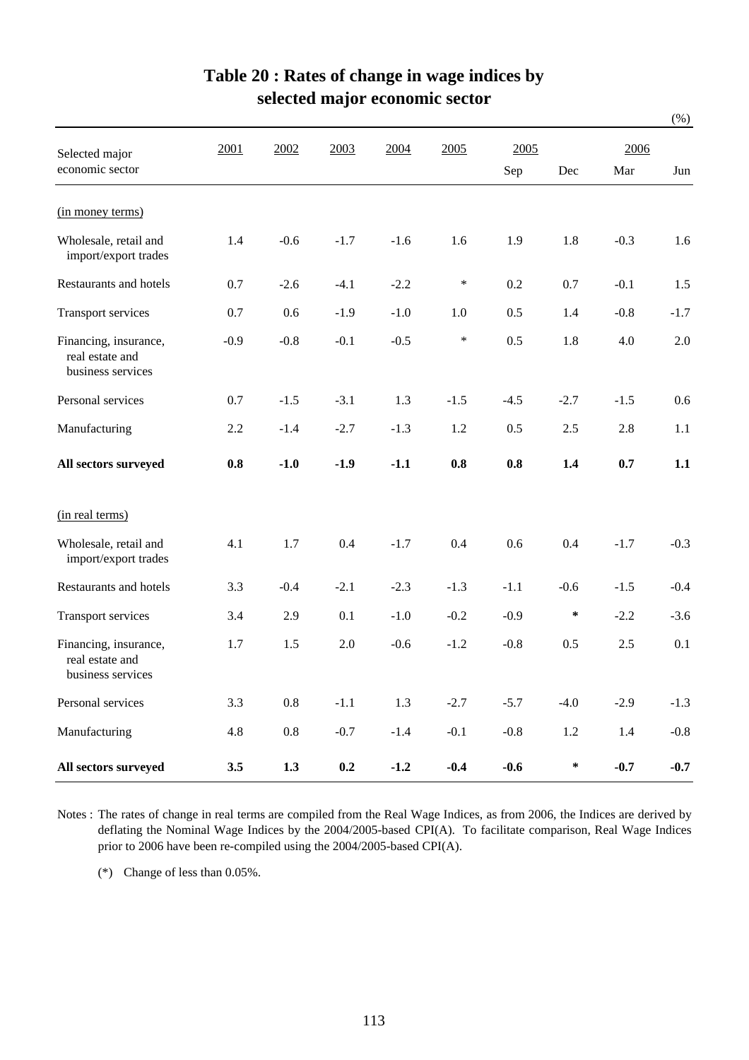# Table 20 : Rates of change in wage indices by selected major economic sector

(%)

| Selected major economic sector | 2001 | 2002 | 2003 | 2004 | 2005 | 2005 Sep | 2005 Dec | 2006 Mar | 2006 Jun |
|---|---|---|---|---|---|---|---|---|---|
| (in money terms) | | | | | | | | | |
| Wholesale, retail and import/export trades | 1.4 | -0.6 | -1.7 | -1.6 | 1.6 | 1.9 | 1.8 | -0.3 | 1.6 |
| Restaurants and hotels | 0.7 | -2.6 | -4.1 | -2.2 | * | 0.2 | 0.7 | -0.1 | 1.5 |
| Transport services | 0.7 | 0.6 | -1.9 | -1.0 | 1.0 | 0.5 | 1.4 | -0.8 | -1.7 |
| Financing, insurance, real estate and business services | -0.9 | -0.8 | -0.1 | -0.5 | * | 0.5 | 1.8 | 4.0 | 2.0 |
| Personal services | 0.7 | -1.5 | -3.1 | 1.3 | -1.5 | -4.5 | -2.7 | -1.5 | 0.6 |
| Manufacturing | 2.2 | -1.4 | -2.7 | -1.3 | 1.2 | 0.5 | 2.5 | 2.8 | 1.1 |
| **All sectors surveyed** | **0.8** | **-1.0** | **-1.9** | **-1.1** | **0.8** | **0.8** | **1.4** | **0.7** | **1.1** |
| (in real terms) | | | | | | | | | |
| Wholesale, retail and import/export trades | 4.1 | 1.7 | 0.4 | -1.7 | 0.4 | 0.6 | 0.4 | -1.7 | -0.3 |
| Restaurants and hotels | 3.3 | -0.4 | -2.1 | -2.3 | -1.3 | -1.1 | -0.6 | -1.5 | -0.4 |
| Transport services | 3.4 | 2.9 | 0.1 | -1.0 | -0.2 | -0.9 | * | -2.2 | -3.6 |
| Financing, insurance, real estate and business services | 1.7 | 1.5 | 2.0 | -0.6 | -1.2 | -0.8 | 0.5 | 2.5 | 0.1 |
| Personal services | 3.3 | 0.8 | -1.1 | 1.3 | -2.7 | -5.7 | -4.0 | -2.9 | -1.3 |
| Manufacturing | 4.8 | 0.8 | -0.7 | -1.4 | -0.1 | -0.8 | 1.2 | 1.4 | -0.8 |
| **All sectors surveyed** | **3.5** | **1.3** | **0.2** | **-1.2** | **-0.4** | **-0.6** | ***** | **-0.7** | **-0.7** |

Notes : The rates of change in real terms are compiled from the Real Wage Indices, as from 2006, the Indices are derived by deflating the Nominal Wage Indices by the 2004/2005-based CPI(A). To facilitate comparison, Real Wage Indices prior to 2006 have been re-compiled using the 2004/2005-based CPI(A).

(*) Change of less than 0.05%.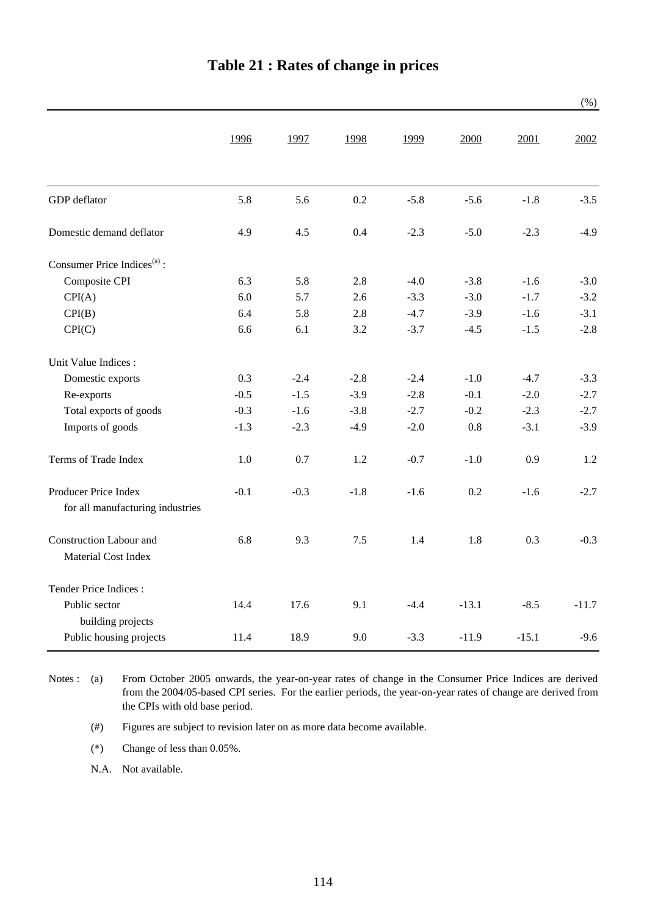# Table 21 : Rates of change in prices

(%)

| | 1996 | 1997 | 1998 | 1999 | 2000 | 2001 | 2002 |
|---|---|---|---|---|---|---|---|
| GDP deflator | 5.8 | 5.6 | 0.2 | -5.8 | -5.6 | -1.8 | -3.5 |
| Domestic demand deflator | 4.9 | 4.5 | 0.4 | -2.3 | -5.0 | -2.3 | -4.9 |
| Consumer Price Indices[(a)] : | | | | | | | |
| Composite CPI | 6.3 | 5.8 | 2.8 | -4.0 | -3.8 | -1.6 | -3.0 |
| CPI(A) | 6.0 | 5.7 | 2.6 | -3.3 | -3.0 | -1.7 | -3.2 |
| CPI(B) | 6.4 | 5.8 | 2.8 | -4.7 | -3.9 | -1.6 | -3.1 |
| CPI(C) | 6.6 | 6.1 | 3.2 | -3.7 | -4.5 | -1.5 | -2.8 |
| Unit Value Indices : | | | | | | | |
| Domestic exports | 0.3 | -2.4 | -2.8 | -2.4 | -1.0 | -4.7 | -3.3 |
| Re-exports | -0.5 | -1.5 | -3.9 | -2.8 | -0.1 | -2.0 | -2.7 |
| Total exports of goods | -0.3 | -1.6 | -3.8 | -2.7 | -0.2 | -2.3 | -2.7 |
| Imports of goods | -1.3 | -2.3 | -4.9 | -2.0 | 0.8 | -3.1 | -3.9 |
| Terms of Trade Index | 1.0 | 0.7 | 1.2 | -0.7 | -1.0 | 0.9 | 1.2 |
| Producer Price Index for all manufacturing industries | -0.1 | -0.3 | -1.8 | -1.6 | 0.2 | -1.6 | -2.7 |
| Construction Labour and Material Cost Index | 6.8 | 9.3 | 7.5 | 1.4 | 1.8 | 0.3 | -0.3 |
| Tender Price Indices : | | | | | | | |
| Public sector building projects | 14.4 | 17.6 | 9.1 | -4.4 | -13.1 | -8.5 | -11.7 |
| Public housing projects | 11.4 | 18.9 | 9.0 | -3.3 | -11.9 | -15.1 | -9.6 |

Notes : (a) From October 2005 onwards, the year-on-year rates of change in the Consumer Price Indices are derived from the 2004/05-based CPI series. For the earlier periods, the year-on-year rates of change are derived from the CPIs with old base period.

(#) Figures are subject to revision later on as more data become available.

(*) Change of less than 0.05%.

N.A. Not available.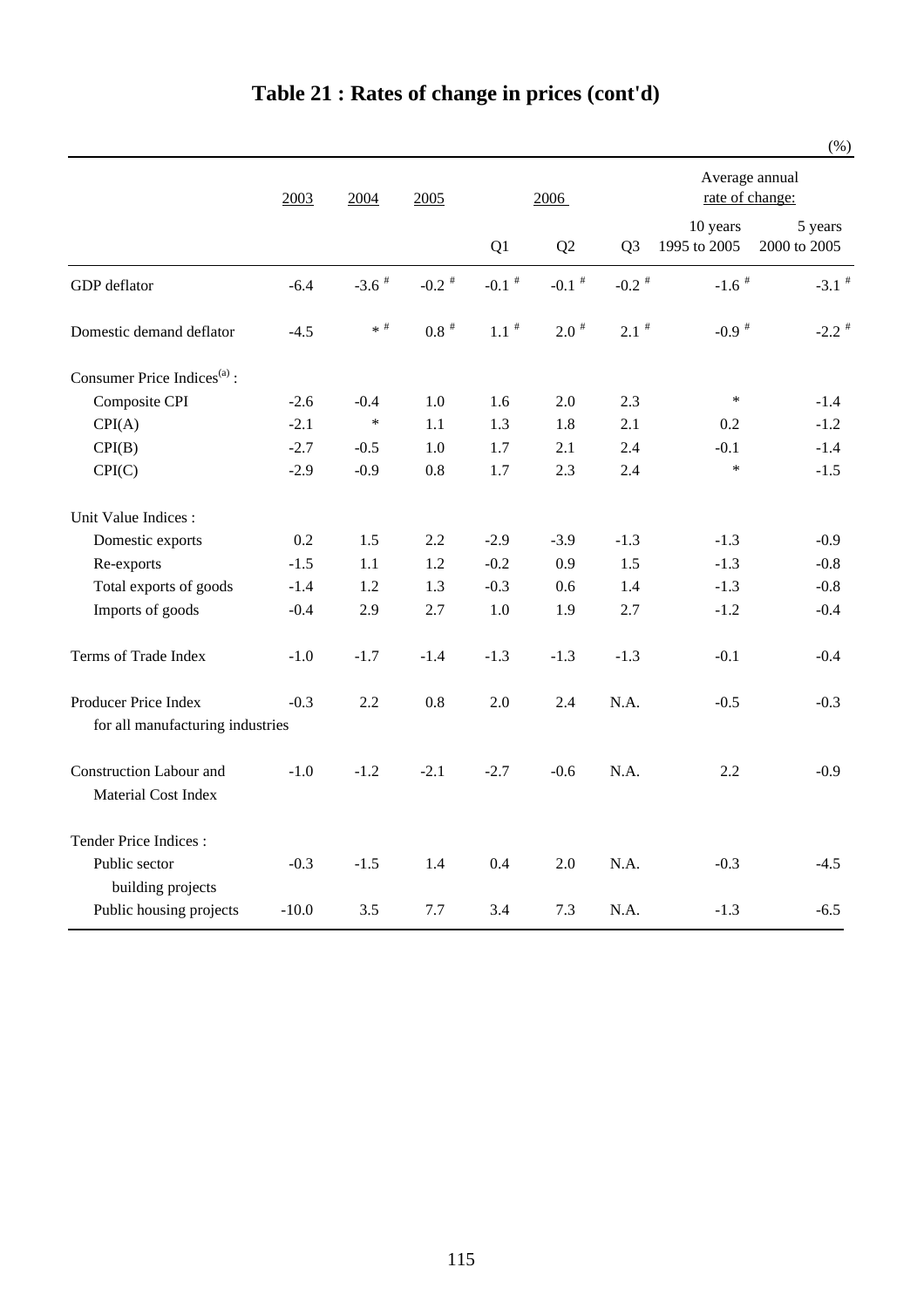# Table 21 : Rates of change in prices (cont'd)

(%)

| | 2003 | 2004 | 2005 | 2006 | | | Average annual rate of change: | |
|---|---|---|---|---|---|---|---|---|
| | | | | Q1 | Q2 | Q3 | 10 years 1995 to 2005 | 5 years 2000 to 2005 |
| GDP deflator | -6.4 | -3.6 # | -0.2 # | -0.1 # | -0.1 # | -0.2 # | -1.6 # | -3.1 # |
| Domestic demand deflator | -4.5 | * # | 0.8 # | 1.1 # | 2.0 # | 2.1 # | -0.9 # | -2.2 # |
| Consumer Price Indices[(a)] : | | | | | | | | |
| Composite CPI | -2.6 | -0.4 | 1.0 | 1.6 | 2.0 | 2.3 | * | -1.4 |
| CPI(A) | -2.1 | * | 1.1 | 1.3 | 1.8 | 2.1 | 0.2 | -1.2 |
| CPI(B) | -2.7 | -0.5 | 1.0 | 1.7 | 2.1 | 2.4 | -0.1 | -1.4 |
| CPI(C) | -2.9 | -0.9 | 0.8 | 1.7 | 2.3 | 2.4 | * | -1.5 |
| Unit Value Indices : | | | | | | | | |
| Domestic exports | 0.2 | 1.5 | 2.2 | -2.9 | -3.9 | -1.3 | -1.3 | -0.9 |
| Re-exports | -1.5 | 1.1 | 1.2 | -0.2 | 0.9 | 1.5 | -1.3 | -0.8 |
| Total exports of goods | -1.4 | 1.2 | 1.3 | -0.3 | 0.6 | 1.4 | -1.3 | -0.8 |
| Imports of goods | -0.4 | 2.9 | 2.7 | 1.0 | 1.9 | 2.7 | -1.2 | -0.4 |
| Terms of Trade Index | -1.0 | -1.7 | -1.4 | -1.3 | -1.3 | -1.3 | -0.1 | -0.4 |
| Producer Price Index for all manufacturing industries | -0.3 | 2.2 | 0.8 | 2.0 | 2.4 | N.A. | -0.5 | -0.3 |
| Construction Labour and Material Cost Index | -1.0 | -1.2 | -2.1 | -2.7 | -0.6 | N.A. | 2.2 | -0.9 |
| Tender Price Indices : | | | | | | | | |
| Public sector building projects | -0.3 | -1.5 | 1.4 | 0.4 | 2.0 | N.A. | -0.3 | -4.5 |
| Public housing projects | -10.0 | 3.5 | 7.7 | 3.4 | 7.3 | N.A. | -1.3 | -6.5 |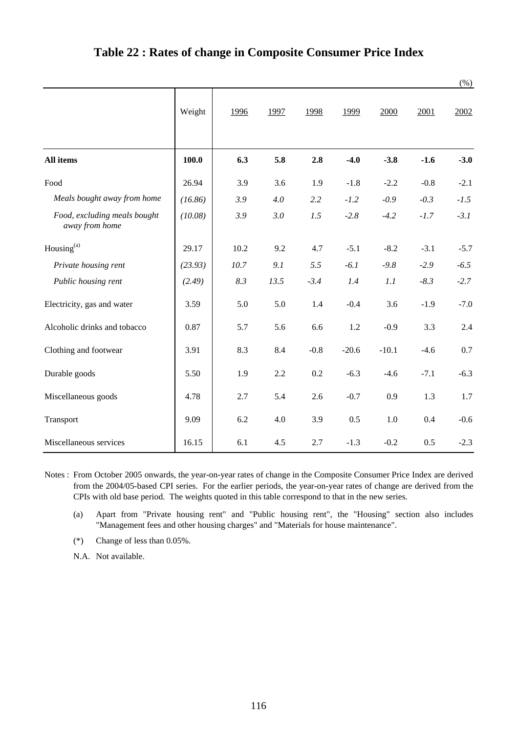# Table 22 : Rates of change in Composite Consumer Price Index

(%)

| | Weight | 1996 | 1997 | 1998 | 1999 | 2000 | 2001 | 2002 |
|---|---|---|---|---|---|---|---|---|
| **All items** | **100.0** | **6.3** | **5.8** | **2.8** | **-4.0** | **-3.8** | **-1.6** | **-3.0** |
| Food | 26.94 | 3.9 | 3.6 | 1.9 | -1.8 | -2.2 | -0.8 | -2.1 |
| *Meals bought away from home* | *(16.86)* | *3.9* | *4.0* | *2.2* | *-1.2* | *-0.9* | *-0.3* | *-1.5* |
| *Food, excluding meals bought away from home* | *(10.08)* | *3.9* | *3.0* | *1.5* | *-2.8* | *-4.2* | *-1.7* | *-3.1* |
| Housing[(a)] | 29.17 | 10.2 | 9.2 | 4.7 | -5.1 | -8.2 | -3.1 | -5.7 |
| *Private housing rent* | *(23.93)* | *10.7* | *9.1* | *5.5* | *-6.1* | *-9.8* | *-2.9* | *-6.5* |
| *Public housing rent* | *(2.49)* | *8.3* | *13.5* | *-3.4* | *1.4* | *1.1* | *-8.3* | *-2.7* |
| Electricity, gas and water | 3.59 | 5.0 | 5.0 | 1.4 | -0.4 | 3.6 | -1.9 | -7.0 |
| Alcoholic drinks and tobacco | 0.87 | 5.7 | 5.6 | 6.6 | 1.2 | -0.9 | 3.3 | 2.4 |
| Clothing and footwear | 3.91 | 8.3 | 8.4 | -0.8 | -20.6 | -10.1 | -4.6 | 0.7 |
| Durable goods | 5.50 | 1.9 | 2.2 | 0.2 | -6.3 | -4.6 | -7.1 | -6.3 |
| Miscellaneous goods | 4.78 | 2.7 | 5.4 | 2.6 | -0.7 | 0.9 | 1.3 | 1.7 |
| Transport | 9.09 | 6.2 | 4.0 | 3.9 | 0.5 | 1.0 | 0.4 | -0.6 |
| Miscellaneous services | 16.15 | 6.1 | 4.5 | 2.7 | -1.3 | -0.2 | 0.5 | -2.3 |

Notes : From October 2005 onwards, the year-on-year rates of change in the Composite Consumer Price Index are derived from the 2004/05-based CPI series. For the earlier periods, the year-on-year rates of change are derived from the CPIs with old base period. The weights quoted in this table correspond to that in the new series.

(a) Apart from "Private housing rent" and "Public housing rent", the "Housing" section also includes "Management fees and other housing charges" and "Materials for house maintenance".

(*) Change of less than 0.05%.

N.A. Not available.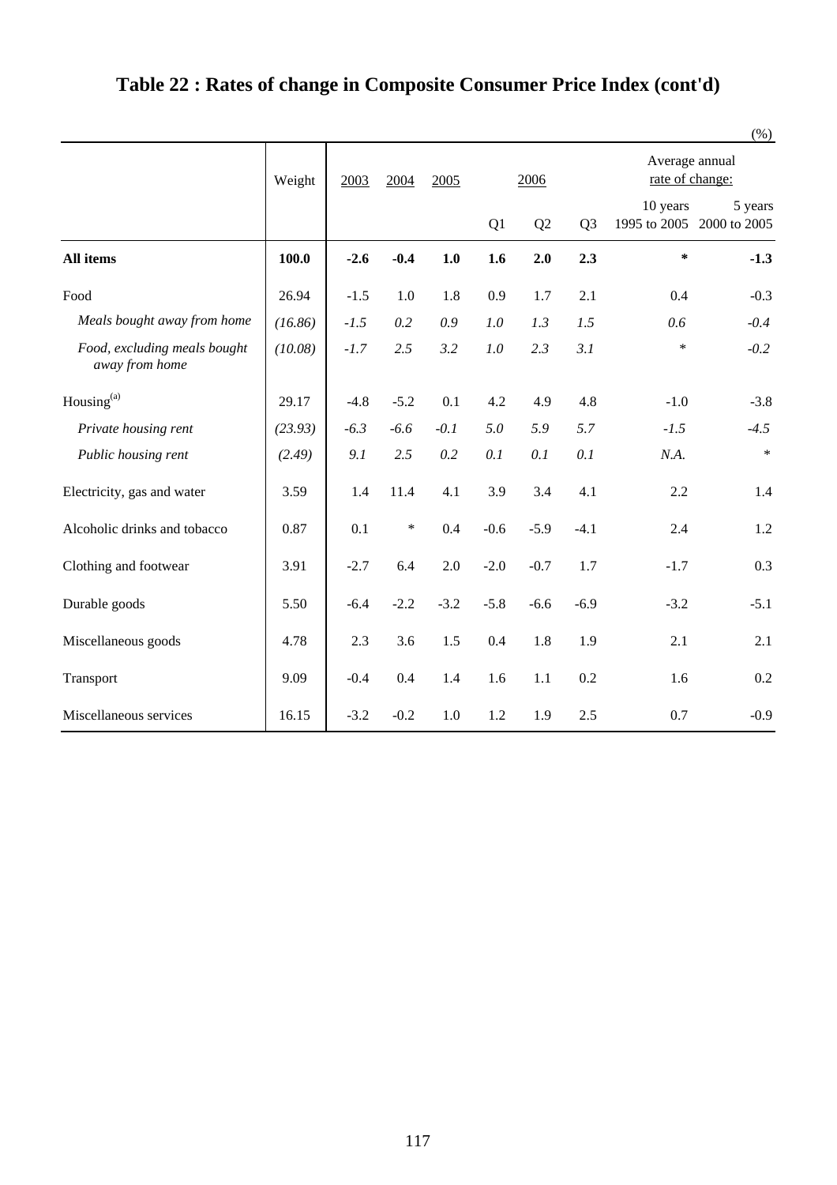# Table 22 : Rates of change in Composite Consumer Price Index (cont'd)

(%)

| | Weight | 2003 | 2004 | 2005 | 2006 | | | Average annual rate of change: | |
|---|---|---|---|---|---|---|---|---|---|
| | | | | | Q1 | Q2 | Q3 | 10 years 1995 to 2005 | 5 years 2000 to 2005 |
| **All items** | **100.0** | **-2.6** | **-0.4** | **1.0** | **1.6** | **2.0** | **2.3** | ***** | **-1.3** |
| Food | 26.94 | -1.5 | 1.0 | 1.8 | 0.9 | 1.7 | 2.1 | 0.4 | -0.3 |
| *Meals bought away from home* | *(16.86)* | *-1.5* | *0.2* | *0.9* | *1.0* | *1.3* | *1.5* | *0.6* | *-0.4* |
| *Food, excluding meals bought away from home* | *(10.08)* | *-1.7* | *2.5* | *3.2* | *1.0* | *2.3* | *3.1* | * | *-0.2* |
| Housing[(a)] | 29.17 | -4.8 | -5.2 | 0.1 | 4.2 | 4.9 | 4.8 | -1.0 | -3.8 |
| *Private housing rent* | *(23.93)* | *-6.3* | *-6.6* | *-0.1* | *5.0* | *5.9* | *5.7* | *-1.5* | *-4.5* |
| *Public housing rent* | *(2.49)* | *9.1* | *2.5* | *0.2* | *0.1* | *0.1* | *0.1* | *N.A.* | * |
| Electricity, gas and water | 3.59 | 1.4 | 11.4 | 4.1 | 3.9 | 3.4 | 4.1 | 2.2 | 1.4 |
| Alcoholic drinks and tobacco | 0.87 | 0.1 | * | 0.4 | -0.6 | -5.9 | -4.1 | 2.4 | 1.2 |
| Clothing and footwear | 3.91 | -2.7 | 6.4 | 2.0 | -2.0 | -0.7 | 1.7 | -1.7 | 0.3 |
| Durable goods | 5.50 | -6.4 | -2.2 | -3.2 | -5.8 | -6.6 | -6.9 | -3.2 | -5.1 |
| Miscellaneous goods | 4.78 | 2.3 | 3.6 | 1.5 | 0.4 | 1.8 | 1.9 | 2.1 | 2.1 |
| Transport | 9.09 | -0.4 | 0.4 | 1.4 | 1.6 | 1.1 | 0.2 | 1.6 | 0.2 |
| Miscellaneous services | 16.15 | -3.2 | -0.2 | 1.0 | 1.2 | 1.9 | 2.5 | 0.7 | -0.9 |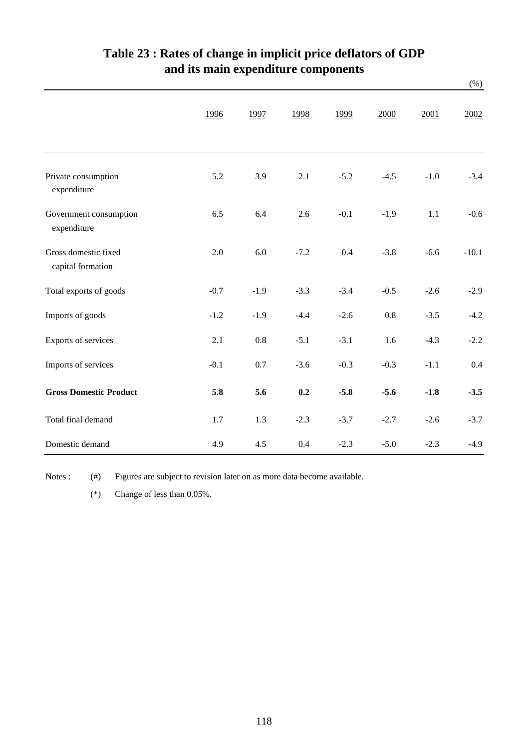# Table 23 : Rates of change in implicit price deflators of GDP and its main expenditure components

(%)

| | 1996 | 1997 | 1998 | 1999 | 2000 | 2001 | 2002 |
|---|---|---|---|---|---|---|---|
| Private consumption expenditure | 5.2 | 3.9 | 2.1 | -5.2 | -4.5 | -1.0 | -3.4 |
| Government consumption expenditure | 6.5 | 6.4 | 2.6 | -0.1 | -1.9 | 1.1 | -0.6 |
| Gross domestic fixed capital formation | 2.0 | 6.0 | -7.2 | 0.4 | -3.8 | -6.6 | -10.1 |
| Total exports of goods | -0.7 | -1.9 | -3.3 | -3.4 | -0.5 | -2.6 | -2.9 |
| Imports of goods | -1.2 | -1.9 | -4.4 | -2.6 | 0.8 | -3.5 | -4.2 |
| Exports of services | 2.1 | 0.8 | -5.1 | -3.1 | 1.6 | -4.3 | -2.2 |
| Imports of services | -0.1 | 0.7 | -3.6 | -0.3 | -0.3 | -1.1 | 0.4 |
| **Gross Domestic Product** | **5.8** | **5.6** | **0.2** | **-5.8** | **-5.6** | **-1.8** | **-3.5** |
| Total final demand | 1.7 | 1.3 | -2.3 | -3.7 | -2.7 | -2.6 | -3.7 |
| Domestic demand | 4.9 | 4.5 | 0.4 | -2.3 | -5.0 | -2.3 | -4.9 |

Notes : (#) Figures are subject to revision later on as more data become available.

(*) Change of less than 0.05%.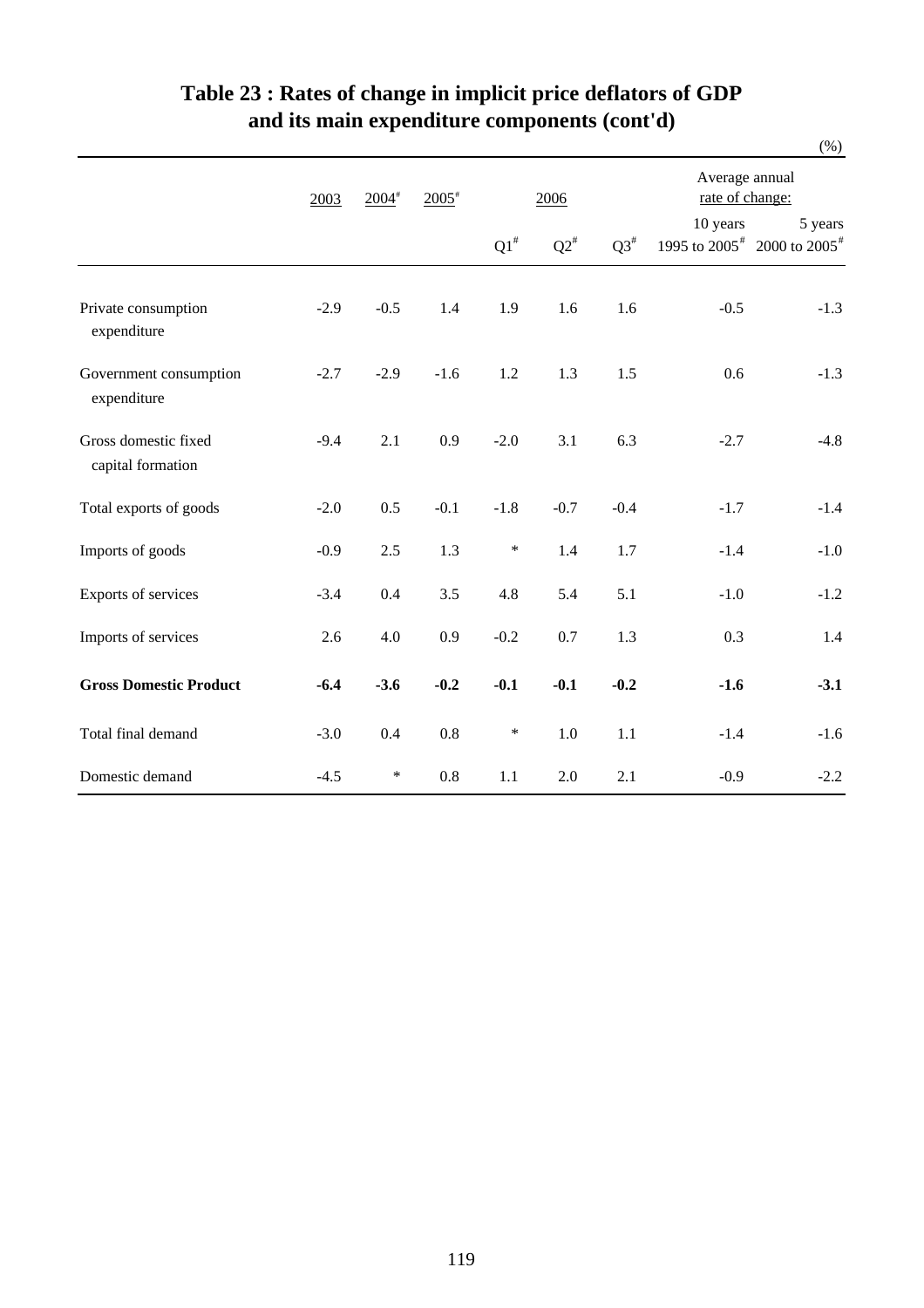# Table 23 : Rates of change in implicit price deflators of GDP and its main expenditure components (cont'd)

(%)

| | 2003 | 2004[#] | 2005[#] | 2006 | | | Average annual rate of change: | |
|---|---|---|---|---|---|---|---|---|
| | | | | Q1[#] | Q2[#] | Q3[#] | 10 years 1995 to 2005[#] | 5 years 2000 to 2005[#] |
| Private consumption expenditure | -2.9 | -0.5 | 1.4 | 1.9 | 1.6 | 1.6 | -0.5 | -1.3 |
| Government consumption expenditure | -2.7 | -2.9 | -1.6 | 1.2 | 1.3 | 1.5 | 0.6 | -1.3 |
| Gross domestic fixed capital formation | -9.4 | 2.1 | 0.9 | -2.0 | 3.1 | 6.3 | -2.7 | -4.8 |
| Total exports of goods | -2.0 | 0.5 | -0.1 | -1.8 | -0.7 | -0.4 | -1.7 | -1.4 |
| Imports of goods | -0.9 | 2.5 | 1.3 | * | 1.4 | 1.7 | -1.4 | -1.0 |
| Exports of services | -3.4 | 0.4 | 3.5 | 4.8 | 5.4 | 5.1 | -1.0 | -1.2 |
| Imports of services | 2.6 | 4.0 | 0.9 | -0.2 | 0.7 | 1.3 | 0.3 | 1.4 |
| **Gross Domestic Product** | **-6.4** | **-3.6** | **-0.2** | **-0.1** | **-0.1** | **-0.2** | **-1.6** | **-3.1** |
| Total final demand | -3.0 | 0.4 | 0.8 | * | 1.0 | 1.1 | -1.4 | -1.6 |
| Domestic demand | -4.5 | * | 0.8 | 1.1 | 2.0 | 2.1 | -0.9 | -2.2 |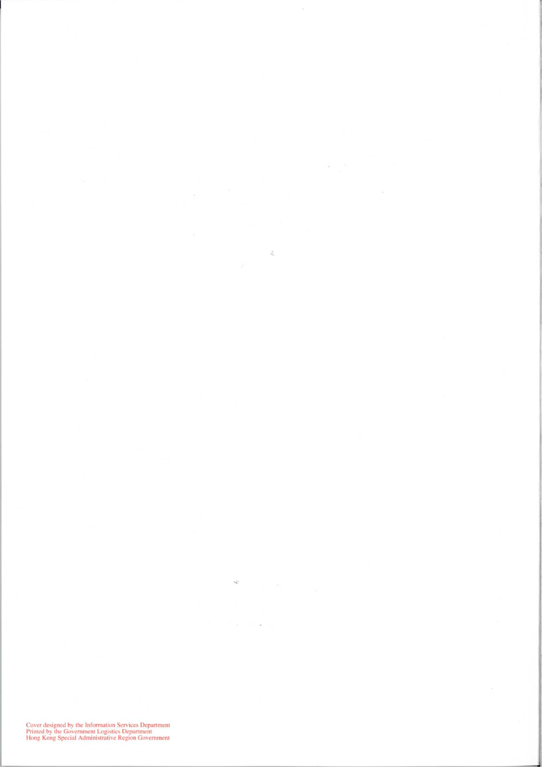Cover designed by the Information Services Department
Printed by the Government Logistics Department
Hong Kong Special Administrative Region Government